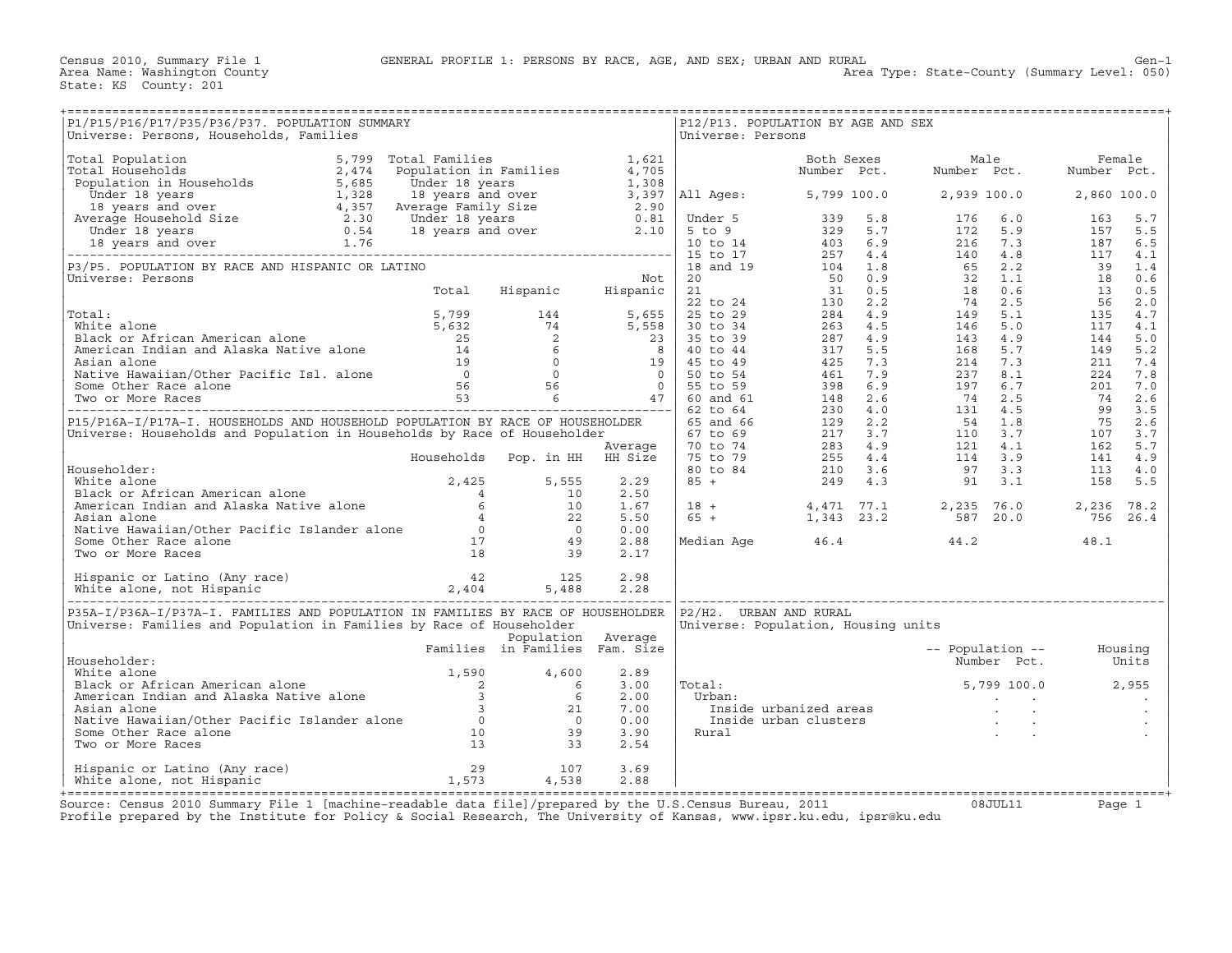Census 2010, Summary File 1 — GENERAL PROFILE 1: PERSONS BY RACE, AGE, AND SEX; URBAN AND RURAL — Gen-1

Area Name: Washington County — Area Type: State-County (Summary Level: 050)

State: KS County: 201

## P1/P15/P16/P17/P35/P36/P37. POPULATION SUMMARY

Universe: Persons, Households, Families

| | | | |
|---|---|---|---|
| Total Population | 5,799 | Total Families | 1,621 |
| Total Households | 2,474 | Population in Families | 4,705 |
| Population in Households | 5,685 | Under 18 years | 1,308 |
| Under 18 years | 1,328 | 18 years and over | 3,397 |
| 18 years and over | 4,357 | Average Family Size | 2.90 |
| Average Household Size | 2.30 | Under 18 years | 0.81 |
| Under 18 years | 0.54 | 18 years and over | 2.10 |
| 18 years and over | 1.76 | | |

## P3/P5. POPULATION BY RACE AND HISPANIC OR LATINO

Universe: Persons

| | Total | Hispanic | Not Hispanic |
|---|---|---|---|
| Total: | 5,799 | 144 | 5,655 |
| White alone | 5,632 | 74 | 5,558 |
| Black or African American alone | 25 | 2 | 23 |
| American Indian and Alaska Native alone | 14 | 6 | 8 |
| Asian alone | 19 | 0 | 19 |
| Native Hawaiian/Other Pacific Isl. alone | 0 | 0 | 0 |
| Some Other Race alone | 56 | 56 | 0 |
| Two or More Races | 53 | 6 | 47 |

## P15/P16A-I/P17A-I. HOUSEHOLDS AND HOUSEHOLD POPULATION BY RACE OF HOUSEHOLDER

Universe: Households and Population in Households by Race of Householder

| Householder: | Households | Pop. in HH | Average HH Size |
|---|---|---|---|
| White alone | 2,425 | 5,555 | 2.29 |
| Black or African American alone | 4 | 10 | 2.50 |
| American Indian and Alaska Native alone | 6 | 10 | 1.67 |
| Asian alone | 4 | 22 | 5.50 |
| Native Hawaiian/Other Pacific Islander alone | 0 | 0 | 0.00 |
| Some Other Race alone | 17 | 49 | 2.88 |
| Two or More Races | 18 | 39 | 2.17 |
| Hispanic or Latino (Any race) | 42 | 125 | 2.98 |
| White alone, not Hispanic | 2,404 | 5,488 | 2.28 |

## P35A-I/P36A-I/P37A-I. FAMILIES AND POPULATION IN FAMILIES BY RACE OF HOUSEHOLDER

Universe: Families and Population in Families by Race of Householder

| Householder: | Families | Population in Families | Average Fam. Size |
|---|---|---|---|
| White alone | 1,590 | 4,600 | 2.89 |
| Black or African American alone | 2 | 6 | 3.00 |
| American Indian and Alaska Native alone | 3 | 6 | 2.00 |
| Asian alone | 3 | 21 | 7.00 |
| Native Hawaiian/Other Pacific Islander alone | 0 | 0 | 0.00 |
| Some Other Race alone | 10 | 39 | 3.90 |
| Two or More Races | 13 | 33 | 2.54 |
| Hispanic or Latino (Any race) | 29 | 107 | 3.69 |
| White alone, not Hispanic | 1,573 | 4,538 | 2.88 |

## P12/P13. POPULATION BY AGE AND SEX

Universe: Persons

| | Both Sexes Number | Both Sexes Pct. | Male Number | Male Pct. | Female Number | Female Pct. |
|---|---|---|---|---|---|---|
| All Ages: | 5,799 | 100.0 | 2,939 | 100.0 | 2,860 | 100.0 |
| Under 5 | 339 | 5.8 | 176 | 6.0 | 163 | 5.7 |
| 5 to 9 | 329 | 5.7 | 172 | 5.9 | 157 | 5.5 |
| 10 to 14 | 403 | 6.9 | 216 | 7.3 | 187 | 6.5 |
| 15 to 17 | 257 | 4.4 | 140 | 4.8 | 117 | 4.1 |
| 18 and 19 | 104 | 1.8 | 65 | 2.2 | 39 | 1.4 |
| 20 | 50 | 0.9 | 32 | 1.1 | 18 | 0.6 |
| 21 | 31 | 0.5 | 18 | 0.6 | 13 | 0.5 |
| 22 to 24 | 130 | 2.2 | 74 | 2.5 | 56 | 2.0 |
| 25 to 29 | 284 | 4.9 | 149 | 5.1 | 135 | 4.7 |
| 30 to 34 | 263 | 4.5 | 146 | 5.0 | 117 | 4.1 |
| 35 to 39 | 287 | 4.9 | 143 | 4.9 | 144 | 5.0 |
| 40 to 44 | 317 | 5.5 | 168 | 5.7 | 149 | 5.2 |
| 45 to 49 | 425 | 7.3 | 214 | 7.3 | 211 | 7.4 |
| 50 to 54 | 461 | 7.9 | 237 | 8.1 | 224 | 7.8 |
| 55 to 59 | 398 | 6.9 | 197 | 6.7 | 201 | 7.0 |
| 60 and 61 | 148 | 2.6 | 74 | 2.5 | 74 | 2.6 |
| 62 to 64 | 230 | 4.0 | 131 | 4.5 | 99 | 3.5 |
| 65 and 66 | 129 | 2.2 | 54 | 1.8 | 75 | 2.6 |
| 67 to 69 | 217 | 3.7 | 110 | 3.7 | 107 | 3.7 |
| 70 to 74 | 283 | 4.9 | 121 | 4.1 | 162 | 5.7 |
| 75 to 79 | 255 | 4.4 | 114 | 3.9 | 141 | 4.9 |
| 80 to 84 | 210 | 3.6 | 97 | 3.3 | 113 | 4.0 |
| 85 + | 249 | 4.3 | 91 | 3.1 | 158 | 5.5 |
| 18 + | 4,471 | 77.1 | 2,235 | 76.0 | 2,236 | 78.2 |
| 65 + | 1,343 | 23.2 | 587 | 20.0 | 756 | 26.4 |
| Median Age | 46.4 | | 44.2 | | 48.1 | |

## P2/H2. URBAN AND RURAL

Universe: Population, Housing units

| | Population Number | Population Pct. | Housing Units |
|---|---|---|---|
| Total: | 5,799 | 100.0 | 2,955 |
| Urban: | . | . | . |
| Inside urbanized areas | . | . | . |
| Inside urban clusters | . | . | . |
| Rural | . | . | . |

Source: Census 2010 Summary File 1 [machine-readable data file]/prepared by the U.S.Census Bureau, 2011 08JUL11

Profile prepared by the Institute for Policy & Social Research, The University of Kansas, www.ipsr.ku.edu, ipsr@ku.edu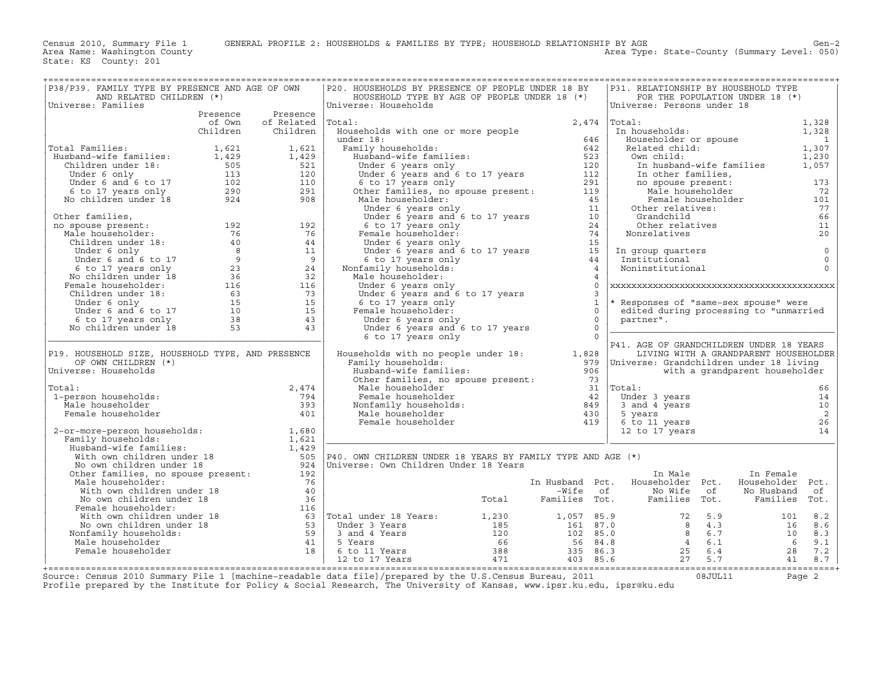Census 2010, Summary File 1 GENERAL PROFILE 2: HOUSEHOLDS & FAMILIES BY TYPE; HOUSEHOLD RELATIONSHIP BY AGE Gen-2
Area Name: Washington County Area Type: State-County (Summary Level: 050)
State: KS County: 201

## P38/P39. FAMILY TYPE BY PRESENCE AND AGE OF OWN AND RELATED CHILDREN (*)

Universe: Families

| | Presence of Own Children | Presence of Related Children |
|---|---|---|
| Total Families: | 1,621 | 1,621 |
| Husband-wife families: | 1,429 | 1,429 |
| Children under 18: | 505 | 521 |
| Under 6 only | 113 | 120 |
| Under 6 and 6 to 17 | 102 | 110 |
| 6 to 17 years only | 290 | 291 |
| No children under 18 | 924 | 908 |
| Other families, no spouse present: | 192 | 192 |
| Male householder: | 76 | 76 |
| Children under 18: | 40 | 44 |
| Under 6 only | 8 | 11 |
| Under 6 and 6 to 17 | 9 | 9 |
| 6 to 17 years only | 23 | 24 |
| No children under 18 | 36 | 32 |
| Female householder: | 116 | 116 |
| Children under 18: | 63 | 73 |
| Under 6 only | 15 | 15 |
| Under 6 and 6 to 17 | 10 | 15 |
| 6 to 17 years only | 38 | 43 |
| No children under 18 | 53 | 43 |

## P19. HOUSEHOLD SIZE, HOUSEHOLD TYPE, AND PRESENCE OF OWN CHILDREN (*)

Universe: Households

| | |
|---|---|
| Total: | 2,474 |
| 1-person households: | 794 |
| Male householder | 393 |
| Female householder | 401 |
| 2-or-more-person households: | 1,680 |
| Family households: | 1,621 |
| Husband-wife families: | 1,429 |
| With own children under 18 | 505 |
| No own children under 18 | 924 |
| Other families, no spouse present: | 192 |
| Male householder: | 76 |
| With own children under 18 | 40 |
| No own children under 18 | 36 |
| Female householder: | 116 |
| With own children under 18 | 63 |
| No own children under 18 | 53 |
| Nonfamily households: | 59 |
| Male householder | 41 |
| Female householder | 18 |

## P20. HOUSEHOLDS BY PRESENCE OF PEOPLE UNDER 18 BY HOUSEHOLD TYPE BY AGE OF PEOPLE UNDER 18 (*)

Universe: Households

| | |
|---|---|
| Total: | 2,474 |
| Households with one or more people under 18: | 646 |
| Family households: | 642 |
| Husband-wife families: | 523 |
| Under 6 years only | 120 |
| Under 6 years and 6 to 17 years | 112 |
| 6 to 17 years only | 291 |
| Other families, no spouse present: | 119 |
| Male householder: | 45 |
| Under 6 years only | 11 |
| Under 6 years and 6 to 17 years | 10 |
| 6 to 17 years only | 24 |
| Female householder: | 74 |
| Under 6 years only | 15 |
| Under 6 years and 6 to 17 years | 15 |
| 6 to 17 years only | 44 |
| Nonfamily households: | 4 |
| Male householder: | 4 |
| Under 6 years only | 0 |
| Under 6 years and 6 to 17 years | 3 |
| 6 to 17 years only | 1 |
| Female householder: | 0 |
| Under 6 years only | 0 |
| Under 6 years and 6 to 17 years | 0 |
| 6 to 17 years only | 0 |
| Households with no people under 18: | 1,828 |
| Family households: | 979 |
| Husband-wife families: | 906 |
| Other families, no spouse present: | 73 |
| Male householder | 31 |
| Female householder | 42 |
| Nonfamily households: | 849 |
| Male householder | 430 |
| Female householder | 419 |

## P31. RELATIONSHIP BY HOUSEHOLD TYPE FOR THE POPULATION UNDER 18 (*)

Universe: Persons under 18

| | |
|---|---|
| Total: | 1,328 |
| In households: | 1,328 |
| Householder or spouse | 1 |
| Related child: | 1,307 |
| Own child: | 1,230 |
| In husband-wife families | 1,057 |
| In other families, no spouse present: | 173 |
| Male householder | 72 |
| Female householder | 101 |
| Other relatives: | 77 |
| Grandchild | 66 |
| Other relatives | 11 |
| Nonrelatives | 20 |
| In group quarters | 0 |
| Institutional | 0 |
| Noninstitutional | 0 |

* Responses of "same-sex spouse" were edited during processing to "unmarried partner".

## P41. AGE OF GRANDCHILDREN UNDER 18 YEARS LIVING WITH A GRANDPARENT HOUSEHOLDER

Universe: Grandchildren under 18 living with a grandparent householder

| | |
|---|---|
| Total: | 66 |
| Under 3 years | 14 |
| 3 and 4 years | 10 |
| 5 years | 2 |
| 6 to 11 years | 26 |
| 12 to 17 years | 14 |

## P40. OWN CHILDREN UNDER 18 YEARS BY FAMILY TYPE AND AGE (*)

Universe: Own Children Under 18 Years

| | Total | In Husband -Wife Families | Pct. of Tot. | In Male Householder No Wife Families | Pct. of Tot. | In Female Householder No Husband Families | Pct. of Tot. |
|---|---|---|---|---|---|---|---|
| Total under 18 Years: | 1,230 | 1,057 | 85.9 | 72 | 5.9 | 101 | 8.2 |
| Under 3 Years | 185 | 161 | 87.0 | 8 | 4.3 | 16 | 8.6 |
| 3 and 4 Years | 120 | 102 | 85.0 | 8 | 6.7 | 10 | 8.3 |
| 5 Years | 66 | 56 | 84.8 | 4 | 6.1 | 6 | 9.1 |
| 6 to 11 Years | 388 | 335 | 86.3 | 25 | 6.4 | 28 | 7.2 |
| 12 to 17 Years | 471 | 403 | 85.6 | 27 | 5.7 | 41 | 8.7 |

Source: Census 2010 Summary File 1 [machine-readable data file]/prepared by the U.S.Census Bureau, 2011 08JUL11
Profile prepared by the Institute for Policy & Social Research, The University of Kansas, www.ipsr.ku.edu, ipsr@ku.edu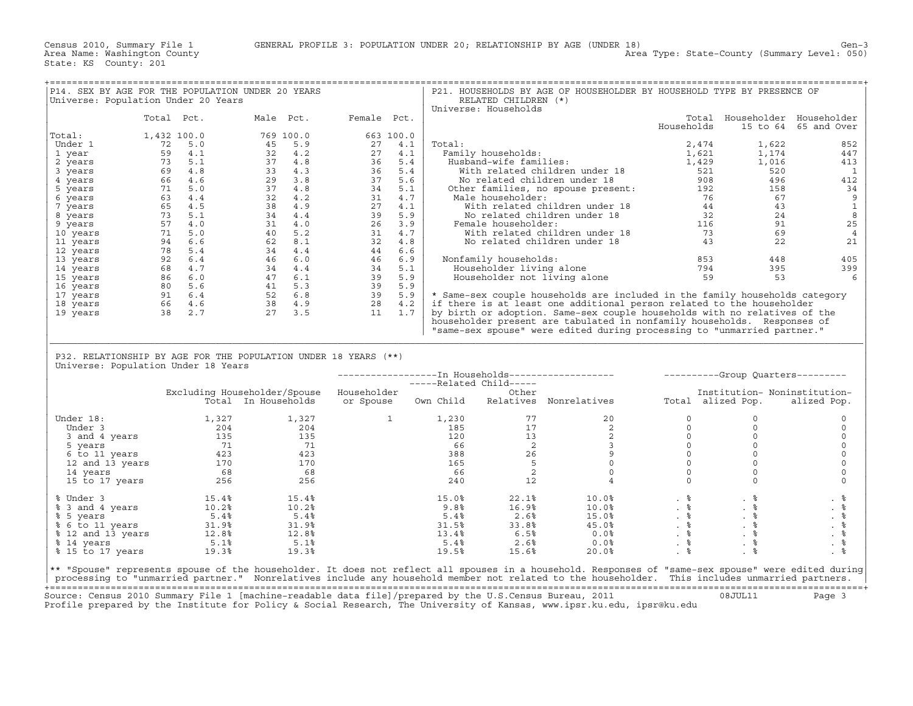Census 2010, Summary File 1 GENERAL PROFILE 3: POPULATION UNDER 20; RELATIONSHIP BY AGE (UNDER 18) Gen-3
Area Name: Washington County Area Type: State-County (Summary Level: 050)
State: KS County: 201

## P14. SEX BY AGE FOR THE POPULATION UNDER 20 YEARS

Universe: Population Under 20 Years

| | Total | Pct. | Male | Pct. | Female | Pct. |
|---|---|---|---|---|---|---|
| Total: | 1,432 | 100.0 | 769 | 100.0 | 663 | 100.0 |
| Under 1 | 72 | 5.0 | 45 | 5.9 | 27 | 4.1 |
| 1 year | 59 | 4.1 | 32 | 4.2 | 27 | 4.1 |
| 2 years | 73 | 5.1 | 37 | 4.8 | 36 | 5.4 |
| 3 years | 69 | 4.8 | 33 | 4.3 | 36 | 5.4 |
| 4 years | 66 | 4.6 | 29 | 3.8 | 37 | 5.6 |
| 5 years | 71 | 5.0 | 37 | 4.8 | 34 | 5.1 |
| 6 years | 63 | 4.4 | 32 | 4.2 | 31 | 4.7 |
| 7 years | 65 | 4.5 | 38 | 4.9 | 27 | 4.1 |
| 8 years | 73 | 5.1 | 34 | 4.4 | 39 | 5.9 |
| 9 years | 57 | 4.0 | 31 | 4.0 | 26 | 3.9 |
| 10 years | 71 | 5.0 | 40 | 5.2 | 31 | 4.7 |
| 11 years | 94 | 6.6 | 62 | 8.1 | 32 | 4.8 |
| 12 years | 78 | 5.4 | 34 | 4.4 | 44 | 6.6 |
| 13 years | 92 | 6.4 | 46 | 6.0 | 46 | 6.9 |
| 14 years | 68 | 4.7 | 34 | 4.4 | 34 | 5.1 |
| 15 years | 86 | 6.0 | 47 | 6.1 | 39 | 5.9 |
| 16 years | 80 | 5.6 | 41 | 5.3 | 39 | 5.9 |
| 17 years | 91 | 6.4 | 52 | 6.8 | 39 | 5.9 |
| 18 years | 66 | 4.6 | 38 | 4.9 | 28 | 4.2 |
| 19 years | 38 | 2.7 | 27 | 3.5 | 11 | 1.7 |

## P21. HOUSEHOLDS BY AGE OF HOUSEHOLDER BY HOUSEHOLD TYPE BY PRESENCE OF RELATED CHILDREN (*)

Universe: Households

| | Total Households | Householder 15 to 64 | Householder 65 and Over |
|---|---|---|---|
| Total: | 2,474 | 1,622 | 852 |
| Family households: | 1,621 | 1,174 | 447 |
| Husband-wife families: | 1,429 | 1,016 | 413 |
| With related children under 18 | 521 | 520 | 1 |
| No related children under 18 | 908 | 496 | 412 |
| Other families, no spouse present: | 192 | 158 | 34 |
| Male householder: | 76 | 67 | 9 |
| With related children under 18 | 44 | 43 | 1 |
| No related children under 18 | 32 | 24 | 8 |
| Female householder: | 116 | 91 | 25 |
| With related children under 18 | 73 | 69 | 4 |
| No related children under 18 | 43 | 22 | 21 |
| Nonfamily households: | 853 | 448 | 405 |
| Householder living alone | 794 | 395 | 399 |
| Householder not living alone | 59 | 53 | 6 |

* Same-sex couple households are included in the family households category if there is at least one additional person related to the householder by birth or adoption. Same-sex couple households with no relatives of the householder present are tabulated in nonfamily households. Responses of "same-sex spouse" were edited during processing to "unmarried partner."

## P32. RELATIONSHIP BY AGE FOR THE POPULATION UNDER 18 YEARS (**)

Universe: Population Under 18 Years

| | Excluding Householder/Spouse Total | In Households | In Households: Householder or Spouse | Related Child: Own Child | Related Child: Other Relatives | Nonrelatives | Group Quarters: Total | Institutionalized Pop. | Noninstitutionalized Pop. |
|---|---|---|---|---|---|---|---|---|---|
| Under 18: | 1,327 | 1,327 | 1 | 1,230 | 77 | 20 | 0 | 0 | 0 |
| Under 3 | 204 | 204 | | 185 | 17 | 2 | 0 | 0 | 0 |
| 3 and 4 years | 135 | 135 | | 120 | 13 | 2 | 0 | 0 | 0 |
| 5 years | 71 | 71 | | 66 | 2 | 3 | 0 | 0 | 0 |
| 6 to 11 years | 423 | 423 | | 388 | 26 | 9 | 0 | 0 | 0 |
| 12 and 13 years | 170 | 170 | | 165 | 5 | 0 | 0 | 0 | 0 |
| 14 years | 68 | 68 | | 66 | 2 | 0 | 0 | 0 | 0 |
| 15 to 17 years | 256 | 256 | | 240 | 12 | 4 | 0 | 0 | 0 |
| % Under 3 | 15.4% | 15.4% | | 15.0% | 22.1% | 10.0% | . % | . % | . % |
| % 3 and 4 years | 10.2% | 10.2% | | 9.8% | 16.9% | 10.0% | . % | . % | . % |
| % 5 years | 5.4% | 5.4% | | 5.4% | 2.6% | 15.0% | . % | . % | . % |
| % 6 to 11 years | 31.9% | 31.9% | | 31.5% | 33.8% | 45.0% | . % | . % | . % |
| % 12 and 13 years | 12.8% | 12.8% | | 13.4% | 6.5% | 0.0% | . % | . % | . % |
| % 14 years | 5.1% | 5.1% | | 5.4% | 2.6% | 0.0% | . % | . % | . % |
| % 15 to 17 years | 19.3% | 19.3% | | 19.5% | 15.6% | 20.0% | . % | . % | . % |

** "Spouse" represents spouse of the householder. It does not reflect all spouses in a household. Responses of "same-sex spouse" were edited during processing to "unmarried partner." Nonrelatives include any household member not related to the householder. This includes unmarried partners.

Source: Census 2010 Summary File 1 [machine-readable data file]/prepared by the U.S.Census Bureau, 2011 08JUL11
Profile prepared by the Institute for Policy & Social Research, The University of Kansas, www.ipsr.ku.edu, ipsr@ku.edu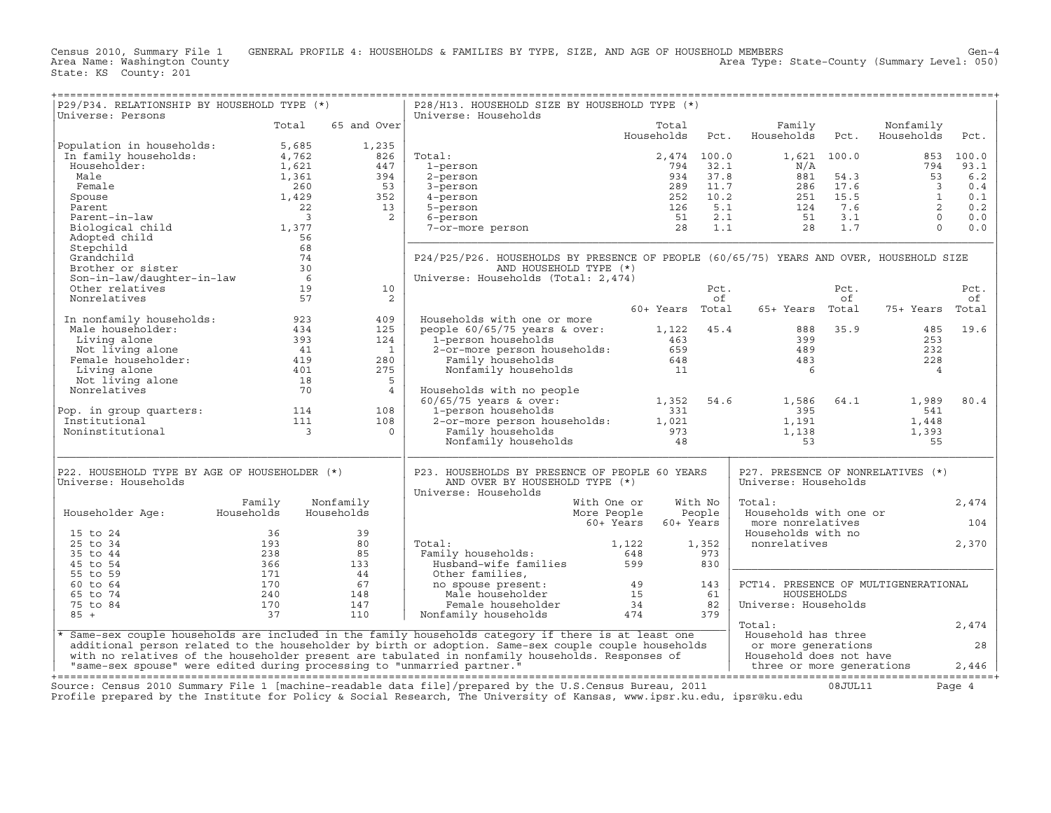Census 2010, Summary File 1 GENERAL PROFILE 4: HOUSEHOLDS & FAMILIES BY TYPE, SIZE, AND AGE OF HOUSEHOLD MEMBERS Gen-4
Area Name: Washington County Area Type: State-County (Summary Level: 050)
State: KS County: 201

## P29/P34. RELATIONSHIP BY HOUSEHOLD TYPE (*)

Universe: Persons

| | Total | 65 and Over |
|---|---|---|
| Population in households: | 5,685 | 1,235 |
| In family households: | 4,762 | 826 |
| Householder: | 1,621 | 447 |
| Male | 1,361 | 394 |
| Female | 260 | 53 |
| Spouse | 1,429 | 352 |
| Parent | 22 | 13 |
| Parent-in-law | 3 | 2 |
| Biological child | 1,377 | |
| Adopted child | 56 | |
| Stepchild | 68 | |
| Grandchild | 74 | |
| Brother or sister | 30 | |
| Son-in-law/daughter-in-law | 6 | |
| Other relatives | 19 | 10 |
| Nonrelatives | 57 | 2 |
| In nonfamily households: | 923 | 409 |
| Male householder: | 434 | 125 |
| Living alone | 393 | 124 |
| Not living alone | 41 | 1 |
| Female householder: | 419 | 280 |
| Living alone | 401 | 275 |
| Not living alone | 18 | 5 |
| Nonrelatives | 70 | 4 |
| Pop. in group quarters: | 114 | 108 |
| Institutional | 111 | 108 |
| Noninstitutional | 3 | 0 |

## P28/H13. HOUSEHOLD SIZE BY HOUSEHOLD TYPE (*)

Universe: Households

| | Total Households | Pct. | Family Households | Pct. | Nonfamily Households | Pct. |
|---|---|---|---|---|---|---|
| Total: | 2,474 | 100.0 | 1,621 | 100.0 | 853 | 100.0 |
| 1-person | 794 | 32.1 | N/A | | 794 | 93.1 |
| 2-person | 934 | 37.8 | 881 | 54.3 | 53 | 6.2 |
| 3-person | 289 | 11.7 | 286 | 17.6 | 3 | 0.4 |
| 4-person | 252 | 10.2 | 251 | 15.5 | 1 | 0.1 |
| 5-person | 126 | 5.1 | 124 | 7.6 | 2 | 0.2 |
| 6-person | 51 | 2.1 | 51 | 3.1 | 0 | 0.0 |
| 7-or-more person | 28 | 1.1 | 28 | 1.7 | 0 | 0.0 |

## P24/P25/P26. HOUSEHOLDS BY PRESENCE OF PEOPLE (60/65/75) YEARS AND OVER, HOUSEHOLD SIZE AND HOUSEHOLD TYPE (*)

Universe: Households (Total: 2,474)

| | 60+ Years | Pct. of Total | 65+ Years | Pct. of Total | 75+ Years | Pct. of Total |
|---|---|---|---|---|---|---|
| Households with one or more people 60/65/75 years & over: | 1,122 | 45.4 | 888 | 35.9 | 485 | 19.6 |
| 1-person households | 463 | | 399 | | 253 | |
| 2-or-more person households: | 659 | | 489 | | 232 | |
| Family households | 648 | | 483 | | 228 | |
| Nonfamily households | 11 | | 6 | | 4 | |
| Households with no people 60/65/75 years & over: | 1,352 | 54.6 | 1,586 | 64.1 | 1,989 | 80.4 |
| 1-person households | 331 | | 395 | | 541 | |
| 2-or-more person households: | 1,021 | | 1,191 | | 1,448 | |
| Family households | 973 | | 1,138 | | 1,393 | |
| Nonfamily households | 48 | | 53 | | 55 | |

## P22. HOUSEHOLD TYPE BY AGE OF HOUSEHOLDER (*)

Universe: Households

| Householder Age: | Family Households | Nonfamily Households |
|---|---|---|
| 15 to 24 | 36 | 39 |
| 25 to 34 | 193 | 80 |
| 35 to 44 | 238 | 85 |
| 45 to 54 | 366 | 133 |
| 55 to 59 | 171 | 44 |
| 60 to 64 | 170 | 67 |
| 65 to 74 | 240 | 148 |
| 75 to 84 | 170 | 147 |
| 85 + | 37 | 110 |

## P23. HOUSEHOLDS BY PRESENCE OF PEOPLE 60 YEARS AND OVER BY HOUSEHOLD TYPE (*)

Universe: Households

| | With One or More People 60+ Years | With No People 60+ Years |
|---|---|---|
| Total: | 1,122 | 1,352 |
| Family households: | 648 | 973 |
| Husband-wife families | 599 | 830 |
| Other families, no spouse present: | 49 | 143 |
| Male householder | 15 | 61 |
| Female householder | 34 | 82 |
| Nonfamily households | 474 | 379 |

## P27. PRESENCE OF NONRELATIVES (*)

Universe: Households

| | |
|---|---|
| Total: | 2,474 |
| Households with one or more nonrelatives | 104 |
| Households with no nonrelatives | 2,370 |

## PCT14. PRESENCE OF MULTIGENERATIONAL HOUSEHOLDS

Universe: Households

| | |
|---|---|
| Total: | 2,474 |
| Household has three or more generations | 28 |
| Household does not have three or more generations | 2,446 |

* Same-sex couple households are included in the family households category if there is at least one additional person related to the householder by birth or adoption. Same-sex couple couple households with no relatives of the householder present are tabulated in nonfamily households. Responses of "same-sex spouse" were edited during processing to "unmarried partner."

Source: Census 2010 Summary File 1 [machine-readable data file]/prepared by the U.S.Census Bureau, 2011 08JUL11
Profile prepared by the Institute for Policy & Social Research, The University of Kansas, www.ipsr.ku.edu, ipsr@ku.edu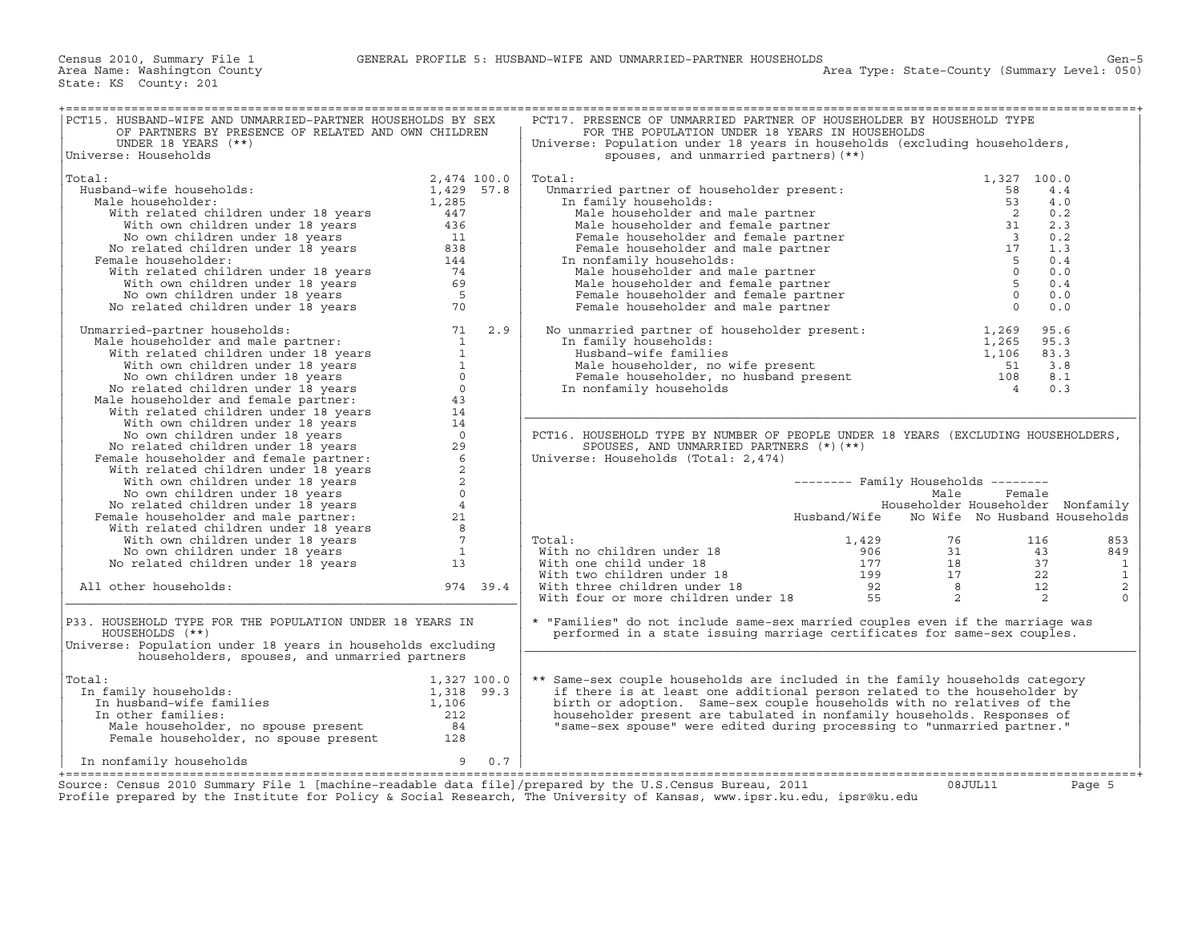Census 2010, Summary File 1 — GENERAL PROFILE 5: HUSBAND-WIFE AND UNMARRIED-PARTNER HOUSEHOLDS — Gen-5

Area Name: Washington County — Area Type: State-County (Summary Level: 050)

State: KS County: 201

## PCT15. HUSBAND-WIFE AND UNMARRIED-PARTNER HOUSEHOLDS BY SEX OF PARTNERS BY PRESENCE OF RELATED AND OWN CHILDREN UNDER 18 YEARS (**)

Universe: Households

| | Number | Percent |
|---|---|---|
| Total: | 2,474 | 100.0 |
| Husband-wife households: | 1,429 | 57.8 |
| Male householder: | 1,285 | |
| With related children under 18 years | 447 | |
| With own children under 18 years | 436 | |
| No own children under 18 years | 11 | |
| No related children under 18 years | 838 | |
| Female householder: | 144 | |
| With related children under 18 years | 74 | |
| With own children under 18 years | 69 | |
| No own children under 18 years | 5 | |
| No related children under 18 years | 70 | |
| Unmarried-partner households: | 71 | 2.9 |
| Male householder and male partner: | 1 | |
| With related children under 18 years | 1 | |
| With own children under 18 years | 1 | |
| No own children under 18 years | 0 | |
| No related children under 18 years | 0 | |
| Male householder and female partner: | 43 | |
| With related children under 18 years | 14 | |
| With own children under 18 years | 14 | |
| No own children under 18 years | 0 | |
| No related children under 18 years | 29 | |
| Female householder and female partner: | 6 | |
| With related children under 18 years | 2 | |
| With own children under 18 years | 2 | |
| No own children under 18 years | 0 | |
| No related children under 18 years | 4 | |
| Female householder and male partner: | 21 | |
| With related children under 18 years | 8 | |
| With own children under 18 years | 7 | |
| No own children under 18 years | 1 | |
| No related children under 18 years | 13 | |
| All other households: | 974 | 39.4 |

## P33. HOUSEHOLD TYPE FOR THE POPULATION UNDER 18 YEARS IN HOUSEHOLDS (**)

Universe: Population under 18 years in households excluding householders, spouses, and unmarried partners

| | Number | Percent |
|---|---|---|
| Total: | 1,327 | 100.0 |
| In family households: | 1,318 | 99.3 |
| In husband-wife families | 1,106 | |
| In other families: | 212 | |
| Male householder, no spouse present | 84 | |
| Female householder, no spouse present | 128 | |
| In nonfamily households | 9 | 0.7 |

## PCT17. PRESENCE OF UNMARRIED PARTNER OF HOUSEHOLDER BY HOUSEHOLD TYPE FOR THE POPULATION UNDER 18 YEARS IN HOUSEHOLDS

Universe: Population under 18 years in households (excluding householders, spouses, and unmarried partners)(**)

| | Number | Percent |
|---|---|---|
| Total: | 1,327 | 100.0 |
| Unmarried partner of householder present: | 58 | 4.4 |
| In family households: | 53 | 4.0 |
| Male householder and male partner | 2 | 0.2 |
| Male householder and female partner | 31 | 2.3 |
| Female householder and female partner | 3 | 0.2 |
| Female householder and male partner | 17 | 1.3 |
| In nonfamily households: | 5 | 0.4 |
| Male householder and male partner | 0 | 0.0 |
| Male householder and female partner | 5 | 0.4 |
| Female householder and female partner | 0 | 0.0 |
| Female householder and male partner | 0 | 0.0 |
| No unmarried partner of householder present: | 1,269 | 95.6 |
| In family households: | 1,265 | 95.3 |
| Husband-wife families | 1,106 | 83.3 |
| Male householder, no wife present | 51 | 3.8 |
| Female householder, no husband present | 108 | 8.1 |
| In nonfamily households | 4 | 0.3 |

## PCT16. HOUSEHOLD TYPE BY NUMBER OF PEOPLE UNDER 18 YEARS (EXCLUDING HOUSEHOLDERS, SPOUSES, AND UNMARRIED PARTNERS (*)(**)

Universe: Households (Total: 2,474)

| | Family Households: Husband/Wife | Family Households: Male Householder No Wife | Family Households: Female Householder No Husband | Nonfamily Households |
|---|---|---|---|---|
| Total: | 1,429 | 76 | 116 | 853 |
| With no children under 18 | 906 | 31 | 43 | 849 |
| With one child under 18 | 177 | 18 | 37 | 1 |
| With two children under 18 | 199 | 17 | 22 | 1 |
| With three children under 18 | 92 | 8 | 12 | 2 |
| With four or more children under 18 | 55 | 2 | 2 | 0 |

\* "Families" do not include same-sex married couples even if the marriage was performed in a state issuing marriage certificates for same-sex couples.

** Same-sex couple households are included in the family households category if there is at least one additional person related to the householder by birth or adoption. Same-sex couple households with no relatives of the householder present are tabulated in nonfamily households. Responses of "same-sex spouse" were edited during processing to "unmarried partner."

Source: Census 2010 Summary File 1 [machine-readable data file]/prepared by the U.S.Census Bureau, 2011 08JUL11

Profile prepared by the Institute for Policy & Social Research, The University of Kansas, www.ipsr.ku.edu, ipsr@ku.edu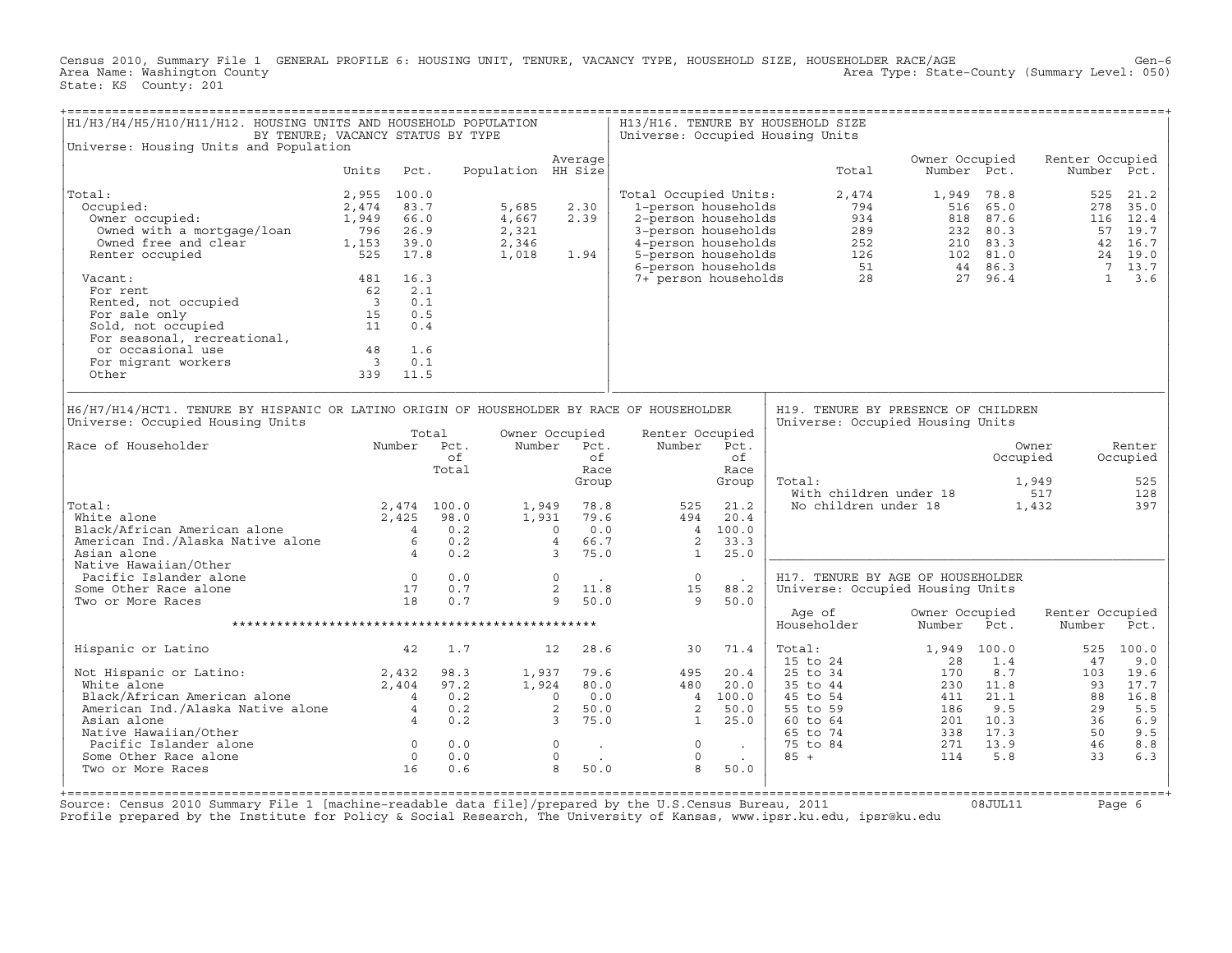Census 2010, Summary File 1 GENERAL PROFILE 6: HOUSING UNIT, TENURE, VACANCY TYPE, HOUSEHOLD SIZE, HOUSEHOLDER RACE/AGE Gen-6
Area Name: Washington County Area Type: State-County (Summary Level: 050)
State: KS County: 201

## H1/H3/H4/H5/H10/H11/H12. HOUSING UNITS AND HOUSEHOLD POPULATION BY TENURE; VACANCY STATUS BY TYPE

Universe: Housing Units and Population

| | Units | Pct. | Population | Average HH Size |
|---|---|---|---|---|
| Total: | 2,955 | 100.0 | | |
| Occupied: | 2,474 | 83.7 | 5,685 | 2.30 |
| Owner occupied: | 1,949 | 66.0 | 4,667 | 2.39 |
| Owned with a mortgage/loan | 796 | 26.9 | 2,321 | |
| Owned free and clear | 1,153 | 39.0 | 2,346 | |
| Renter occupied | 525 | 17.8 | 1,018 | 1.94 |
| Vacant: | 481 | 16.3 | | |
| For rent | 62 | 2.1 | | |
| Rented, not occupied | 3 | 0.1 | | |
| For sale only | 15 | 0.5 | | |
| Sold, not occupied | 11 | 0.4 | | |
| For seasonal, recreational, or occasional use | 48 | 1.6 | | |
| For migrant workers | 3 | 0.1 | | |
| Other | 339 | 11.5 | | |

## H13/H16. TENURE BY HOUSEHOLD SIZE

Universe: Occupied Housing Units

| | Total | Owner Occupied Number | Owner Occupied Pct. | Renter Occupied Number | Renter Occupied Pct. |
|---|---|---|---|---|---|
| Total Occupied Units: | 2,474 | 1,949 | 78.8 | 525 | 21.2 |
| 1-person households | 794 | 516 | 65.0 | 278 | 35.0 |
| 2-person households | 934 | 818 | 87.6 | 116 | 12.4 |
| 3-person households | 289 | 232 | 80.3 | 57 | 19.7 |
| 4-person households | 252 | 210 | 83.3 | 42 | 16.7 |
| 5-person households | 126 | 102 | 81.0 | 24 | 19.0 |
| 6-person households | 51 | 44 | 86.3 | 7 | 13.7 |
| 7+ person households | 28 | 27 | 96.4 | 1 | 3.6 |

## H6/H7/H14/HCT1. TENURE BY HISPANIC OR LATINO ORIGIN OF HOUSEHOLDER BY RACE OF HOUSEHOLDER

Universe: Occupied Housing Units

| Race of Householder | Total Number | Total Pct. of Total | Owner Occupied Number | Owner Occupied Pct. of Race Group | Renter Occupied Number | Renter Occupied Pct. of Race Group |
|---|---|---|---|---|---|---|
| Total: | 2,474 | 100.0 | 1,949 | 78.8 | 525 | 21.2 |
| White alone | 2,425 | 98.0 | 1,931 | 79.6 | 494 | 20.4 |
| Black/African American alone | 4 | 0.2 | 0 | 0.0 | 4 | 100.0 |
| American Ind./Alaska Native alone | 6 | 0.2 | 4 | 66.7 | 2 | 33.3 |
| Asian alone | 4 | 0.2 | 3 | 75.0 | 1 | 25.0 |
| Native Hawaiian/Other Pacific Islander alone | 0 | 0.0 | 0 | . | 0 | . |
| Some Other Race alone | 17 | 0.7 | 2 | 11.8 | 15 | 88.2 |
| Two or More Races | 18 | 0.7 | 9 | 50.0 | 9 | 50.0 |
| Hispanic or Latino | 42 | 1.7 | 12 | 28.6 | 30 | 71.4 |
| Not Hispanic or Latino: | 2,432 | 98.3 | 1,937 | 79.6 | 495 | 20.4 |
| White alone | 2,404 | 97.2 | 1,924 | 80.0 | 480 | 20.0 |
| Black/African American alone | 4 | 0.2 | 0 | 0.0 | 4 | 100.0 |
| American Ind./Alaska Native alone | 4 | 0.2 | 2 | 50.0 | 2 | 50.0 |
| Asian alone | 4 | 0.2 | 3 | 75.0 | 1 | 25.0 |
| Native Hawaiian/Other Pacific Islander alone | 0 | 0.0 | 0 | . | 0 | . |
| Some Other Race alone | 0 | 0.0 | 0 | . | 0 | . |
| Two or More Races | 16 | 0.6 | 8 | 50.0 | 8 | 50.0 |

## H19. TENURE BY PRESENCE OF CHILDREN

Universe: Occupied Housing Units

| | Owner Occupied | Renter Occupied |
|---|---|---|
| Total: | 1,949 | 525 |
| With children under 18 | 517 | 128 |
| No children under 18 | 1,432 | 397 |

## H17. TENURE BY AGE OF HOUSEHOLDER

Universe: Occupied Housing Units

| Age of Householder | Owner Occupied Number | Owner Occupied Pct. | Renter Occupied Number | Renter Occupied Pct. |
|---|---|---|---|---|
| Total: | 1,949 | 100.0 | 525 | 100.0 |
| 15 to 24 | 28 | 1.4 | 47 | 9.0 |
| 25 to 34 | 170 | 8.7 | 103 | 19.6 |
| 35 to 44 | 230 | 11.8 | 93 | 17.7 |
| 45 to 54 | 411 | 21.1 | 88 | 16.8 |
| 55 to 59 | 186 | 9.5 | 29 | 5.5 |
| 60 to 64 | 201 | 10.3 | 36 | 6.9 |
| 65 to 74 | 338 | 17.3 | 50 | 9.5 |
| 75 to 84 | 271 | 13.9 | 46 | 8.8 |
| 85 + | 114 | 5.8 | 33 | 6.3 |

Source: Census 2010 Summary File 1 [machine-readable data file]/prepared by the U.S.Census Bureau, 2011 08JUL11
Profile prepared by the Institute for Policy & Social Research, The University of Kansas, www.ipsr.ku.edu, ipsr@ku.edu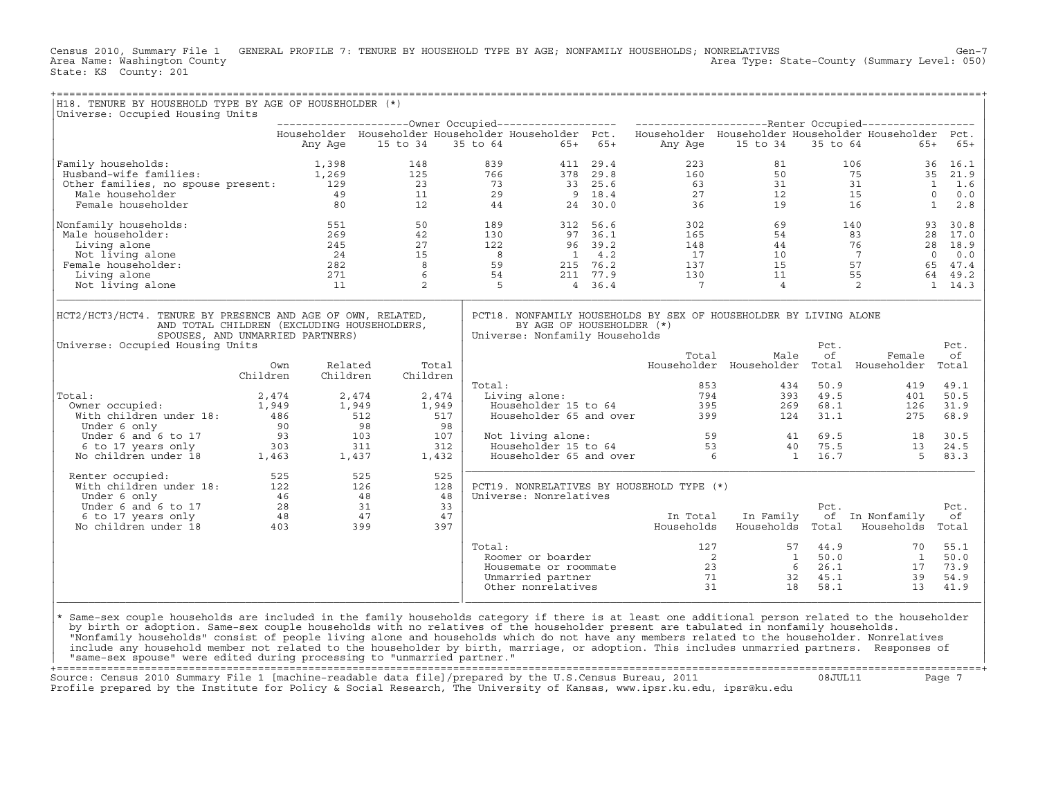Census 2010, Summary File 1 GENERAL PROFILE 7: TENURE BY HOUSEHOLD TYPE BY AGE; NONFAMILY HOUSEHOLDS; NONRELATIVES Gen-7
Area Name: Washington County Area Type: State-County (Summary Level: 050)
State: KS County: 201

## H18. TENURE BY HOUSEHOLD TYPE BY AGE OF HOUSEHOLDER (*)

Universe: Occupied Housing Units

| | Owner Occupied | | | | | Renter Occupied | | | | |
|---|---|---|---|---|---|---|---|---|---|---|
| | Householder Any Age | Householder 15 to 34 | Householder 35 to 64 | Householder 65+ | Pct. 65+ | Householder Any Age | Householder 15 to 34 | Householder 35 to 64 | Householder 65+ | Pct. 65+ |
| Family households: | 1,398 | 148 | 839 | 411 | 29.4 | 223 | 81 | 106 | 36 | 16.1 |
| Husband-wife families: | 1,269 | 125 | 766 | 378 | 29.8 | 160 | 50 | 75 | 35 | 21.9 |
| Other families, no spouse present: | 129 | 23 | 73 | 33 | 25.6 | 63 | 31 | 31 | 1 | 1.6 |
| Male householder | 49 | 11 | 29 | 9 | 18.4 | 27 | 12 | 15 | 0 | 0.0 |
| Female householder | 80 | 12 | 44 | 24 | 30.0 | 36 | 19 | 16 | 1 | 2.8 |
| Nonfamily households: | 551 | 50 | 189 | 312 | 56.6 | 302 | 69 | 140 | 93 | 30.8 |
| Male householder: | 269 | 42 | 130 | 97 | 36.1 | 165 | 54 | 83 | 28 | 17.0 |
| Living alone | 245 | 27 | 122 | 96 | 39.2 | 148 | 44 | 76 | 28 | 18.9 |
| Not living alone | 24 | 15 | 8 | 1 | 4.2 | 17 | 10 | 7 | 0 | 0.0 |
| Female householder: | 282 | 8 | 59 | 215 | 76.2 | 137 | 15 | 57 | 65 | 47.4 |
| Living alone | 271 | 6 | 54 | 211 | 77.9 | 130 | 11 | 55 | 64 | 49.2 |
| Not living alone | 11 | 2 | 5 | 4 | 36.4 | 7 | 4 | 2 | 1 | 14.3 |

## HCT2/HCT3/HCT4. TENURE BY PRESENCE AND AGE OF OWN, RELATED, AND TOTAL CHILDREN (EXCLUDING HOUSEHOLDERS, SPOUSES, AND UNMARRIED PARTNERS)

Universe: Occupied Housing Units

| | Own Children | Related Children | Total Children |
|---|---|---|---|
| Total: | 2,474 | 2,474 | 2,474 |
| Owner occupied: | 1,949 | 1,949 | 1,949 |
| With children under 18: | 486 | 512 | 517 |
| Under 6 only | 90 | 98 | 98 |
| Under 6 and 6 to 17 | 93 | 103 | 107 |
| 6 to 17 years only | 303 | 311 | 312 |
| No children under 18 | 1,463 | 1,437 | 1,432 |
| Renter occupied: | 525 | 525 | 525 |
| With children under 18: | 122 | 126 | 128 |
| Under 6 only | 46 | 48 | 48 |
| Under 6 and 6 to 17 | 28 | 31 | 33 |
| 6 to 17 years only | 48 | 47 | 47 |
| No children under 18 | 403 | 399 | 397 |

## PCT18. NONFAMILY HOUSEHOLDS BY SEX OF HOUSEHOLDER BY LIVING ALONE BY AGE OF HOUSEHOLDER (*)

Universe: Nonfamily Households

| | Total Householder | Male Householder | Pct. of Total | Female Householder | Pct. of Total |
|---|---|---|---|---|---|
| Total: | 853 | 434 | 50.9 | 419 | 49.1 |
| Living alone: | 794 | 393 | 49.5 | 401 | 50.5 |
| Householder 15 to 64 | 395 | 269 | 68.1 | 126 | 31.9 |
| Householder 65 and over | 399 | 124 | 31.1 | 275 | 68.9 |
| Not living alone: | 59 | 41 | 69.5 | 18 | 30.5 |
| Householder 15 to 64 | 53 | 40 | 75.5 | 13 | 24.5 |
| Householder 65 and over | 6 | 1 | 16.7 | 5 | 83.3 |

## PCT19. NONRELATIVES BY HOUSEHOLD TYPE (*)

Universe: Nonrelatives

| | In Total Households | In Family Households | Pct. of Total | In Nonfamily Households | Pct. of Total |
|---|---|---|---|---|---|
| Total: | 127 | 57 | 44.9 | 70 | 55.1 |
| Roomer or boarder | 2 | 1 | 50.0 | 1 | 50.0 |
| Housemate or roommate | 23 | 6 | 26.1 | 17 | 73.9 |
| Unmarried partner | 71 | 32 | 45.1 | 39 | 54.9 |
| Other nonrelatives | 31 | 18 | 58.1 | 13 | 41.9 |

* Same-sex couple households are included in the family households category if there is at least one additional person related to the householder by birth or adoption. Same-sex couple households with no relatives of the householder present are tabulated in nonfamily households. "Nonfamily households" consist of people living alone and households which do not have any members related to the householder. Nonrelatives include any household member not related to the householder by birth, marriage, or adoption. This includes unmarried partners. Responses of "same-sex spouse" were edited during processing to "unmarried partner."

Source: Census 2010 Summary File 1 [machine-readable data file]/prepared by the U.S.Census Bureau, 2011 08JUL11
Profile prepared by the Institute for Policy & Social Research, The University of Kansas, www.ipsr.ku.edu, ipsr@ku.edu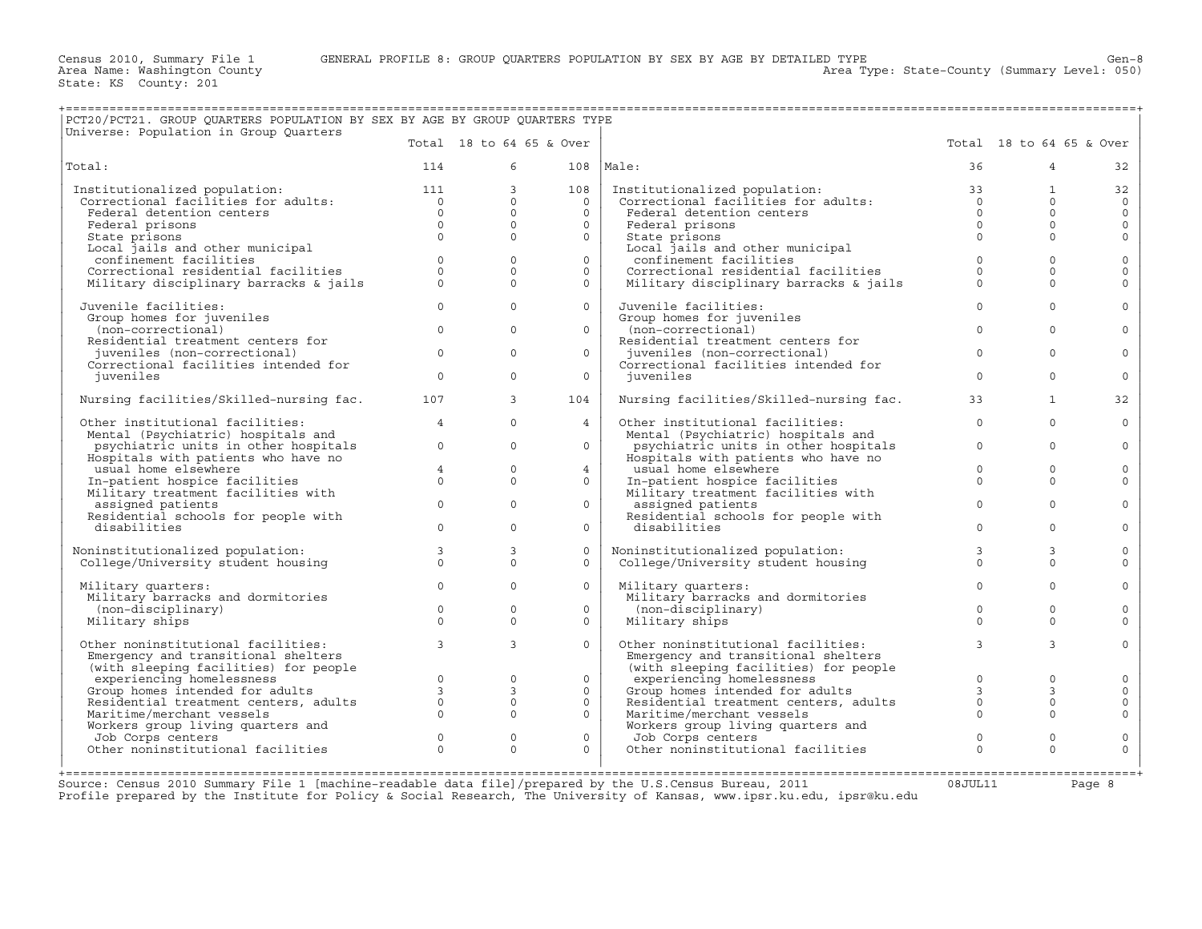Census 2010, Summary File 1 GENERAL PROFILE 8: GROUP QUARTERS POPULATION BY SEX BY AGE BY DETAILED TYPE Gen-8
Area Name: Washington County Area Type: State-County (Summary Level: 050)
State: KS County: 201

## PCT20/PCT21. GROUP QUARTERS POPULATION BY SEX BY AGE BY GROUP QUARTERS TYPE

Universe: Population in Group Quarters

| | Total | 18 to 64 | 65 & Over |
|---|---|---|---|
| Total: | 114 | 6 | 108 |
| Institutionalized population: | 111 | 3 | 108 |
| Correctional facilities for adults: | 0 | 0 | 0 |
| Federal detention centers | 0 | 0 | 0 |
| Federal prisons | 0 | 0 | 0 |
| State prisons | 0 | 0 | 0 |
| Local jails and other municipal confinement facilities | 0 | 0 | 0 |
| Correctional residential facilities | 0 | 0 | 0 |
| Military disciplinary barracks & jails | 0 | 0 | 0 |
| Juvenile facilities: | 0 | 0 | 0 |
| Group homes for juveniles (non-correctional) | 0 | 0 | 0 |
| Residential treatment centers for juveniles (non-correctional) | 0 | 0 | 0 |
| Correctional facilities intended for juveniles | 0 | 0 | 0 |
| Nursing facilities/Skilled-nursing fac. | 107 | 3 | 104 |
| Other institutional facilities: | 4 | 0 | 4 |
| Mental (Psychiatric) hospitals and psychiatric units in other hospitals | 0 | 0 | 0 |
| Hospitals with patients who have no usual home elsewhere | 4 | 0 | 4 |
| In-patient hospice facilities | 0 | 0 | 0 |
| Military treatment facilities with assigned patients | 0 | 0 | 0 |
| Residential schools for people with disabilities | 0 | 0 | 0 |
| Noninstitutionalized population: | 3 | 3 | 0 |
| College/University student housing | 0 | 0 | 0 |
| Military quarters: | 0 | 0 | 0 |
| Military barracks and dormitories (non-disciplinary) | 0 | 0 | 0 |
| Military ships | 0 | 0 | 0 |
| Other noninstitutional facilities: | 3 | 3 | 0 |
| Emergency and transitional shelters (with sleeping facilities) for people experiencing homelessness | 0 | 0 | 0 |
| Group homes intended for adults | 3 | 3 | 0 |
| Residential treatment centers, adults | 0 | 0 | 0 |
| Maritime/merchant vessels | 0 | 0 | 0 |
| Workers group living quarters and Job Corps centers | 0 | 0 | 0 |
| Other noninstitutional facilities | 0 | 0 | 0 |

| | Total | 18 to 64 | 65 & Over |
|---|---|---|---|
| Male: | 36 | 4 | 32 |
| Institutionalized population: | 33 | 1 | 32 |
| Correctional facilities for adults: | 0 | 0 | 0 |
| Federal detention centers | 0 | 0 | 0 |
| Federal prisons | 0 | 0 | 0 |
| State prisons | 0 | 0 | 0 |
| Local jails and other municipal confinement facilities | 0 | 0 | 0 |
| Correctional residential facilities | 0 | 0 | 0 |
| Military disciplinary barracks & jails | 0 | 0 | 0 |
| Juvenile facilities: | 0 | 0 | 0 |
| Group homes for juveniles (non-correctional) | 0 | 0 | 0 |
| Residential treatment centers for juveniles (non-correctional) | 0 | 0 | 0 |
| Correctional facilities intended for juveniles | 0 | 0 | 0 |
| Nursing facilities/Skilled-nursing fac. | 33 | 1 | 32 |
| Other institutional facilities: | 0 | 0 | 0 |
| Mental (Psychiatric) hospitals and psychiatric units in other hospitals | 0 | 0 | 0 |
| Hospitals with patients who have no usual home elsewhere | 0 | 0 | 0 |
| In-patient hospice facilities | 0 | 0 | 0 |
| Military treatment facilities with assigned patients | 0 | 0 | 0 |
| Residential schools for people with disabilities | 0 | 0 | 0 |
| Noninstitutionalized population: | 3 | 3 | 0 |
| College/University student housing | 0 | 0 | 0 |
| Military quarters: | 0 | 0 | 0 |
| Military barracks and dormitories (non-disciplinary) | 0 | 0 | 0 |
| Military ships | 0 | 0 | 0 |
| Other noninstitutional facilities: | 3 | 3 | 0 |
| Emergency and transitional shelters (with sleeping facilities) for people experiencing homelessness | 0 | 0 | 0 |
| Group homes intended for adults | 3 | 3 | 0 |
| Residential treatment centers, adults | 0 | 0 | 0 |
| Maritime/merchant vessels | 0 | 0 | 0 |
| Workers group living quarters and Job Corps centers | 0 | 0 | 0 |
| Other noninstitutional facilities | 0 | 0 | 0 |

Source: Census 2010 Summary File 1 [machine-readable data file]/prepared by the U.S.Census Bureau, 2011 08JUL11
Profile prepared by the Institute for Policy & Social Research, The University of Kansas, www.ipsr.ku.edu, ipsr@ku.edu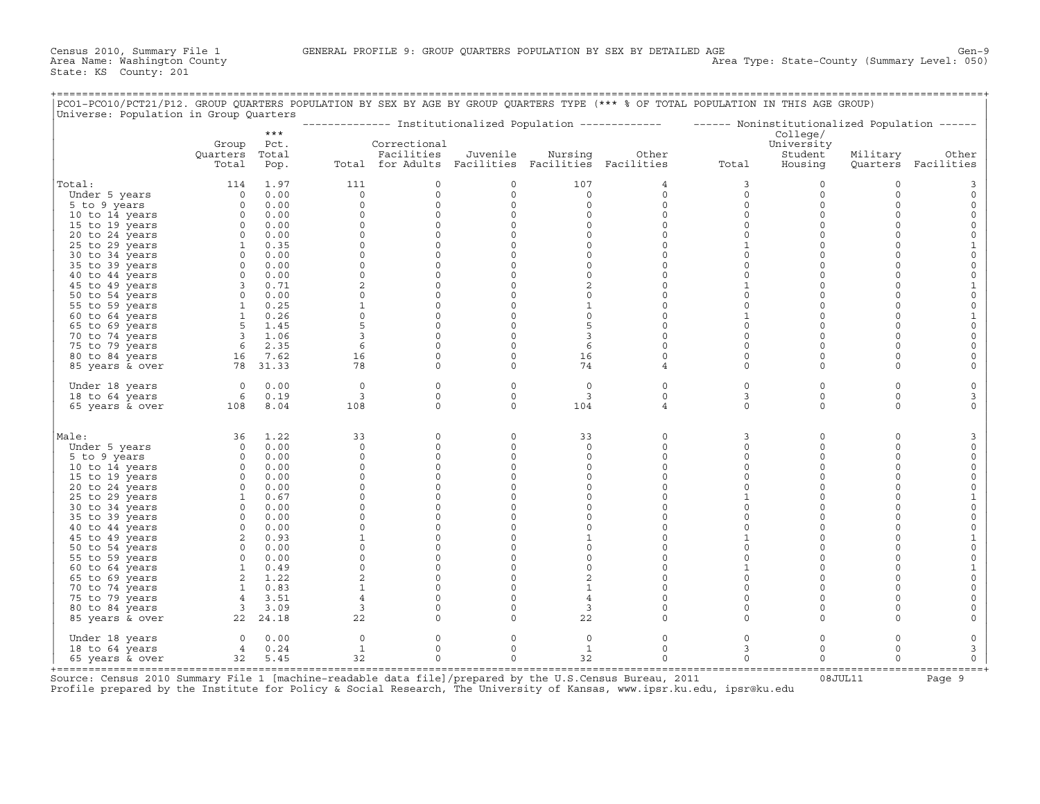Census 2010, Summary File 1 GENERAL PROFILE 9: GROUP QUARTERS POPULATION BY SEX BY DETAILED AGE Gen-9
Area Name: Washington County Area Type: State-County (Summary Level: 050)
State: KS County: 201

PCO1-PCO10/PCT21/P12. GROUP QUARTERS POPULATION BY SEX BY AGE BY GROUP QUARTERS TYPE (*** % OF TOTAL POPULATION IN THIS AGE GROUP)
Universe: Population in Group Quarters

| | Group Quarters Total | *** Pct. Total Pop. | Institutionalized Population: Total | Correctional Facilities for Adults | Juvenile Facilities | Nursing Facilities | Other Facilities | Noninstitutionalized Population: Total | College/ University Student Housing | Military Quarters | Other Facilities |
|---|---|---|---|---|---|---|---|---|---|---|---|
| Total: | 114 | 1.97 | 111 | 0 | 0 | 107 | 4 | 3 | 0 | 0 | 3 |
| Under 5 years | 0 | 0.00 | 0 | 0 | 0 | 0 | 0 | 0 | 0 | 0 | 0 |
| 5 to 9 years | 0 | 0.00 | 0 | 0 | 0 | 0 | 0 | 0 | 0 | 0 | 0 |
| 10 to 14 years | 0 | 0.00 | 0 | 0 | 0 | 0 | 0 | 0 | 0 | 0 | 0 |
| 15 to 19 years | 0 | 0.00 | 0 | 0 | 0 | 0 | 0 | 0 | 0 | 0 | 0 |
| 20 to 24 years | 0 | 0.00 | 0 | 0 | 0 | 0 | 0 | 0 | 0 | 0 | 0 |
| 25 to 29 years | 1 | 0.35 | 0 | 0 | 0 | 0 | 0 | 1 | 0 | 0 | 1 |
| 30 to 34 years | 0 | 0.00 | 0 | 0 | 0 | 0 | 0 | 0 | 0 | 0 | 0 |
| 35 to 39 years | 0 | 0.00 | 0 | 0 | 0 | 0 | 0 | 0 | 0 | 0 | 0 |
| 40 to 44 years | 0 | 0.00 | 0 | 0 | 0 | 0 | 0 | 0 | 0 | 0 | 0 |
| 45 to 49 years | 3 | 0.71 | 2 | 0 | 0 | 2 | 0 | 1 | 0 | 0 | 1 |
| 50 to 54 years | 0 | 0.00 | 0 | 0 | 0 | 0 | 0 | 0 | 0 | 0 | 0 |
| 55 to 59 years | 1 | 0.25 | 1 | 0 | 0 | 1 | 0 | 0 | 0 | 0 | 0 |
| 60 to 64 years | 1 | 0.26 | 0 | 0 | 0 | 0 | 0 | 1 | 0 | 0 | 1 |
| 65 to 69 years | 5 | 1.45 | 5 | 0 | 0 | 5 | 0 | 0 | 0 | 0 | 0 |
| 70 to 74 years | 3 | 1.06 | 3 | 0 | 0 | 3 | 0 | 0 | 0 | 0 | 0 |
| 75 to 79 years | 6 | 2.35 | 6 | 0 | 0 | 6 | 0 | 0 | 0 | 0 | 0 |
| 80 to 84 years | 16 | 7.62 | 16 | 0 | 0 | 16 | 0 | 0 | 0 | 0 | 0 |
| 85 years & over | 78 | 31.33 | 78 | 0 | 0 | 74 | 4 | 0 | 0 | 0 | 0 |
| Under 18 years | 0 | 0.00 | 0 | 0 | 0 | 0 | 0 | 0 | 0 | 0 | 0 |
| 18 to 64 years | 6 | 0.19 | 3 | 0 | 0 | 3 | 0 | 3 | 0 | 0 | 3 |
| 65 years & over | 108 | 8.04 | 108 | 0 | 0 | 104 | 4 | 0 | 0 | 0 | 0 |
| Male: | 36 | 1.22 | 33 | 0 | 0 | 33 | 0 | 3 | 0 | 0 | 3 |
| Under 5 years | 0 | 0.00 | 0 | 0 | 0 | 0 | 0 | 0 | 0 | 0 | 0 |
| 5 to 9 years | 0 | 0.00 | 0 | 0 | 0 | 0 | 0 | 0 | 0 | 0 | 0 |
| 10 to 14 years | 0 | 0.00 | 0 | 0 | 0 | 0 | 0 | 0 | 0 | 0 | 0 |
| 15 to 19 years | 0 | 0.00 | 0 | 0 | 0 | 0 | 0 | 0 | 0 | 0 | 0 |
| 20 to 24 years | 0 | 0.00 | 0 | 0 | 0 | 0 | 0 | 0 | 0 | 0 | 0 |
| 25 to 29 years | 1 | 0.67 | 0 | 0 | 0 | 0 | 0 | 1 | 0 | 0 | 1 |
| 30 to 34 years | 0 | 0.00 | 0 | 0 | 0 | 0 | 0 | 0 | 0 | 0 | 0 |
| 35 to 39 years | 0 | 0.00 | 0 | 0 | 0 | 0 | 0 | 0 | 0 | 0 | 0 |
| 40 to 44 years | 0 | 0.00 | 0 | 0 | 0 | 0 | 0 | 0 | 0 | 0 | 0 |
| 45 to 49 years | 2 | 0.93 | 1 | 0 | 0 | 1 | 0 | 1 | 0 | 0 | 1 |
| 50 to 54 years | 0 | 0.00 | 0 | 0 | 0 | 0 | 0 | 0 | 0 | 0 | 0 |
| 55 to 59 years | 0 | 0.00 | 0 | 0 | 0 | 0 | 0 | 0 | 0 | 0 | 0 |
| 60 to 64 years | 1 | 0.49 | 0 | 0 | 0 | 0 | 0 | 1 | 0 | 0 | 1 |
| 65 to 69 years | 2 | 1.22 | 2 | 0 | 0 | 2 | 0 | 0 | 0 | 0 | 0 |
| 70 to 74 years | 1 | 0.83 | 1 | 0 | 0 | 1 | 0 | 0 | 0 | 0 | 0 |
| 75 to 79 years | 4 | 3.51 | 4 | 0 | 0 | 4 | 0 | 0 | 0 | 0 | 0 |
| 80 to 84 years | 3 | 3.09 | 3 | 0 | 0 | 3 | 0 | 0 | 0 | 0 | 0 |
| 85 years & over | 22 | 24.18 | 22 | 0 | 0 | 22 | 0 | 0 | 0 | 0 | 0 |
| Under 18 years | 0 | 0.00 | 0 | 0 | 0 | 0 | 0 | 0 | 0 | 0 | 0 |
| 18 to 64 years | 4 | 0.24 | 1 | 0 | 0 | 1 | 0 | 3 | 0 | 0 | 3 |
| 65 years & over | 32 | 5.45 | 32 | 0 | 0 | 32 | 0 | 0 | 0 | 0 | 0 |

Source: Census 2010 Summary File 1 [machine-readable data file]/prepared by the U.S.Census Bureau, 2011 08JUL11
Profile prepared by the Institute for Policy & Social Research, The University of Kansas, www.ipsr.ku.edu, ipsr@ku.edu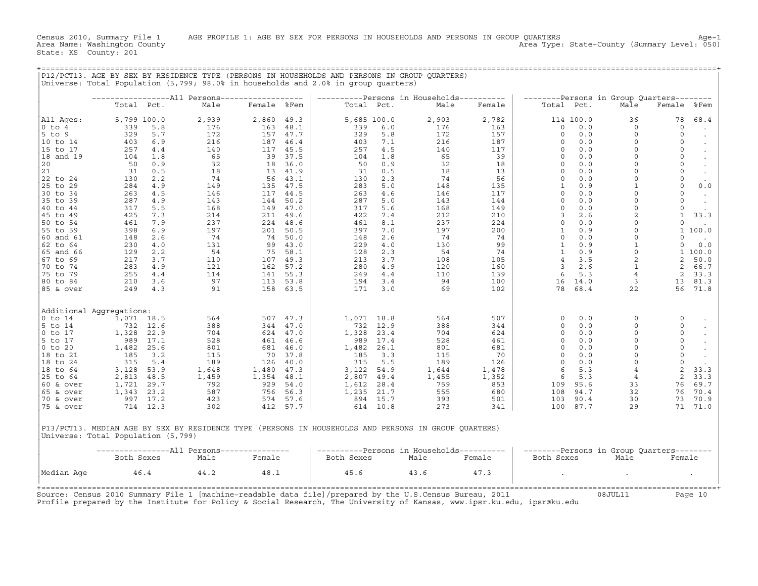Census 2010, Summary File 1 AGE PROFILE 1: AGE BY SEX FOR PERSONS IN HOUSEHOLDS AND PERSONS IN GROUP QUARTERS

Area Name: Washington County

State: KS County: 201

Area Type: State-County (Summary Level: 050)

## P12/PCT13. AGE BY SEX BY RESIDENCE TYPE (PERSONS IN HOUSEHOLDS AND PERSONS IN GROUP QUARTERS)

Universe: Total Population (5,799; 98.0% in households and 2.0% in group quarters)

| | All Persons | | | | | Persons in Households | | | | Persons in Group Quarters | | | | |
|---|---|---|---|---|---|---|---|---|---|---|---|---|---|---|
| | Total | Pct. | Male | Female | %Fem | Total | Pct. | Male | Female | Total | Pct. | Male | Female | %Fem |
| All Ages: | 5,799 | 100.0 | 2,939 | 2,860 | 49.3 | 5,685 | 100.0 | 2,903 | 2,782 | 114 | 100.0 | 36 | 78 | 68.4 |
| 0 to 4 | 339 | 5.8 | 176 | 163 | 48.1 | 339 | 6.0 | 176 | 163 | 0 | 0.0 | 0 | 0 | . |
| 5 to 9 | 329 | 5.7 | 172 | 157 | 47.7 | 329 | 5.8 | 172 | 157 | 0 | 0.0 | 0 | 0 | . |
| 10 to 14 | 403 | 6.9 | 216 | 187 | 46.4 | 403 | 7.1 | 216 | 187 | 0 | 0.0 | 0 | 0 | . |
| 15 to 17 | 257 | 4.4 | 140 | 117 | 45.5 | 257 | 4.5 | 140 | 117 | 0 | 0.0 | 0 | 0 | . |
| 18 and 19 | 104 | 1.8 | 65 | 39 | 37.5 | 104 | 1.8 | 65 | 39 | 0 | 0.0 | 0 | 0 | . |
| 20 | 50 | 0.9 | 32 | 18 | 36.0 | 50 | 0.9 | 32 | 18 | 0 | 0.0 | 0 | 0 | . |
| 21 | 31 | 0.5 | 18 | 13 | 41.9 | 31 | 0.5 | 18 | 13 | 0 | 0.0 | 0 | 0 | . |
| 22 to 24 | 130 | 2.2 | 74 | 56 | 43.1 | 130 | 2.3 | 74 | 56 | 0 | 0.0 | 0 | 0 | . |
| 25 to 29 | 284 | 4.9 | 149 | 135 | 47.5 | 283 | 5.0 | 148 | 135 | 1 | 0.9 | 1 | 0 | 0.0 |
| 30 to 34 | 263 | 4.5 | 146 | 117 | 44.5 | 263 | 4.6 | 146 | 117 | 0 | 0.0 | 0 | 0 | . |
| 35 to 39 | 287 | 4.9 | 143 | 144 | 50.2 | 287 | 5.0 | 143 | 144 | 0 | 0.0 | 0 | 0 | . |
| 40 to 44 | 317 | 5.5 | 168 | 149 | 47.0 | 317 | 5.6 | 168 | 149 | 0 | 0.0 | 0 | 0 | . |
| 45 to 49 | 425 | 7.3 | 214 | 211 | 49.6 | 422 | 7.4 | 212 | 210 | 3 | 2.6 | 2 | 1 | 33.3 |
| 50 to 54 | 461 | 7.9 | 237 | 224 | 48.6 | 461 | 8.1 | 237 | 224 | 0 | 0.0 | 0 | 0 | . |
| 55 to 59 | 398 | 6.9 | 197 | 201 | 50.5 | 397 | 7.0 | 197 | 200 | 1 | 0.9 | 0 | 1 | 100.0 |
| 60 and 61 | 148 | 2.6 | 74 | 74 | 50.0 | 148 | 2.6 | 74 | 74 | 0 | 0.0 | 0 | 0 | . |
| 62 to 64 | 230 | 4.0 | 131 | 99 | 43.0 | 229 | 4.0 | 130 | 99 | 1 | 0.9 | 1 | 0 | 0.0 |
| 65 and 66 | 129 | 2.2 | 54 | 75 | 58.1 | 128 | 2.3 | 54 | 74 | 1 | 0.9 | 0 | 1 | 100.0 |
| 67 to 69 | 217 | 3.7 | 110 | 107 | 49.3 | 213 | 3.7 | 108 | 105 | 4 | 3.5 | 2 | 2 | 50.0 |
| 70 to 74 | 283 | 4.9 | 121 | 162 | 57.2 | 280 | 4.9 | 120 | 160 | 3 | 2.6 | 1 | 2 | 66.7 |
| 75 to 79 | 255 | 4.4 | 114 | 141 | 55.3 | 249 | 4.4 | 110 | 139 | 6 | 5.3 | 4 | 2 | 33.3 |
| 80 to 84 | 210 | 3.6 | 97 | 113 | 53.8 | 194 | 3.4 | 94 | 100 | 16 | 14.0 | 3 | 13 | 81.3 |
| 85 & over | 249 | 4.3 | 91 | 158 | 63.5 | 171 | 3.0 | 69 | 102 | 78 | 68.4 | 22 | 56 | 71.8 |
| Additional Aggregations: | | | | | | | | | | | | | | |
| 0 to 14 | 1,071 | 18.5 | 564 | 507 | 47.3 | 1,071 | 18.8 | 564 | 507 | 0 | 0.0 | 0 | 0 | . |
| 5 to 14 | 732 | 12.6 | 388 | 344 | 47.0 | 732 | 12.9 | 388 | 344 | 0 | 0.0 | 0 | 0 | . |
| 0 to 17 | 1,328 | 22.9 | 704 | 624 | 47.0 | 1,328 | 23.4 | 704 | 624 | 0 | 0.0 | 0 | 0 | . |
| 5 to 17 | 989 | 17.1 | 528 | 461 | 46.6 | 989 | 17.4 | 528 | 461 | 0 | 0.0 | 0 | 0 | . |
| 0 to 20 | 1,482 | 25.6 | 801 | 681 | 46.0 | 1,482 | 26.1 | 801 | 681 | 0 | 0.0 | 0 | 0 | . |
| 18 to 21 | 185 | 3.2 | 115 | 70 | 37.8 | 185 | 3.3 | 115 | 70 | 0 | 0.0 | 0 | 0 | . |
| 18 to 24 | 315 | 5.4 | 189 | 126 | 40.0 | 315 | 5.5 | 189 | 126 | 0 | 0.0 | 0 | 0 | . |
| 18 to 64 | 3,128 | 53.9 | 1,648 | 1,480 | 47.3 | 3,122 | 54.9 | 1,644 | 1,478 | 6 | 5.3 | 4 | 2 | 33.3 |
| 25 to 64 | 2,813 | 48.5 | 1,459 | 1,354 | 48.1 | 2,807 | 49.4 | 1,455 | 1,352 | 6 | 5.3 | 4 | 2 | 33.3 |
| 60 & over | 1,721 | 29.7 | 792 | 929 | 54.0 | 1,612 | 28.4 | 759 | 853 | 109 | 95.6 | 33 | 76 | 69.7 |
| 65 & over | 1,343 | 23.2 | 587 | 756 | 56.3 | 1,235 | 21.7 | 555 | 680 | 108 | 94.7 | 32 | 76 | 70.4 |
| 70 & over | 997 | 17.2 | 423 | 574 | 57.6 | 894 | 15.7 | 393 | 501 | 103 | 90.4 | 30 | 73 | 70.9 |
| 75 & over | 714 | 12.3 | 302 | 412 | 57.7 | 614 | 10.8 | 273 | 341 | 100 | 87.7 | 29 | 71 | 71.0 |

## P13/PCT13. MEDIAN AGE BY SEX BY RESIDENCE TYPE (PERSONS IN HOUSEHOLDS AND PERSONS IN GROUP QUARTERS)

Universe: Total Population (5,799)

| | All Persons | | | Persons in Households | | | Persons in Group Quarters | | |
|---|---|---|---|---|---|---|---|---|---|
| | Both Sexes | Male | Female | Both Sexes | Male | Female | Both Sexes | Male | Female |
| Median Age | 46.4 | 44.2 | 48.1 | 45.6 | 43.6 | 47.3 | . | . | . |

Source: Census 2010 Summary File 1 [machine-readable data file]/prepared by the U.S.Census Bureau, 2011 08JUL11

Profile prepared by the Institute for Policy & Social Research, The University of Kansas, www.ipsr.ku.edu, ipsr@ku.edu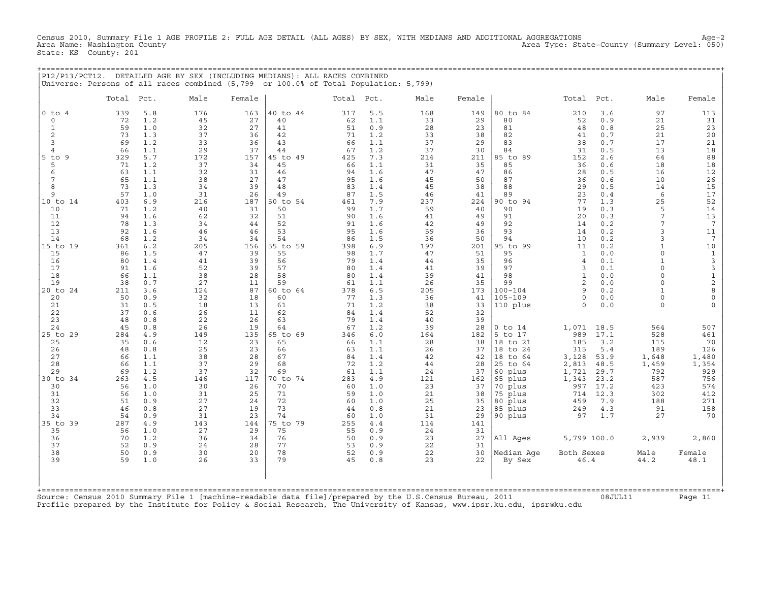Census 2010, Summary File 1 AGE PROFILE 2: FULL AGE DETAIL (ALL AGES) BY SEX, WITH MEDIANS AND ADDITIONAL AGGREGATIONS
Area Name: Washington County
State: KS County: 201

Age-2
Area Type: State-County (Summary Level: 050)

P12/P13/PCT12. DETAILED AGE BY SEX (INCLUDING MEDIANS): ALL RACES COMBINED
Universe: Persons of all races combined (5,799 or 100.0% of Total Population: 5,799)

| | Total | Pct. | Male | Female | | Total | Pct. | Male | Female | | Total | Pct. | Male | Female |
|---|---|---|---|---|---|---|---|---|---|---|---|---|---|---|
| 0 to 4 | 339 | 5.8 | 176 | 163 | 40 to 44 | 317 | 5.5 | 168 | 149 | 80 to 84 | 210 | 3.6 | 97 | 113 |
| 0 | 72 | 1.2 | 45 | 27 | 40 | 62 | 1.1 | 33 | 29 | 80 | 52 | 0.9 | 21 | 31 |
| 1 | 59 | 1.0 | 32 | 27 | 41 | 51 | 0.9 | 28 | 23 | 81 | 48 | 0.8 | 25 | 23 |
| 2 | 73 | 1.3 | 37 | 36 | 42 | 71 | 1.2 | 33 | 38 | 82 | 41 | 0.7 | 21 | 20 |
| 3 | 69 | 1.2 | 33 | 36 | 43 | 66 | 1.1 | 37 | 29 | 83 | 38 | 0.7 | 17 | 21 |
| 4 | 66 | 1.1 | 29 | 37 | 44 | 67 | 1.2 | 37 | 30 | 84 | 31 | 0.5 | 13 | 18 |
| 5 to 9 | 329 | 5.7 | 172 | 157 | 45 to 49 | 425 | 7.3 | 214 | 211 | 85 to 89 | 152 | 2.6 | 64 | 88 |
| 5 | 71 | 1.2 | 37 | 34 | 45 | 66 | 1.1 | 31 | 35 | 85 | 36 | 0.6 | 18 | 18 |
| 6 | 63 | 1.1 | 32 | 31 | 46 | 94 | 1.6 | 47 | 47 | 86 | 28 | 0.5 | 16 | 12 |
| 7 | 65 | 1.1 | 38 | 27 | 47 | 95 | 1.6 | 45 | 50 | 87 | 36 | 0.6 | 10 | 26 |
| 8 | 73 | 1.3 | 34 | 39 | 48 | 83 | 1.4 | 45 | 38 | 88 | 29 | 0.5 | 14 | 15 |
| 9 | 57 | 1.0 | 31 | 26 | 49 | 87 | 1.5 | 46 | 41 | 89 | 23 | 0.4 | 6 | 17 |
| 10 to 14 | 403 | 6.9 | 216 | 187 | 50 to 54 | 461 | 7.9 | 237 | 224 | 90 to 94 | 77 | 1.3 | 25 | 52 |
| 10 | 71 | 1.2 | 40 | 31 | 50 | 99 | 1.7 | 59 | 40 | 90 | 19 | 0.3 | 5 | 14 |
| 11 | 94 | 1.6 | 62 | 32 | 51 | 90 | 1.6 | 41 | 49 | 91 | 20 | 0.3 | 7 | 13 |
| 12 | 78 | 1.3 | 34 | 44 | 52 | 91 | 1.6 | 42 | 49 | 92 | 14 | 0.2 | 7 | 7 |
| 13 | 92 | 1.6 | 46 | 46 | 53 | 95 | 1.6 | 59 | 36 | 93 | 14 | 0.2 | 3 | 11 |
| 14 | 68 | 1.2 | 34 | 34 | 54 | 86 | 1.5 | 36 | 50 | 94 | 10 | 0.2 | 3 | 7 |
| 15 to 19 | 361 | 6.2 | 205 | 156 | 55 to 59 | 398 | 6.9 | 197 | 201 | 95 to 99 | 11 | 0.2 | 1 | 10 |
| 15 | 86 | 1.5 | 47 | 39 | 55 | 98 | 1.7 | 47 | 51 | 95 | 1 | 0.0 | 0 | 1 |
| 16 | 80 | 1.4 | 41 | 39 | 56 | 79 | 1.4 | 44 | 35 | 96 | 4 | 0.1 | 1 | 3 |
| 17 | 91 | 1.6 | 52 | 39 | 57 | 80 | 1.4 | 41 | 39 | 97 | 3 | 0.1 | 0 | 3 |
| 18 | 66 | 1.1 | 38 | 28 | 58 | 80 | 1.4 | 39 | 41 | 98 | 1 | 0.0 | 0 | 1 |
| 19 | 38 | 0.7 | 27 | 11 | 59 | 61 | 1.1 | 26 | 35 | 99 | 2 | 0.0 | 0 | 2 |
| 20 to 24 | 211 | 3.6 | 124 | 87 | 60 to 64 | 378 | 6.5 | 205 | 173 | 100-104 | 9 | 0.2 | 1 | 8 |
| 20 | 50 | 0.9 | 32 | 18 | 60 | 77 | 1.3 | 36 | 41 | 105-109 | 0 | 0.0 | 0 | 0 |
| 21 | 31 | 0.5 | 18 | 13 | 61 | 71 | 1.2 | 38 | 33 | 110 plus | 0 | 0.0 | 0 | 0 |
| 22 | 37 | 0.6 | 26 | 11 | 62 | 84 | 1.4 | 52 | 32 | | | | | |
| 23 | 48 | 0.8 | 22 | 26 | 63 | 79 | 1.4 | 40 | 39 | | | | | |
| 24 | 45 | 0.8 | 26 | 19 | 64 | 67 | 1.2 | 39 | 28 | 0 to 14 | 1,071 | 18.5 | 564 | 507 |
| 25 to 29 | 284 | 4.9 | 149 | 135 | 65 to 69 | 346 | 6.0 | 164 | 182 | 5 to 17 | 989 | 17.1 | 528 | 461 |
| 25 | 35 | 0.6 | 12 | 23 | 65 | 66 | 1.1 | 28 | 38 | 18 to 21 | 185 | 3.2 | 115 | 70 |
| 26 | 48 | 0.8 | 25 | 23 | 66 | 63 | 1.1 | 26 | 37 | 18 to 24 | 315 | 5.4 | 189 | 126 |
| 27 | 66 | 1.1 | 38 | 28 | 67 | 84 | 1.4 | 42 | 42 | 18 to 64 | 3,128 | 53.9 | 1,648 | 1,480 |
| 28 | 66 | 1.1 | 37 | 29 | 68 | 72 | 1.2 | 44 | 28 | 25 to 64 | 2,813 | 48.5 | 1,459 | 1,354 |
| 29 | 69 | 1.2 | 37 | 32 | 69 | 61 | 1.1 | 24 | 37 | 60 plus | 1,721 | 29.7 | 792 | 929 |
| 30 to 34 | 263 | 4.5 | 146 | 117 | 70 to 74 | 283 | 4.9 | 121 | 162 | 65 plus | 1,343 | 23.2 | 587 | 756 |
| 30 | 56 | 1.0 | 30 | 26 | 70 | 60 | 1.0 | 23 | 37 | 70 plus | 997 | 17.2 | 423 | 574 |
| 31 | 56 | 1.0 | 31 | 25 | 71 | 59 | 1.0 | 21 | 38 | 75 plus | 714 | 12.3 | 302 | 412 |
| 32 | 51 | 0.9 | 27 | 24 | 72 | 60 | 1.0 | 25 | 35 | 80 plus | 459 | 7.9 | 188 | 271 |
| 33 | 46 | 0.8 | 27 | 19 | 73 | 44 | 0.8 | 21 | 23 | 85 plus | 249 | 4.3 | 91 | 158 |
| 34 | 54 | 0.9 | 31 | 23 | 74 | 60 | 1.0 | 31 | 29 | 90 plus | 97 | 1.7 | 27 | 70 |
| 35 to 39 | 287 | 4.9 | 143 | 144 | 75 to 79 | 255 | 4.4 | 114 | 141 | | | | | |
| 35 | 56 | 1.0 | 27 | 29 | 75 | 55 | 0.9 | 24 | 31 | | | | | |
| 36 | 70 | 1.2 | 36 | 34 | 76 | 50 | 0.9 | 23 | 27 | All Ages | 5,799 | 100.0 | 2,939 | 2,860 |
| 37 | 52 | 0.9 | 24 | 28 | 77 | 53 | 0.9 | 22 | 31 | | | | | |
| 38 | 50 | 0.9 | 30 | 20 | 78 | 52 | 0.9 | 22 | 30 | Median Age | Both Sexes | | Male | Female |
| 39 | 59 | 1.0 | 26 | 33 | 79 | 45 | 0.8 | 23 | 22 | By Sex | 46.4 | | 44.2 | 48.1 |

Source: Census 2010 Summary File 1 [machine-readable data file]/prepared by the U.S.Census Bureau, 2011 08JUL11
Profile prepared by the Institute for Policy & Social Research, The University of Kansas, www.ipsr.ku.edu, ipsr@ku.edu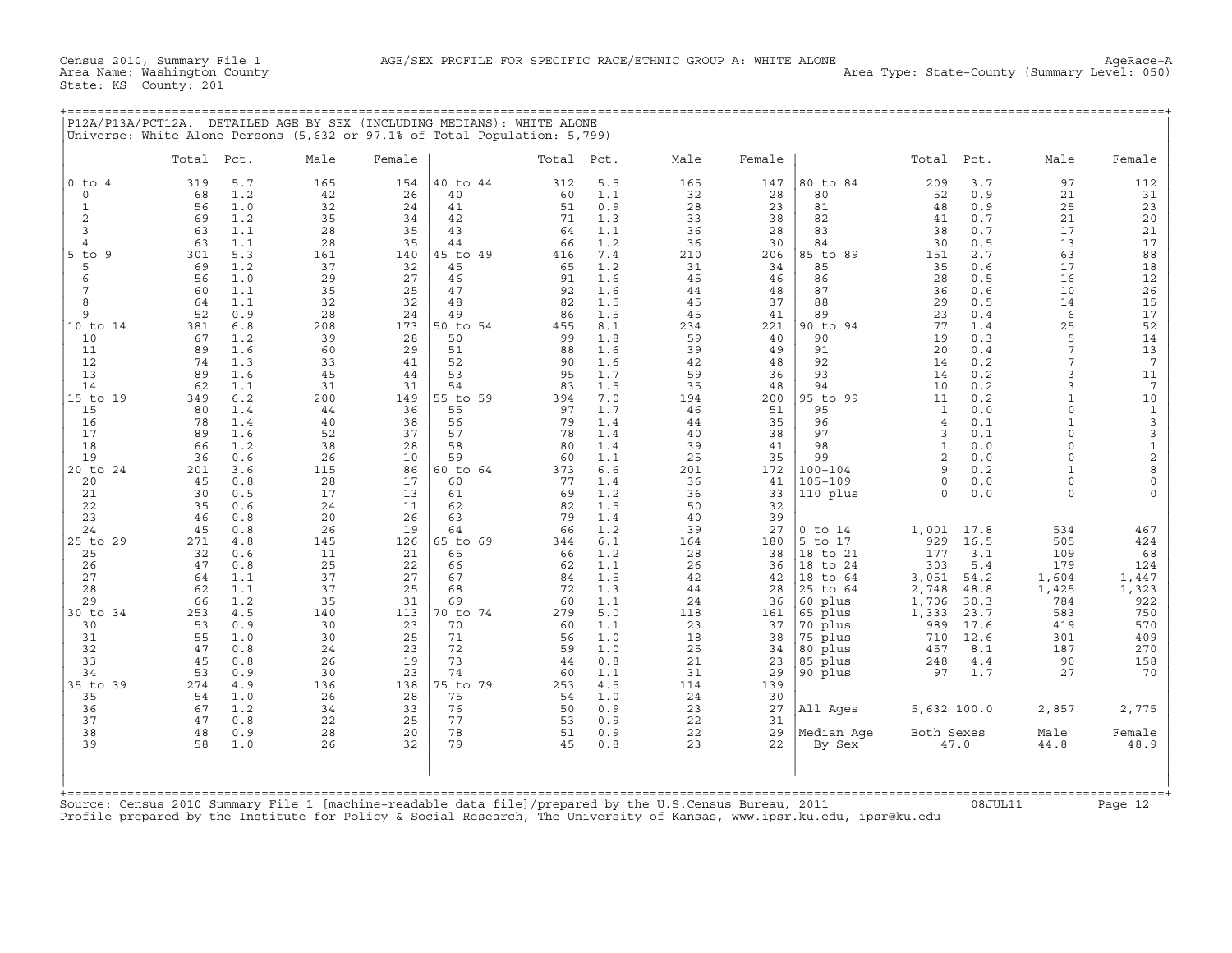Census 2010, Summary File 1 AGE/SEX PROFILE FOR SPECIFIC RACE/ETHNIC GROUP A: WHITE ALONE AgeRace-A
Area Name: Washington County Area Type: State-County (Summary Level: 050)
State: KS County: 201

## P12A/P13A/PCT12A. DETAILED AGE BY SEX (INCLUDING MEDIANS): WHITE ALONE

Universe: White Alone Persons (5,632 or 97.1% of Total Population: 5,799)

| | Total | Pct. | Male | Female | | Total | Pct. | Male | Female | | Total | Pct. | Male | Female |
|---|---|---|---|---|---|---|---|---|---|---|---|---|---|---|
| 0 to 4 | 319 | 5.7 | 165 | 154 | 40 to 44 | 312 | 5.5 | 165 | 147 | 80 to 84 | 209 | 3.7 | 97 | 112 |
| 0 | 68 | 1.2 | 42 | 26 | 40 | 60 | 1.1 | 32 | 28 | 80 | 52 | 0.9 | 21 | 31 |
| 1 | 56 | 1.0 | 32 | 24 | 41 | 51 | 0.9 | 28 | 23 | 81 | 48 | 0.9 | 25 | 23 |
| 2 | 69 | 1.2 | 35 | 34 | 42 | 71 | 1.3 | 33 | 38 | 82 | 41 | 0.7 | 21 | 20 |
| 3 | 63 | 1.1 | 28 | 35 | 43 | 64 | 1.1 | 36 | 28 | 83 | 38 | 0.7 | 17 | 21 |
| 4 | 63 | 1.1 | 28 | 35 | 44 | 66 | 1.2 | 36 | 30 | 84 | 30 | 0.5 | 13 | 17 |
| 5 to 9 | 301 | 5.3 | 161 | 140 | 45 to 49 | 416 | 7.4 | 210 | 206 | 85 to 89 | 151 | 2.7 | 63 | 88 |
| 5 | 69 | 1.2 | 37 | 32 | 45 | 65 | 1.2 | 31 | 34 | 85 | 35 | 0.6 | 17 | 18 |
| 6 | 56 | 1.0 | 29 | 27 | 46 | 91 | 1.6 | 45 | 46 | 86 | 28 | 0.5 | 16 | 12 |
| 7 | 60 | 1.1 | 35 | 25 | 47 | 92 | 1.6 | 44 | 48 | 87 | 36 | 0.6 | 10 | 26 |
| 8 | 64 | 1.1 | 32 | 32 | 48 | 82 | 1.5 | 45 | 37 | 88 | 29 | 0.5 | 14 | 15 |
| 9 | 52 | 0.9 | 28 | 24 | 49 | 86 | 1.5 | 45 | 41 | 89 | 23 | 0.4 | 6 | 17 |
| 10 to 14 | 381 | 6.8 | 208 | 173 | 50 to 54 | 455 | 8.1 | 234 | 221 | 90 to 94 | 77 | 1.4 | 25 | 52 |
| 10 | 67 | 1.2 | 39 | 28 | 50 | 99 | 1.8 | 59 | 40 | 90 | 19 | 0.3 | 5 | 14 |
| 11 | 89 | 1.6 | 60 | 29 | 51 | 88 | 1.6 | 39 | 49 | 91 | 20 | 0.4 | 7 | 13 |
| 12 | 74 | 1.3 | 33 | 41 | 52 | 90 | 1.6 | 42 | 48 | 92 | 14 | 0.2 | 7 | 7 |
| 13 | 89 | 1.6 | 45 | 44 | 53 | 95 | 1.7 | 59 | 36 | 93 | 14 | 0.2 | 3 | 11 |
| 14 | 62 | 1.1 | 31 | 31 | 54 | 83 | 1.5 | 35 | 48 | 94 | 10 | 0.2 | 3 | 7 |
| 15 to 19 | 349 | 6.2 | 200 | 149 | 55 to 59 | 394 | 7.0 | 194 | 200 | 95 to 99 | 11 | 0.2 | 1 | 10 |
| 15 | 80 | 1.4 | 44 | 36 | 55 | 97 | 1.7 | 46 | 51 | 95 | 1 | 0.0 | 0 | 1 |
| 16 | 78 | 1.4 | 40 | 38 | 56 | 79 | 1.4 | 44 | 35 | 96 | 4 | 0.1 | 1 | 3 |
| 17 | 89 | 1.6 | 52 | 37 | 57 | 78 | 1.4 | 40 | 38 | 97 | 3 | 0.1 | 0 | 3 |
| 18 | 66 | 1.2 | 38 | 28 | 58 | 80 | 1.4 | 39 | 41 | 98 | 1 | 0.0 | 0 | 1 |
| 19 | 36 | 0.6 | 26 | 10 | 59 | 60 | 1.1 | 25 | 35 | 99 | 2 | 0.0 | 0 | 2 |
| 20 to 24 | 201 | 3.6 | 115 | 86 | 60 to 64 | 373 | 6.6 | 201 | 172 | 100-104 | 9 | 0.2 | 1 | 8 |
| 20 | 45 | 0.8 | 28 | 17 | 60 | 77 | 1.4 | 36 | 41 | 105-109 | 0 | 0.0 | 0 | 0 |
| 21 | 30 | 0.5 | 17 | 13 | 61 | 69 | 1.2 | 36 | 33 | 110 plus | 0 | 0.0 | 0 | 0 |
| 22 | 35 | 0.6 | 24 | 11 | 62 | 82 | 1.5 | 50 | 32 | | | | | |
| 23 | 46 | 0.8 | 20 | 26 | 63 | 79 | 1.4 | 40 | 39 | | | | | |
| 24 | 45 | 0.8 | 26 | 19 | 64 | 66 | 1.2 | 39 | 27 | 0 to 14 | 1,001 | 17.8 | 534 | 467 |
| 25 to 29 | 271 | 4.8 | 145 | 126 | 65 to 69 | 344 | 6.1 | 164 | 180 | 5 to 17 | 929 | 16.5 | 505 | 424 |
| 25 | 32 | 0.6 | 11 | 21 | 65 | 66 | 1.2 | 28 | 38 | 18 to 21 | 177 | 3.1 | 109 | 68 |
| 26 | 47 | 0.8 | 25 | 22 | 66 | 62 | 1.1 | 26 | 36 | 18 to 24 | 303 | 5.4 | 179 | 124 |
| 27 | 64 | 1.1 | 37 | 27 | 67 | 84 | 1.5 | 42 | 42 | 18 to 64 | 3,051 | 54.2 | 1,604 | 1,447 |
| 28 | 62 | 1.1 | 37 | 25 | 68 | 72 | 1.3 | 44 | 28 | 25 to 64 | 2,748 | 48.8 | 1,425 | 1,323 |
| 29 | 66 | 1.2 | 35 | 31 | 69 | 60 | 1.1 | 24 | 36 | 60 plus | 1,706 | 30.3 | 784 | 922 |
| 30 to 34 | 253 | 4.5 | 140 | 113 | 70 to 74 | 279 | 5.0 | 118 | 161 | 65 plus | 1,333 | 23.7 | 583 | 750 |
| 30 | 53 | 0.9 | 30 | 23 | 70 | 60 | 1.1 | 23 | 37 | 70 plus | 989 | 17.6 | 419 | 570 |
| 31 | 55 | 1.0 | 30 | 25 | 71 | 56 | 1.0 | 18 | 38 | 75 plus | 710 | 12.6 | 301 | 409 |
| 32 | 47 | 0.8 | 24 | 23 | 72 | 59 | 1.0 | 25 | 34 | 80 plus | 457 | 8.1 | 187 | 270 |
| 33 | 45 | 0.8 | 26 | 19 | 73 | 44 | 0.8 | 21 | 23 | 85 plus | 248 | 4.4 | 90 | 158 |
| 34 | 53 | 0.9 | 30 | 23 | 74 | 60 | 1.1 | 31 | 29 | 90 plus | 97 | 1.7 | 27 | 70 |
| 35 to 39 | 274 | 4.9 | 136 | 138 | 75 to 79 | 253 | 4.5 | 114 | 139 | | | | | |
| 35 | 54 | 1.0 | 26 | 28 | 75 | 54 | 1.0 | 24 | 30 | | | | | |
| 36 | 67 | 1.2 | 34 | 33 | 76 | 50 | 0.9 | 23 | 27 | All Ages | 5,632 | 100.0 | 2,857 | 2,775 |
| 37 | 47 | 0.8 | 22 | 25 | 77 | 53 | 0.9 | 22 | 31 | | | | | |
| 38 | 48 | 0.9 | 28 | 20 | 78 | 51 | 0.9 | 22 | 29 | Median Age | Both Sexes | | Male | Female |
| 39 | 58 | 1.0 | 26 | 32 | 79 | 45 | 0.8 | 23 | 22 | By Sex | 47.0 | | 44.8 | 48.9 |

Source: Census 2010 Summary File 1 [machine-readable data file]/prepared by the U.S.Census Bureau, 2011 08JUL11
Profile prepared by the Institute for Policy & Social Research, The University of Kansas, www.ipsr.ku.edu, ipsr@ku.edu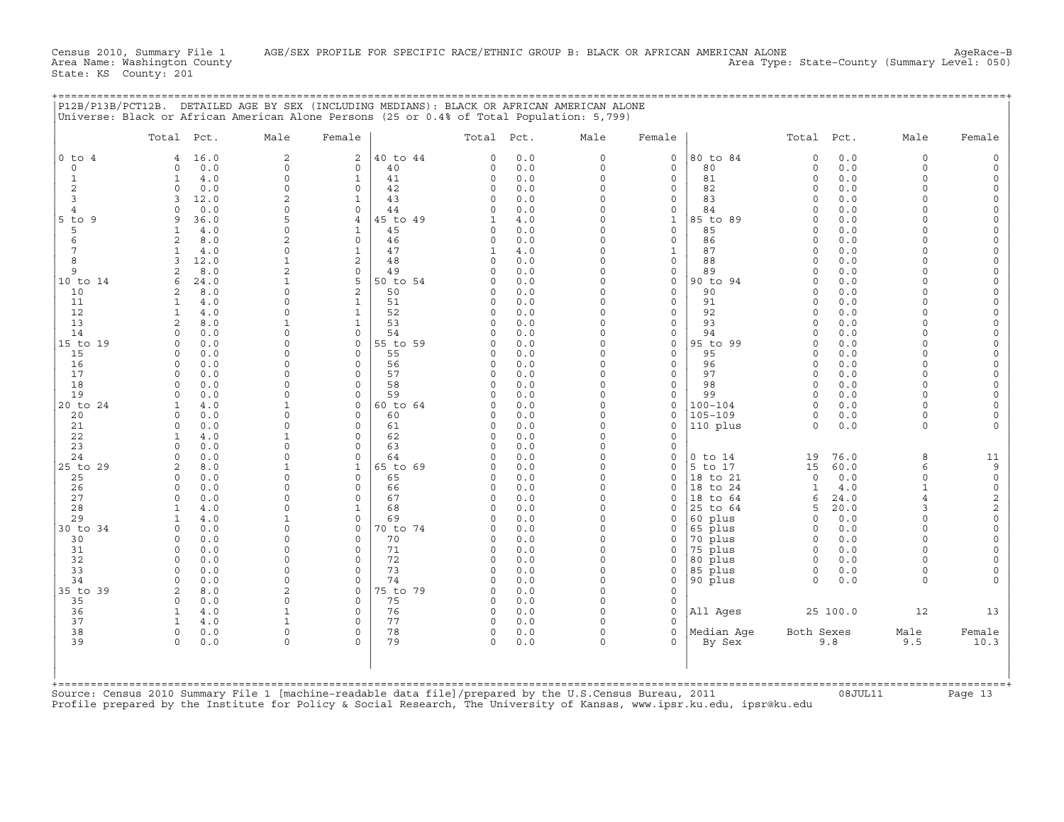Census 2010, Summary File 1 AGE/SEX PROFILE FOR SPECIFIC RACE/ETHNIC GROUP B: BLACK OR AFRICAN AMERICAN ALONE AgeRace-B
Area Name: Washington County Area Type: State-County (Summary Level: 050)
State: KS County: 201

## P12B/P13B/PCT12B. DETAILED AGE BY SEX (INCLUDING MEDIANS): BLACK OR AFRICAN AMERICAN ALONE

Universe: Black or African American Alone Persons (25 or 0.4% of Total Population: 5,799)

| | Total | Pct. | Male | Female | | Total | Pct. | Male | Female | | Total | Pct. | Male | Female |
|---|---|---|---|---|---|---|---|---|---|---|---|---|---|---|
| 0 to 4 | 4 | 16.0 | 2 | 2 | 40 to 44 | 0 | 0.0 | 0 | 0 | 80 to 84 | 0 | 0.0 | 0 | 0 |
| 0 | 0 | 0.0 | 0 | 0 | 40 | 0 | 0.0 | 0 | 0 | 80 | 0 | 0.0 | 0 | 0 |
| 1 | 1 | 4.0 | 0 | 1 | 41 | 0 | 0.0 | 0 | 0 | 81 | 0 | 0.0 | 0 | 0 |
| 2 | 0 | 0.0 | 0 | 0 | 42 | 0 | 0.0 | 0 | 0 | 82 | 0 | 0.0 | 0 | 0 |
| 3 | 3 | 12.0 | 2 | 1 | 43 | 0 | 0.0 | 0 | 0 | 83 | 0 | 0.0 | 0 | 0 |
| 4 | 0 | 0.0 | 0 | 0 | 44 | 0 | 0.0 | 0 | 0 | 84 | 0 | 0.0 | 0 | 0 |
| 5 to 9 | 9 | 36.0 | 5 | 4 | 45 to 49 | 1 | 4.0 | 0 | 1 | 85 to 89 | 0 | 0.0 | 0 | 0 |
| 5 | 1 | 4.0 | 0 | 1 | 45 | 0 | 0.0 | 0 | 0 | 85 | 0 | 0.0 | 0 | 0 |
| 6 | 2 | 8.0 | 2 | 0 | 46 | 0 | 0.0 | 0 | 0 | 86 | 0 | 0.0 | 0 | 0 |
| 7 | 1 | 4.0 | 0 | 1 | 47 | 1 | 4.0 | 0 | 1 | 87 | 0 | 0.0 | 0 | 0 |
| 8 | 3 | 12.0 | 1 | 2 | 48 | 0 | 0.0 | 0 | 0 | 88 | 0 | 0.0 | 0 | 0 |
| 9 | 2 | 8.0 | 2 | 0 | 49 | 0 | 0.0 | 0 | 0 | 89 | 0 | 0.0 | 0 | 0 |
| 10 to 14 | 6 | 24.0 | 1 | 5 | 50 to 54 | 0 | 0.0 | 0 | 0 | 90 to 94 | 0 | 0.0 | 0 | 0 |
| 10 | 2 | 8.0 | 0 | 2 | 50 | 0 | 0.0 | 0 | 0 | 90 | 0 | 0.0 | 0 | 0 |
| 11 | 1 | 4.0 | 0 | 1 | 51 | 0 | 0.0 | 0 | 0 | 91 | 0 | 0.0 | 0 | 0 |
| 12 | 1 | 4.0 | 0 | 1 | 52 | 0 | 0.0 | 0 | 0 | 92 | 0 | 0.0 | 0 | 0 |
| 13 | 2 | 8.0 | 1 | 1 | 53 | 0 | 0.0 | 0 | 0 | 93 | 0 | 0.0 | 0 | 0 |
| 14 | 0 | 0.0 | 0 | 0 | 54 | 0 | 0.0 | 0 | 0 | 94 | 0 | 0.0 | 0 | 0 |
| 15 to 19 | 0 | 0.0 | 0 | 0 | 55 to 59 | 0 | 0.0 | 0 | 0 | 95 to 99 | 0 | 0.0 | 0 | 0 |
| 15 | 0 | 0.0 | 0 | 0 | 55 | 0 | 0.0 | 0 | 0 | 95 | 0 | 0.0 | 0 | 0 |
| 16 | 0 | 0.0 | 0 | 0 | 56 | 0 | 0.0 | 0 | 0 | 96 | 0 | 0.0 | 0 | 0 |
| 17 | 0 | 0.0 | 0 | 0 | 57 | 0 | 0.0 | 0 | 0 | 97 | 0 | 0.0 | 0 | 0 |
| 18 | 0 | 0.0 | 0 | 0 | 58 | 0 | 0.0 | 0 | 0 | 98 | 0 | 0.0 | 0 | 0 |
| 19 | 0 | 0.0 | 0 | 0 | 59 | 0 | 0.0 | 0 | 0 | 99 | 0 | 0.0 | 0 | 0 |
| 20 to 24 | 1 | 4.0 | 1 | 0 | 60 to 64 | 0 | 0.0 | 0 | 0 | 100-104 | 0 | 0.0 | 0 | 0 |
| 20 | 0 | 0.0 | 0 | 0 | 60 | 0 | 0.0 | 0 | 0 | 105-109 | 0 | 0.0 | 0 | 0 |
| 21 | 0 | 0.0 | 0 | 0 | 61 | 0 | 0.0 | 0 | 0 | 110 plus | 0 | 0.0 | 0 | 0 |
| 22 | 1 | 4.0 | 1 | 0 | 62 | 0 | 0.0 | 0 | 0 | | | | | |
| 23 | 0 | 0.0 | 0 | 0 | 63 | 0 | 0.0 | 0 | 0 | | | | | |
| 24 | 0 | 0.0 | 0 | 0 | 64 | 0 | 0.0 | 0 | 0 | 0 to 14 | 19 | 76.0 | 8 | 11 |
| 25 to 29 | 2 | 8.0 | 1 | 1 | 65 to 69 | 0 | 0.0 | 0 | 0 | 5 to 17 | 15 | 60.0 | 6 | 9 |
| 25 | 0 | 0.0 | 0 | 0 | 65 | 0 | 0.0 | 0 | 0 | 18 to 21 | 0 | 0.0 | 0 | 0 |
| 26 | 0 | 0.0 | 0 | 0 | 66 | 0 | 0.0 | 0 | 0 | 18 to 24 | 1 | 4.0 | 1 | 0 |
| 27 | 0 | 0.0 | 0 | 0 | 67 | 0 | 0.0 | 0 | 0 | 18 to 64 | 6 | 24.0 | 4 | 2 |
| 28 | 1 | 4.0 | 0 | 1 | 68 | 0 | 0.0 | 0 | 0 | 25 to 64 | 5 | 20.0 | 3 | 2 |
| 29 | 1 | 4.0 | 1 | 0 | 69 | 0 | 0.0 | 0 | 0 | 60 plus | 0 | 0.0 | 0 | 0 |
| 30 to 34 | 0 | 0.0 | 0 | 0 | 70 to 74 | 0 | 0.0 | 0 | 0 | 65 plus | 0 | 0.0 | 0 | 0 |
| 30 | 0 | 0.0 | 0 | 0 | 70 | 0 | 0.0 | 0 | 0 | 70 plus | 0 | 0.0 | 0 | 0 |
| 31 | 0 | 0.0 | 0 | 0 | 71 | 0 | 0.0 | 0 | 0 | 75 plus | 0 | 0.0 | 0 | 0 |
| 32 | 0 | 0.0 | 0 | 0 | 72 | 0 | 0.0 | 0 | 0 | 80 plus | 0 | 0.0 | 0 | 0 |
| 33 | 0 | 0.0 | 0 | 0 | 73 | 0 | 0.0 | 0 | 0 | 85 plus | 0 | 0.0 | 0 | 0 |
| 34 | 0 | 0.0 | 0 | 0 | 74 | 0 | 0.0 | 0 | 0 | 90 plus | 0 | 0.0 | 0 | 0 |
| 35 to 39 | 2 | 8.0 | 2 | 0 | 75 to 79 | 0 | 0.0 | 0 | 0 | | | | | |
| 35 | 0 | 0.0 | 0 | 0 | 75 | 0 | 0.0 | 0 | 0 | | | | | |
| 36 | 1 | 4.0 | 1 | 0 | 76 | 0 | 0.0 | 0 | 0 | All Ages | 25 | 100.0 | 12 | 13 |
| 37 | 1 | 4.0 | 1 | 0 | 77 | 0 | 0.0 | 0 | 0 | | | | | |
| 38 | 0 | 0.0 | 0 | 0 | 78 | 0 | 0.0 | 0 | 0 | Median Age | Both Sexes | | Male | Female |
| 39 | 0 | 0.0 | 0 | 0 | 79 | 0 | 0.0 | 0 | 0 | By Sex | 9.8 | | 9.5 | 10.3 |

Source: Census 2010 Summary File 1 [machine-readable data file]/prepared by the U.S.Census Bureau, 2011 08JUL11
Profile prepared by the Institute for Policy & Social Research, The University of Kansas, www.ipsr.ku.edu, ipsr@ku.edu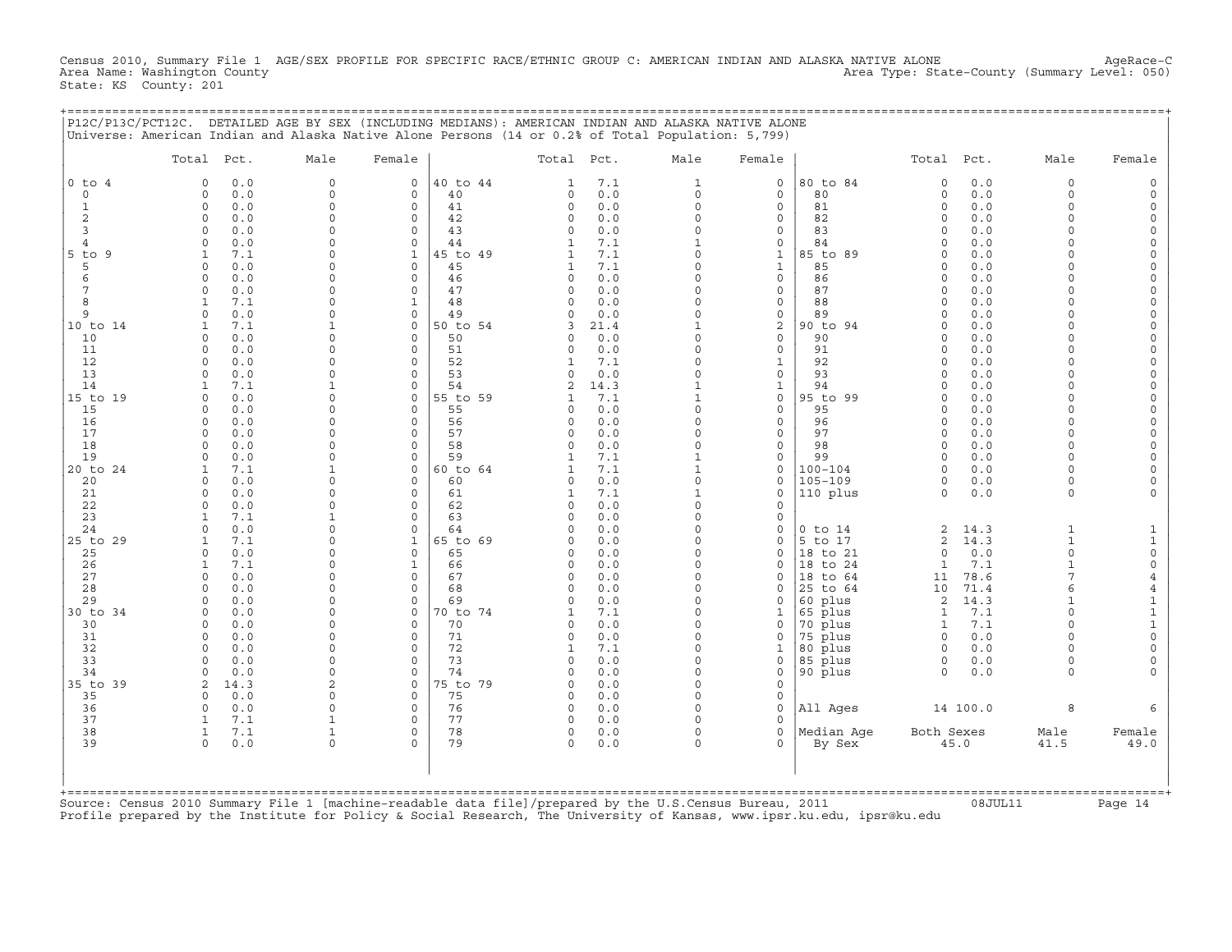Census 2010, Summary File 1 AGE/SEX PROFILE FOR SPECIFIC RACE/ETHNIC GROUP C: AMERICAN INDIAN AND ALASKA NATIVE ALONE AgeRace-C
Area Name: Washington County Area Type: State-County (Summary Level: 050)
State: KS County: 201

## P12C/P13C/PCT12C. DETAILED AGE BY SEX (INCLUDING MEDIANS): AMERICAN INDIAN AND ALASKA NATIVE ALONE

Universe: American Indian and Alaska Native Alone Persons (14 or 0.2% of Total Population: 5,799)

| | Total | Pct. | Male | Female | | Total | Pct. | Male | Female | | Total | Pct. | Male | Female |
|---|---|---|---|---|---|---|---|---|---|---|---|---|---|---|
| 0 to 4 | 0 | 0.0 | 0 | 0 | 40 to 44 | 1 | 7.1 | 1 | 0 | 80 to 84 | 0 | 0.0 | 0 | 0 |
| 0 | 0 | 0.0 | 0 | 0 | 40 | 0 | 0.0 | 0 | 0 | 80 | 0 | 0.0 | 0 | 0 |
| 1 | 0 | 0.0 | 0 | 0 | 41 | 0 | 0.0 | 0 | 0 | 81 | 0 | 0.0 | 0 | 0 |
| 2 | 0 | 0.0 | 0 | 0 | 42 | 0 | 0.0 | 0 | 0 | 82 | 0 | 0.0 | 0 | 0 |
| 3 | 0 | 0.0 | 0 | 0 | 43 | 0 | 0.0 | 0 | 0 | 83 | 0 | 0.0 | 0 | 0 |
| 4 | 0 | 0.0 | 0 | 0 | 44 | 1 | 7.1 | 1 | 0 | 84 | 0 | 0.0 | 0 | 0 |
| 5 to 9 | 1 | 7.1 | 0 | 1 | 45 to 49 | 1 | 7.1 | 0 | 1 | 85 to 89 | 0 | 0.0 | 0 | 0 |
| 5 | 0 | 0.0 | 0 | 0 | 45 | 1 | 7.1 | 0 | 1 | 85 | 0 | 0.0 | 0 | 0 |
| 6 | 0 | 0.0 | 0 | 0 | 46 | 0 | 0.0 | 0 | 0 | 86 | 0 | 0.0 | 0 | 0 |
| 7 | 0 | 0.0 | 0 | 0 | 47 | 0 | 0.0 | 0 | 0 | 87 | 0 | 0.0 | 0 | 0 |
| 8 | 1 | 7.1 | 0 | 1 | 48 | 0 | 0.0 | 0 | 0 | 88 | 0 | 0.0 | 0 | 0 |
| 9 | 0 | 0.0 | 0 | 0 | 49 | 0 | 0.0 | 0 | 0 | 89 | 0 | 0.0 | 0 | 0 |
| 10 to 14 | 1 | 7.1 | 1 | 0 | 50 to 54 | 3 | 21.4 | 1 | 2 | 90 to 94 | 0 | 0.0 | 0 | 0 |
| 10 | 0 | 0.0 | 0 | 0 | 50 | 0 | 0.0 | 0 | 0 | 90 | 0 | 0.0 | 0 | 0 |
| 11 | 0 | 0.0 | 0 | 0 | 51 | 0 | 0.0 | 0 | 0 | 91 | 0 | 0.0 | 0 | 0 |
| 12 | 0 | 0.0 | 0 | 0 | 52 | 1 | 7.1 | 0 | 1 | 92 | 0 | 0.0 | 0 | 0 |
| 13 | 0 | 0.0 | 0 | 0 | 53 | 0 | 0.0 | 0 | 0 | 93 | 0 | 0.0 | 0 | 0 |
| 14 | 1 | 7.1 | 1 | 0 | 54 | 2 | 14.3 | 1 | 1 | 94 | 0 | 0.0 | 0 | 0 |
| 15 to 19 | 0 | 0.0 | 0 | 0 | 55 to 59 | 1 | 7.1 | 1 | 0 | 95 to 99 | 0 | 0.0 | 0 | 0 |
| 15 | 0 | 0.0 | 0 | 0 | 55 | 0 | 0.0 | 0 | 0 | 95 | 0 | 0.0 | 0 | 0 |
| 16 | 0 | 0.0 | 0 | 0 | 56 | 0 | 0.0 | 0 | 0 | 96 | 0 | 0.0 | 0 | 0 |
| 17 | 0 | 0.0 | 0 | 0 | 57 | 0 | 0.0 | 0 | 0 | 97 | 0 | 0.0 | 0 | 0 |
| 18 | 0 | 0.0 | 0 | 0 | 58 | 0 | 0.0 | 0 | 0 | 98 | 0 | 0.0 | 0 | 0 |
| 19 | 0 | 0.0 | 0 | 0 | 59 | 1 | 7.1 | 1 | 0 | 99 | 0 | 0.0 | 0 | 0 |
| 20 to 24 | 1 | 7.1 | 1 | 0 | 60 to 64 | 1 | 7.1 | 1 | 0 | 100-104 | 0 | 0.0 | 0 | 0 |
| 20 | 0 | 0.0 | 0 | 0 | 60 | 0 | 0.0 | 0 | 0 | 105-109 | 0 | 0.0 | 0 | 0 |
| 21 | 0 | 0.0 | 0 | 0 | 61 | 1 | 7.1 | 1 | 0 | 110 plus | 0 | 0.0 | 0 | 0 |
| 22 | 0 | 0.0 | 0 | 0 | 62 | 0 | 0.0 | 0 | 0 | | | | | |
| 23 | 1 | 7.1 | 1 | 0 | 63 | 0 | 0.0 | 0 | 0 | | | | | |
| 24 | 0 | 0.0 | 0 | 0 | 64 | 0 | 0.0 | 0 | 0 | 0 to 14 | 2 | 14.3 | 1 | 1 |
| 25 to 29 | 1 | 7.1 | 0 | 1 | 65 to 69 | 0 | 0.0 | 0 | 0 | 5 to 17 | 2 | 14.3 | 1 | 1 |
| 25 | 0 | 0.0 | 0 | 0 | 65 | 0 | 0.0 | 0 | 0 | 18 to 21 | 0 | 0.0 | 0 | 0 |
| 26 | 1 | 7.1 | 0 | 1 | 66 | 0 | 0.0 | 0 | 0 | 18 to 24 | 1 | 7.1 | 1 | 0 |
| 27 | 0 | 0.0 | 0 | 0 | 67 | 0 | 0.0 | 0 | 0 | 18 to 64 | 11 | 78.6 | 7 | 4 |
| 28 | 0 | 0.0 | 0 | 0 | 68 | 0 | 0.0 | 0 | 0 | 25 to 64 | 10 | 71.4 | 6 | 4 |
| 29 | 0 | 0.0 | 0 | 0 | 69 | 0 | 0.0 | 0 | 0 | 60 plus | 2 | 14.3 | 1 | 1 |
| 30 to 34 | 0 | 0.0 | 0 | 0 | 70 to 74 | 1 | 7.1 | 0 | 1 | 65 plus | 1 | 7.1 | 0 | 1 |
| 30 | 0 | 0.0 | 0 | 0 | 70 | 0 | 0.0 | 0 | 0 | 70 plus | 1 | 7.1 | 0 | 1 |
| 31 | 0 | 0.0 | 0 | 0 | 71 | 0 | 0.0 | 0 | 0 | 75 plus | 0 | 0.0 | 0 | 0 |
| 32 | 0 | 0.0 | 0 | 0 | 72 | 1 | 7.1 | 0 | 1 | 80 plus | 0 | 0.0 | 0 | 0 |
| 33 | 0 | 0.0 | 0 | 0 | 73 | 0 | 0.0 | 0 | 0 | 85 plus | 0 | 0.0 | 0 | 0 |
| 34 | 0 | 0.0 | 0 | 0 | 74 | 0 | 0.0 | 0 | 0 | 90 plus | 0 | 0.0 | 0 | 0 |
| 35 to 39 | 2 | 14.3 | 2 | 0 | 75 to 79 | 0 | 0.0 | 0 | 0 | | | | | |
| 35 | 0 | 0.0 | 0 | 0 | 75 | 0 | 0.0 | 0 | 0 | | | | | |
| 36 | 0 | 0.0 | 0 | 0 | 76 | 0 | 0.0 | 0 | 0 | All Ages | 14 | 100.0 | 8 | 6 |
| 37 | 1 | 7.1 | 1 | 0 | 77 | 0 | 0.0 | 0 | 0 | | | | | |
| 38 | 1 | 7.1 | 1 | 0 | 78 | 0 | 0.0 | 0 | 0 | Median Age | Both Sexes | | Male | Female |
| 39 | 0 | 0.0 | 0 | 0 | 79 | 0 | 0.0 | 0 | 0 | By Sex | 45.0 | | 41.5 | 49.0 |

Source: Census 2010 Summary File 1 [machine-readable data file]/prepared by the U.S.Census Bureau, 2011 08JUL11
Profile prepared by the Institute for Policy & Social Research, The University of Kansas, www.ipsr.ku.edu, ipsr@ku.edu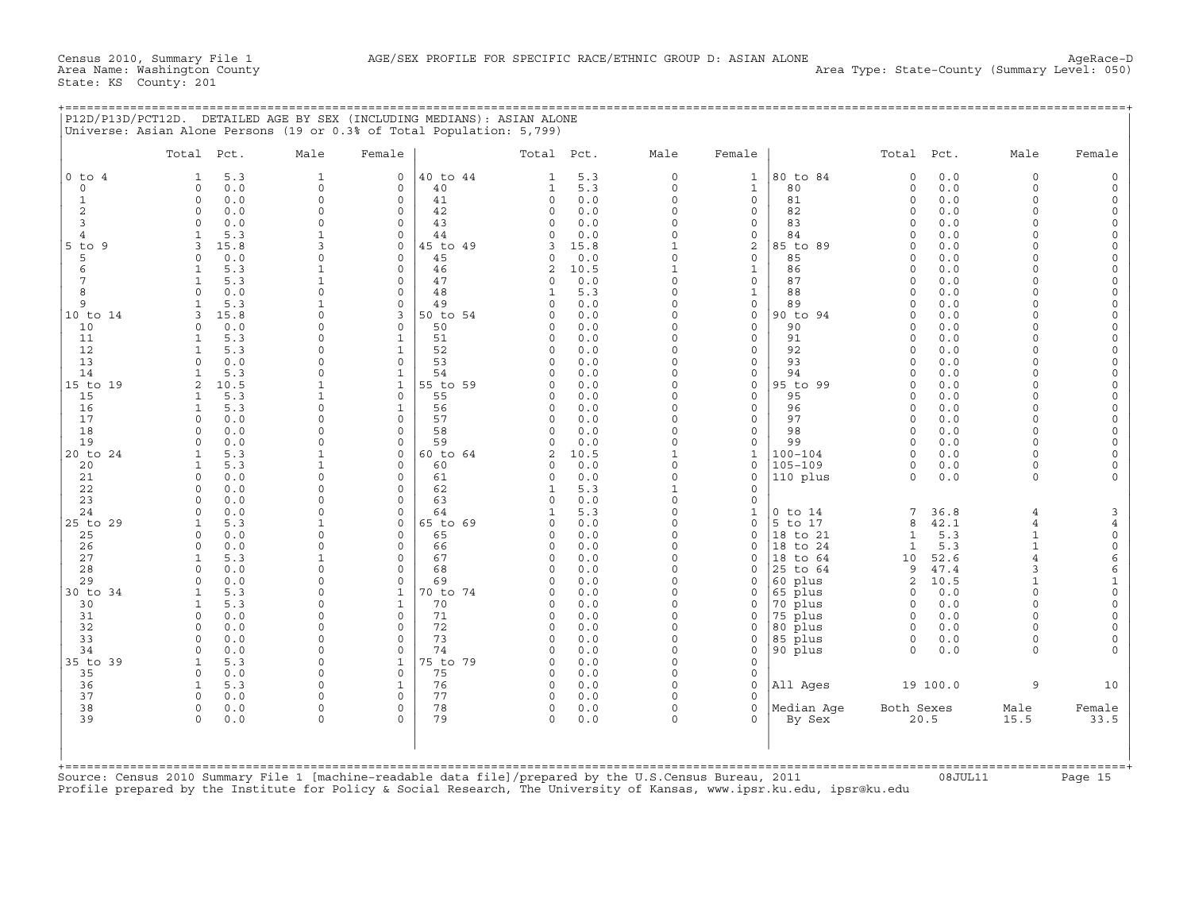Census 2010, Summary File 1 AGE/SEX PROFILE FOR SPECIFIC RACE/ETHNIC GROUP D: ASIAN ALONE AgeRace-D
Area Name: Washington County Area Type: State-County (Summary Level: 050)
State: KS County: 201

## P12D/P13D/PCT12D. DETAILED AGE BY SEX (INCLUDING MEDIANS): ASIAN ALONE

Universe: Asian Alone Persons (19 or 0.3% of Total Population: 5,799)

| | Total | Pct. | Male | Female | | Total | Pct. | Male | Female | | Total | Pct. | Male | Female |
|---|---|---|---|---|---|---|---|---|---|---|---|---|---|---|
| 0 to 4 | 1 | 5.3 | 1 | 0 | 40 to 44 | 1 | 5.3 | 0 | 1 | 80 to 84 | 0 | 0.0 | 0 | 0 |
| 0 | 0 | 0.0 | 0 | 0 | 40 | 1 | 5.3 | 0 | 1 | 80 | 0 | 0.0 | 0 | 0 |
| 1 | 0 | 0.0 | 0 | 0 | 41 | 0 | 0.0 | 0 | 0 | 81 | 0 | 0.0 | 0 | 0 |
| 2 | 0 | 0.0 | 0 | 0 | 42 | 0 | 0.0 | 0 | 0 | 82 | 0 | 0.0 | 0 | 0 |
| 3 | 0 | 0.0 | 0 | 0 | 43 | 0 | 0.0 | 0 | 0 | 83 | 0 | 0.0 | 0 | 0 |
| 4 | 1 | 5.3 | 1 | 0 | 44 | 0 | 0.0 | 0 | 0 | 84 | 0 | 0.0 | 0 | 0 |
| 5 to 9 | 3 | 15.8 | 3 | 0 | 45 to 49 | 3 | 15.8 | 1 | 2 | 85 to 89 | 0 | 0.0 | 0 | 0 |
| 5 | 0 | 0.0 | 0 | 0 | 45 | 0 | 0.0 | 0 | 0 | 85 | 0 | 0.0 | 0 | 0 |
| 6 | 1 | 5.3 | 1 | 0 | 46 | 2 | 10.5 | 1 | 1 | 86 | 0 | 0.0 | 0 | 0 |
| 7 | 1 | 5.3 | 1 | 0 | 47 | 0 | 0.0 | 0 | 0 | 87 | 0 | 0.0 | 0 | 0 |
| 8 | 0 | 0.0 | 0 | 0 | 48 | 1 | 5.3 | 0 | 1 | 88 | 0 | 0.0 | 0 | 0 |
| 9 | 1 | 5.3 | 1 | 0 | 49 | 0 | 0.0 | 0 | 0 | 89 | 0 | 0.0 | 0 | 0 |
| 10 to 14 | 3 | 15.8 | 0 | 3 | 50 to 54 | 0 | 0.0 | 0 | 0 | 90 to 94 | 0 | 0.0 | 0 | 0 |
| 10 | 0 | 0.0 | 0 | 0 | 50 | 0 | 0.0 | 0 | 0 | 90 | 0 | 0.0 | 0 | 0 |
| 11 | 1 | 5.3 | 0 | 1 | 51 | 0 | 0.0 | 0 | 0 | 91 | 0 | 0.0 | 0 | 0 |
| 12 | 1 | 5.3 | 0 | 1 | 52 | 0 | 0.0 | 0 | 0 | 92 | 0 | 0.0 | 0 | 0 |
| 13 | 0 | 0.0 | 0 | 0 | 53 | 0 | 0.0 | 0 | 0 | 93 | 0 | 0.0 | 0 | 0 |
| 14 | 1 | 5.3 | 0 | 1 | 54 | 0 | 0.0 | 0 | 0 | 94 | 0 | 0.0 | 0 | 0 |
| 15 to 19 | 2 | 10.5 | 1 | 1 | 55 to 59 | 0 | 0.0 | 0 | 0 | 95 to 99 | 0 | 0.0 | 0 | 0 |
| 15 | 1 | 5.3 | 1 | 0 | 55 | 0 | 0.0 | 0 | 0 | 95 | 0 | 0.0 | 0 | 0 |
| 16 | 1 | 5.3 | 0 | 1 | 56 | 0 | 0.0 | 0 | 0 | 96 | 0 | 0.0 | 0 | 0 |
| 17 | 0 | 0.0 | 0 | 0 | 57 | 0 | 0.0 | 0 | 0 | 97 | 0 | 0.0 | 0 | 0 |
| 18 | 0 | 0.0 | 0 | 0 | 58 | 0 | 0.0 | 0 | 0 | 98 | 0 | 0.0 | 0 | 0 |
| 19 | 0 | 0.0 | 0 | 0 | 59 | 0 | 0.0 | 0 | 0 | 99 | 0 | 0.0 | 0 | 0 |
| 20 to 24 | 1 | 5.3 | 1 | 0 | 60 to 64 | 2 | 10.5 | 1 | 1 | 100-104 | 0 | 0.0 | 0 | 0 |
| 20 | 1 | 5.3 | 1 | 0 | 60 | 0 | 0.0 | 0 | 0 | 105-109 | 0 | 0.0 | 0 | 0 |
| 21 | 0 | 0.0 | 0 | 0 | 61 | 0 | 0.0 | 0 | 0 | 110 plus | 0 | 0.0 | 0 | 0 |
| 22 | 0 | 0.0 | 0 | 0 | 62 | 1 | 5.3 | 1 | 0 | | | | | |
| 23 | 0 | 0.0 | 0 | 0 | 63 | 0 | 0.0 | 0 | 0 | | | | | |
| 24 | 0 | 0.0 | 0 | 0 | 64 | 1 | 5.3 | 0 | 1 | 0 to 14 | 7 | 36.8 | 4 | 3 |
| 25 to 29 | 1 | 5.3 | 1 | 0 | 65 to 69 | 0 | 0.0 | 0 | 0 | 5 to 17 | 8 | 42.1 | 4 | 4 |
| 25 | 0 | 0.0 | 0 | 0 | 65 | 0 | 0.0 | 0 | 0 | 18 to 21 | 1 | 5.3 | 1 | 0 |
| 26 | 0 | 0.0 | 0 | 0 | 66 | 0 | 0.0 | 0 | 0 | 18 to 24 | 1 | 5.3 | 1 | 0 |
| 27 | 1 | 5.3 | 1 | 0 | 67 | 0 | 0.0 | 0 | 0 | 18 to 64 | 10 | 52.6 | 4 | 6 |
| 28 | 0 | 0.0 | 0 | 0 | 68 | 0 | 0.0 | 0 | 0 | 25 to 64 | 9 | 47.4 | 3 | 6 |
| 29 | 0 | 0.0 | 0 | 0 | 69 | 0 | 0.0 | 0 | 0 | 60 plus | 2 | 10.5 | 1 | 1 |
| 30 to 34 | 1 | 5.3 | 0 | 1 | 70 to 74 | 0 | 0.0 | 0 | 0 | 65 plus | 0 | 0.0 | 0 | 0 |
| 30 | 1 | 5.3 | 0 | 1 | 70 | 0 | 0.0 | 0 | 0 | 70 plus | 0 | 0.0 | 0 | 0 |
| 31 | 0 | 0.0 | 0 | 0 | 71 | 0 | 0.0 | 0 | 0 | 75 plus | 0 | 0.0 | 0 | 0 |
| 32 | 0 | 0.0 | 0 | 0 | 72 | 0 | 0.0 | 0 | 0 | 80 plus | 0 | 0.0 | 0 | 0 |
| 33 | 0 | 0.0 | 0 | 0 | 73 | 0 | 0.0 | 0 | 0 | 85 plus | 0 | 0.0 | 0 | 0 |
| 34 | 0 | 0.0 | 0 | 0 | 74 | 0 | 0.0 | 0 | 0 | 90 plus | 0 | 0.0 | 0 | 0 |
| 35 to 39 | 1 | 5.3 | 0 | 1 | 75 to 79 | 0 | 0.0 | 0 | 0 | | | | | |
| 35 | 0 | 0.0 | 0 | 0 | 75 | 0 | 0.0 | 0 | 0 | | | | | |
| 36 | 1 | 5.3 | 0 | 1 | 76 | 0 | 0.0 | 0 | 0 | All Ages | 19 | 100.0 | 9 | 10 |
| 37 | 0 | 0.0 | 0 | 0 | 77 | 0 | 0.0 | 0 | 0 | | | | | |
| 38 | 0 | 0.0 | 0 | 0 | 78 | 0 | 0.0 | 0 | 0 | Median Age | Both Sexes | | Male | Female |
| 39 | 0 | 0.0 | 0 | 0 | 79 | 0 | 0.0 | 0 | 0 | By Sex | 20.5 | | 15.5 | 33.5 |

Source: Census 2010 Summary File 1 [machine-readable data file]/prepared by the U.S.Census Bureau, 2011 08JUL11
Profile prepared by the Institute for Policy & Social Research, The University of Kansas, www.ipsr.ku.edu, ipsr@ku.edu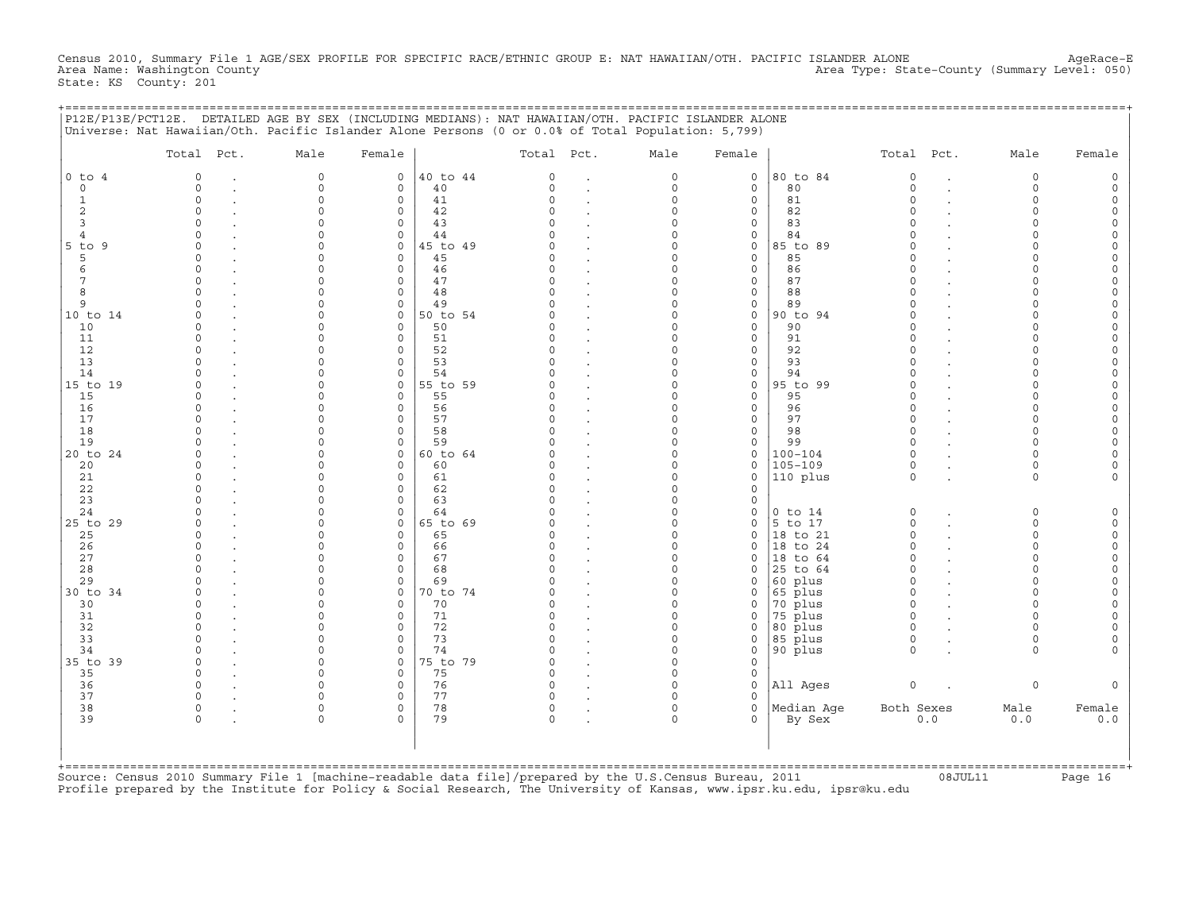Census 2010, Summary File 1 AGE/SEX PROFILE FOR SPECIFIC RACE/ETHNIC GROUP E: NAT HAWAIIAN/OTH. PACIFIC ISLANDER ALONE AgeRace-E
Area Name: Washington County Area Type: State-County (Summary Level: 050)
State: KS County: 201

## P12E/P13E/PCT12E. DETAILED AGE BY SEX (INCLUDING MEDIANS): NAT HAWAIIAN/OTH. PACIFIC ISLANDER ALONE

Universe: Nat Hawaiian/Oth. Pacific Islander Alone Persons (0 or 0.0% of Total Population: 5,799)

| | Total | Pct. | Male | Female | | Total | Pct. | Male | Female | | Total | Pct. | Male | Female |
|---|---|---|---|---|---|---|---|---|---|---|---|---|---|---|
| 0 to 4 | 0 | . | 0 | 0 | 40 to 44 | 0 | . | 0 | 0 | 80 to 84 | 0 | . | 0 | 0 |
| 0 | 0 | . | 0 | 0 | 40 | 0 | . | 0 | 0 | 80 | 0 | . | 0 | 0 |
| 1 | 0 | . | 0 | 0 | 41 | 0 | . | 0 | 0 | 81 | 0 | . | 0 | 0 |
| 2 | 0 | . | 0 | 0 | 42 | 0 | . | 0 | 0 | 82 | 0 | . | 0 | 0 |
| 3 | 0 | . | 0 | 0 | 43 | 0 | . | 0 | 0 | 83 | 0 | . | 0 | 0 |
| 4 | 0 | . | 0 | 0 | 44 | 0 | . | 0 | 0 | 84 | 0 | . | 0 | 0 |
| 5 to 9 | 0 | . | 0 | 0 | 45 to 49 | 0 | . | 0 | 0 | 85 to 89 | 0 | . | 0 | 0 |
| 5 | 0 | . | 0 | 0 | 45 | 0 | . | 0 | 0 | 85 | 0 | . | 0 | 0 |
| 6 | 0 | . | 0 | 0 | 46 | 0 | . | 0 | 0 | 86 | 0 | . | 0 | 0 |
| 7 | 0 | . | 0 | 0 | 47 | 0 | . | 0 | 0 | 87 | 0 | . | 0 | 0 |
| 8 | 0 | . | 0 | 0 | 48 | 0 | . | 0 | 0 | 88 | 0 | . | 0 | 0 |
| 9 | 0 | . | 0 | 0 | 49 | 0 | . | 0 | 0 | 89 | 0 | . | 0 | 0 |
| 10 to 14 | 0 | . | 0 | 0 | 50 to 54 | 0 | . | 0 | 0 | 90 to 94 | 0 | . | 0 | 0 |
| 10 | 0 | . | 0 | 0 | 50 | 0 | . | 0 | 0 | 90 | 0 | . | 0 | 0 |
| 11 | 0 | . | 0 | 0 | 51 | 0 | . | 0 | 0 | 91 | 0 | . | 0 | 0 |
| 12 | 0 | . | 0 | 0 | 52 | 0 | . | 0 | 0 | 92 | 0 | . | 0 | 0 |
| 13 | 0 | . | 0 | 0 | 53 | 0 | . | 0 | 0 | 93 | 0 | . | 0 | 0 |
| 14 | 0 | . | 0 | 0 | 54 | 0 | . | 0 | 0 | 94 | 0 | . | 0 | 0 |
| 15 to 19 | 0 | . | 0 | 0 | 55 to 59 | 0 | . | 0 | 0 | 95 to 99 | 0 | . | 0 | 0 |
| 15 | 0 | . | 0 | 0 | 55 | 0 | . | 0 | 0 | 95 | 0 | . | 0 | 0 |
| 16 | 0 | . | 0 | 0 | 56 | 0 | . | 0 | 0 | 96 | 0 | . | 0 | 0 |
| 17 | 0 | . | 0 | 0 | 57 | 0 | . | 0 | 0 | 97 | 0 | . | 0 | 0 |
| 18 | 0 | . | 0 | 0 | 58 | 0 | . | 0 | 0 | 98 | 0 | . | 0 | 0 |
| 19 | 0 | . | 0 | 0 | 59 | 0 | . | 0 | 0 | 99 | 0 | . | 0 | 0 |
| 20 to 24 | 0 | . | 0 | 0 | 60 to 64 | 0 | . | 0 | 0 | 100-104 | 0 | . | 0 | 0 |
| 20 | 0 | . | 0 | 0 | 60 | 0 | . | 0 | 0 | 105-109 | 0 | . | 0 | 0 |
| 21 | 0 | . | 0 | 0 | 61 | 0 | . | 0 | 0 | 110 plus | 0 | . | 0 | 0 |
| 22 | 0 | . | 0 | 0 | 62 | 0 | . | 0 | 0 | | | | | |
| 23 | 0 | . | 0 | 0 | 63 | 0 | . | 0 | 0 | | | | | |
| 24 | 0 | . | 0 | 0 | 64 | 0 | . | 0 | 0 | 0 to 14 | 0 | . | 0 | 0 |
| 25 to 29 | 0 | . | 0 | 0 | 65 to 69 | 0 | . | 0 | 0 | 5 to 17 | 0 | . | 0 | 0 |
| 25 | 0 | . | 0 | 0 | 65 | 0 | . | 0 | 0 | 18 to 21 | 0 | . | 0 | 0 |
| 26 | 0 | . | 0 | 0 | 66 | 0 | . | 0 | 0 | 18 to 24 | 0 | . | 0 | 0 |
| 27 | 0 | . | 0 | 0 | 67 | 0 | . | 0 | 0 | 18 to 64 | 0 | . | 0 | 0 |
| 28 | 0 | . | 0 | 0 | 68 | 0 | . | 0 | 0 | 25 to 64 | 0 | . | 0 | 0 |
| 29 | 0 | . | 0 | 0 | 69 | 0 | . | 0 | 0 | 60 plus | 0 | . | 0 | 0 |
| 30 to 34 | 0 | . | 0 | 0 | 70 to 74 | 0 | . | 0 | 0 | 65 plus | 0 | . | 0 | 0 |
| 30 | 0 | . | 0 | 0 | 70 | 0 | . | 0 | 0 | 70 plus | 0 | . | 0 | 0 |
| 31 | 0 | . | 0 | 0 | 71 | 0 | . | 0 | 0 | 75 plus | 0 | . | 0 | 0 |
| 32 | 0 | . | 0 | 0 | 72 | 0 | . | 0 | 0 | 80 plus | 0 | . | 0 | 0 |
| 33 | 0 | . | 0 | 0 | 73 | 0 | . | 0 | 0 | 85 plus | 0 | . | 0 | 0 |
| 34 | 0 | . | 0 | 0 | 74 | 0 | . | 0 | 0 | 90 plus | 0 | . | 0 | 0 |
| 35 to 39 | 0 | . | 0 | 0 | 75 to 79 | 0 | . | 0 | 0 | | | | | |
| 35 | 0 | . | 0 | 0 | 75 | 0 | . | 0 | 0 | | | | | |
| 36 | 0 | . | 0 | 0 | 76 | 0 | . | 0 | 0 | All Ages | 0 | . | 0 | 0 |
| 37 | 0 | . | 0 | 0 | 77 | 0 | . | 0 | 0 | | | | | |
| 38 | 0 | . | 0 | 0 | 78 | 0 | . | 0 | 0 | Median Age | Both Sexes | | Male | Female |
| 39 | 0 | . | 0 | 0 | 79 | 0 | . | 0 | 0 | By Sex | 0.0 | | 0.0 | 0.0 |

Source: Census 2010 Summary File 1 [machine-readable data file]/prepared by the U.S.Census Bureau, 2011 08JUL11
Profile prepared by the Institute for Policy & Social Research, The University of Kansas, www.ipsr.ku.edu, ipsr@ku.edu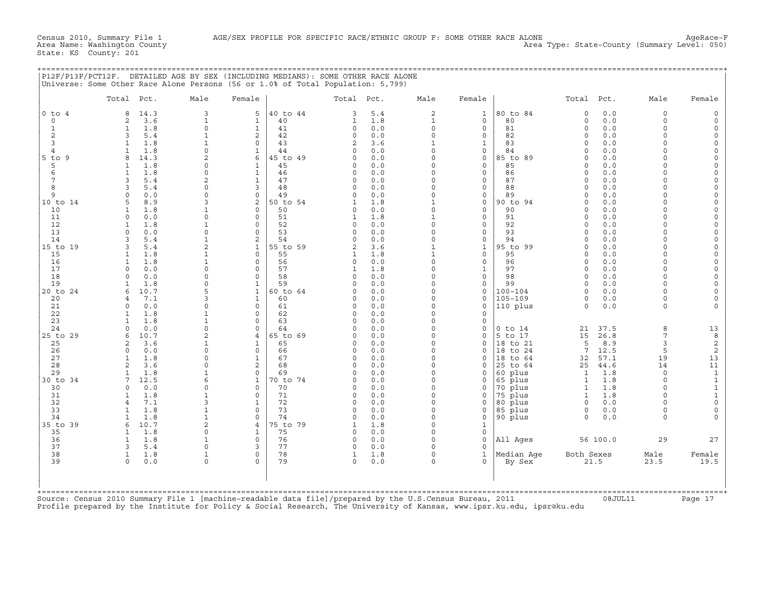Census 2010, Summary File 1 AGE/SEX PROFILE FOR SPECIFIC RACE/ETHNIC GROUP F: SOME OTHER RACE ALONE AgeRace-F
Area Name: Washington County Area Type: State-County (Summary Level: 050)
State: KS County: 201

## P12F/P13F/PCT12F. DETAILED AGE BY SEX (INCLUDING MEDIANS): SOME OTHER RACE ALONE

Universe: Some Other Race Alone Persons (56 or 1.0% of Total Population: 5,799)

| | Total | Pct. | Male | Female | | Total | Pct. | Male | Female | | Total | Pct. | Male | Female |
|---|---|---|---|---|---|---|---|---|---|---|---|---|---|---|
| 0 to 4 | 8 | 14.3 | 3 | 5 | 40 to 44 | 3 | 5.4 | 2 | 1 | 80 to 84 | 0 | 0.0 | 0 | 0 |
| 0 | 2 | 3.6 | 1 | 1 | 40 | 1 | 1.8 | 1 | 0 | 80 | 0 | 0.0 | 0 | 0 |
| 1 | 1 | 1.8 | 0 | 1 | 41 | 0 | 0.0 | 0 | 0 | 81 | 0 | 0.0 | 0 | 0 |
| 2 | 3 | 5.4 | 1 | 2 | 42 | 0 | 0.0 | 0 | 0 | 82 | 0 | 0.0 | 0 | 0 |
| 3 | 1 | 1.8 | 1 | 0 | 43 | 2 | 3.6 | 1 | 1 | 83 | 0 | 0.0 | 0 | 0 |
| 4 | 1 | 1.8 | 0 | 1 | 44 | 0 | 0.0 | 0 | 0 | 84 | 0 | 0.0 | 0 | 0 |
| 5 to 9 | 8 | 14.3 | 2 | 6 | 45 to 49 | 0 | 0.0 | 0 | 0 | 85 to 89 | 0 | 0.0 | 0 | 0 |
| 5 | 1 | 1.8 | 0 | 1 | 45 | 0 | 0.0 | 0 | 0 | 85 | 0 | 0.0 | 0 | 0 |
| 6 | 1 | 1.8 | 0 | 1 | 46 | 0 | 0.0 | 0 | 0 | 86 | 0 | 0.0 | 0 | 0 |
| 7 | 3 | 5.4 | 2 | 1 | 47 | 0 | 0.0 | 0 | 0 | 87 | 0 | 0.0 | 0 | 0 |
| 8 | 3 | 5.4 | 0 | 3 | 48 | 0 | 0.0 | 0 | 0 | 88 | 0 | 0.0 | 0 | 0 |
| 9 | 0 | 0.0 | 0 | 0 | 49 | 0 | 0.0 | 0 | 0 | 89 | 0 | 0.0 | 0 | 0 |
| 10 to 14 | 5 | 8.9 | 3 | 2 | 50 to 54 | 1 | 1.8 | 1 | 0 | 90 to 94 | 0 | 0.0 | 0 | 0 |
| 10 | 1 | 1.8 | 1 | 0 | 50 | 0 | 0.0 | 0 | 0 | 90 | 0 | 0.0 | 0 | 0 |
| 11 | 0 | 0.0 | 0 | 0 | 51 | 1 | 1.8 | 1 | 0 | 91 | 0 | 0.0 | 0 | 0 |
| 12 | 1 | 1.8 | 1 | 0 | 52 | 0 | 0.0 | 0 | 0 | 92 | 0 | 0.0 | 0 | 0 |
| 13 | 0 | 0.0 | 0 | 0 | 53 | 0 | 0.0 | 0 | 0 | 93 | 0 | 0.0 | 0 | 0 |
| 14 | 3 | 5.4 | 1 | 2 | 54 | 0 | 0.0 | 0 | 0 | 94 | 0 | 0.0 | 0 | 0 |
| 15 to 19 | 3 | 5.4 | 2 | 1 | 55 to 59 | 2 | 3.6 | 1 | 1 | 95 to 99 | 0 | 0.0 | 0 | 0 |
| 15 | 1 | 1.8 | 1 | 0 | 55 | 1 | 1.8 | 1 | 0 | 95 | 0 | 0.0 | 0 | 0 |
| 16 | 1 | 1.8 | 1 | 0 | 56 | 0 | 0.0 | 0 | 0 | 96 | 0 | 0.0 | 0 | 0 |
| 17 | 0 | 0.0 | 0 | 0 | 57 | 1 | 1.8 | 0 | 1 | 97 | 0 | 0.0 | 0 | 0 |
| 18 | 0 | 0.0 | 0 | 0 | 58 | 0 | 0.0 | 0 | 0 | 98 | 0 | 0.0 | 0 | 0 |
| 19 | 1 | 1.8 | 0 | 1 | 59 | 0 | 0.0 | 0 | 0 | 99 | 0 | 0.0 | 0 | 0 |
| 20 to 24 | 6 | 10.7 | 5 | 1 | 60 to 64 | 0 | 0.0 | 0 | 0 | 100-104 | 0 | 0.0 | 0 | 0 |
| 20 | 4 | 7.1 | 3 | 1 | 60 | 0 | 0.0 | 0 | 0 | 105-109 | 0 | 0.0 | 0 | 0 |
| 21 | 0 | 0.0 | 0 | 0 | 61 | 0 | 0.0 | 0 | 0 | 110 plus | 0 | 0.0 | 0 | 0 |
| 22 | 1 | 1.8 | 1 | 0 | 62 | 0 | 0.0 | 0 | 0 | | | | | |
| 23 | 1 | 1.8 | 1 | 0 | 63 | 0 | 0.0 | 0 | 0 | | | | | |
| 24 | 0 | 0.0 | 0 | 0 | 64 | 0 | 0.0 | 0 | 0 | 0 to 14 | 21 | 37.5 | 8 | 13 |
| 25 to 29 | 6 | 10.7 | 2 | 4 | 65 to 69 | 0 | 0.0 | 0 | 0 | 5 to 17 | 15 | 26.8 | 7 | 8 |
| 25 | 2 | 3.6 | 1 | 1 | 65 | 0 | 0.0 | 0 | 0 | 18 to 21 | 5 | 8.9 | 3 | 2 |
| 26 | 0 | 0.0 | 0 | 0 | 66 | 0 | 0.0 | 0 | 0 | 18 to 24 | 7 | 12.5 | 5 | 2 |
| 27 | 1 | 1.8 | 0 | 1 | 67 | 0 | 0.0 | 0 | 0 | 18 to 64 | 32 | 57.1 | 19 | 13 |
| 28 | 2 | 3.6 | 0 | 2 | 68 | 0 | 0.0 | 0 | 0 | 25 to 64 | 25 | 44.6 | 14 | 11 |
| 29 | 1 | 1.8 | 1 | 0 | 69 | 0 | 0.0 | 0 | 0 | 60 plus | 1 | 1.8 | 0 | 1 |
| 30 to 34 | 7 | 12.5 | 6 | 1 | 70 to 74 | 0 | 0.0 | 0 | 0 | 65 plus | 1 | 1.8 | 0 | 1 |
| 30 | 0 | 0.0 | 0 | 0 | 70 | 0 | 0.0 | 0 | 0 | 70 plus | 1 | 1.8 | 0 | 1 |
| 31 | 1 | 1.8 | 1 | 0 | 71 | 0 | 0.0 | 0 | 0 | 75 plus | 1 | 1.8 | 0 | 1 |
| 32 | 4 | 7.1 | 3 | 1 | 72 | 0 | 0.0 | 0 | 0 | 80 plus | 0 | 0.0 | 0 | 0 |
| 33 | 1 | 1.8 | 1 | 0 | 73 | 0 | 0.0 | 0 | 0 | 85 plus | 0 | 0.0 | 0 | 0 |
| 34 | 1 | 1.8 | 1 | 0 | 74 | 0 | 0.0 | 0 | 0 | 90 plus | 0 | 0.0 | 0 | 0 |
| 35 to 39 | 6 | 10.7 | 2 | 4 | 75 to 79 | 1 | 1.8 | 0 | 1 | | | | | |
| 35 | 1 | 1.8 | 0 | 1 | 75 | 0 | 0.0 | 0 | 0 | | | | | |
| 36 | 1 | 1.8 | 1 | 0 | 76 | 0 | 0.0 | 0 | 0 | All Ages | 56 | 100.0 | 29 | 27 |
| 37 | 3 | 5.4 | 0 | 3 | 77 | 0 | 0.0 | 0 | 0 | | | | | |
| 38 | 1 | 1.8 | 1 | 0 | 78 | 1 | 1.8 | 0 | 1 | Median Age | Both Sexes | | Male | Female |
| 39 | 0 | 0.0 | 0 | 0 | 79 | 0 | 0.0 | 0 | 0 | By Sex | 21.5 | | 23.5 | 19.5 |

Source: Census 2010 Summary File 1 [machine-readable data file]/prepared by the U.S.Census Bureau, 2011 08JUL11
Profile prepared by the Institute for Policy & Social Research, The University of Kansas, www.ipsr.ku.edu, ipsr@ku.edu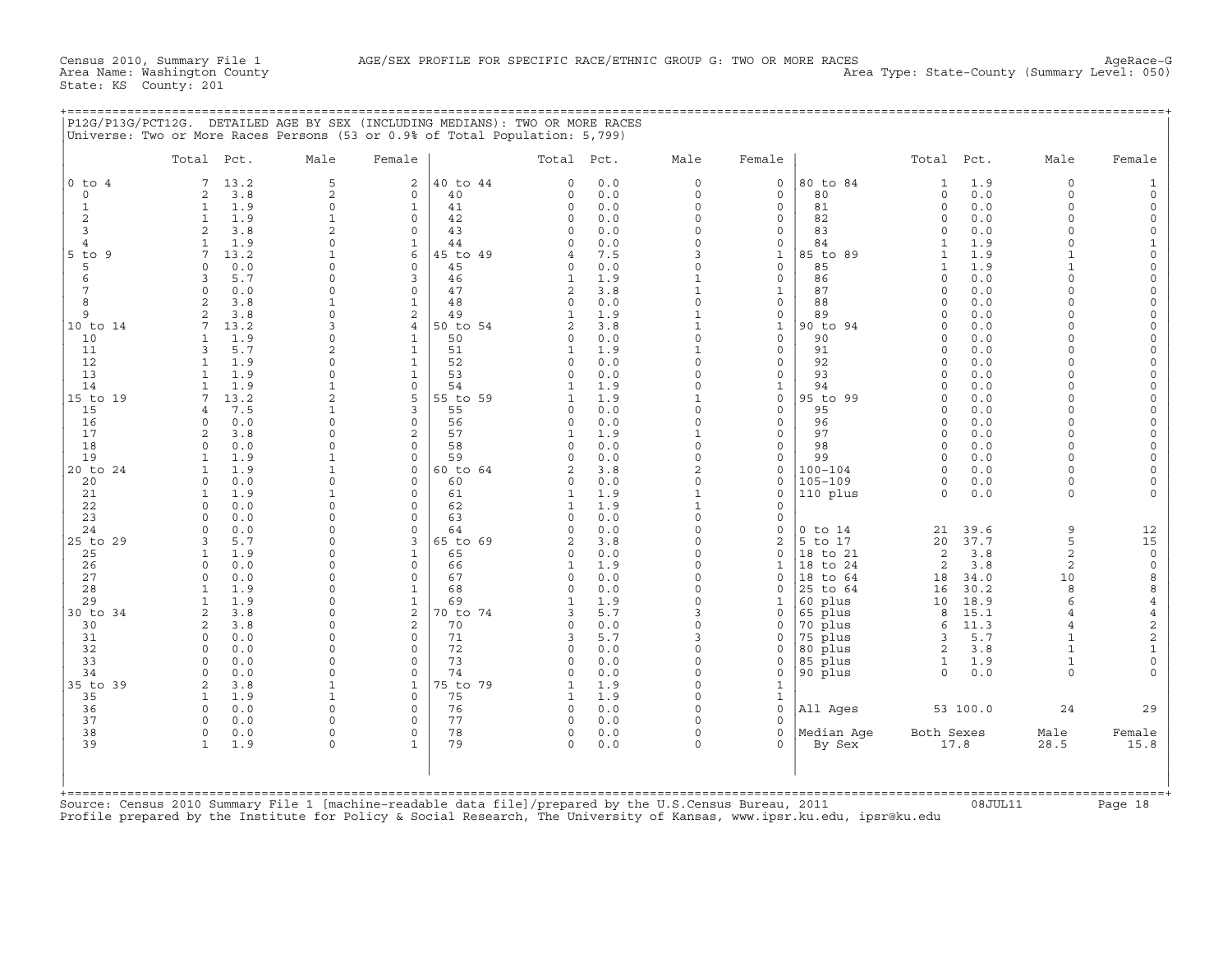Census 2010, Summary File 1　　AGE/SEX PROFILE FOR SPECIFIC RACE/ETHNIC GROUP G: TWO OR MORE RACES　　AgeRace-G
Area Name: Washington County　　Area Type: State-County (Summary Level: 050)
State: KS County: 201

## P12G/P13G/PCT12G. DETAILED AGE BY SEX (INCLUDING MEDIANS): TWO OR MORE RACES

Universe: Two or More Races Persons (53 or 0.9% of Total Population: 5,799)

| | Total | Pct. | Male | Female | | Total | Pct. | Male | Female | | Total | Pct. | Male | Female |
|---|---|---|---|---|---|---|---|---|---|---|---|---|---|---|
| 0 to 4 | 7 | 13.2 | 5 | 2 | 40 to 44 | 0 | 0.0 | 0 | 0 | 80 to 84 | 1 | 1.9 | 0 | 1 |
| 0 | 2 | 3.8 | 2 | 0 | 40 | 0 | 0.0 | 0 | 0 | 80 | 0 | 0.0 | 0 | 0 |
| 1 | 1 | 1.9 | 0 | 1 | 41 | 0 | 0.0 | 0 | 0 | 81 | 0 | 0.0 | 0 | 0 |
| 2 | 1 | 1.9 | 1 | 0 | 42 | 0 | 0.0 | 0 | 0 | 82 | 0 | 0.0 | 0 | 0 |
| 3 | 2 | 3.8 | 2 | 0 | 43 | 0 | 0.0 | 0 | 0 | 83 | 0 | 0.0 | 0 | 0 |
| 4 | 1 | 1.9 | 0 | 1 | 44 | 0 | 0.0 | 0 | 0 | 84 | 1 | 1.9 | 0 | 1 |
| 5 to 9 | 7 | 13.2 | 1 | 6 | 45 to 49 | 4 | 7.5 | 3 | 1 | 85 to 89 | 1 | 1.9 | 1 | 0 |
| 5 | 0 | 0.0 | 0 | 0 | 45 | 0 | 0.0 | 0 | 0 | 85 | 1 | 1.9 | 1 | 0 |
| 6 | 3 | 5.7 | 0 | 3 | 46 | 1 | 1.9 | 1 | 0 | 86 | 0 | 0.0 | 0 | 0 |
| 7 | 0 | 0.0 | 0 | 0 | 47 | 2 | 3.8 | 1 | 1 | 87 | 0 | 0.0 | 0 | 0 |
| 8 | 2 | 3.8 | 1 | 1 | 48 | 0 | 0.0 | 0 | 0 | 88 | 0 | 0.0 | 0 | 0 |
| 9 | 2 | 3.8 | 0 | 2 | 49 | 1 | 1.9 | 1 | 0 | 89 | 0 | 0.0 | 0 | 0 |
| 10 to 14 | 7 | 13.2 | 3 | 4 | 50 to 54 | 2 | 3.8 | 1 | 1 | 90 to 94 | 0 | 0.0 | 0 | 0 |
| 10 | 1 | 1.9 | 0 | 1 | 50 | 0 | 0.0 | 0 | 0 | 90 | 0 | 0.0 | 0 | 0 |
| 11 | 3 | 5.7 | 2 | 1 | 51 | 1 | 1.9 | 1 | 0 | 91 | 0 | 0.0 | 0 | 0 |
| 12 | 1 | 1.9 | 0 | 1 | 52 | 0 | 0.0 | 0 | 0 | 92 | 0 | 0.0 | 0 | 0 |
| 13 | 1 | 1.9 | 0 | 1 | 53 | 0 | 0.0 | 0 | 0 | 93 | 0 | 0.0 | 0 | 0 |
| 14 | 1 | 1.9 | 1 | 0 | 54 | 1 | 1.9 | 0 | 1 | 94 | 0 | 0.0 | 0 | 0 |
| 15 to 19 | 7 | 13.2 | 2 | 5 | 55 to 59 | 1 | 1.9 | 1 | 0 | 95 to 99 | 0 | 0.0 | 0 | 0 |
| 15 | 4 | 7.5 | 1 | 3 | 55 | 0 | 0.0 | 0 | 0 | 95 | 0 | 0.0 | 0 | 0 |
| 16 | 0 | 0.0 | 0 | 0 | 56 | 0 | 0.0 | 0 | 0 | 96 | 0 | 0.0 | 0 | 0 |
| 17 | 2 | 3.8 | 0 | 2 | 57 | 1 | 1.9 | 1 | 0 | 97 | 0 | 0.0 | 0 | 0 |
| 18 | 0 | 0.0 | 0 | 0 | 58 | 0 | 0.0 | 0 | 0 | 98 | 0 | 0.0 | 0 | 0 |
| 19 | 1 | 1.9 | 1 | 0 | 59 | 0 | 0.0 | 0 | 0 | 99 | 0 | 0.0 | 0 | 0 |
| 20 to 24 | 1 | 1.9 | 1 | 0 | 60 to 64 | 2 | 3.8 | 2 | 0 | 100-104 | 0 | 0.0 | 0 | 0 |
| 20 | 0 | 0.0 | 0 | 0 | 60 | 0 | 0.0 | 0 | 0 | 105-109 | 0 | 0.0 | 0 | 0 |
| 21 | 1 | 1.9 | 1 | 0 | 61 | 1 | 1.9 | 1 | 0 | 110 plus | 0 | 0.0 | 0 | 0 |
| 22 | 0 | 0.0 | 0 | 0 | 62 | 1 | 1.9 | 1 | 0 | | | | | |
| 23 | 0 | 0.0 | 0 | 0 | 63 | 0 | 0.0 | 0 | 0 | | | | | |
| 24 | 0 | 0.0 | 0 | 0 | 64 | 0 | 0.0 | 0 | 0 | 0 to 14 | 21 | 39.6 | 9 | 12 |
| 25 to 29 | 3 | 5.7 | 0 | 3 | 65 to 69 | 2 | 3.8 | 0 | 2 | 5 to 17 | 20 | 37.7 | 5 | 15 |
| 25 | 1 | 1.9 | 0 | 1 | 65 | 0 | 0.0 | 0 | 0 | 18 to 21 | 2 | 3.8 | 2 | 0 |
| 26 | 0 | 0.0 | 0 | 0 | 66 | 1 | 1.9 | 0 | 1 | 18 to 24 | 2 | 3.8 | 2 | 0 |
| 27 | 0 | 0.0 | 0 | 0 | 67 | 0 | 0.0 | 0 | 0 | 18 to 64 | 18 | 34.0 | 10 | 8 |
| 28 | 1 | 1.9 | 0 | 1 | 68 | 0 | 0.0 | 0 | 0 | 25 to 64 | 16 | 30.2 | 8 | 8 |
| 29 | 1 | 1.9 | 0 | 1 | 69 | 1 | 1.9 | 0 | 1 | 60 plus | 10 | 18.9 | 6 | 4 |
| 30 to 34 | 2 | 3.8 | 0 | 2 | 70 to 74 | 3 | 5.7 | 3 | 0 | 65 plus | 8 | 15.1 | 4 | 4 |
| 30 | 2 | 3.8 | 0 | 2 | 70 | 0 | 0.0 | 0 | 0 | 70 plus | 6 | 11.3 | 4 | 2 |
| 31 | 0 | 0.0 | 0 | 0 | 71 | 3 | 5.7 | 3 | 0 | 75 plus | 3 | 5.7 | 1 | 2 |
| 32 | 0 | 0.0 | 0 | 0 | 72 | 0 | 0.0 | 0 | 0 | 80 plus | 2 | 3.8 | 1 | 1 |
| 33 | 0 | 0.0 | 0 | 0 | 73 | 0 | 0.0 | 0 | 0 | 85 plus | 1 | 1.9 | 1 | 0 |
| 34 | 0 | 0.0 | 0 | 0 | 74 | 0 | 0.0 | 0 | 0 | 90 plus | 0 | 0.0 | 0 | 0 |
| 35 to 39 | 2 | 3.8 | 1 | 1 | 75 to 79 | 1 | 1.9 | 0 | 1 | | | | | |
| 35 | 1 | 1.9 | 1 | 0 | 75 | 1 | 1.9 | 0 | 1 | | | | | |
| 36 | 0 | 0.0 | 0 | 0 | 76 | 0 | 0.0 | 0 | 0 | All Ages | 53 | 100.0 | 24 | 29 |
| 37 | 0 | 0.0 | 0 | 0 | 77 | 0 | 0.0 | 0 | 0 | | | | | |
| 38 | 0 | 0.0 | 0 | 0 | 78 | 0 | 0.0 | 0 | 0 | Median Age | Both Sexes | | Male | Female |
| 39 | 1 | 1.9 | 0 | 1 | 79 | 0 | 0.0 | 0 | 0 | By Sex | 17.8 | | 28.5 | 15.8 |

Source: Census 2010 Summary File 1 [machine-readable data file]/prepared by the U.S.Census Bureau, 2011　　08JUL11
Profile prepared by the Institute for Policy & Social Research, The University of Kansas, www.ipsr.ku.edu, ipsr@ku.edu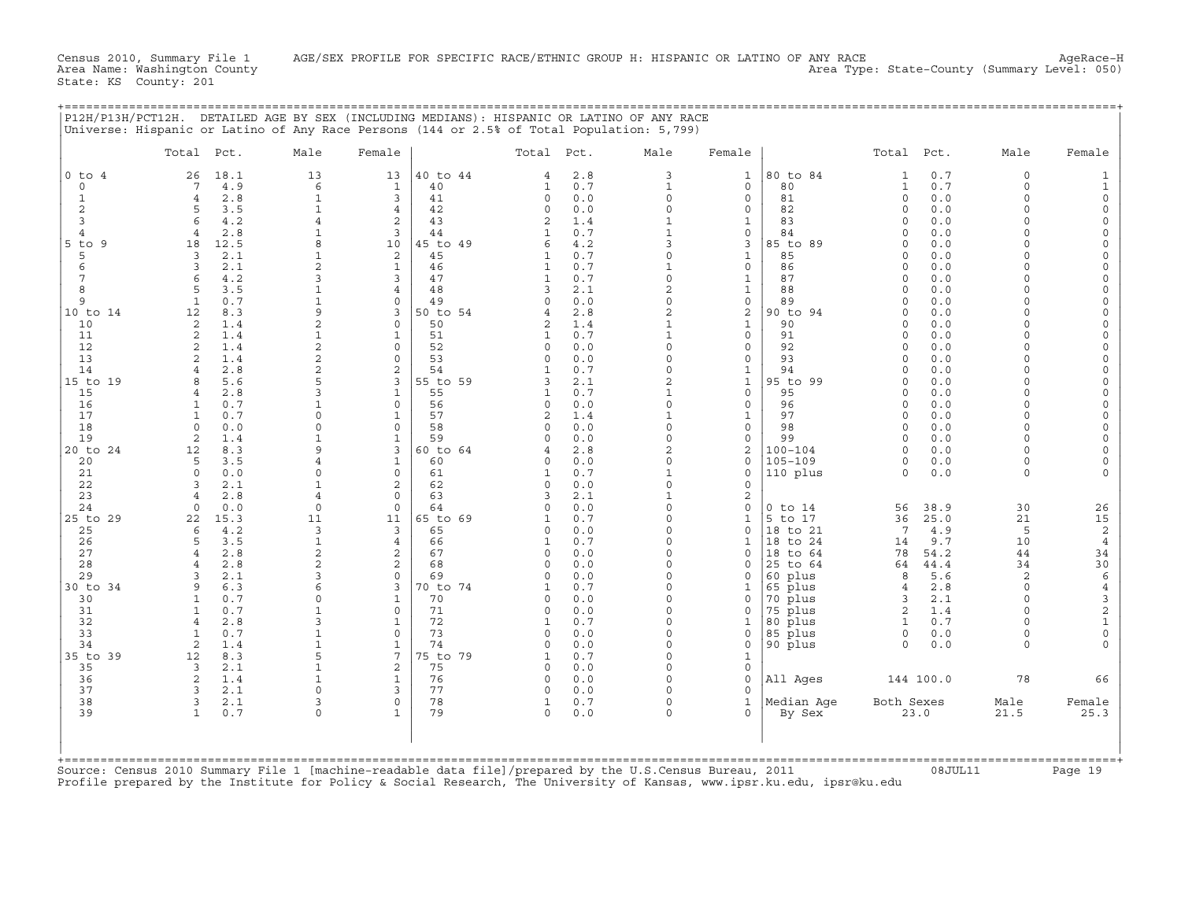Census 2010, Summary File 1 AGE/SEX PROFILE FOR SPECIFIC RACE/ETHNIC GROUP H: HISPANIC OR LATINO OF ANY RACE AgeRace-H
Area Name: Washington County Area Type: State-County (Summary Level: 050)
State: KS County: 201

P12H/P13H/PCT12H. DETAILED AGE BY SEX (INCLUDING MEDIANS): HISPANIC OR LATINO OF ANY RACE
Universe: Hispanic or Latino of Any Race Persons (144 or 2.5% of Total Population: 5,799)

| | Total | Pct. | Male | Female | | Total | Pct. | Male | Female | | Total | Pct. | Male | Female |
|---|---|---|---|---|---|---|---|---|---|---|---|---|---|---|
| 0 to 4 | 26 | 18.1 | 13 | 13 | 40 to 44 | 4 | 2.8 | 3 | 1 | 80 to 84 | 1 | 0.7 | 0 | 1 |
| 0 | 7 | 4.9 | 6 | 1 | 40 | 1 | 0.7 | 1 | 0 | 80 | 1 | 0.7 | 0 | 1 |
| 1 | 4 | 2.8 | 1 | 3 | 41 | 0 | 0.0 | 0 | 0 | 81 | 0 | 0.0 | 0 | 0 |
| 2 | 5 | 3.5 | 1 | 4 | 42 | 0 | 0.0 | 0 | 0 | 82 | 0 | 0.0 | 0 | 0 |
| 3 | 6 | 4.2 | 4 | 2 | 43 | 2 | 1.4 | 1 | 1 | 83 | 0 | 0.0 | 0 | 0 |
| 4 | 4 | 2.8 | 1 | 3 | 44 | 1 | 0.7 | 1 | 0 | 84 | 0 | 0.0 | 0 | 0 |
| 5 to 9 | 18 | 12.5 | 8 | 10 | 45 to 49 | 6 | 4.2 | 3 | 3 | 85 to 89 | 0 | 0.0 | 0 | 0 |
| 5 | 3 | 2.1 | 1 | 2 | 45 | 1 | 0.7 | 0 | 1 | 85 | 0 | 0.0 | 0 | 0 |
| 6 | 3 | 2.1 | 2 | 1 | 46 | 1 | 0.7 | 1 | 0 | 86 | 0 | 0.0 | 0 | 0 |
| 7 | 6 | 4.2 | 3 | 3 | 47 | 1 | 0.7 | 0 | 1 | 87 | 0 | 0.0 | 0 | 0 |
| 8 | 5 | 3.5 | 1 | 4 | 48 | 3 | 2.1 | 2 | 1 | 88 | 0 | 0.0 | 0 | 0 |
| 9 | 1 | 0.7 | 1 | 0 | 49 | 0 | 0.0 | 0 | 0 | 89 | 0 | 0.0 | 0 | 0 |
| 10 to 14 | 12 | 8.3 | 9 | 3 | 50 to 54 | 4 | 2.8 | 2 | 2 | 90 to 94 | 0 | 0.0 | 0 | 0 |
| 10 | 2 | 1.4 | 2 | 0 | 50 | 2 | 1.4 | 1 | 1 | 90 | 0 | 0.0 | 0 | 0 |
| 11 | 2 | 1.4 | 1 | 1 | 51 | 1 | 0.7 | 1 | 0 | 91 | 0 | 0.0 | 0 | 0 |
| 12 | 2 | 1.4 | 2 | 0 | 52 | 0 | 0.0 | 0 | 0 | 92 | 0 | 0.0 | 0 | 0 |
| 13 | 2 | 1.4 | 2 | 0 | 53 | 0 | 0.0 | 0 | 0 | 93 | 0 | 0.0 | 0 | 0 |
| 14 | 4 | 2.8 | 2 | 2 | 54 | 1 | 0.7 | 0 | 1 | 94 | 0 | 0.0 | 0 | 0 |
| 15 to 19 | 8 | 5.6 | 5 | 3 | 55 to 59 | 3 | 2.1 | 2 | 1 | 95 to 99 | 0 | 0.0 | 0 | 0 |
| 15 | 4 | 2.8 | 3 | 1 | 55 | 1 | 0.7 | 1 | 0 | 95 | 0 | 0.0 | 0 | 0 |
| 16 | 1 | 0.7 | 1 | 0 | 56 | 0 | 0.0 | 0 | 0 | 96 | 0 | 0.0 | 0 | 0 |
| 17 | 1 | 0.7 | 0 | 1 | 57 | 2 | 1.4 | 1 | 1 | 97 | 0 | 0.0 | 0 | 0 |
| 18 | 0 | 0.0 | 0 | 0 | 58 | 0 | 0.0 | 0 | 0 | 98 | 0 | 0.0 | 0 | 0 |
| 19 | 2 | 1.4 | 1 | 1 | 59 | 0 | 0.0 | 0 | 0 | 99 | 0 | 0.0 | 0 | 0 |
| 20 to 24 | 12 | 8.3 | 9 | 3 | 60 to 64 | 4 | 2.8 | 2 | 2 | 100-104 | 0 | 0.0 | 0 | 0 |
| 20 | 5 | 3.5 | 4 | 1 | 60 | 0 | 0.0 | 0 | 0 | 105-109 | 0 | 0.0 | 0 | 0 |
| 21 | 0 | 0.0 | 0 | 0 | 61 | 1 | 0.7 | 1 | 0 | 110 plus | 0 | 0.0 | 0 | 0 |
| 22 | 3 | 2.1 | 1 | 2 | 62 | 0 | 0.0 | 0 | 0 | | | | | |
| 23 | 4 | 2.8 | 4 | 0 | 63 | 3 | 2.1 | 1 | 2 | | | | | |
| 24 | 0 | 0.0 | 0 | 0 | 64 | 0 | 0.0 | 0 | 0 | 0 to 14 | 56 | 38.9 | 30 | 26 |
| 25 to 29 | 22 | 15.3 | 11 | 11 | 65 to 69 | 1 | 0.7 | 0 | 1 | 5 to 17 | 36 | 25.0 | 21 | 15 |
| 25 | 6 | 4.2 | 3 | 3 | 65 | 0 | 0.0 | 0 | 0 | 18 to 21 | 7 | 4.9 | 5 | 2 |
| 26 | 5 | 3.5 | 1 | 4 | 66 | 1 | 0.7 | 0 | 1 | 18 to 24 | 14 | 9.7 | 10 | 4 |
| 27 | 4 | 2.8 | 2 | 2 | 67 | 0 | 0.0 | 0 | 0 | 18 to 64 | 78 | 54.2 | 44 | 34 |
| 28 | 4 | 2.8 | 2 | 2 | 68 | 0 | 0.0 | 0 | 0 | 25 to 64 | 64 | 44.4 | 34 | 30 |
| 29 | 3 | 2.1 | 3 | 0 | 69 | 0 | 0.0 | 0 | 0 | 60 plus | 8 | 5.6 | 2 | 6 |
| 30 to 34 | 9 | 6.3 | 6 | 3 | 70 to 74 | 1 | 0.7 | 0 | 1 | 65 plus | 4 | 2.8 | 0 | 4 |
| 30 | 1 | 0.7 | 0 | 1 | 70 | 0 | 0.0 | 0 | 0 | 70 plus | 3 | 2.1 | 0 | 3 |
| 31 | 1 | 0.7 | 1 | 0 | 71 | 0 | 0.0 | 0 | 0 | 75 plus | 2 | 1.4 | 0 | 2 |
| 32 | 4 | 2.8 | 3 | 1 | 72 | 1 | 0.7 | 0 | 1 | 80 plus | 1 | 0.7 | 0 | 1 |
| 33 | 1 | 0.7 | 1 | 0 | 73 | 0 | 0.0 | 0 | 0 | 85 plus | 0 | 0.0 | 0 | 0 |
| 34 | 2 | 1.4 | 1 | 1 | 74 | 0 | 0.0 | 0 | 0 | 90 plus | 0 | 0.0 | 0 | 0 |
| 35 to 39 | 12 | 8.3 | 5 | 7 | 75 to 79 | 1 | 0.7 | 0 | 1 | | | | | |
| 35 | 3 | 2.1 | 1 | 2 | 75 | 0 | 0.0 | 0 | 0 | | | | | |
| 36 | 2 | 1.4 | 1 | 1 | 76 | 0 | 0.0 | 0 | 0 | All Ages | 144 | 100.0 | 78 | 66 |
| 37 | 3 | 2.1 | 0 | 3 | 77 | 0 | 0.0 | 0 | 0 | | | | | |
| 38 | 3 | 2.1 | 3 | 0 | 78 | 1 | 0.7 | 0 | 1 | Median Age | Both Sexes | | Male | Female |
| 39 | 1 | 0.7 | 0 | 1 | 79 | 0 | 0.0 | 0 | 0 | By Sex | 23.0 | | 21.5 | 25.3 |

Source: Census 2010 Summary File 1 [machine-readable data file]/prepared by the U.S.Census Bureau, 2011 08JUL11
Profile prepared by the Institute for Policy & Social Research, The University of Kansas, www.ipsr.ku.edu, ipsr@ku.edu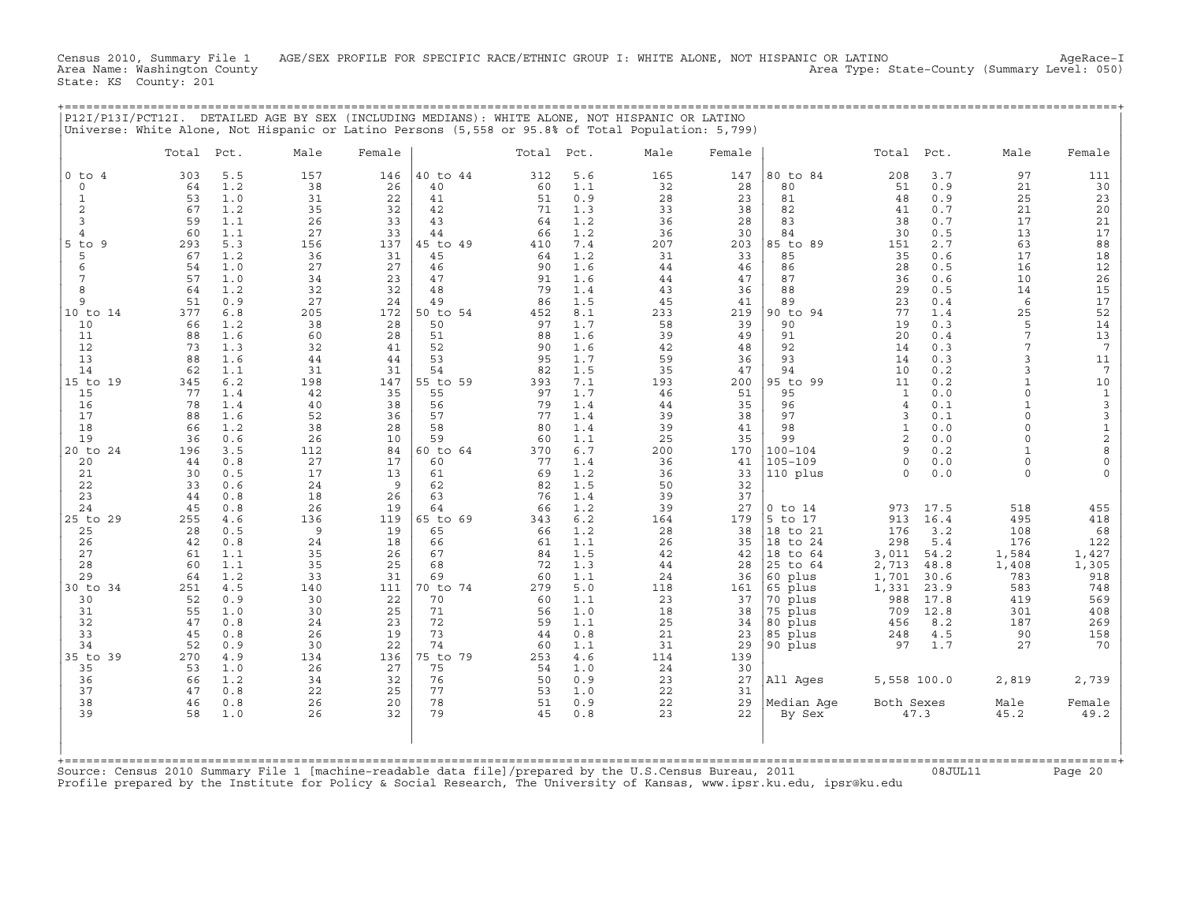Census 2010, Summary File 1 AGE/SEX PROFILE FOR SPECIFIC RACE/ETHNIC GROUP I: WHITE ALONE, NOT HISPANIC OR LATINO AgeRace-I
Area Name: Washington County Area Type: State-County (Summary Level: 050)
State: KS County: 201

## P12I/P13I/PCT12I. DETAILED AGE BY SEX (INCLUDING MEDIANS): WHITE ALONE, NOT HISPANIC OR LATINO

Universe: White Alone, Not Hispanic or Latino Persons (5,558 or 95.8% of Total Population: 5,799)

| | Total | Pct. | Male | Female | | Total | Pct. | Male | Female | | Total | Pct. | Male | Female |
|---|---|---|---|---|---|---|---|---|---|---|---|---|---|---|
| 0 to 4 | 303 | 5.5 | 157 | 146 | 40 to 44 | 312 | 5.6 | 165 | 147 | 80 to 84 | 208 | 3.7 | 97 | 111 |
| 0 | 64 | 1.2 | 38 | 26 | 40 | 60 | 1.1 | 32 | 28 | 80 | 51 | 0.9 | 21 | 30 |
| 1 | 53 | 1.0 | 31 | 22 | 41 | 51 | 0.9 | 28 | 23 | 81 | 48 | 0.9 | 25 | 23 |
| 2 | 67 | 1.2 | 35 | 32 | 42 | 71 | 1.3 | 33 | 38 | 82 | 41 | 0.7 | 21 | 20 |
| 3 | 59 | 1.1 | 26 | 33 | 43 | 64 | 1.2 | 36 | 28 | 83 | 38 | 0.7 | 17 | 21 |
| 4 | 60 | 1.1 | 27 | 33 | 44 | 66 | 1.2 | 36 | 30 | 84 | 30 | 0.5 | 13 | 17 |
| 5 to 9 | 293 | 5.3 | 156 | 137 | 45 to 49 | 410 | 7.4 | 207 | 203 | 85 to 89 | 151 | 2.7 | 63 | 88 |
| 5 | 67 | 1.2 | 36 | 31 | 45 | 64 | 1.2 | 31 | 33 | 85 | 35 | 0.6 | 17 | 18 |
| 6 | 54 | 1.0 | 27 | 27 | 46 | 90 | 1.6 | 44 | 46 | 86 | 28 | 0.5 | 16 | 12 |
| 7 | 57 | 1.0 | 34 | 23 | 47 | 91 | 1.6 | 44 | 47 | 87 | 36 | 0.6 | 10 | 26 |
| 8 | 64 | 1.2 | 32 | 32 | 48 | 79 | 1.4 | 43 | 36 | 88 | 29 | 0.5 | 14 | 15 |
| 9 | 51 | 0.9 | 27 | 24 | 49 | 86 | 1.5 | 45 | 41 | 89 | 23 | 0.4 | 6 | 17 |
| 10 to 14 | 377 | 6.8 | 205 | 172 | 50 to 54 | 452 | 8.1 | 233 | 219 | 90 to 94 | 77 | 1.4 | 25 | 52 |
| 10 | 66 | 1.2 | 38 | 28 | 50 | 97 | 1.7 | 58 | 39 | 90 | 19 | 0.3 | 5 | 14 |
| 11 | 88 | 1.6 | 60 | 28 | 51 | 88 | 1.6 | 39 | 49 | 91 | 20 | 0.4 | 7 | 13 |
| 12 | 73 | 1.3 | 32 | 41 | 52 | 90 | 1.6 | 42 | 48 | 92 | 14 | 0.3 | 7 | 7 |
| 13 | 88 | 1.6 | 44 | 44 | 53 | 95 | 1.7 | 59 | 36 | 93 | 14 | 0.3 | 3 | 11 |
| 14 | 62 | 1.1 | 31 | 31 | 54 | 82 | 1.5 | 35 | 47 | 94 | 10 | 0.2 | 3 | 7 |
| 15 to 19 | 345 | 6.2 | 198 | 147 | 55 to 59 | 393 | 7.1 | 193 | 200 | 95 to 99 | 11 | 0.2 | 1 | 10 |
| 15 | 77 | 1.4 | 42 | 35 | 55 | 97 | 1.7 | 46 | 51 | 95 | 1 | 0.0 | 0 | 1 |
| 16 | 78 | 1.4 | 40 | 38 | 56 | 79 | 1.4 | 44 | 35 | 96 | 4 | 0.1 | 1 | 3 |
| 17 | 88 | 1.6 | 52 | 36 | 57 | 77 | 1.4 | 39 | 38 | 97 | 3 | 0.1 | 0 | 3 |
| 18 | 66 | 1.2 | 38 | 28 | 58 | 80 | 1.4 | 39 | 41 | 98 | 1 | 0.0 | 0 | 1 |
| 19 | 36 | 0.6 | 26 | 10 | 59 | 60 | 1.1 | 25 | 35 | 99 | 2 | 0.0 | 0 | 2 |
| 20 to 24 | 196 | 3.5 | 112 | 84 | 60 to 64 | 370 | 6.7 | 200 | 170 | 100-104 | 9 | 0.2 | 1 | 8 |
| 20 | 44 | 0.8 | 27 | 17 | 60 | 77 | 1.4 | 36 | 41 | 105-109 | 0 | 0.0 | 0 | 0 |
| 21 | 30 | 0.5 | 17 | 13 | 61 | 69 | 1.2 | 36 | 33 | 110 plus | 0 | 0.0 | 0 | 0 |
| 22 | 33 | 0.6 | 24 | 9 | 62 | 82 | 1.5 | 50 | 32 | | | | | |
| 23 | 44 | 0.8 | 18 | 26 | 63 | 76 | 1.4 | 39 | 37 | | | | | |
| 24 | 45 | 0.8 | 26 | 19 | 64 | 66 | 1.2 | 39 | 27 | 0 to 14 | 973 | 17.5 | 518 | 455 |
| 25 to 29 | 255 | 4.6 | 136 | 119 | 65 to 69 | 343 | 6.2 | 164 | 179 | 5 to 17 | 913 | 16.4 | 495 | 418 |
| 25 | 28 | 0.5 | 9 | 19 | 65 | 66 | 1.2 | 28 | 38 | 18 to 21 | 176 | 3.2 | 108 | 68 |
| 26 | 42 | 0.8 | 24 | 18 | 66 | 61 | 1.1 | 26 | 35 | 18 to 24 | 298 | 5.4 | 176 | 122 |
| 27 | 61 | 1.1 | 35 | 26 | 67 | 84 | 1.5 | 42 | 42 | 18 to 64 | 3,011 | 54.2 | 1,584 | 1,427 |
| 28 | 60 | 1.1 | 35 | 25 | 68 | 72 | 1.3 | 44 | 28 | 25 to 64 | 2,713 | 48.8 | 1,408 | 1,305 |
| 29 | 64 | 1.2 | 33 | 31 | 69 | 60 | 1.1 | 24 | 36 | 60 plus | 1,701 | 30.6 | 783 | 918 |
| 30 to 34 | 251 | 4.5 | 140 | 111 | 70 to 74 | 279 | 5.0 | 118 | 161 | 65 plus | 1,331 | 23.9 | 583 | 748 |
| 30 | 52 | 0.9 | 30 | 22 | 70 | 60 | 1.1 | 23 | 37 | 70 plus | 988 | 17.8 | 419 | 569 |
| 31 | 55 | 1.0 | 30 | 25 | 71 | 56 | 1.0 | 18 | 38 | 75 plus | 709 | 12.8 | 301 | 408 |
| 32 | 47 | 0.8 | 24 | 23 | 72 | 59 | 1.1 | 25 | 34 | 80 plus | 456 | 8.2 | 187 | 269 |
| 33 | 45 | 0.8 | 26 | 19 | 73 | 44 | 0.8 | 21 | 23 | 85 plus | 248 | 4.5 | 90 | 158 |
| 34 | 52 | 0.9 | 30 | 22 | 74 | 60 | 1.1 | 31 | 29 | 90 plus | 97 | 1.7 | 27 | 70 |
| 35 to 39 | 270 | 4.9 | 134 | 136 | 75 to 79 | 253 | 4.6 | 114 | 139 | | | | | |
| 35 | 53 | 1.0 | 26 | 27 | 75 | 54 | 1.0 | 24 | 30 | | | | | |
| 36 | 66 | 1.2 | 34 | 32 | 76 | 50 | 0.9 | 23 | 27 | All Ages | 5,558 | 100.0 | 2,819 | 2,739 |
| 37 | 47 | 0.8 | 22 | 25 | 77 | 53 | 1.0 | 22 | 31 | | | | | |
| 38 | 46 | 0.8 | 26 | 20 | 78 | 51 | 0.9 | 22 | 29 | Median Age | Both Sexes | | Male | Female |
| 39 | 58 | 1.0 | 26 | 32 | 79 | 45 | 0.8 | 23 | 22 | By Sex | 47.3 | | 45.2 | 49.2 |

Source: Census 2010 Summary File 1 [machine-readable data file]/prepared by the U.S.Census Bureau, 2011 08JUL11
Profile prepared by the Institute for Policy & Social Research, The University of Kansas, www.ipsr.ku.edu, ipsr@ku.edu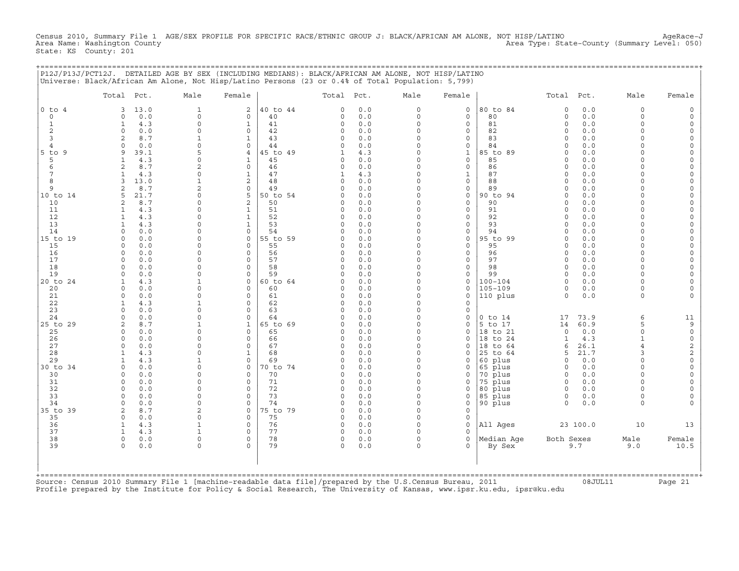Census 2010, Summary File 1 AGE/SEX PROFILE FOR SPECIFIC RACE/ETHNIC GROUP J: BLACK/AFRICAN AM ALONE, NOT HISP/LATINO AgeRace-J
Area Name: Washington County Area Type: State-County (Summary Level: 050)
State: KS County: 201

P12J/P13J/PCT12J. DETAILED AGE BY SEX (INCLUDING MEDIANS): BLACK/AFRICAN AM ALONE, NOT HISP/LATINO
Universe: Black/African Am Alone, Not Hisp/Latino Persons (23 or 0.4% of Total Population: 5,799)

| | Total | Pct. | Male | Female | | Total | Pct. | Male | Female | | Total | Pct. | Male | Female |
|---|---|---|---|---|---|---|---|---|---|---|---|---|---|---|
| 0 to 4 | 3 | 13.0 | 1 | 2 | 40 to 44 | 0 | 0.0 | 0 | 0 | 80 to 84 | 0 | 0.0 | 0 | 0 |
| 0 | 0 | 0.0 | 0 | 0 | 40 | 0 | 0.0 | 0 | 0 | 80 | 0 | 0.0 | 0 | 0 |
| 1 | 1 | 4.3 | 0 | 1 | 41 | 0 | 0.0 | 0 | 0 | 81 | 0 | 0.0 | 0 | 0 |
| 2 | 0 | 0.0 | 0 | 0 | 42 | 0 | 0.0 | 0 | 0 | 82 | 0 | 0.0 | 0 | 0 |
| 3 | 2 | 8.7 | 1 | 1 | 43 | 0 | 0.0 | 0 | 0 | 83 | 0 | 0.0 | 0 | 0 |
| 4 | 0 | 0.0 | 0 | 0 | 44 | 0 | 0.0 | 0 | 0 | 84 | 0 | 0.0 | 0 | 0 |
| 5 to 9 | 9 | 39.1 | 5 | 4 | 45 to 49 | 1 | 4.3 | 0 | 1 | 85 to 89 | 0 | 0.0 | 0 | 0 |
| 5 | 1 | 4.3 | 0 | 1 | 45 | 0 | 0.0 | 0 | 0 | 85 | 0 | 0.0 | 0 | 0 |
| 6 | 2 | 8.7 | 2 | 0 | 46 | 0 | 0.0 | 0 | 0 | 86 | 0 | 0.0 | 0 | 0 |
| 7 | 1 | 4.3 | 0 | 1 | 47 | 1 | 4.3 | 0 | 1 | 87 | 0 | 0.0 | 0 | 0 |
| 8 | 3 | 13.0 | 1 | 2 | 48 | 0 | 0.0 | 0 | 0 | 88 | 0 | 0.0 | 0 | 0 |
| 9 | 2 | 8.7 | 2 | 0 | 49 | 0 | 0.0 | 0 | 0 | 89 | 0 | 0.0 | 0 | 0 |
| 10 to 14 | 5 | 21.7 | 0 | 5 | 50 to 54 | 0 | 0.0 | 0 | 0 | 90 to 94 | 0 | 0.0 | 0 | 0 |
| 10 | 2 | 8.7 | 0 | 2 | 50 | 0 | 0.0 | 0 | 0 | 90 | 0 | 0.0 | 0 | 0 |
| 11 | 1 | 4.3 | 0 | 1 | 51 | 0 | 0.0 | 0 | 0 | 91 | 0 | 0.0 | 0 | 0 |
| 12 | 1 | 4.3 | 0 | 1 | 52 | 0 | 0.0 | 0 | 0 | 92 | 0 | 0.0 | 0 | 0 |
| 13 | 1 | 4.3 | 0 | 1 | 53 | 0 | 0.0 | 0 | 0 | 93 | 0 | 0.0 | 0 | 0 |
| 14 | 0 | 0.0 | 0 | 0 | 54 | 0 | 0.0 | 0 | 0 | 94 | 0 | 0.0 | 0 | 0 |
| 15 to 19 | 0 | 0.0 | 0 | 0 | 55 to 59 | 0 | 0.0 | 0 | 0 | 95 to 99 | 0 | 0.0 | 0 | 0 |
| 15 | 0 | 0.0 | 0 | 0 | 55 | 0 | 0.0 | 0 | 0 | 95 | 0 | 0.0 | 0 | 0 |
| 16 | 0 | 0.0 | 0 | 0 | 56 | 0 | 0.0 | 0 | 0 | 96 | 0 | 0.0 | 0 | 0 |
| 17 | 0 | 0.0 | 0 | 0 | 57 | 0 | 0.0 | 0 | 0 | 97 | 0 | 0.0 | 0 | 0 |
| 18 | 0 | 0.0 | 0 | 0 | 58 | 0 | 0.0 | 0 | 0 | 98 | 0 | 0.0 | 0 | 0 |
| 19 | 0 | 0.0 | 0 | 0 | 59 | 0 | 0.0 | 0 | 0 | 99 | 0 | 0.0 | 0 | 0 |
| 20 to 24 | 1 | 4.3 | 1 | 0 | 60 to 64 | 0 | 0.0 | 0 | 0 | 100-104 | 0 | 0.0 | 0 | 0 |
| 20 | 0 | 0.0 | 0 | 0 | 60 | 0 | 0.0 | 0 | 0 | 105-109 | 0 | 0.0 | 0 | 0 |
| 21 | 0 | 0.0 | 0 | 0 | 61 | 0 | 0.0 | 0 | 0 | 110 plus | 0 | 0.0 | 0 | 0 |
| 22 | 1 | 4.3 | 1 | 0 | 62 | 0 | 0.0 | 0 | 0 | | | | | |
| 23 | 0 | 0.0 | 0 | 0 | 63 | 0 | 0.0 | 0 | 0 | | | | | |
| 24 | 0 | 0.0 | 0 | 0 | 64 | 0 | 0.0 | 0 | 0 | 0 to 14 | 17 | 73.9 | 6 | 11 |
| 25 to 29 | 2 | 8.7 | 1 | 1 | 65 to 69 | 0 | 0.0 | 0 | 0 | 5 to 17 | 14 | 60.9 | 5 | 9 |
| 25 | 0 | 0.0 | 0 | 0 | 65 | 0 | 0.0 | 0 | 0 | 18 to 21 | 0 | 0.0 | 0 | 0 |
| 26 | 0 | 0.0 | 0 | 0 | 66 | 0 | 0.0 | 0 | 0 | 18 to 24 | 1 | 4.3 | 1 | 0 |
| 27 | 0 | 0.0 | 0 | 0 | 67 | 0 | 0.0 | 0 | 0 | 18 to 64 | 6 | 26.1 | 4 | 2 |
| 28 | 1 | 4.3 | 0 | 1 | 68 | 0 | 0.0 | 0 | 0 | 25 to 64 | 5 | 21.7 | 3 | 2 |
| 29 | 1 | 4.3 | 1 | 0 | 69 | 0 | 0.0 | 0 | 0 | 60 plus | 0 | 0.0 | 0 | 0 |
| 30 to 34 | 0 | 0.0 | 0 | 0 | 70 to 74 | 0 | 0.0 | 0 | 0 | 65 plus | 0 | 0.0 | 0 | 0 |
| 30 | 0 | 0.0 | 0 | 0 | 70 | 0 | 0.0 | 0 | 0 | 70 plus | 0 | 0.0 | 0 | 0 |
| 31 | 0 | 0.0 | 0 | 0 | 71 | 0 | 0.0 | 0 | 0 | 75 plus | 0 | 0.0 | 0 | 0 |
| 32 | 0 | 0.0 | 0 | 0 | 72 | 0 | 0.0 | 0 | 0 | 80 plus | 0 | 0.0 | 0 | 0 |
| 33 | 0 | 0.0 | 0 | 0 | 73 | 0 | 0.0 | 0 | 0 | 85 plus | 0 | 0.0 | 0 | 0 |
| 34 | 0 | 0.0 | 0 | 0 | 74 | 0 | 0.0 | 0 | 0 | 90 plus | 0 | 0.0 | 0 | 0 |
| 35 to 39 | 2 | 8.7 | 2 | 0 | 75 to 79 | 0 | 0.0 | 0 | 0 | | | | | |
| 35 | 0 | 0.0 | 0 | 0 | 75 | 0 | 0.0 | 0 | 0 | | | | | |
| 36 | 1 | 4.3 | 1 | 0 | 76 | 0 | 0.0 | 0 | 0 | All Ages | 23 | 100.0 | 10 | 13 |
| 37 | 1 | 4.3 | 1 | 0 | 77 | 0 | 0.0 | 0 | 0 | | | | | |
| 38 | 0 | 0.0 | 0 | 0 | 78 | 0 | 0.0 | 0 | 0 | Median Age | Both Sexes | | Male | Female |
| 39 | 0 | 0.0 | 0 | 0 | 79 | 0 | 0.0 | 0 | 0 | By Sex | 9.7 | | 9.0 | 10.5 |

Source: Census 2010 Summary File 1 [machine-readable data file]/prepared by the U.S.Census Bureau, 2011 08JUL11
Profile prepared by the Institute for Policy & Social Research, The University of Kansas, www.ipsr.ku.edu, ipsr@ku.edu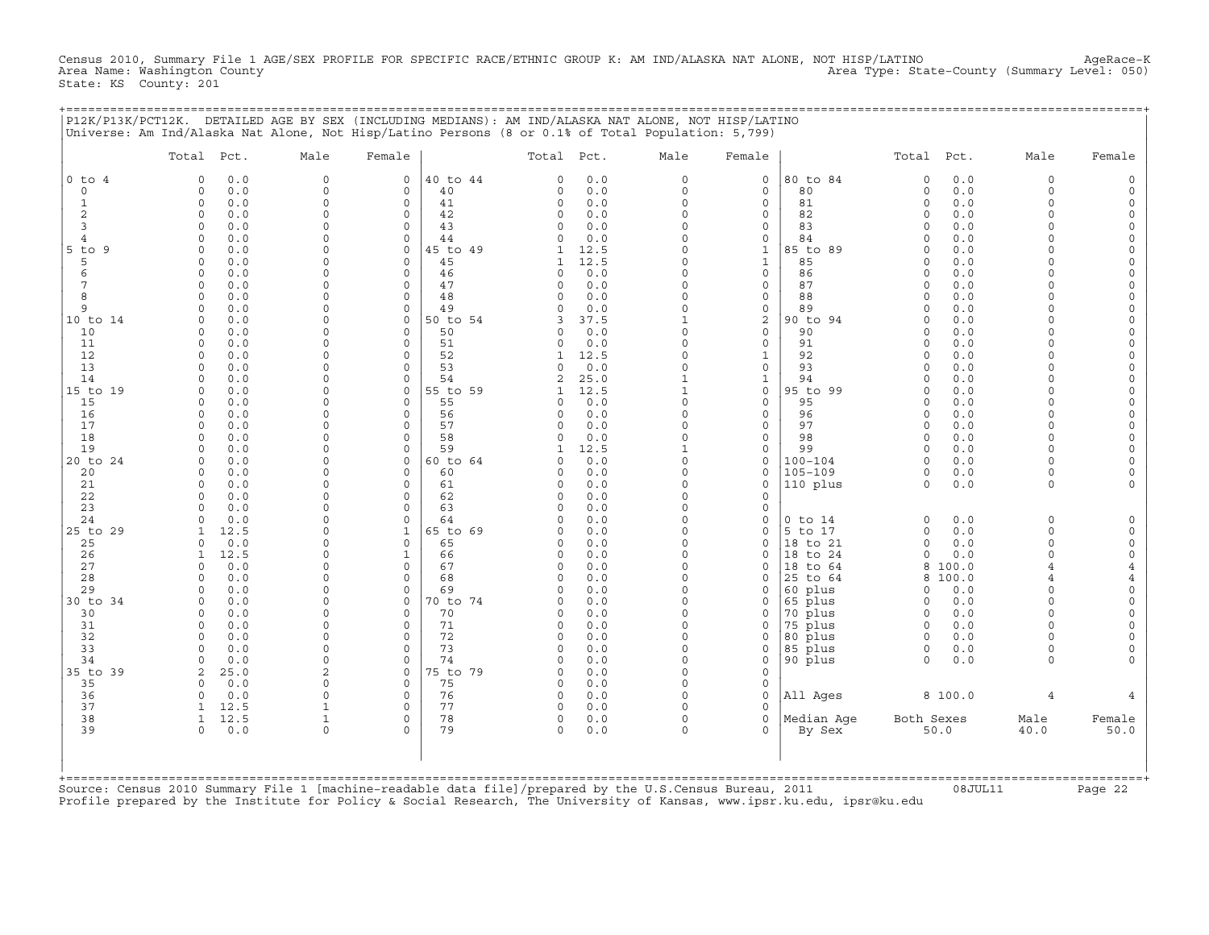Census 2010, Summary File 1 AGE/SEX PROFILE FOR SPECIFIC RACE/ETHNIC GROUP K: AM IND/ALASKA NAT ALONE, NOT HISP/LATINO AgeRace-K
Area Name: Washington County Area Type: State-County (Summary Level: 050)
State: KS County: 201

P12K/P13K/PCT12K. DETAILED AGE BY SEX (INCLUDING MEDIANS): AM IND/ALASKA NAT ALONE, NOT HISP/LATINO
Universe: Am Ind/Alaska Nat Alone, Not Hisp/Latino Persons (8 or 0.1% of Total Population: 5,799)

| | Total | Pct. | Male | Female | | Total | Pct. | Male | Female | | Total | Pct. | Male | Female |
|---|---|---|---|---|---|---|---|---|---|---|---|---|---|---|
| 0 to 4 | 0 | 0.0 | 0 | 0 | 40 to 44 | 0 | 0.0 | 0 | 0 | 80 to 84 | 0 | 0.0 | 0 | 0 |
| 0 | 0 | 0.0 | 0 | 0 | 40 | 0 | 0.0 | 0 | 0 | 80 | 0 | 0.0 | 0 | 0 |
| 1 | 0 | 0.0 | 0 | 0 | 41 | 0 | 0.0 | 0 | 0 | 81 | 0 | 0.0 | 0 | 0 |
| 2 | 0 | 0.0 | 0 | 0 | 42 | 0 | 0.0 | 0 | 0 | 82 | 0 | 0.0 | 0 | 0 |
| 3 | 0 | 0.0 | 0 | 0 | 43 | 0 | 0.0 | 0 | 0 | 83 | 0 | 0.0 | 0 | 0 |
| 4 | 0 | 0.0 | 0 | 0 | 44 | 0 | 0.0 | 0 | 0 | 84 | 0 | 0.0 | 0 | 0 |
| 5 to 9 | 0 | 0.0 | 0 | 0 | 45 to 49 | 1 | 12.5 | 0 | 1 | 85 to 89 | 0 | 0.0 | 0 | 0 |
| 5 | 0 | 0.0 | 0 | 0 | 45 | 1 | 12.5 | 0 | 1 | 85 | 0 | 0.0 | 0 | 0 |
| 6 | 0 | 0.0 | 0 | 0 | 46 | 0 | 0.0 | 0 | 0 | 86 | 0 | 0.0 | 0 | 0 |
| 7 | 0 | 0.0 | 0 | 0 | 47 | 0 | 0.0 | 0 | 0 | 87 | 0 | 0.0 | 0 | 0 |
| 8 | 0 | 0.0 | 0 | 0 | 48 | 0 | 0.0 | 0 | 0 | 88 | 0 | 0.0 | 0 | 0 |
| 9 | 0 | 0.0 | 0 | 0 | 49 | 0 | 0.0 | 0 | 0 | 89 | 0 | 0.0 | 0 | 0 |
| 10 to 14 | 0 | 0.0 | 0 | 0 | 50 to 54 | 3 | 37.5 | 1 | 2 | 90 to 94 | 0 | 0.0 | 0 | 0 |
| 10 | 0 | 0.0 | 0 | 0 | 50 | 0 | 0.0 | 0 | 0 | 90 | 0 | 0.0 | 0 | 0 |
| 11 | 0 | 0.0 | 0 | 0 | 51 | 0 | 0.0 | 0 | 0 | 91 | 0 | 0.0 | 0 | 0 |
| 12 | 0 | 0.0 | 0 | 0 | 52 | 1 | 12.5 | 0 | 1 | 92 | 0 | 0.0 | 0 | 0 |
| 13 | 0 | 0.0 | 0 | 0 | 53 | 0 | 0.0 | 0 | 0 | 93 | 0 | 0.0 | 0 | 0 |
| 14 | 0 | 0.0 | 0 | 0 | 54 | 2 | 25.0 | 1 | 1 | 94 | 0 | 0.0 | 0 | 0 |
| 15 to 19 | 0 | 0.0 | 0 | 0 | 55 to 59 | 1 | 12.5 | 1 | 0 | 95 to 99 | 0 | 0.0 | 0 | 0 |
| 15 | 0 | 0.0 | 0 | 0 | 55 | 0 | 0.0 | 0 | 0 | 95 | 0 | 0.0 | 0 | 0 |
| 16 | 0 | 0.0 | 0 | 0 | 56 | 0 | 0.0 | 0 | 0 | 96 | 0 | 0.0 | 0 | 0 |
| 17 | 0 | 0.0 | 0 | 0 | 57 | 0 | 0.0 | 0 | 0 | 97 | 0 | 0.0 | 0 | 0 |
| 18 | 0 | 0.0 | 0 | 0 | 58 | 0 | 0.0 | 0 | 0 | 98 | 0 | 0.0 | 0 | 0 |
| 19 | 0 | 0.0 | 0 | 0 | 59 | 1 | 12.5 | 1 | 0 | 99 | 0 | 0.0 | 0 | 0 |
| 20 to 24 | 0 | 0.0 | 0 | 0 | 60 to 64 | 0 | 0.0 | 0 | 0 | 100-104 | 0 | 0.0 | 0 | 0 |
| 20 | 0 | 0.0 | 0 | 0 | 60 | 0 | 0.0 | 0 | 0 | 105-109 | 0 | 0.0 | 0 | 0 |
| 21 | 0 | 0.0 | 0 | 0 | 61 | 0 | 0.0 | 0 | 0 | 110 plus | 0 | 0.0 | 0 | 0 |
| 22 | 0 | 0.0 | 0 | 0 | 62 | 0 | 0.0 | 0 | 0 | | | | | |
| 23 | 0 | 0.0 | 0 | 0 | 63 | 0 | 0.0 | 0 | 0 | | | | | |
| 24 | 0 | 0.0 | 0 | 0 | 64 | 0 | 0.0 | 0 | 0 | 0 to 14 | 0 | 0.0 | 0 | 0 |
| 25 to 29 | 1 | 12.5 | 0 | 1 | 65 to 69 | 0 | 0.0 | 0 | 0 | 5 to 17 | 0 | 0.0 | 0 | 0 |
| 25 | 0 | 0.0 | 0 | 0 | 65 | 0 | 0.0 | 0 | 0 | 18 to 21 | 0 | 0.0 | 0 | 0 |
| 26 | 1 | 12.5 | 0 | 1 | 66 | 0 | 0.0 | 0 | 0 | 18 to 24 | 0 | 0.0 | 0 | 0 |
| 27 | 0 | 0.0 | 0 | 0 | 67 | 0 | 0.0 | 0 | 0 | 18 to 64 | 8 | 100.0 | 4 | 4 |
| 28 | 0 | 0.0 | 0 | 0 | 68 | 0 | 0.0 | 0 | 0 | 25 to 64 | 8 | 100.0 | 4 | 4 |
| 29 | 0 | 0.0 | 0 | 0 | 69 | 0 | 0.0 | 0 | 0 | 60 plus | 0 | 0.0 | 0 | 0 |
| 30 to 34 | 0 | 0.0 | 0 | 0 | 70 to 74 | 0 | 0.0 | 0 | 0 | 65 plus | 0 | 0.0 | 0 | 0 |
| 30 | 0 | 0.0 | 0 | 0 | 70 | 0 | 0.0 | 0 | 0 | 70 plus | 0 | 0.0 | 0 | 0 |
| 31 | 0 | 0.0 | 0 | 0 | 71 | 0 | 0.0 | 0 | 0 | 75 plus | 0 | 0.0 | 0 | 0 |
| 32 | 0 | 0.0 | 0 | 0 | 72 | 0 | 0.0 | 0 | 0 | 80 plus | 0 | 0.0 | 0 | 0 |
| 33 | 0 | 0.0 | 0 | 0 | 73 | 0 | 0.0 | 0 | 0 | 85 plus | 0 | 0.0 | 0 | 0 |
| 34 | 0 | 0.0 | 0 | 0 | 74 | 0 | 0.0 | 0 | 0 | 90 plus | 0 | 0.0 | 0 | 0 |
| 35 to 39 | 2 | 25.0 | 2 | 0 | 75 to 79 | 0 | 0.0 | 0 | 0 | | | | | |
| 35 | 0 | 0.0 | 0 | 0 | 75 | 0 | 0.0 | 0 | 0 | | | | | |
| 36 | 0 | 0.0 | 0 | 0 | 76 | 0 | 0.0 | 0 | 0 | All Ages | 8 | 100.0 | 4 | 4 |
| 37 | 1 | 12.5 | 1 | 0 | 77 | 0 | 0.0 | 0 | 0 | | | | | |
| 38 | 1 | 12.5 | 1 | 0 | 78 | 0 | 0.0 | 0 | 0 | Median Age | Both Sexes | | Male | Female |
| 39 | 0 | 0.0 | 0 | 0 | 79 | 0 | 0.0 | 0 | 0 | By Sex | 50.0 | | 40.0 | 50.0 |

Source: Census 2010 Summary File 1 [machine-readable data file]/prepared by the U.S.Census Bureau, 2011 08JUL11
Profile prepared by the Institute for Policy & Social Research, The University of Kansas, www.ipsr.ku.edu, ipsr@ku.edu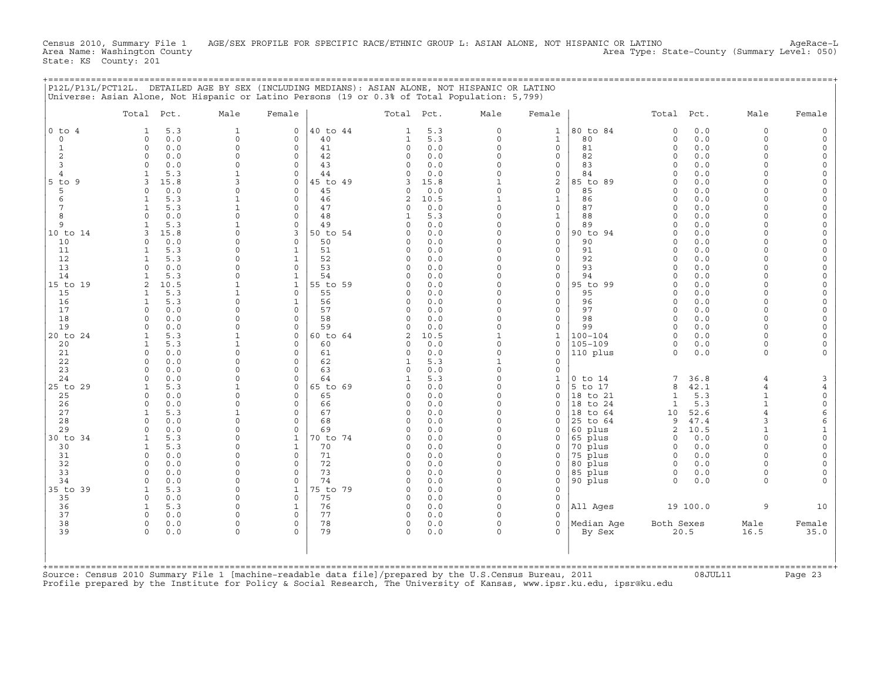Census 2010, Summary File 1 AGE/SEX PROFILE FOR SPECIFIC RACE/ETHNIC GROUP L: ASIAN ALONE, NOT HISPANIC OR LATINO AgeRace-L
Area Name: Washington County Area Type: State-County (Summary Level: 050)
State: KS County: 201

## P12L/P13L/PCT12L. DETAILED AGE BY SEX (INCLUDING MEDIANS): ASIAN ALONE, NOT HISPANIC OR LATINO

Universe: Asian Alone, Not Hispanic or Latino Persons (19 or 0.3% of Total Population: 5,799)

| | Total | Pct. | Male | Female | | Total | Pct. | Male | Female | | Total | Pct. | Male | Female |
|---|---|---|---|---|---|---|---|---|---|---|---|---|---|---|
| 0 to 4 | 1 | 5.3 | 1 | 0 | 40 to 44 | 1 | 5.3 | 0 | 1 | 80 to 84 | 0 | 0.0 | 0 | 0 |
| 0 | 0 | 0.0 | 0 | 0 | 40 | 1 | 5.3 | 0 | 1 | 80 | 0 | 0.0 | 0 | 0 |
| 1 | 0 | 0.0 | 0 | 0 | 41 | 0 | 0.0 | 0 | 0 | 81 | 0 | 0.0 | 0 | 0 |
| 2 | 0 | 0.0 | 0 | 0 | 42 | 0 | 0.0 | 0 | 0 | 82 | 0 | 0.0 | 0 | 0 |
| 3 | 0 | 0.0 | 0 | 0 | 43 | 0 | 0.0 | 0 | 0 | 83 | 0 | 0.0 | 0 | 0 |
| 4 | 1 | 5.3 | 1 | 0 | 44 | 0 | 0.0 | 0 | 0 | 84 | 0 | 0.0 | 0 | 0 |
| 5 to 9 | 3 | 15.8 | 3 | 0 | 45 to 49 | 3 | 15.8 | 1 | 2 | 85 to 89 | 0 | 0.0 | 0 | 0 |
| 5 | 0 | 0.0 | 0 | 0 | 45 | 0 | 0.0 | 0 | 0 | 85 | 0 | 0.0 | 0 | 0 |
| 6 | 1 | 5.3 | 1 | 0 | 46 | 2 | 10.5 | 1 | 1 | 86 | 0 | 0.0 | 0 | 0 |
| 7 | 1 | 5.3 | 1 | 0 | 47 | 0 | 0.0 | 0 | 0 | 87 | 0 | 0.0 | 0 | 0 |
| 8 | 0 | 0.0 | 0 | 0 | 48 | 1 | 5.3 | 0 | 1 | 88 | 0 | 0.0 | 0 | 0 |
| 9 | 1 | 5.3 | 1 | 0 | 49 | 0 | 0.0 | 0 | 0 | 89 | 0 | 0.0 | 0 | 0 |
| 10 to 14 | 3 | 15.8 | 0 | 3 | 50 to 54 | 0 | 0.0 | 0 | 0 | 90 to 94 | 0 | 0.0 | 0 | 0 |
| 10 | 0 | 0.0 | 0 | 0 | 50 | 0 | 0.0 | 0 | 0 | 90 | 0 | 0.0 | 0 | 0 |
| 11 | 1 | 5.3 | 0 | 1 | 51 | 0 | 0.0 | 0 | 0 | 91 | 0 | 0.0 | 0 | 0 |
| 12 | 1 | 5.3 | 0 | 1 | 52 | 0 | 0.0 | 0 | 0 | 92 | 0 | 0.0 | 0 | 0 |
| 13 | 0 | 0.0 | 0 | 0 | 53 | 0 | 0.0 | 0 | 0 | 93 | 0 | 0.0 | 0 | 0 |
| 14 | 1 | 5.3 | 0 | 1 | 54 | 0 | 0.0 | 0 | 0 | 94 | 0 | 0.0 | 0 | 0 |
| 15 to 19 | 2 | 10.5 | 1 | 1 | 55 to 59 | 0 | 0.0 | 0 | 0 | 95 to 99 | 0 | 0.0 | 0 | 0 |
| 15 | 1 | 5.3 | 1 | 0 | 55 | 0 | 0.0 | 0 | 0 | 95 | 0 | 0.0 | 0 | 0 |
| 16 | 1 | 5.3 | 0 | 1 | 56 | 0 | 0.0 | 0 | 0 | 96 | 0 | 0.0 | 0 | 0 |
| 17 | 0 | 0.0 | 0 | 0 | 57 | 0 | 0.0 | 0 | 0 | 97 | 0 | 0.0 | 0 | 0 |
| 18 | 0 | 0.0 | 0 | 0 | 58 | 0 | 0.0 | 0 | 0 | 98 | 0 | 0.0 | 0 | 0 |
| 19 | 0 | 0.0 | 0 | 0 | 59 | 0 | 0.0 | 0 | 0 | 99 | 0 | 0.0 | 0 | 0 |
| 20 to 24 | 1 | 5.3 | 1 | 0 | 60 to 64 | 2 | 10.5 | 1 | 1 | 100-104 | 0 | 0.0 | 0 | 0 |
| 20 | 1 | 5.3 | 1 | 0 | 60 | 0 | 0.0 | 0 | 0 | 105-109 | 0 | 0.0 | 0 | 0 |
| 21 | 0 | 0.0 | 0 | 0 | 61 | 0 | 0.0 | 0 | 0 | 110 plus | 0 | 0.0 | 0 | 0 |
| 22 | 0 | 0.0 | 0 | 0 | 62 | 1 | 5.3 | 1 | 0 | | | | | |
| 23 | 0 | 0.0 | 0 | 0 | 63 | 0 | 0.0 | 0 | 0 | | | | | |
| 24 | 0 | 0.0 | 0 | 0 | 64 | 1 | 5.3 | 0 | 1 | 0 to 14 | 7 | 36.8 | 4 | 3 |
| 25 to 29 | 1 | 5.3 | 1 | 0 | 65 to 69 | 0 | 0.0 | 0 | 0 | 5 to 17 | 8 | 42.1 | 4 | 4 |
| 25 | 0 | 0.0 | 0 | 0 | 65 | 0 | 0.0 | 0 | 0 | 18 to 21 | 1 | 5.3 | 1 | 0 |
| 26 | 0 | 0.0 | 0 | 0 | 66 | 0 | 0.0 | 0 | 0 | 18 to 24 | 1 | 5.3 | 1 | 0 |
| 27 | 1 | 5.3 | 1 | 0 | 67 | 0 | 0.0 | 0 | 0 | 18 to 64 | 10 | 52.6 | 4 | 6 |
| 28 | 0 | 0.0 | 0 | 0 | 68 | 0 | 0.0 | 0 | 0 | 25 to 64 | 9 | 47.4 | 3 | 6 |
| 29 | 0 | 0.0 | 0 | 0 | 69 | 0 | 0.0 | 0 | 0 | 60 plus | 2 | 10.5 | 1 | 1 |
| 30 to 34 | 1 | 5.3 | 0 | 1 | 70 to 74 | 0 | 0.0 | 0 | 0 | 65 plus | 0 | 0.0 | 0 | 0 |
| 30 | 1 | 5.3 | 0 | 1 | 70 | 0 | 0.0 | 0 | 0 | 70 plus | 0 | 0.0 | 0 | 0 |
| 31 | 0 | 0.0 | 0 | 0 | 71 | 0 | 0.0 | 0 | 0 | 75 plus | 0 | 0.0 | 0 | 0 |
| 32 | 0 | 0.0 | 0 | 0 | 72 | 0 | 0.0 | 0 | 0 | 80 plus | 0 | 0.0 | 0 | 0 |
| 33 | 0 | 0.0 | 0 | 0 | 73 | 0 | 0.0 | 0 | 0 | 85 plus | 0 | 0.0 | 0 | 0 |
| 34 | 0 | 0.0 | 0 | 0 | 74 | 0 | 0.0 | 0 | 0 | 90 plus | 0 | 0.0 | 0 | 0 |
| 35 to 39 | 1 | 5.3 | 0 | 1 | 75 to 79 | 0 | 0.0 | 0 | 0 | | | | | |
| 35 | 0 | 0.0 | 0 | 0 | 75 | 0 | 0.0 | 0 | 0 | | | | | |
| 36 | 1 | 5.3 | 0 | 1 | 76 | 0 | 0.0 | 0 | 0 | All Ages | 19 | 100.0 | 9 | 10 |
| 37 | 0 | 0.0 | 0 | 0 | 77 | 0 | 0.0 | 0 | 0 | | | | | |
| 38 | 0 | 0.0 | 0 | 0 | 78 | 0 | 0.0 | 0 | 0 | Median Age | Both Sexes | | Male | Female |
| 39 | 0 | 0.0 | 0 | 0 | 79 | 0 | 0.0 | 0 | 0 | By Sex | 20.5 | | 16.5 | 35.0 |

Source: Census 2010 Summary File 1 [machine-readable data file]/prepared by the U.S.Census Bureau, 2011 08JUL11
Profile prepared by the Institute for Policy & Social Research, The University of Kansas, www.ipsr.ku.edu, ipsr@ku.edu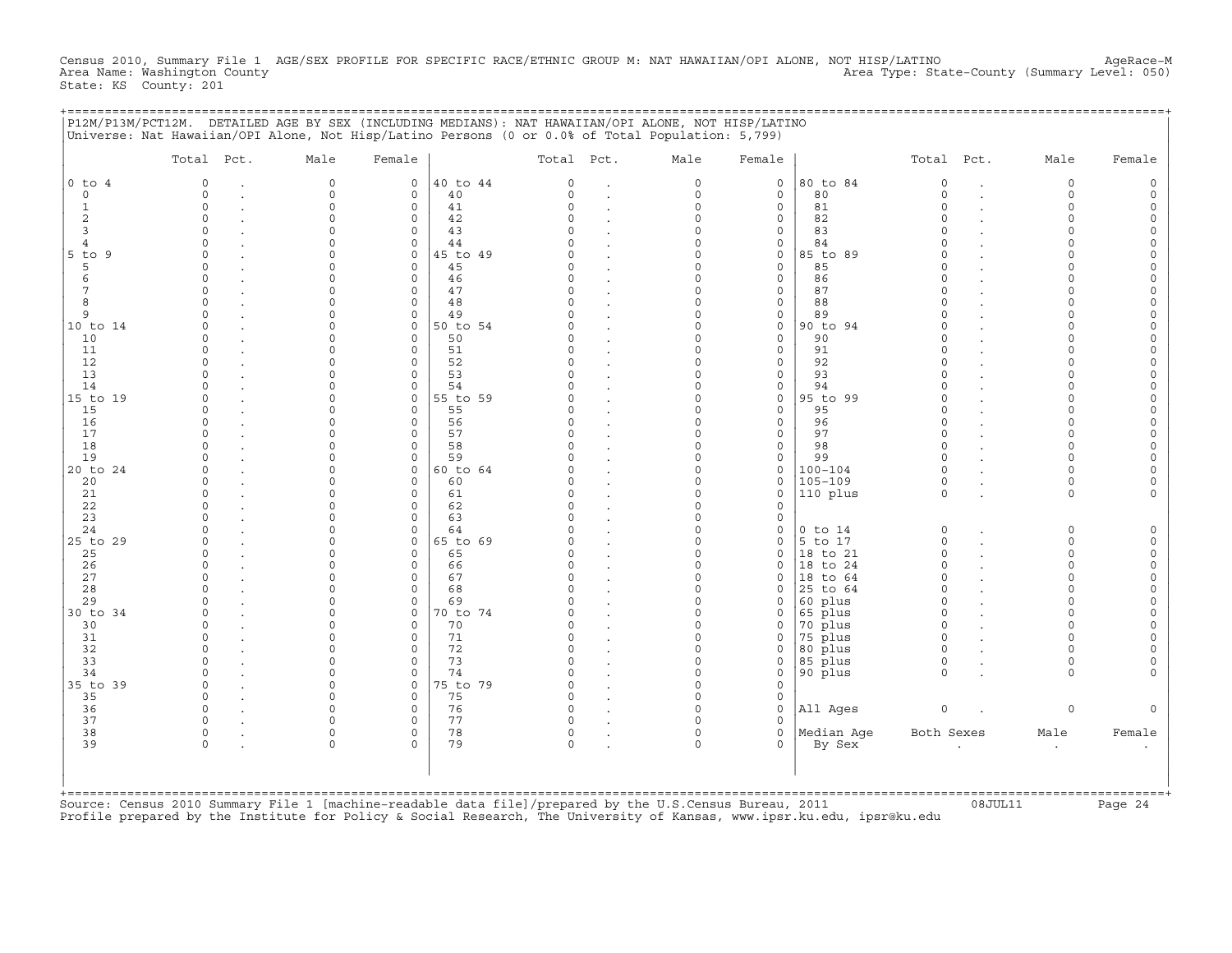Census 2010, Summary File 1 AGE/SEX PROFILE FOR SPECIFIC RACE/ETHNIC GROUP M: NAT HAWAIIAN/OPI ALONE, NOT HISP/LATINO AgeRace-M
Area Name: Washington County Area Type: State-County (Summary Level: 050)
State: KS County: 201

P12M/P13M/PCT12M. DETAILED AGE BY SEX (INCLUDING MEDIANS): NAT HAWAIIAN/OPI ALONE, NOT HISP/LATINO
Universe: Nat Hawaiian/OPI Alone, Not Hisp/Latino Persons (0 or 0.0% of Total Population: 5,799)

| | Total | Pct. | Male | Female | | Total | Pct. | Male | Female | | Total | Pct. | Male | Female |
|---|---|---|---|---|---|---|---|---|---|---|---|---|---|---|
| 0 to 4 | 0 | . | 0 | 0 | 40 to 44 | 0 | . | 0 | 0 | 80 to 84 | 0 | . | 0 | 0 |
| 0 | 0 | . | 0 | 0 | 40 | 0 | . | 0 | 0 | 80 | 0 | . | 0 | 0 |
| 1 | 0 | . | 0 | 0 | 41 | 0 | . | 0 | 0 | 81 | 0 | . | 0 | 0 |
| 2 | 0 | . | 0 | 0 | 42 | 0 | . | 0 | 0 | 82 | 0 | . | 0 | 0 |
| 3 | 0 | . | 0 | 0 | 43 | 0 | . | 0 | 0 | 83 | 0 | . | 0 | 0 |
| 4 | 0 | . | 0 | 0 | 44 | 0 | . | 0 | 0 | 84 | 0 | . | 0 | 0 |
| 5 to 9 | 0 | . | 0 | 0 | 45 to 49 | 0 | . | 0 | 0 | 85 to 89 | 0 | . | 0 | 0 |
| 5 | 0 | . | 0 | 0 | 45 | 0 | . | 0 | 0 | 85 | 0 | . | 0 | 0 |
| 6 | 0 | . | 0 | 0 | 46 | 0 | . | 0 | 0 | 86 | 0 | . | 0 | 0 |
| 7 | 0 | . | 0 | 0 | 47 | 0 | . | 0 | 0 | 87 | 0 | . | 0 | 0 |
| 8 | 0 | . | 0 | 0 | 48 | 0 | . | 0 | 0 | 88 | 0 | . | 0 | 0 |
| 9 | 0 | . | 0 | 0 | 49 | 0 | . | 0 | 0 | 89 | 0 | . | 0 | 0 |
| 10 to 14 | 0 | . | 0 | 0 | 50 to 54 | 0 | . | 0 | 0 | 90 to 94 | 0 | . | 0 | 0 |
| 10 | 0 | . | 0 | 0 | 50 | 0 | . | 0 | 0 | 90 | 0 | . | 0 | 0 |
| 11 | 0 | . | 0 | 0 | 51 | 0 | . | 0 | 0 | 91 | 0 | . | 0 | 0 |
| 12 | 0 | . | 0 | 0 | 52 | 0 | . | 0 | 0 | 92 | 0 | . | 0 | 0 |
| 13 | 0 | . | 0 | 0 | 53 | 0 | . | 0 | 0 | 93 | 0 | . | 0 | 0 |
| 14 | 0 | . | 0 | 0 | 54 | 0 | . | 0 | 0 | 94 | 0 | . | 0 | 0 |
| 15 to 19 | 0 | . | 0 | 0 | 55 to 59 | 0 | . | 0 | 0 | 95 to 99 | 0 | . | 0 | 0 |
| 15 | 0 | . | 0 | 0 | 55 | 0 | . | 0 | 0 | 95 | 0 | . | 0 | 0 |
| 16 | 0 | . | 0 | 0 | 56 | 0 | . | 0 | 0 | 96 | 0 | . | 0 | 0 |
| 17 | 0 | . | 0 | 0 | 57 | 0 | . | 0 | 0 | 97 | 0 | . | 0 | 0 |
| 18 | 0 | . | 0 | 0 | 58 | 0 | . | 0 | 0 | 98 | 0 | . | 0 | 0 |
| 19 | 0 | . | 0 | 0 | 59 | 0 | . | 0 | 0 | 99 | 0 | . | 0 | 0 |
| 20 to 24 | 0 | . | 0 | 0 | 60 to 64 | 0 | . | 0 | 0 | 100-104 | 0 | . | 0 | 0 |
| 20 | 0 | . | 0 | 0 | 60 | 0 | . | 0 | 0 | 105-109 | 0 | . | 0 | 0 |
| 21 | 0 | . | 0 | 0 | 61 | 0 | . | 0 | 0 | 110 plus | 0 | . | 0 | 0 |
| 22 | 0 | . | 0 | 0 | 62 | 0 | . | 0 | 0 | | | | | |
| 23 | 0 | . | 0 | 0 | 63 | 0 | . | 0 | 0 | | | | | |
| 24 | 0 | . | 0 | 0 | 64 | 0 | . | 0 | 0 | 0 to 14 | 0 | . | 0 | 0 |
| 25 to 29 | 0 | . | 0 | 0 | 65 to 69 | 0 | . | 0 | 0 | 5 to 17 | 0 | . | 0 | 0 |
| 25 | 0 | . | 0 | 0 | 65 | 0 | . | 0 | 0 | 18 to 21 | 0 | . | 0 | 0 |
| 26 | 0 | . | 0 | 0 | 66 | 0 | . | 0 | 0 | 18 to 24 | 0 | . | 0 | 0 |
| 27 | 0 | . | 0 | 0 | 67 | 0 | . | 0 | 0 | 18 to 64 | 0 | . | 0 | 0 |
| 28 | 0 | . | 0 | 0 | 68 | 0 | . | 0 | 0 | 25 to 64 | 0 | . | 0 | 0 |
| 29 | 0 | . | 0 | 0 | 69 | 0 | . | 0 | 0 | 60 plus | 0 | . | 0 | 0 |
| 30 to 34 | 0 | . | 0 | 0 | 70 to 74 | 0 | . | 0 | 0 | 65 plus | 0 | . | 0 | 0 |
| 30 | 0 | . | 0 | 0 | 70 | 0 | . | 0 | 0 | 70 plus | 0 | . | 0 | 0 |
| 31 | 0 | . | 0 | 0 | 71 | 0 | . | 0 | 0 | 75 plus | 0 | . | 0 | 0 |
| 32 | 0 | . | 0 | 0 | 72 | 0 | . | 0 | 0 | 80 plus | 0 | . | 0 | 0 |
| 33 | 0 | . | 0 | 0 | 73 | 0 | . | 0 | 0 | 85 plus | 0 | . | 0 | 0 |
| 34 | 0 | . | 0 | 0 | 74 | 0 | . | 0 | 0 | 90 plus | 0 | . | 0 | 0 |
| 35 to 39 | 0 | . | 0 | 0 | 75 to 79 | 0 | . | 0 | 0 | | | | | |
| 35 | 0 | . | 0 | 0 | 75 | 0 | . | 0 | 0 | | | | | |
| 36 | 0 | . | 0 | 0 | 76 | 0 | . | 0 | 0 | All Ages | 0 | . | 0 | 0 |
| 37 | 0 | . | 0 | 0 | 77 | 0 | . | 0 | 0 | | | | | |
| 38 | 0 | . | 0 | 0 | 78 | 0 | . | 0 | 0 | Median Age | Both Sexes | | Male | Female |
| 39 | 0 | . | 0 | 0 | 79 | 0 | . | 0 | 0 | By Sex | . | | . | . |

Source: Census 2010 Summary File 1 [machine-readable data file]/prepared by the U.S.Census Bureau, 2011 08JUL11
Profile prepared by the Institute for Policy & Social Research, The University of Kansas, www.ipsr.ku.edu, ipsr@ku.edu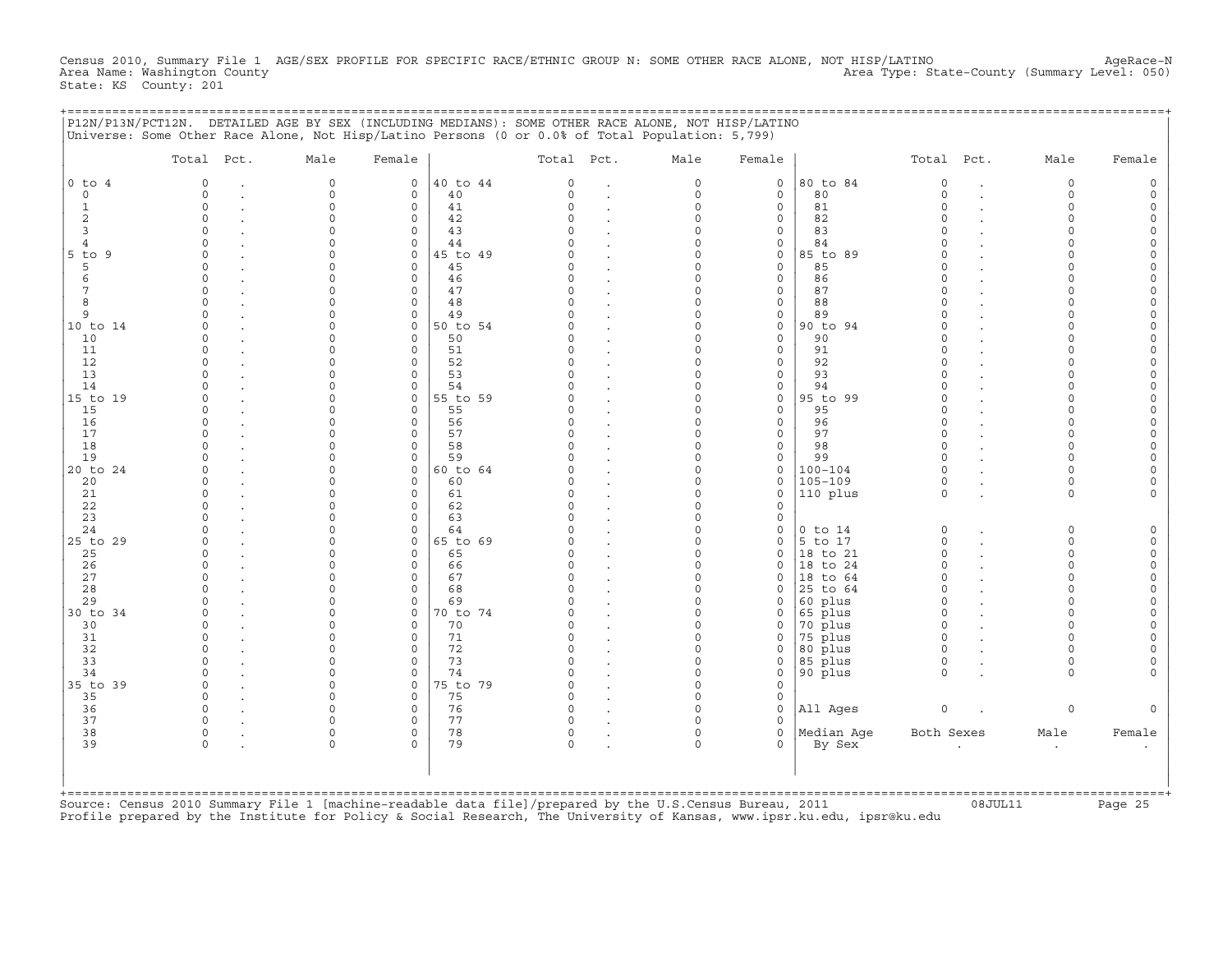Census 2010, Summary File 1 AGE/SEX PROFILE FOR SPECIFIC RACE/ETHNIC GROUP N: SOME OTHER RACE ALONE, NOT HISP/LATINO AgeRace-N
Area Name: Washington County Area Type: State-County (Summary Level: 050)
State: KS County: 201

## P12N/P13N/PCT12N. DETAILED AGE BY SEX (INCLUDING MEDIANS): SOME OTHER RACE ALONE, NOT HISP/LATINO

Universe: Some Other Race Alone, Not Hisp/Latino Persons (0 or 0.0% of Total Population: 5,799)

| | Total | Pct. | Male | Female | | Total | Pct. | Male | Female | | Total | Pct. | Male | Female |
|---|---|---|---|---|---|---|---|---|---|---|---|---|---|---|
| 0 to 4 | 0 | . | 0 | 0 | 40 to 44 | 0 | . | 0 | 0 | 80 to 84 | 0 | . | 0 | 0 |
| 0 | 0 | . | 0 | 0 | 40 | 0 | . | 0 | 0 | 80 | 0 | . | 0 | 0 |
| 1 | 0 | . | 0 | 0 | 41 | 0 | . | 0 | 0 | 81 | 0 | . | 0 | 0 |
| 2 | 0 | . | 0 | 0 | 42 | 0 | . | 0 | 0 | 82 | 0 | . | 0 | 0 |
| 3 | 0 | . | 0 | 0 | 43 | 0 | . | 0 | 0 | 83 | 0 | . | 0 | 0 |
| 4 | 0 | . | 0 | 0 | 44 | 0 | . | 0 | 0 | 84 | 0 | . | 0 | 0 |
| 5 to 9 | 0 | . | 0 | 0 | 45 to 49 | 0 | . | 0 | 0 | 85 to 89 | 0 | . | 0 | 0 |
| 5 | 0 | . | 0 | 0 | 45 | 0 | . | 0 | 0 | 85 | 0 | . | 0 | 0 |
| 6 | 0 | . | 0 | 0 | 46 | 0 | . | 0 | 0 | 86 | 0 | . | 0 | 0 |
| 7 | 0 | . | 0 | 0 | 47 | 0 | . | 0 | 0 | 87 | 0 | . | 0 | 0 |
| 8 | 0 | . | 0 | 0 | 48 | 0 | . | 0 | 0 | 88 | 0 | . | 0 | 0 |
| 9 | 0 | . | 0 | 0 | 49 | 0 | . | 0 | 0 | 89 | 0 | . | 0 | 0 |
| 10 to 14 | 0 | . | 0 | 0 | 50 to 54 | 0 | . | 0 | 0 | 90 to 94 | 0 | . | 0 | 0 |
| 10 | 0 | . | 0 | 0 | 50 | 0 | . | 0 | 0 | 90 | 0 | . | 0 | 0 |
| 11 | 0 | . | 0 | 0 | 51 | 0 | . | 0 | 0 | 91 | 0 | . | 0 | 0 |
| 12 | 0 | . | 0 | 0 | 52 | 0 | . | 0 | 0 | 92 | 0 | . | 0 | 0 |
| 13 | 0 | . | 0 | 0 | 53 | 0 | . | 0 | 0 | 93 | 0 | . | 0 | 0 |
| 14 | 0 | . | 0 | 0 | 54 | 0 | . | 0 | 0 | 94 | 0 | . | 0 | 0 |
| 15 to 19 | 0 | . | 0 | 0 | 55 to 59 | 0 | . | 0 | 0 | 95 to 99 | 0 | . | 0 | 0 |
| 15 | 0 | . | 0 | 0 | 55 | 0 | . | 0 | 0 | 95 | 0 | . | 0 | 0 |
| 16 | 0 | . | 0 | 0 | 56 | 0 | . | 0 | 0 | 96 | 0 | . | 0 | 0 |
| 17 | 0 | . | 0 | 0 | 57 | 0 | . | 0 | 0 | 97 | 0 | . | 0 | 0 |
| 18 | 0 | . | 0 | 0 | 58 | 0 | . | 0 | 0 | 98 | 0 | . | 0 | 0 |
| 19 | 0 | . | 0 | 0 | 59 | 0 | . | 0 | 0 | 99 | 0 | . | 0 | 0 |
| 20 to 24 | 0 | . | 0 | 0 | 60 to 64 | 0 | . | 0 | 0 | 100-104 | 0 | . | 0 | 0 |
| 20 | 0 | . | 0 | 0 | 60 | 0 | . | 0 | 0 | 105-109 | 0 | . | 0 | 0 |
| 21 | 0 | . | 0 | 0 | 61 | 0 | . | 0 | 0 | 110 plus | 0 | . | 0 | 0 |
| 22 | 0 | . | 0 | 0 | 62 | 0 | . | 0 | 0 | | | | | |
| 23 | 0 | . | 0 | 0 | 63 | 0 | . | 0 | 0 | | | | | |
| 24 | 0 | . | 0 | 0 | 64 | 0 | . | 0 | 0 | 0 to 14 | 0 | . | 0 | 0 |
| 25 to 29 | 0 | . | 0 | 0 | 65 to 69 | 0 | . | 0 | 0 | 5 to 17 | 0 | . | 0 | 0 |
| 25 | 0 | . | 0 | 0 | 65 | 0 | . | 0 | 0 | 18 to 21 | 0 | . | 0 | 0 |
| 26 | 0 | . | 0 | 0 | 66 | 0 | . | 0 | 0 | 18 to 24 | 0 | . | 0 | 0 |
| 27 | 0 | . | 0 | 0 | 67 | 0 | . | 0 | 0 | 18 to 64 | 0 | . | 0 | 0 |
| 28 | 0 | . | 0 | 0 | 68 | 0 | . | 0 | 0 | 25 to 64 | 0 | . | 0 | 0 |
| 29 | 0 | . | 0 | 0 | 69 | 0 | . | 0 | 0 | 60 plus | 0 | . | 0 | 0 |
| 30 to 34 | 0 | . | 0 | 0 | 70 to 74 | 0 | . | 0 | 0 | 65 plus | 0 | . | 0 | 0 |
| 30 | 0 | . | 0 | 0 | 70 | 0 | . | 0 | 0 | 70 plus | 0 | . | 0 | 0 |
| 31 | 0 | . | 0 | 0 | 71 | 0 | . | 0 | 0 | 75 plus | 0 | . | 0 | 0 |
| 32 | 0 | . | 0 | 0 | 72 | 0 | . | 0 | 0 | 80 plus | 0 | . | 0 | 0 |
| 33 | 0 | . | 0 | 0 | 73 | 0 | . | 0 | 0 | 85 plus | 0 | . | 0 | 0 |
| 34 | 0 | . | 0 | 0 | 74 | 0 | . | 0 | 0 | 90 plus | 0 | . | 0 | 0 |
| 35 to 39 | 0 | . | 0 | 0 | 75 to 79 | 0 | . | 0 | 0 | | | | | |
| 35 | 0 | . | 0 | 0 | 75 | 0 | . | 0 | 0 | | | | | |
| 36 | 0 | . | 0 | 0 | 76 | 0 | . | 0 | 0 | All Ages | 0 | . | 0 | 0 |
| 37 | 0 | . | 0 | 0 | 77 | 0 | . | 0 | 0 | | | | | |
| 38 | 0 | . | 0 | 0 | 78 | 0 | . | 0 | 0 | Median Age | Both Sexes | | Male | Female |
| 39 | 0 | . | 0 | 0 | 79 | 0 | . | 0 | 0 | By Sex | . | | . | . |

Source: Census 2010 Summary File 1 [machine-readable data file]/prepared by the U.S.Census Bureau, 2011 08JUL11
Profile prepared by the Institute for Policy & Social Research, The University of Kansas, www.ipsr.ku.edu, ipsr@ku.edu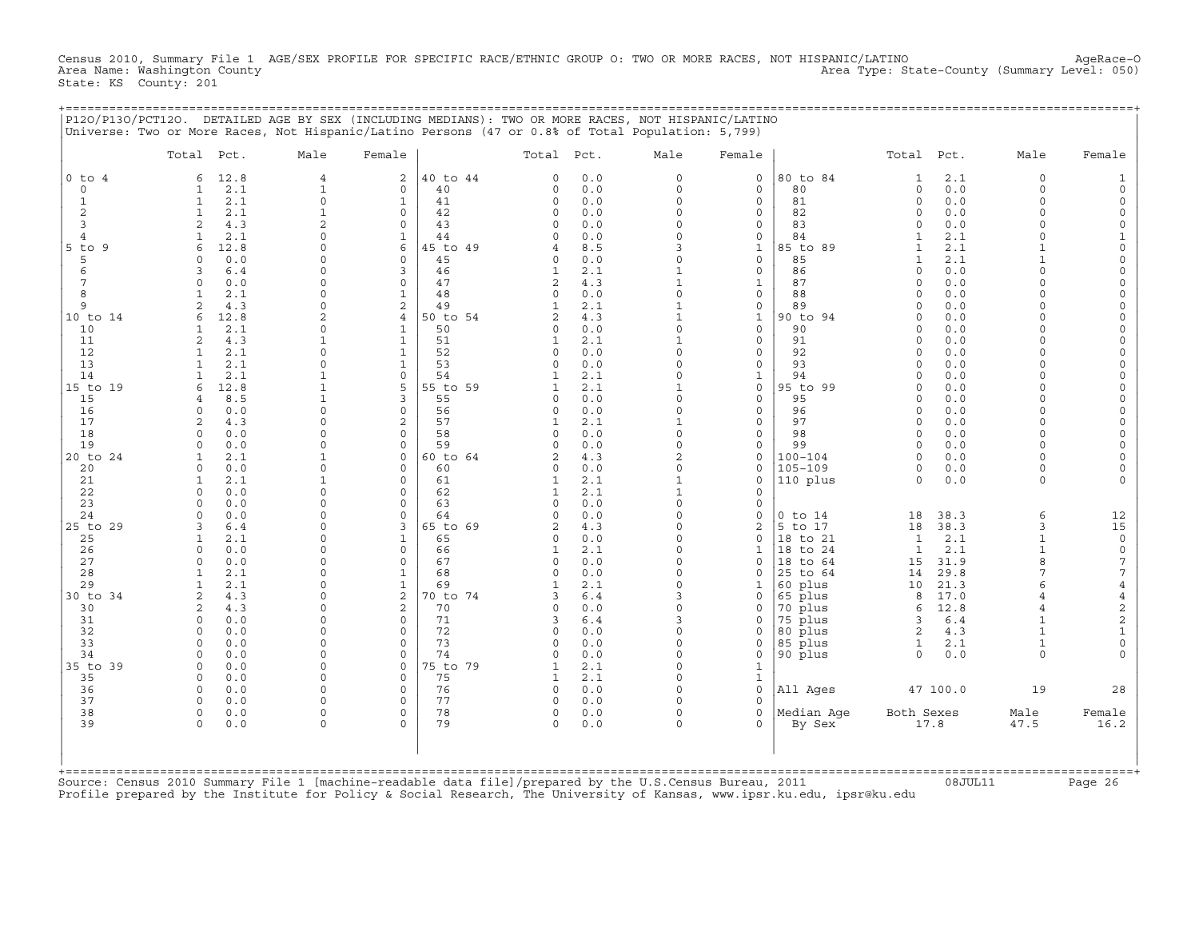Census 2010, Summary File 1 AGE/SEX PROFILE FOR SPECIFIC RACE/ETHNIC GROUP O: TWO OR MORE RACES, NOT HISPANIC/LATINO AgeRace-O
Area Name: Washington County Area Type: State-County (Summary Level: 050)
State: KS County: 201

P12O/P13O/PCT12O. DETAILED AGE BY SEX (INCLUDING MEDIANS): TWO OR MORE RACES, NOT HISPANIC/LATINO
Universe: Two or More Races, Not Hispanic/Latino Persons (47 or 0.8% of Total Population: 5,799)

| | Total | Pct. | Male | Female | | Total | Pct. | Male | Female | | Total | Pct. | Male | Female |
|---|---|---|---|---|---|---|---|---|---|---|---|---|---|---|
| 0 to 4 | 6 | 12.8 | 4 | 2 | 40 to 44 | 0 | 0.0 | 0 | 0 | 80 to 84 | 1 | 2.1 | 0 | 1 |
| 0 | 1 | 2.1 | 1 | 0 | 40 | 0 | 0.0 | 0 | 0 | 80 | 0 | 0.0 | 0 | 0 |
| 1 | 1 | 2.1 | 0 | 1 | 41 | 0 | 0.0 | 0 | 0 | 81 | 0 | 0.0 | 0 | 0 |
| 2 | 1 | 2.1 | 1 | 0 | 42 | 0 | 0.0 | 0 | 0 | 82 | 0 | 0.0 | 0 | 0 |
| 3 | 2 | 4.3 | 2 | 0 | 43 | 0 | 0.0 | 0 | 0 | 83 | 0 | 0.0 | 0 | 0 |
| 4 | 1 | 2.1 | 0 | 1 | 44 | 0 | 0.0 | 0 | 0 | 84 | 1 | 2.1 | 0 | 1 |
| 5 to 9 | 6 | 12.8 | 0 | 6 | 45 to 49 | 4 | 8.5 | 3 | 1 | 85 to 89 | 1 | 2.1 | 1 | 0 |
| 5 | 0 | 0.0 | 0 | 0 | 45 | 0 | 0.0 | 0 | 0 | 85 | 1 | 2.1 | 1 | 0 |
| 6 | 3 | 6.4 | 0 | 3 | 46 | 1 | 2.1 | 1 | 0 | 86 | 0 | 0.0 | 0 | 0 |
| 7 | 0 | 0.0 | 0 | 0 | 47 | 2 | 4.3 | 1 | 1 | 87 | 0 | 0.0 | 0 | 0 |
| 8 | 1 | 2.1 | 0 | 1 | 48 | 0 | 0.0 | 0 | 0 | 88 | 0 | 0.0 | 0 | 0 |
| 9 | 2 | 4.3 | 0 | 2 | 49 | 1 | 2.1 | 1 | 0 | 89 | 0 | 0.0 | 0 | 0 |
| 10 to 14 | 6 | 12.8 | 2 | 4 | 50 to 54 | 2 | 4.3 | 1 | 1 | 90 to 94 | 0 | 0.0 | 0 | 0 |
| 10 | 1 | 2.1 | 0 | 1 | 50 | 0 | 0.0 | 0 | 0 | 90 | 0 | 0.0 | 0 | 0 |
| 11 | 2 | 4.3 | 1 | 1 | 51 | 1 | 2.1 | 1 | 0 | 91 | 0 | 0.0 | 0 | 0 |
| 12 | 1 | 2.1 | 0 | 1 | 52 | 0 | 0.0 | 0 | 0 | 92 | 0 | 0.0 | 0 | 0 |
| 13 | 1 | 2.1 | 0 | 1 | 53 | 0 | 0.0 | 0 | 0 | 93 | 0 | 0.0 | 0 | 0 |
| 14 | 1 | 2.1 | 1 | 0 | 54 | 1 | 2.1 | 0 | 1 | 94 | 0 | 0.0 | 0 | 0 |
| 15 to 19 | 6 | 12.8 | 1 | 5 | 55 to 59 | 1 | 2.1 | 1 | 0 | 95 to 99 | 0 | 0.0 | 0 | 0 |
| 15 | 4 | 8.5 | 1 | 3 | 55 | 0 | 0.0 | 0 | 0 | 95 | 0 | 0.0 | 0 | 0 |
| 16 | 0 | 0.0 | 0 | 0 | 56 | 0 | 0.0 | 0 | 0 | 96 | 0 | 0.0 | 0 | 0 |
| 17 | 2 | 4.3 | 0 | 2 | 57 | 1 | 2.1 | 1 | 0 | 97 | 0 | 0.0 | 0 | 0 |
| 18 | 0 | 0.0 | 0 | 0 | 58 | 0 | 0.0 | 0 | 0 | 98 | 0 | 0.0 | 0 | 0 |
| 19 | 0 | 0.0 | 0 | 0 | 59 | 0 | 0.0 | 0 | 0 | 99 | 0 | 0.0 | 0 | 0 |
| 20 to 24 | 1 | 2.1 | 1 | 0 | 60 to 64 | 2 | 4.3 | 2 | 0 | 100-104 | 0 | 0.0 | 0 | 0 |
| 20 | 0 | 0.0 | 0 | 0 | 60 | 0 | 0.0 | 0 | 0 | 105-109 | 0 | 0.0 | 0 | 0 |
| 21 | 1 | 2.1 | 1 | 0 | 61 | 1 | 2.1 | 1 | 0 | 110 plus | 0 | 0.0 | 0 | 0 |
| 22 | 0 | 0.0 | 0 | 0 | 62 | 1 | 2.1 | 1 | 0 | | | | | |
| 23 | 0 | 0.0 | 0 | 0 | 63 | 0 | 0.0 | 0 | 0 | | | | | |
| 24 | 0 | 0.0 | 0 | 0 | 64 | 0 | 0.0 | 0 | 0 | 0 to 14 | 18 | 38.3 | 6 | 12 |
| 25 to 29 | 3 | 6.4 | 0 | 3 | 65 to 69 | 2 | 4.3 | 0 | 2 | 5 to 17 | 18 | 38.3 | 3 | 15 |
| 25 | 1 | 2.1 | 0 | 1 | 65 | 0 | 0.0 | 0 | 0 | 18 to 21 | 1 | 2.1 | 1 | 0 |
| 26 | 0 | 0.0 | 0 | 0 | 66 | 1 | 2.1 | 0 | 1 | 18 to 24 | 1 | 2.1 | 1 | 0 |
| 27 | 0 | 0.0 | 0 | 0 | 67 | 0 | 0.0 | 0 | 0 | 18 to 64 | 15 | 31.9 | 8 | 7 |
| 28 | 1 | 2.1 | 0 | 1 | 68 | 0 | 0.0 | 0 | 0 | 25 to 64 | 14 | 29.8 | 7 | 7 |
| 29 | 1 | 2.1 | 0 | 1 | 69 | 1 | 2.1 | 0 | 1 | 60 plus | 10 | 21.3 | 6 | 4 |
| 30 to 34 | 2 | 4.3 | 0 | 2 | 70 to 74 | 3 | 6.4 | 3 | 0 | 65 plus | 8 | 17.0 | 4 | 4 |
| 30 | 2 | 4.3 | 0 | 2 | 70 | 0 | 0.0 | 0 | 0 | 70 plus | 6 | 12.8 | 4 | 2 |
| 31 | 0 | 0.0 | 0 | 0 | 71 | 3 | 6.4 | 3 | 0 | 75 plus | 3 | 6.4 | 1 | 2 |
| 32 | 0 | 0.0 | 0 | 0 | 72 | 0 | 0.0 | 0 | 0 | 80 plus | 2 | 4.3 | 1 | 1 |
| 33 | 0 | 0.0 | 0 | 0 | 73 | 0 | 0.0 | 0 | 0 | 85 plus | 1 | 2.1 | 1 | 0 |
| 34 | 0 | 0.0 | 0 | 0 | 74 | 0 | 0.0 | 0 | 0 | 90 plus | 0 | 0.0 | 0 | 0 |
| 35 to 39 | 0 | 0.0 | 0 | 0 | 75 to 79 | 1 | 2.1 | 0 | 1 | | | | | |
| 35 | 0 | 0.0 | 0 | 0 | 75 | 1 | 2.1 | 0 | 1 | | | | | |
| 36 | 0 | 0.0 | 0 | 0 | 76 | 0 | 0.0 | 0 | 0 | All Ages | 47 | 100.0 | 19 | 28 |
| 37 | 0 | 0.0 | 0 | 0 | 77 | 0 | 0.0 | 0 | 0 | | | | | |
| 38 | 0 | 0.0 | 0 | 0 | 78 | 0 | 0.0 | 0 | 0 | Median Age | Both Sexes | | Male | Female |
| 39 | 0 | 0.0 | 0 | 0 | 79 | 0 | 0.0 | 0 | 0 | By Sex | 17.8 | | 47.5 | 16.2 |

Source: Census 2010 Summary File 1 [machine-readable data file]/prepared by the U.S.Census Bureau, 2011 08JUL11
Profile prepared by the Institute for Policy & Social Research, The University of Kansas, www.ipsr.ku.edu, ipsr@ku.edu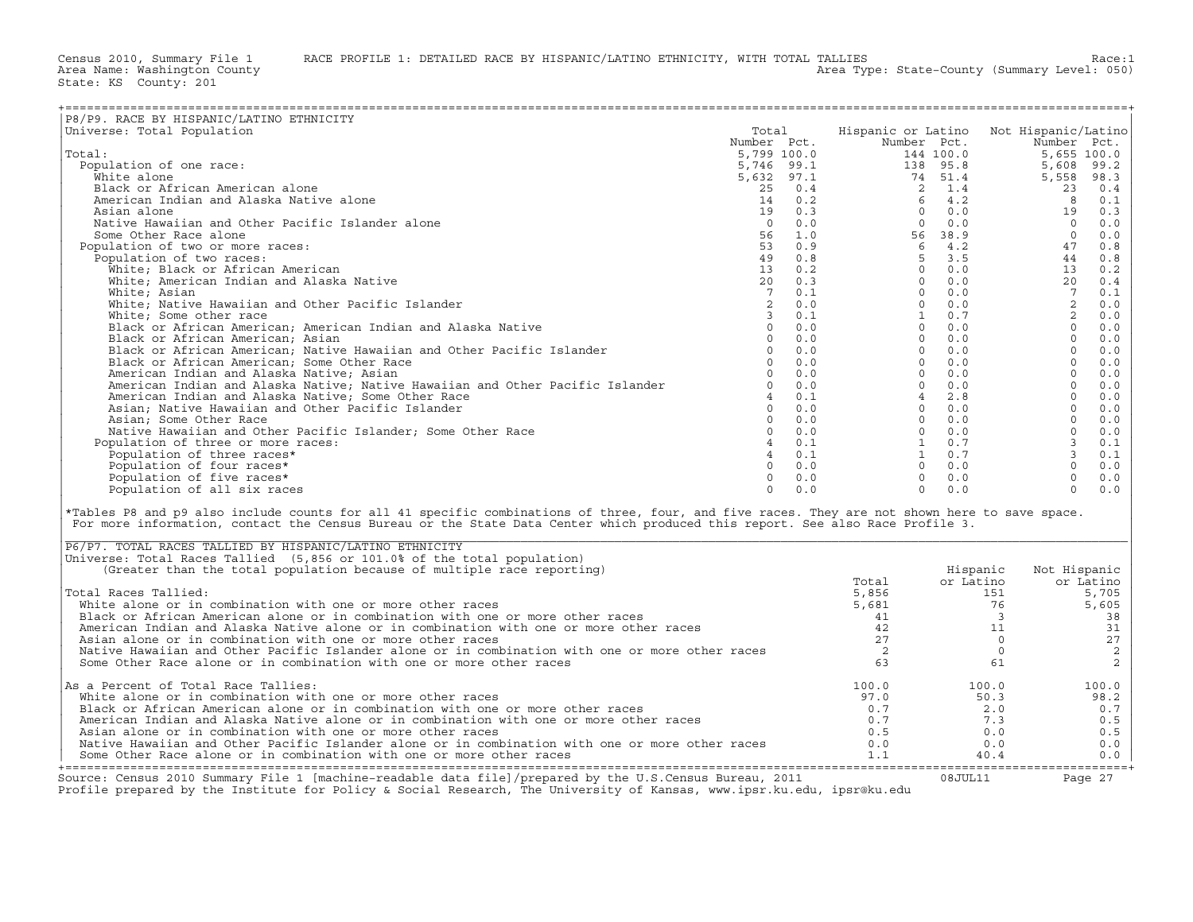Census 2010, Summary File 1 RACE PROFILE 1: DETAILED RACE BY HISPANIC/LATINO ETHNICITY, WITH TOTAL TALLIES Race:1
Area Name: Washington County Area Type: State-County (Summary Level: 050)
State: KS County: 201

## P8/P9. RACE BY HISPANIC/LATINO ETHNICITY

Universe: Total Population

| | Total Number | Total Pct. | Hispanic or Latino Number | Hispanic or Latino Pct. | Not Hispanic/Latino Number | Not Hispanic/Latino Pct. |
|---|---|---|---|---|---|---|
| Total: | 5,799 | 100.0 | 144 | 100.0 | 5,655 | 100.0 |
| Population of one race: | 5,746 | 99.1 | 138 | 95.8 | 5,608 | 99.2 |
| White alone | 5,632 | 97.1 | 74 | 51.4 | 5,558 | 98.3 |
| Black or African American alone | 25 | 0.4 | 2 | 1.4 | 23 | 0.4 |
| American Indian and Alaska Native alone | 14 | 0.2 | 6 | 4.2 | 8 | 0.1 |
| Asian alone | 19 | 0.3 | 0 | 0.0 | 19 | 0.3 |
| Native Hawaiian and Other Pacific Islander alone | 0 | 0.0 | 0 | 0.0 | 0 | 0.0 |
| Some Other Race alone | 56 | 1.0 | 56 | 38.9 | 0 | 0.0 |
| Population of two or more races: | 53 | 0.9 | 6 | 4.2 | 47 | 0.8 |
| Population of two races: | 49 | 0.8 | 5 | 3.5 | 44 | 0.8 |
| White; Black or African American | 13 | 0.2 | 0 | 0.0 | 13 | 0.2 |
| White; American Indian and Alaska Native | 20 | 0.3 | 0 | 0.0 | 20 | 0.4 |
| White; Asian | 7 | 0.1 | 0 | 0.0 | 7 | 0.1 |
| White; Native Hawaiian and Other Pacific Islander | 2 | 0.0 | 0 | 0.0 | 2 | 0.0 |
| White; Some other race | 3 | 0.1 | 1 | 0.7 | 2 | 0.0 |
| Black or African American; American Indian and Alaska Native | 0 | 0.0 | 0 | 0.0 | 0 | 0.0 |
| Black or African American; Asian | 0 | 0.0 | 0 | 0.0 | 0 | 0.0 |
| Black or African American; Native Hawaiian and Other Pacific Islander | 0 | 0.0 | 0 | 0.0 | 0 | 0.0 |
| Black or African American; Some Other Race | 0 | 0.0 | 0 | 0.0 | 0 | 0.0 |
| American Indian and Alaska Native; Asian | 0 | 0.0 | 0 | 0.0 | 0 | 0.0 |
| American Indian and Alaska Native; Native Hawaiian and Other Pacific Islander | 0 | 0.0 | 0 | 0.0 | 0 | 0.0 |
| American Indian and Alaska Native; Some Other Race | 4 | 0.1 | 4 | 2.8 | 0 | 0.0 |
| Asian; Native Hawaiian and Other Pacific Islander | 0 | 0.0 | 0 | 0.0 | 0 | 0.0 |
| Asian; Some Other Race | 0 | 0.0 | 0 | 0.0 | 0 | 0.0 |
| Native Hawaiian and Other Pacific Islander; Some Other Race | 0 | 0.0 | 0 | 0.0 | 0 | 0.0 |
| Population of three or more races: | 4 | 0.1 | 1 | 0.7 | 3 | 0.1 |
| Population of three races* | 4 | 0.1 | 1 | 0.7 | 3 | 0.1 |
| Population of four races* | 0 | 0.0 | 0 | 0.0 | 0 | 0.0 |
| Population of five races* | 0 | 0.0 | 0 | 0.0 | 0 | 0.0 |
| Population of all six races | 0 | 0.0 | 0 | 0.0 | 0 | 0.0 |

*Tables P8 and p9 also include counts for all 41 specific combinations of three, four, and five races. They are not shown here to save space. For more information, contact the Census Bureau or the State Data Center which produced this report. See also Race Profile 3.

## P6/P7. TOTAL RACES TALLIED BY HISPANIC/LATINO ETHNICITY

Universe: Total Races Tallied (5,856 or 101.0% of the total population)
(Greater than the total population because of multiple race reporting)

| | Total | Hispanic or Latino | Not Hispanic or Latino |
|---|---|---|---|
| Total Races Tallied: | 5,856 | 151 | 5,705 |
| White alone or in combination with one or more other races | 5,681 | 76 | 5,605 |
| Black or African American alone or in combination with one or more other races | 41 | 3 | 38 |
| American Indian and Alaska Native alone or in combination with one or more other races | 42 | 11 | 31 |
| Asian alone or in combination with one or more other races | 27 | 0 | 27 |
| Native Hawaiian and Other Pacific Islander alone or in combination with one or more other races | 2 | 0 | 2 |
| Some Other Race alone or in combination with one or more other races | 63 | 61 | 2 |
| As a Percent of Total Race Tallies: | 100.0 | 100.0 | 100.0 |
| White alone or in combination with one or more other races | 97.0 | 50.3 | 98.2 |
| Black or African American alone or in combination with one or more other races | 0.7 | 2.0 | 0.7 |
| American Indian and Alaska Native alone or in combination with one or more other races | 0.7 | 7.3 | 0.5 |
| Asian alone or in combination with one or more other races | 0.5 | 0.0 | 0.5 |
| Native Hawaiian and Other Pacific Islander alone or in combination with one or more other races | 0.0 | 0.0 | 0.0 |
| Some Other Race alone or in combination with one or more other races | 1.1 | 40.4 | 0.0 |

Source: Census 2010 Summary File 1 [machine-readable data file]/prepared by the U.S.Census Bureau, 2011 08JUL11
Profile prepared by the Institute for Policy & Social Research, The University of Kansas, www.ipsr.ku.edu, ipsr@ku.edu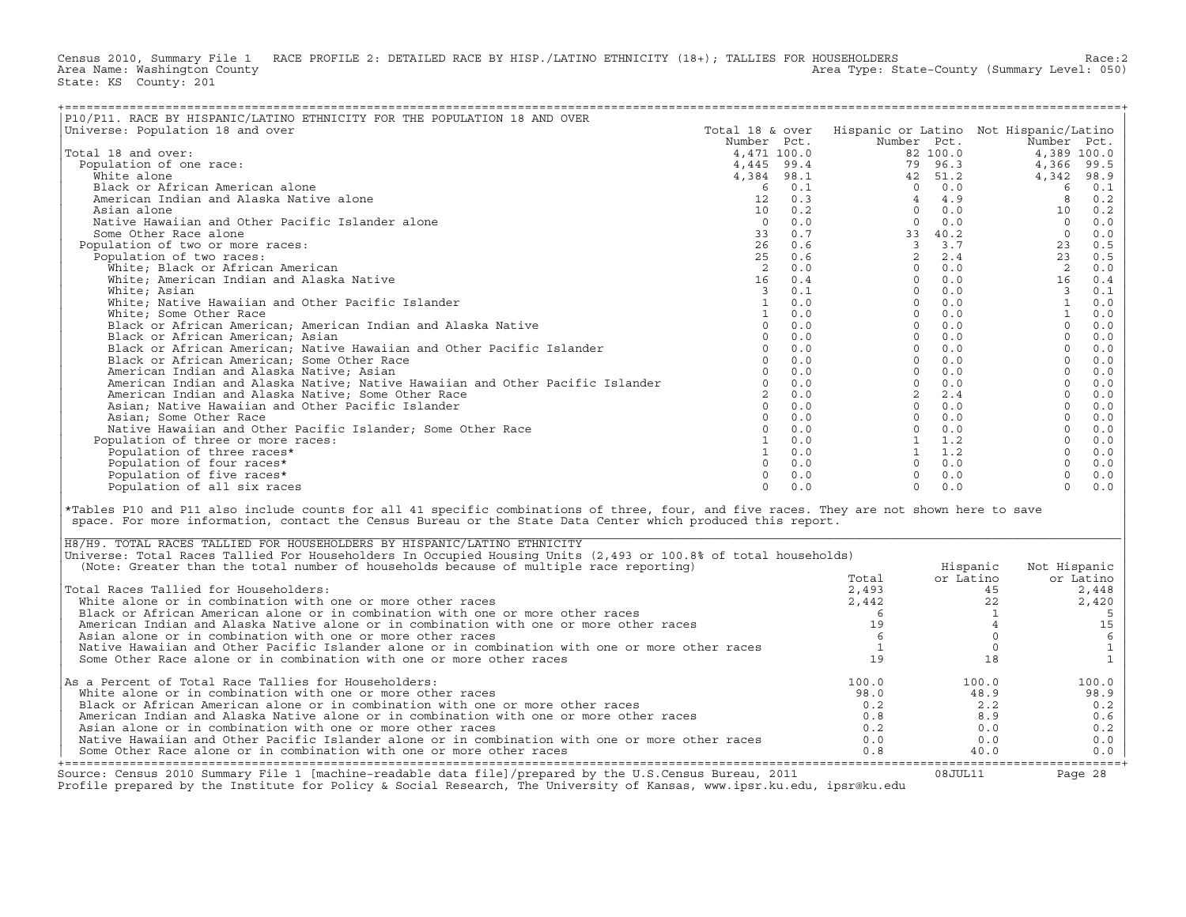Census 2010, Summary File 1 RACE PROFILE 2: DETAILED RACE BY HISP./LATINO ETHNICITY (18+); TALLIES FOR HOUSEHOLDERS Race:2
Area Name: Washington County Area Type: State-County (Summary Level: 050)
State: KS County: 201

## P10/P11. RACE BY HISPANIC/LATINO ETHNICITY FOR THE POPULATION 18 AND OVER

Universe: Population 18 and over

| | Total 18 & over Number | Pct. | Hispanic or Latino Number | Pct. | Not Hispanic/Latino Number | Pct. |
|---|---|---|---|---|---|---|
| Total 18 and over: | 4,471 | 100.0 | 82 | 100.0 | 4,389 | 100.0 |
| Population of one race: | 4,445 | 99.4 | 79 | 96.3 | 4,366 | 99.5 |
| White alone | 4,384 | 98.1 | 42 | 51.2 | 4,342 | 98.9 |
| Black or African American alone | 6 | 0.1 | 0 | 0.0 | 6 | 0.1 |
| American Indian and Alaska Native alone | 12 | 0.3 | 4 | 4.9 | 8 | 0.2 |
| Asian alone | 10 | 0.2 | 0 | 0.0 | 10 | 0.2 |
| Native Hawaiian and Other Pacific Islander alone | 0 | 0.0 | 0 | 0.0 | 0 | 0.0 |
| Some Other Race alone | 33 | 0.7 | 33 | 40.2 | 0 | 0.0 |
| Population of two or more races: | 26 | 0.6 | 3 | 3.7 | 23 | 0.5 |
| Population of two races: | 25 | 0.6 | 2 | 2.4 | 23 | 0.5 |
| White; Black or African American | 2 | 0.0 | 0 | 0.0 | 2 | 0.0 |
| White; American Indian and Alaska Native | 16 | 0.4 | 0 | 0.0 | 16 | 0.4 |
| White; Asian | 3 | 0.1 | 0 | 0.0 | 3 | 0.1 |
| White; Native Hawaiian and Other Pacific Islander | 1 | 0.0 | 0 | 0.0 | 1 | 0.0 |
| White; Some Other Race | 1 | 0.0 | 0 | 0.0 | 1 | 0.0 |
| Black or African American; American Indian and Alaska Native | 0 | 0.0 | 0 | 0.0 | 0 | 0.0 |
| Black or African American; Asian | 0 | 0.0 | 0 | 0.0 | 0 | 0.0 |
| Black or African American; Native Hawaiian and Other Pacific Islander | 0 | 0.0 | 0 | 0.0 | 0 | 0.0 |
| Black or African American; Some Other Race | 0 | 0.0 | 0 | 0.0 | 0 | 0.0 |
| American Indian and Alaska Native; Asian | 0 | 0.0 | 0 | 0.0 | 0 | 0.0 |
| American Indian and Alaska Native; Native Hawaiian and Other Pacific Islander | 0 | 0.0 | 0 | 0.0 | 0 | 0.0 |
| American Indian and Alaska Native; Some Other Race | 2 | 0.0 | 2 | 2.4 | 0 | 0.0 |
| Asian; Native Hawaiian and Other Pacific Islander | 0 | 0.0 | 0 | 0.0 | 0 | 0.0 |
| Asian; Some Other Race | 0 | 0.0 | 0 | 0.0 | 0 | 0.0 |
| Native Hawaiian and Other Pacific Islander; Some Other Race | 0 | 0.0 | 0 | 0.0 | 0 | 0.0 |
| Population of three or more races: | 1 | 0.0 | 1 | 1.2 | 0 | 0.0 |
| Population of three races* | 1 | 0.0 | 1 | 1.2 | 0 | 0.0 |
| Population of four races* | 0 | 0.0 | 0 | 0.0 | 0 | 0.0 |
| Population of five races* | 0 | 0.0 | 0 | 0.0 | 0 | 0.0 |
| Population of all six races | 0 | 0.0 | 0 | 0.0 | 0 | 0.0 |

*Tables P10 and P11 also include counts for all 41 specific combinations of three, four, and five races. They are not shown here to save space. For more information, contact the Census Bureau or the State Data Center which produced this report.

## H8/H9. TOTAL RACES TALLIED FOR HOUSEHOLDERS BY HISPANIC/LATINO ETHNICITY

Universe: Total Races Tallied For Householders In Occupied Housing Units (2,493 or 100.8% of total households)
(Note: Greater than the total number of households because of multiple race reporting)

| | Total | Hispanic or Latino | Not Hispanic or Latino |
|---|---|---|---|
| Total Races Tallied for Householders: | 2,493 | 45 | 2,448 |
| White alone or in combination with one or more other races | 2,442 | 22 | 2,420 |
| Black or African American alone or in combination with one or more other races | 6 | 1 | 5 |
| American Indian and Alaska Native alone or in combination with one or more other races | 19 | 4 | 15 |
| Asian alone or in combination with one or more other races | 6 | 0 | 6 |
| Native Hawaiian and Other Pacific Islander alone or in combination with one or more other races | 1 | 0 | 1 |
| Some Other Race alone or in combination with one or more other races | 19 | 18 | 1 |
| As a Percent of Total Race Tallies for Householders: | 100.0 | 100.0 | 100.0 |
| White alone or in combination with one or more other races | 98.0 | 48.9 | 98.9 |
| Black or African American alone or in combination with one or more other races | 0.2 | 2.2 | 0.2 |
| American Indian and Alaska Native alone or in combination with one or more other races | 0.8 | 8.9 | 0.6 |
| Asian alone or in combination with one or more other races | 0.2 | 0.0 | 0.2 |
| Native Hawaiian and Other Pacific Islander alone or in combination with one or more other races | 0.0 | 0.0 | 0.0 |
| Some Other Race alone or in combination with one or more other races | 0.8 | 40.0 | 0.0 |

Source: Census 2010 Summary File 1 [machine-readable data file]/prepared by the U.S.Census Bureau, 2011 08JUL11
Profile prepared by the Institute for Policy & Social Research, The University of Kansas, www.ipsr.ku.edu, ipsr@ku.edu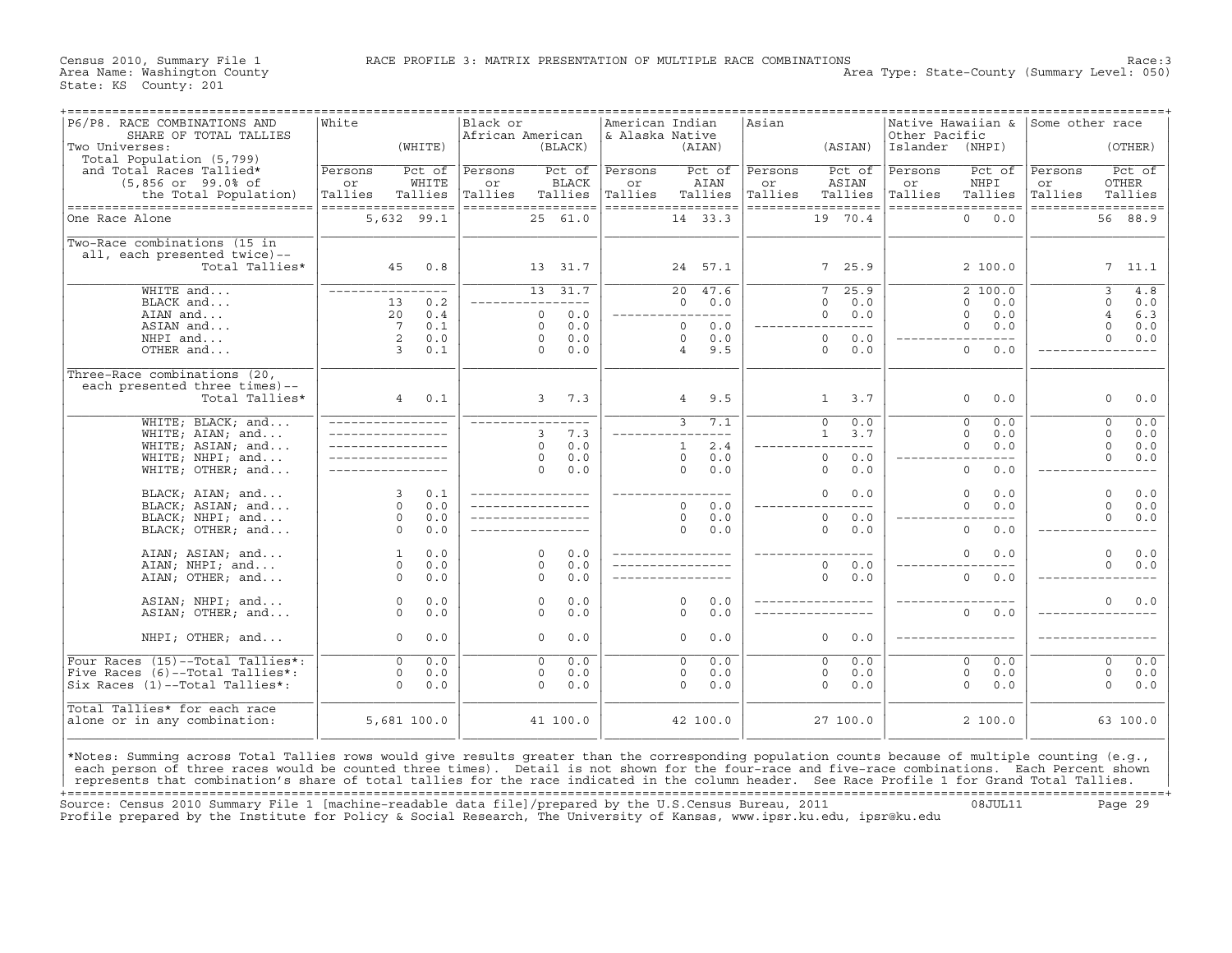Census 2010, Summary File 1 — RACE PROFILE 3: MATRIX PRESENTATION OF MULTIPLE RACE COMBINATIONS — Race:3

Area Name: Washington County — Area Type: State-County (Summary Level: 050)

State: KS County: 201

| P6/P8. RACE COMBINATIONS AND SHARE OF TOTAL TALLIES<br>Two Universes:<br>Total Population (5,799) and Total Races Tallied* (5,856 or 99.0% of the Total Population) | White (WHITE) | | Black or African American (BLACK) | | American Indian & Alaska Native (AIAN) | | Asian (ASIAN) | | Native Hawaiian & Other Pacific Islander (NHPI) | | Some other race (OTHER) | |
|---|---|---|---|---|---|---|---|---|---|---|---|---|
| | Persons or Tallies | Pct of WHITE Tallies | Persons or Tallies | Pct of BLACK Tallies | Persons or Tallies | Pct of AIAN Tallies | Persons or Tallies | Pct of ASIAN Tallies | Persons or Tallies | Pct of NHPI Tallies | Persons or Tallies | Pct of OTHER Tallies |
| One Race Alone | 5,632 | 99.1 | 25 | 61.0 | 14 | 33.3 | 19 | 70.4 | 0 | 0.0 | 56 | 88.9 |
| Two-Race combinations (15 in all, each presented twice)-- Total Tallies* | 45 | 0.8 | 13 | 31.7 | 24 | 57.1 | 7 | 25.9 | 2 | 100.0 | 7 | 11.1 |
| WHITE and... | --- | --- | 13 | 31.7 | 20 | 47.6 | 7 | 25.9 | 2 | 100.0 | 3 | 4.8 |
| BLACK and... | 13 | 0.2 | --- | --- | 0 | 0.0 | 0 | 0.0 | 0 | 0.0 | 0 | 0.0 |
| AIAN and... | 20 | 0.4 | 0 | 0.0 | --- | --- | 0 | 0.0 | 0 | 0.0 | 4 | 6.3 |
| ASIAN and... | 7 | 0.1 | 0 | 0.0 | 0 | 0.0 | --- | --- | 0 | 0.0 | 0 | 0.0 |
| NHPI and... | 2 | 0.0 | 0 | 0.0 | 0 | 0.0 | 0 | 0.0 | --- | --- | 0 | 0.0 |
| OTHER and... | 3 | 0.1 | 0 | 0.0 | 4 | 9.5 | 0 | 0.0 | 0 | 0.0 | --- | --- |
| Three-Race combinations (20, each presented three times)-- Total Tallies* | 4 | 0.1 | 3 | 7.3 | 4 | 9.5 | 1 | 3.7 | 0 | 0.0 | 0 | 0.0 |
| WHITE; BLACK; and... | --- | --- | --- | --- | 3 | 7.1 | 0 | 0.0 | 0 | 0.0 | 0 | 0.0 |
| WHITE; AIAN; and... | --- | --- | 3 | 7.3 | --- | --- | 1 | 3.7 | 0 | 0.0 | 0 | 0.0 |
| WHITE; ASIAN; and... | --- | --- | 0 | 0.0 | 1 | 2.4 | --- | --- | 0 | 0.0 | 0 | 0.0 |
| WHITE; NHPI; and... | --- | --- | 0 | 0.0 | 0 | 0.0 | 0 | 0.0 | --- | --- | 0 | 0.0 |
| WHITE; OTHER; and... | --- | --- | 0 | 0.0 | 0 | 0.0 | 0 | 0.0 | 0 | 0.0 | --- | --- |
| BLACK; AIAN; and... | 3 | 0.1 | --- | --- | --- | --- | 0 | 0.0 | 0 | 0.0 | 0 | 0.0 |
| BLACK; ASIAN; and... | 0 | 0.0 | --- | --- | 0 | 0.0 | --- | --- | 0 | 0.0 | 0 | 0.0 |
| BLACK; NHPI; and... | 0 | 0.0 | --- | --- | 0 | 0.0 | 0 | 0.0 | --- | --- | 0 | 0.0 |
| BLACK; OTHER; and... | 0 | 0.0 | --- | --- | 0 | 0.0 | 0 | 0.0 | 0 | 0.0 | --- | --- |
| AIAN; ASIAN; and... | 1 | 0.0 | 0 | 0.0 | --- | --- | --- | --- | 0 | 0.0 | 0 | 0.0 |
| AIAN; NHPI; and... | 0 | 0.0 | 0 | 0.0 | --- | --- | 0 | 0.0 | --- | --- | 0 | 0.0 |
| AIAN; OTHER; and... | 0 | 0.0 | 0 | 0.0 | --- | --- | 0 | 0.0 | 0 | 0.0 | --- | --- |
| ASIAN; NHPI; and... | 0 | 0.0 | 0 | 0.0 | 0 | 0.0 | --- | --- | --- | --- | 0 | 0.0 |
| ASIAN; OTHER; and... | 0 | 0.0 | 0 | 0.0 | 0 | 0.0 | --- | --- | 0 | 0.0 | --- | --- |
| NHPI; OTHER; and... | 0 | 0.0 | 0 | 0.0 | 0 | 0.0 | 0 | 0.0 | --- | --- | --- | --- |
| Four Races (15)--Total Tallies*: | 0 | 0.0 | 0 | 0.0 | 0 | 0.0 | 0 | 0.0 | 0 | 0.0 | 0 | 0.0 |
| Five Races (6)--Total Tallies*: | 0 | 0.0 | 0 | 0.0 | 0 | 0.0 | 0 | 0.0 | 0 | 0.0 | 0 | 0.0 |
| Six Races (1)--Total Tallies*: | 0 | 0.0 | 0 | 0.0 | 0 | 0.0 | 0 | 0.0 | 0 | 0.0 | 0 | 0.0 |
| Total Tallies* for each race alone or in any combination: | 5,681 | 100.0 | 41 | 100.0 | 42 | 100.0 | 27 | 100.0 | 2 | 100.0 | 63 | 100.0 |

*Notes: Summing across Total Tallies rows would give results greater than the corresponding population counts because of multiple counting (e.g., each person of three races would be counted three times). Detail is not shown for the four-race and five-race combinations. Each Percent shown represents that combination's share of total tallies for the race indicated in the column header. See Race Profile 1 for Grand Total Tallies.

Source: Census 2010 Summary File 1 [machine-readable data file]/prepared by the U.S.Census Bureau, 2011 08JUL11

Profile prepared by the Institute for Policy & Social Research, The University of Kansas, www.ipsr.ku.edu, ipsr@ku.edu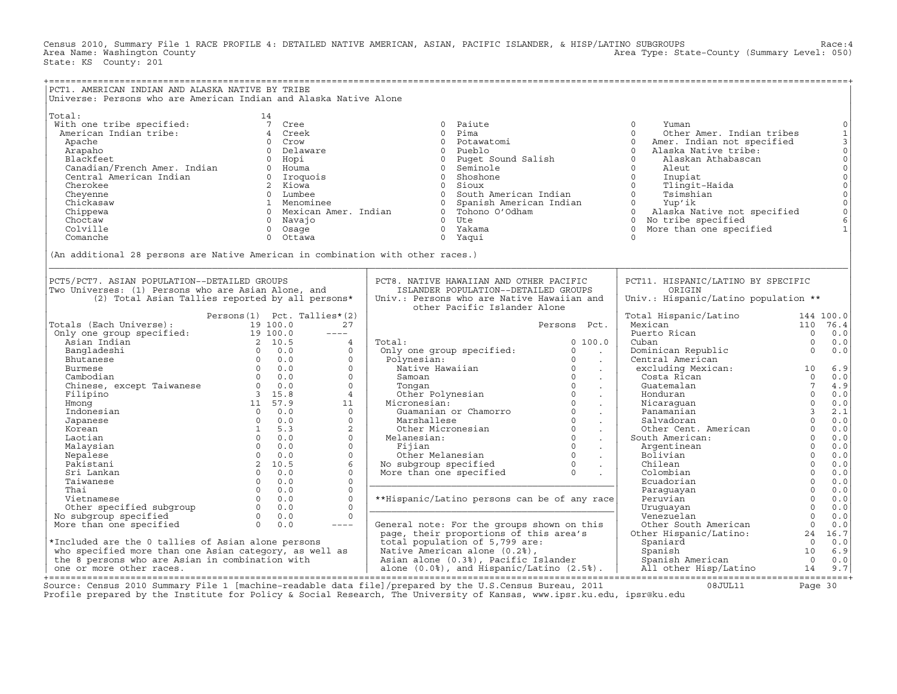Census 2010, Summary File 1 RACE PROFILE 4: DETAILED NATIVE AMERICAN, ASIAN, PACIFIC ISLANDER, & HISP/LATINO SUBGROUPS Race:4
Area Name: Washington County Area Type: State-County (Summary Level: 050)
State: KS County: 201

## PCT1. AMERICAN INDIAN AND ALASKA NATIVE BY TRIBE

Universe: Persons who are American Indian and Alaska Native Alone

| Tribe | Persons | Tribe | Persons | Tribe | Persons | Tribe | Persons |
|---|---|---|---|---|---|---|---|
| Total: | 14 | | | | | | |
| With one tribe specified: | 7 | Cree | 0 | Paiute | 0 | Yuman | 0 |
| American Indian tribe: | 4 | Creek | 0 | Pima | 0 | Other Amer. Indian tribes | 1 |
| Apache | 0 | Crow | 0 | Potawatomi | 0 | Amer. Indian not specified | 3 |
| Arapaho | 0 | Delaware | 0 | Pueblo | 0 | Alaska Native tribe: | 0 |
| Blackfeet | 0 | Hopi | 0 | Puget Sound Salish | 0 | Alaskan Athabascan | 0 |
| Canadian/French Amer. Indian | 0 | Houma | 0 | Seminole | 0 | Aleut | 0 |
| Central American Indian | 0 | Iroquois | 0 | Shoshone | 0 | Inupiat | 0 |
| Cherokee | 2 | Kiowa | 0 | Sioux | 0 | Tlingit-Haida | 0 |
| Cheyenne | 0 | Lumbee | 0 | South American Indian | 0 | Tsimshian | 0 |
| Chickasaw | 1 | Menominee | 0 | Spanish American Indian | 0 | Yup'ik | 0 |
| Chippewa | 0 | Mexican Amer. Indian | 0 | Tohono O'Odham | 0 | Alaska Native not specified | 0 |
| Choctaw | 0 | Navajo | 0 | Ute | 0 | No tribe specified | 6 |
| Colville | 0 | Osage | 0 | Yakama | 0 | More than one specified | 1 |
| Comanche | 0 | Ottawa | 0 | Yaqui | 0 | | |

(An additional 28 persons are Native American in combination with other races.)

## PCT5/PCT7. ASIAN POPULATION--DETAILED GROUPS

Two Universes: (1) Persons who are Asian Alone, and (2) Total Asian Tallies reported by all persons*

| | Persons(1) | Pct. | Tallies*(2) |
|---|---|---|---|
| Totals (Each Universe): | 19 | 100.0 | 27 |
| Only one group specified: | 19 | 100.0 | ---- |
| Asian Indian | 2 | 10.5 | 4 |
| Bangladeshi | 0 | 0.0 | 0 |
| Bhutanese | 0 | 0.0 | 0 |
| Burmese | 0 | 0.0 | 0 |
| Cambodian | 0 | 0.0 | 0 |
| Chinese, except Taiwanese | 0 | 0.0 | 0 |
| Filipino | 3 | 15.8 | 4 |
| Hmong | 11 | 57.9 | 11 |
| Indonesian | 0 | 0.0 | 0 |
| Japanese | 0 | 0.0 | 0 |
| Korean | 1 | 5.3 | 2 |
| Laotian | 0 | 0.0 | 0 |
| Malaysian | 0 | 0.0 | 0 |
| Nepalese | 0 | 0.0 | 0 |
| Pakistani | 2 | 10.5 | 6 |
| Sri Lankan | 0 | 0.0 | 0 |
| Taiwanese | 0 | 0.0 | 0 |
| Thai | 0 | 0.0 | 0 |
| Vietnamese | 0 | 0.0 | 0 |
| Other specified subgroup | 0 | 0.0 | 0 |
| No subgroup specified | 0 | 0.0 | 0 |
| More than one specified | 0 | 0.0 | ---- |

*Included are the 0 tallies of Asian alone persons who specified more than one Asian category, as well as the 8 persons who are Asian in combination with one or more other races.

## PCT8. NATIVE HAWAIIAN AND OTHER PACIFIC ISLANDER POPULATION--DETAILED GROUPS

Univ.: Persons who are Native Hawaiian and other Pacific Islander Alone

| | Persons | Pct. |
|---|---|---|
| Total: | 0 | 100.0 |
| Only one group specified: | 0 | . |
| Polynesian: | 0 | . |
| Native Hawaiian | 0 | . |
| Samoan | 0 | . |
| Tongan | 0 | . |
| Other Polynesian | 0 | . |
| Micronesian: | 0 | . |
| Guamanian or Chamorro | 0 | . |
| Marshallese | 0 | . |
| Other Micronesian | 0 | . |
| Melanesian: | 0 | . |
| Fijian | 0 | . |
| Other Melanesian | 0 | . |
| No subgroup specified | 0 | . |
| More than one specified | 0 | . |

**Hispanic/Latino persons can be of any race

General note: For the groups shown on this page, their proportions of this area's total population of 5,799 are: Native American alone (0.2%), Asian alone (0.3%), Pacific Islander alone (0.0%), and Hispanic/Latino (2.5%).

## PCT11. HISPANIC/LATINO BY SPECIFIC ORIGIN

Univ.: Hispanic/Latino population **

| | Persons | Pct. |
|---|---|---|
| Total Hispanic/Latino | 144 | 100.0 |
| Mexican | 110 | 76.4 |
| Puerto Rican | 0 | 0.0 |
| Cuban | 0 | 0.0 |
| Dominican Republic | 0 | 0.0 |
| Central American excluding Mexican: | 10 | 6.9 |
| Costa Rican | 0 | 0.0 |
| Guatemalan | 7 | 4.9 |
| Honduran | 0 | 0.0 |
| Nicaraguan | 0 | 0.0 |
| Panamanian | 3 | 2.1 |
| Salvadoran | 0 | 0.0 |
| Other Cent. American | 0 | 0.0 |
| South American: | 0 | 0.0 |
| Argentinean | 0 | 0.0 |
| Bolivian | 0 | 0.0 |
| Chilean | 0 | 0.0 |
| Colombian | 0 | 0.0 |
| Ecuadorian | 0 | 0.0 |
| Paraguayan | 0 | 0.0 |
| Peruvian | 0 | 0.0 |
| Uruguayan | 0 | 0.0 |
| Venezuelan | 0 | 0.0 |
| Other South American | 0 | 0.0 |
| Other Hispanic/Latino: | 24 | 16.7 |
| Spaniard | 0 | 0.0 |
| Spanish | 10 | 6.9 |
| Spanish American | 0 | 0.0 |
| All other Hisp/Latino | 14 | 9.7 |

Source: Census 2010 Summary File 1 [machine-readable data file]/prepared by the U.S.Census Bureau, 2011 08JUL11
Profile prepared by the Institute for Policy & Social Research, The University of Kansas, www.ipsr.ku.edu, ipsr@ku.edu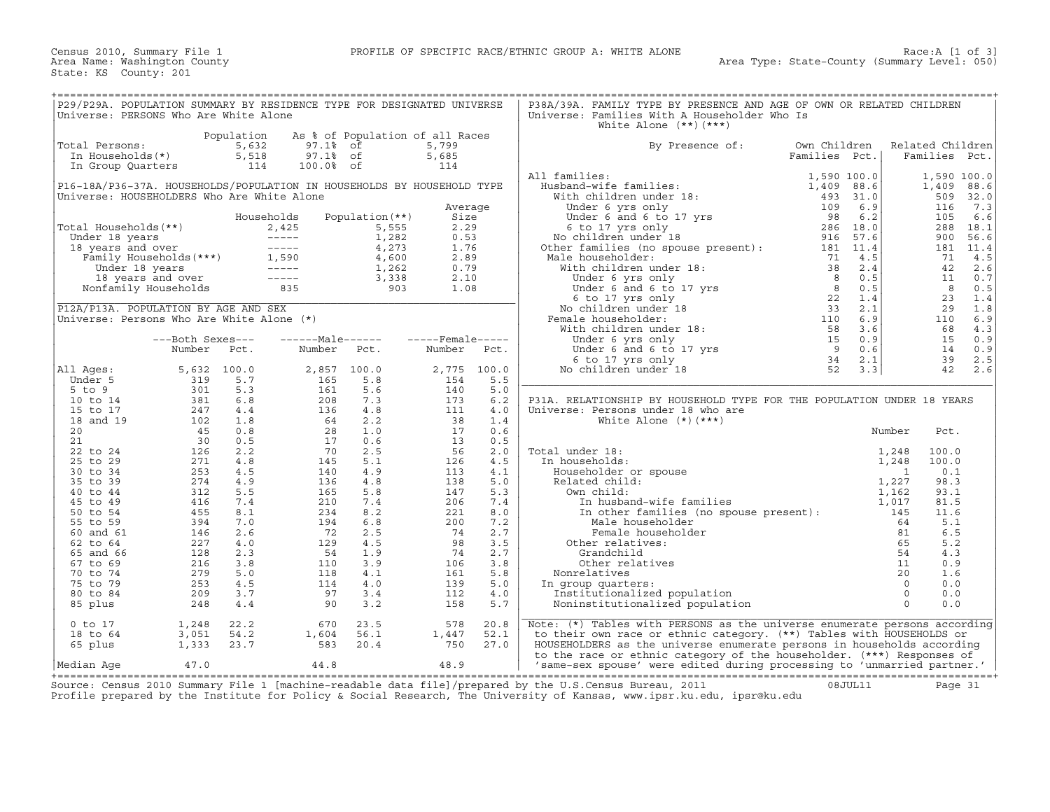Census 2010, Summary File 1 — PROFILE OF SPECIFIC RACE/ETHNIC GROUP A: WHITE ALONE — Race:A [1 of 3]

Area Name: Washington County — Area Type: State-County (Summary Level: 050)

State: KS County: 201

## P29/P29A. POPULATION SUMMARY BY RESIDENCE TYPE FOR DESIGNATED UNIVERSE

Universe: PERSONS Who Are White Alone

| | Population | As % of Population of all Races | | |
|---|---|---|---|---|
| Total Persons: | 5,632 | 97.1% | of | 5,799 |
| In Households(*) | 5,518 | 97.1% | of | 5,685 |
| In Group Quarters | 114 | 100.0% | of | 114 |

## P16-18A/P36-37A. HOUSEHOLDS/POPULATION IN HOUSEHOLDS BY HOUSEHOLD TYPE

Universe: HOUSEHOLDERS Who Are White Alone

| | Households | Population(**) | Average Size |
|---|---|---|---|
| Total Households(**) | 2,425 | 5,555 | 2.29 |
| Under 18 years | ----- | 1,282 | 0.53 |
| 18 years and over | ----- | 4,273 | 1.76 |
| Family Households(***) | 1,590 | 4,600 | 2.89 |
| Under 18 years | ----- | 1,262 | 0.79 |
| 18 years and over | ----- | 3,338 | 2.10 |
| Nonfamily Households | 835 | 903 | 1.08 |

## P12A/P13A. POPULATION BY AGE AND SEX

Universe: Persons Who Are White Alone (*)

| | Both Sexes Number | Both Sexes Pct. | Male Number | Male Pct. | Female Number | Female Pct. |
|---|---|---|---|---|---|---|
| All Ages: | 5,632 | 100.0 | 2,857 | 100.0 | 2,775 | 100.0 |
| Under 5 | 319 | 5.7 | 165 | 5.8 | 154 | 5.5 |
| 5 to 9 | 301 | 5.3 | 161 | 5.6 | 140 | 5.0 |
| 10 to 14 | 381 | 6.8 | 208 | 7.3 | 173 | 6.2 |
| 15 to 17 | 247 | 4.4 | 136 | 4.8 | 111 | 4.0 |
| 18 and 19 | 102 | 1.8 | 64 | 2.2 | 38 | 1.4 |
| 20 | 45 | 0.8 | 28 | 1.0 | 17 | 0.6 |
| 21 | 30 | 0.5 | 17 | 0.6 | 13 | 0.5 |
| 22 to 24 | 126 | 2.2 | 70 | 2.5 | 56 | 2.0 |
| 25 to 29 | 271 | 4.8 | 145 | 5.1 | 126 | 4.5 |
| 30 to 34 | 253 | 4.5 | 140 | 4.9 | 113 | 4.1 |
| 35 to 39 | 274 | 4.9 | 136 | 4.8 | 138 | 5.0 |
| 40 to 44 | 312 | 5.5 | 165 | 5.8 | 147 | 5.3 |
| 45 to 49 | 416 | 7.4 | 210 | 7.4 | 206 | 7.4 |
| 50 to 54 | 455 | 8.1 | 234 | 8.2 | 221 | 8.0 |
| 55 to 59 | 394 | 7.0 | 194 | 6.8 | 200 | 7.2 |
| 60 and 61 | 146 | 2.6 | 72 | 2.5 | 74 | 2.7 |
| 62 to 64 | 227 | 4.0 | 129 | 4.5 | 98 | 3.5 |
| 65 and 66 | 128 | 2.3 | 54 | 1.9 | 74 | 2.7 |
| 67 to 69 | 216 | 3.8 | 110 | 3.9 | 106 | 3.8 |
| 70 to 74 | 279 | 5.0 | 118 | 4.1 | 161 | 5.8 |
| 75 to 79 | 253 | 4.5 | 114 | 4.0 | 139 | 5.0 |
| 80 to 84 | 209 | 3.7 | 97 | 3.4 | 112 | 4.0 |
| 85 plus | 248 | 4.4 | 90 | 3.2 | 158 | 5.7 |
| 0 to 17 | 1,248 | 22.2 | 670 | 23.5 | 578 | 20.8 |
| 18 to 64 | 3,051 | 54.2 | 1,604 | 56.1 | 1,447 | 52.1 |
| 65 plus | 1,333 | 23.7 | 583 | 20.4 | 750 | 27.0 |
| Median Age | 47.0 | | 44.8 | | 48.9 | |

## P38A/39A. FAMILY TYPE BY PRESENCE AND AGE OF OWN OR RELATED CHILDREN

Universe: Families With A Householder Who Is White Alone (**)(***)

| By Presence of: | Own Children Families | Own Children Pct. | Related Children Families | Related Children Pct. |
|---|---|---|---|---|
| All families: | 1,590 | 100.0 | 1,590 | 100.0 |
| Husband-wife families: | 1,409 | 88.6 | 1,409 | 88.6 |
| With children under 18: | 493 | 31.0 | 509 | 32.0 |
| Under 6 yrs only | 109 | 6.9 | 116 | 7.3 |
| Under 6 and 6 to 17 yrs | 98 | 6.2 | 105 | 6.6 |
| 6 to 17 yrs only | 286 | 18.0 | 288 | 18.1 |
| No children under 18 | 916 | 57.6 | 900 | 56.6 |
| Other families (no spouse present): | 181 | 11.4 | 181 | 11.4 |
| Male householder: | 71 | 4.5 | 71 | 4.5 |
| With children under 18: | 38 | 2.4 | 42 | 2.6 |
| Under 6 yrs only | 8 | 0.5 | 11 | 0.7 |
| Under 6 and 6 to 17 yrs | 8 | 0.5 | 8 | 0.5 |
| 6 to 17 yrs only | 22 | 1.4 | 23 | 1.4 |
| No children under 18 | 33 | 2.1 | 29 | 1.8 |
| Female householder: | 110 | 6.9 | 110 | 6.9 |
| With children under 18: | 58 | 3.6 | 68 | 4.3 |
| Under 6 yrs only | 15 | 0.9 | 15 | 0.9 |
| Under 6 and 6 to 17 yrs | 9 | 0.6 | 14 | 0.9 |
| 6 to 17 yrs only | 34 | 2.1 | 39 | 2.5 |
| No children under 18 | 52 | 3.3 | 42 | 2.6 |

## P31A. RELATIONSHIP BY HOUSEHOLD TYPE FOR THE POPULATION UNDER 18 YEARS

Universe: Persons under 18 who are White Alone (*)(***)

| | Number | Pct. |
|---|---|---|
| Total under 18: | 1,248 | 100.0 |
| In households: | 1,248 | 100.0 |
| Householder or spouse | 1 | 0.1 |
| Related child: | 1,227 | 98.3 |
| Own child: | 1,162 | 93.1 |
| In husband-wife families | 1,017 | 81.5 |
| In other families (no spouse present): | 145 | 11.6 |
| Male householder | 64 | 5.1 |
| Female householder | 81 | 6.5 |
| Other relatives: | 65 | 5.2 |
| Grandchild | 54 | 4.3 |
| Other relatives | 11 | 0.9 |
| Nonrelatives | 20 | 1.6 |
| In group quarters: | 0 | 0.0 |
| Institutionalized population | 0 | 0.0 |
| Noninstitutionalized population | 0 | 0.0 |

Note: (*) Tables with PERSONS as the universe enumerate persons according to their own race or ethnic category. (**) Tables with HOUSEHOLDS or HOUSEHOLDERS as the universe enumerate persons in households according to the race or ethnic category of the householder. (***) Responses of 'same-sex spouse' were edited during processing to 'unmarried partner.'

Source: Census 2010 Summary File 1 [machine-readable data file]/prepared by the U.S.Census Bureau, 2011 08JUL11

Profile prepared by the Institute for Policy & Social Research, The University of Kansas, www.ipsr.ku.edu, ipsr@ku.edu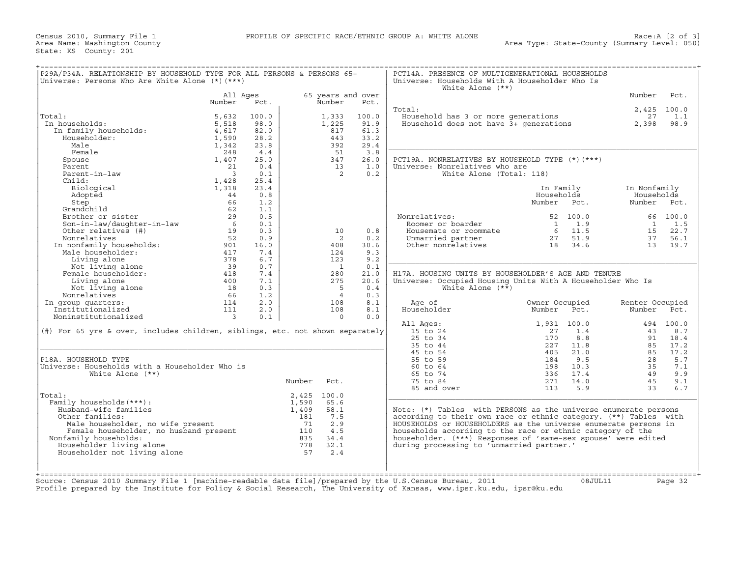Census 2010, Summary File 1 — PROFILE OF SPECIFIC RACE/ETHNIC GROUP A: WHITE ALONE — Race:A [2 of 3]
Area Name: Washington County — Area Type: State-County (Summary Level: 050)
State: KS County: 201

## P29A/P34A. RELATIONSHIP BY HOUSEHOLD TYPE FOR ALL PERSONS & PERSONS 65+

Universe: Persons Who Are White Alone (*)(***)

| | All Ages Number | All Ages Pct. | 65 years and over Number | 65 years and over Pct. |
|---|---|---|---|---|
| Total: | 5,632 | 100.0 | 1,333 | 100.0 |
| In households: | 5,518 | 98.0 | 1,225 | 91.9 |
| In family households: | 4,617 | 82.0 | 817 | 61.3 |
| Householder: | 1,590 | 28.2 | 443 | 33.2 |
| Male | 1,342 | 23.8 | 392 | 29.4 |
| Female | 248 | 4.4 | 51 | 3.8 |
| Spouse | 1,407 | 25.0 | 347 | 26.0 |
| Parent | 21 | 0.4 | 13 | 1.0 |
| Parent-in-law | 3 | 0.1 | 2 | 0.2 |
| Child: | 1,428 | 25.4 | | |
| Biological | 1,318 | 23.4 | | |
| Adopted | 44 | 0.8 | | |
| Step | 66 | 1.2 | | |
| Grandchild | 62 | 1.1 | | |
| Brother or sister | 29 | 0.5 | | |
| Son-in-law/daughter-in-law | 6 | 0.1 | | |
| Other relatives (#) | 19 | 0.3 | 10 | 0.8 |
| Nonrelatives | 52 | 0.9 | 2 | 0.2 |
| In nonfamily households: | 901 | 16.0 | 408 | 30.6 |
| Male householder: | 417 | 7.4 | 124 | 9.3 |
| Living alone | 378 | 6.7 | 123 | 9.2 |
| Not living alone | 39 | 0.7 | 1 | 0.1 |
| Female householder: | 418 | 7.4 | 280 | 21.0 |
| Living alone | 400 | 7.1 | 275 | 20.6 |
| Not living alone | 18 | 0.3 | 5 | 0.4 |
| Nonrelatives | 66 | 1.2 | 4 | 0.3 |
| In group quarters: | 114 | 2.0 | 108 | 8.1 |
| Institutionalized | 111 | 2.0 | 108 | 8.1 |
| Noninstitutionalized | 3 | 0.1 | 0 | 0.0 |

(#) For 65 yrs & over, includes children, siblings, etc. not shown separately

## P18A. HOUSEHOLD TYPE

Universe: Households with a Householder Who is White Alone (**)

| | Number | Pct. |
|---|---|---|
| Total: | 2,425 | 100.0 |
| Family households(***): | 1,590 | 65.6 |
| Husband-wife families | 1,409 | 58.1 |
| Other families: | 181 | 7.5 |
| Male householder, no wife present | 71 | 2.9 |
| Female householder, no husband present | 110 | 4.5 |
| Nonfamily households: | 835 | 34.4 |
| Householder living alone | 778 | 32.1 |
| Householder not living alone | 57 | 2.4 |

## PCT14A. PRESENCE OF MULTIGENERATIONAL HOUSEHOLDS

Universe: Households With A Householder Who Is White Alone (**)

| | Number | Pct. |
|---|---|---|
| Total: | 2,425 | 100.0 |
| Household has 3 or more generations | 27 | 1.1 |
| Household does not have 3+ generations | 2,398 | 98.9 |

## PCT19A. NONRELATIVES BY HOUSEHOLD TYPE (*)(***)

Universe: Nonrelatives who are White Alone (Total: 118)

| | In Family Households Number | In Family Households Pct. | In Nonfamily Households Number | In Nonfamily Households Pct. |
|---|---|---|---|---|
| Nonrelatives: | 52 | 100.0 | 66 | 100.0 |
| Roomer or boarder | 1 | 1.9 | 1 | 1.5 |
| Housemate or roommate | 6 | 11.5 | 15 | 22.7 |
| Unmarried partner | 27 | 51.9 | 37 | 56.1 |
| Other nonrelatives | 18 | 34.6 | 13 | 19.7 |

## H17A. HOUSING UNITS BY HOUSEHOLDER'S AGE AND TENURE

Universe: Occupied Housing Units With A Householder Who Is White Alone (**)

| Age of Householder | Owner Occupied Number | Owner Occupied Pct. | Renter Occupied Number | Renter Occupied Pct. |
|---|---|---|---|---|
| All Ages: | 1,931 | 100.0 | 494 | 100.0 |
| 15 to 24 | 27 | 1.4 | 43 | 8.7 |
| 25 to 34 | 170 | 8.8 | 91 | 18.4 |
| 35 to 44 | 227 | 11.8 | 85 | 17.2 |
| 45 to 54 | 405 | 21.0 | 85 | 17.2 |
| 55 to 59 | 184 | 9.5 | 28 | 5.7 |
| 60 to 64 | 198 | 10.3 | 35 | 7.1 |
| 65 to 74 | 336 | 17.4 | 49 | 9.9 |
| 75 to 84 | 271 | 14.0 | 45 | 9.1 |
| 85 and over | 113 | 5.9 | 33 | 6.7 |

Note: (*) Tables with PERSONS as the universe enumerate persons according to their own race or ethnic category. (**) Tables with HOUSEHOLDS or HOUSEHOLDERS as the universe enumerate persons in households according to the race or ethnic category of the householder. (***) Responses of 'same-sex spouse' were edited during processing to 'unmarried partner.'

Source: Census 2010 Summary File 1 [machine-readable data file]/prepared by the U.S.Census Bureau, 2011 08JUL11
Profile prepared by the Institute for Policy & Social Research, The University of Kansas, www.ipsr.ku.edu, ipsr@ku.edu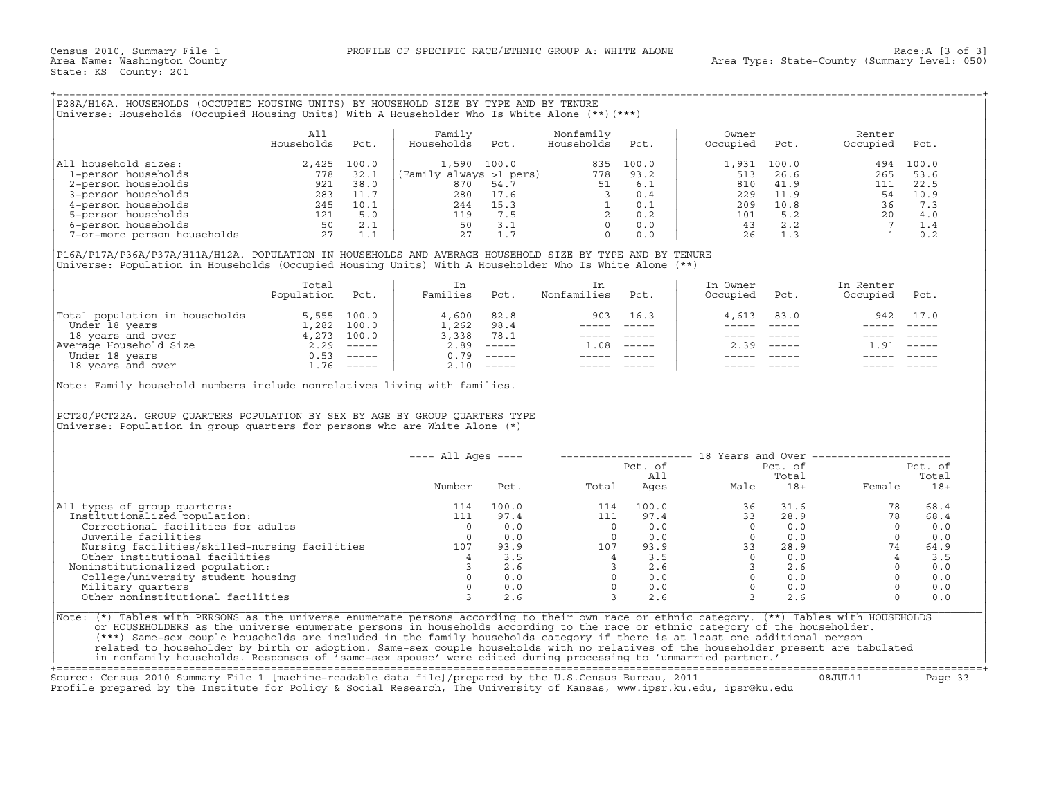Census 2010, Summary File 1 — PROFILE OF SPECIFIC RACE/ETHNIC GROUP A: WHITE ALONE — Race:A [3 of 3]
Area Name: Washington County — Area Type: State-County (Summary Level: 050)
State: KS County: 201

## P28A/H16A. HOUSEHOLDS (OCCUPIED HOUSING UNITS) BY HOUSEHOLD SIZE BY TYPE AND BY TENURE

Universe: Households (Occupied Housing Units) With A Householder Who Is White Alone (**)(***)

| | All Households | Pct. | Family Households | Pct. | Nonfamily Households | Pct. | Owner Occupied | Pct. | Renter Occupied | Pct. |
|---|---|---|---|---|---|---|---|---|---|---|
| All household sizes: | 2,425 | 100.0 | 1,590 | 100.0 | 835 | 100.0 | 1,931 | 100.0 | 494 | 100.0 |
| 1-person households | 778 | 32.1 | (Family always >1 pers) | | 778 | 93.2 | 513 | 26.6 | 265 | 53.6 |
| 2-person households | 921 | 38.0 | 870 | 54.7 | 51 | 6.1 | 810 | 41.9 | 111 | 22.5 |
| 3-person households | 283 | 11.7 | 280 | 17.6 | 3 | 0.4 | 229 | 11.9 | 54 | 10.9 |
| 4-person households | 245 | 10.1 | 244 | 15.3 | 1 | 0.1 | 209 | 10.8 | 36 | 7.3 |
| 5-person households | 121 | 5.0 | 119 | 7.5 | 2 | 0.2 | 101 | 5.2 | 20 | 4.0 |
| 6-person households | 50 | 2.1 | 50 | 3.1 | 0 | 0.0 | 43 | 2.2 | 7 | 1.4 |
| 7-or-more person households | 27 | 1.1 | 27 | 1.7 | 0 | 0.0 | 26 | 1.3 | 1 | 0.2 |

## P16A/P17A/P36A/P37A/H11A/H12A. POPULATION IN HOUSEHOLDS AND AVERAGE HOUSEHOLD SIZE BY TYPE AND BY TENURE

Universe: Population in Households (Occupied Housing Units) With A Householder Who Is White Alone (**)

| | Total Population | Pct. | In Families | Pct. | In Nonfamilies | Pct. | In Owner Occupied | Pct. | In Renter Occupied | Pct. |
|---|---|---|---|---|---|---|---|---|---|---|
| Total population in households | 5,555 | 100.0 | 4,600 | 82.8 | 903 | 16.3 | 4,613 | 83.0 | 942 | 17.0 |
| Under 18 years | 1,282 | 100.0 | 1,262 | 98.4 | ----- | ----- | ----- | ----- | ----- | ----- |
| 18 years and over | 4,273 | 100.0 | 3,338 | 78.1 | ----- | ----- | ----- | ----- | ----- | ----- |
| Average Household Size | 2.29 | ----- | 2.89 | ----- | 1.08 | ----- | 2.39 | ----- | 1.91 | ----- |
| Under 18 years | 0.53 | ----- | 0.79 | ----- | ----- | ----- | ----- | ----- | ----- | ----- |
| 18 years and over | 1.76 | ----- | 2.10 | ----- | ----- | ----- | ----- | ----- | ----- | ----- |

Note: Family household numbers include nonrelatives living with families.

## PCT20/PCT22A. GROUP QUARTERS POPULATION BY SEX BY AGE BY GROUP QUARTERS TYPE

Universe: Population in group quarters for persons who are White Alone (*)

| | All Ages | | 18 Years and Over | | | | | |
|---|---|---|---|---|---|---|---|---|
| | Number | Pct. | Total | Pct. of All Ages | Male | Pct. of Total 18+ | Female | Pct. of Total 18+ |
| All types of group quarters: | 114 | 100.0 | 114 | 100.0 | 36 | 31.6 | 78 | 68.4 |
| Institutionalized population: | 111 | 97.4 | 111 | 97.4 | 33 | 28.9 | 78 | 68.4 |
| Correctional facilities for adults | 0 | 0.0 | 0 | 0.0 | 0 | 0.0 | 0 | 0.0 |
| Juvenile facilities | 0 | 0.0 | 0 | 0.0 | 0 | 0.0 | 0 | 0.0 |
| Nursing facilities/skilled-nursing facilities | 107 | 93.9 | 107 | 93.9 | 33 | 28.9 | 74 | 64.9 |
| Other institutional facilities | 4 | 3.5 | 4 | 3.5 | 0 | 0.0 | 4 | 3.5 |
| Noninstitutionalized population: | 3 | 2.6 | 3 | 2.6 | 3 | 2.6 | 0 | 0.0 |
| College/university student housing | 0 | 0.0 | 0 | 0.0 | 0 | 0.0 | 0 | 0.0 |
| Military quarters | 0 | 0.0 | 0 | 0.0 | 0 | 0.0 | 0 | 0.0 |
| Other noninstitutional facilities | 3 | 2.6 | 3 | 2.6 | 3 | 2.6 | 0 | 0.0 |

Note: (*) Tables with PERSONS as the universe enumerate persons according to their own race or ethnic category. (**) Tables with HOUSEHOLDS or HOUSEHOLDERS as the universe enumerate persons in households according to the race or ethnic category of the householder. (***) Same-sex couple households are included in the family households category if there is at least one additional person related to householder by birth or adoption. Same-sex couple households with no relatives of the householder present are tabulated in nonfamily households. Responses of 'same-sex spouse' were edited during processing to 'unmarried partner.'

Source: Census 2010 Summary File 1 [machine-readable data file]/prepared by the U.S.Census Bureau, 2011 08JUL11
Profile prepared by the Institute for Policy & Social Research, The University of Kansas, www.ipsr.ku.edu, ipsr@ku.edu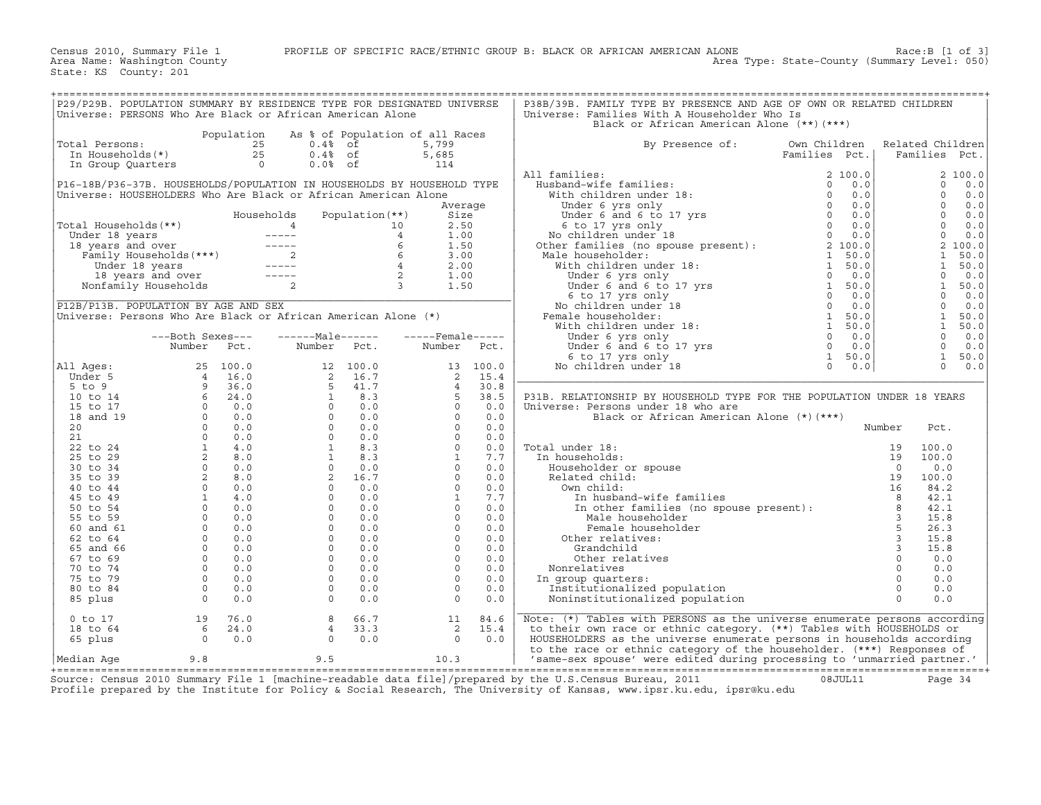Census 2010, Summary File 1 — PROFILE OF SPECIFIC RACE/ETHNIC GROUP B: BLACK OR AFRICAN AMERICAN ALONE — Race:B [1 of 3]
Area Name: Washington County — Area Type: State-County (Summary Level: 050)
State: KS County: 201

## P29/P29B. POPULATION SUMMARY BY RESIDENCE TYPE FOR DESIGNATED UNIVERSE

Universe: PERSONS Who Are Black or African American Alone

| | Population | As % of Population of all Races | |
|---|---|---|---|
| Total Persons: | 25 | 0.4% of | 5,799 |
| In Households(*) | 25 | 0.4% of | 5,685 |
| In Group Quarters | 0 | 0.0% of | 114 |

## P16-18B/P36-37B. HOUSEHOLDS/POPULATION IN HOUSEHOLDS BY HOUSEHOLD TYPE

Universe: HOUSEHOLDERS Who Are Black or African American Alone

| | Households | Population(**) | Average Size |
|---|---|---|---|
| Total Households(**) | 4 | 10 | 2.50 |
| Under 18 years | ----- | 4 | 1.00 |
| 18 years and over | ----- | 6 | 1.50 |
| Family Households(***) | 2 | 6 | 3.00 |
| Under 18 years | ----- | 4 | 2.00 |
| 18 years and over | ----- | 2 | 1.00 |
| Nonfamily Households | 2 | 3 | 1.50 |

## P12B/P13B. POPULATION BY AGE AND SEX

Universe: Persons Who Are Black or African American Alone (*)

| | Both Sexes Number | Both Sexes Pct. | Male Number | Male Pct. | Female Number | Female Pct. |
|---|---|---|---|---|---|---|
| All Ages: | 25 | 100.0 | 12 | 100.0 | 13 | 100.0 |
| Under 5 | 4 | 16.0 | 2 | 16.7 | 2 | 15.4 |
| 5 to 9 | 9 | 36.0 | 5 | 41.7 | 4 | 30.8 |
| 10 to 14 | 6 | 24.0 | 1 | 8.3 | 5 | 38.5 |
| 15 to 17 | 0 | 0.0 | 0 | 0.0 | 0 | 0.0 |
| 18 and 19 | 0 | 0.0 | 0 | 0.0 | 0 | 0.0 |
| 20 | 0 | 0.0 | 0 | 0.0 | 0 | 0.0 |
| 21 | 0 | 0.0 | 0 | 0.0 | 0 | 0.0 |
| 22 to 24 | 1 | 4.0 | 1 | 8.3 | 0 | 0.0 |
| 25 to 29 | 2 | 8.0 | 1 | 8.3 | 1 | 7.7 |
| 30 to 34 | 0 | 0.0 | 0 | 0.0 | 0 | 0.0 |
| 35 to 39 | 2 | 8.0 | 2 | 16.7 | 0 | 0.0 |
| 40 to 44 | 0 | 0.0 | 0 | 0.0 | 0 | 0.0 |
| 45 to 49 | 1 | 4.0 | 0 | 0.0 | 1 | 7.7 |
| 50 to 54 | 0 | 0.0 | 0 | 0.0 | 0 | 0.0 |
| 55 to 59 | 0 | 0.0 | 0 | 0.0 | 0 | 0.0 |
| 60 and 61 | 0 | 0.0 | 0 | 0.0 | 0 | 0.0 |
| 62 to 64 | 0 | 0.0 | 0 | 0.0 | 0 | 0.0 |
| 65 and 66 | 0 | 0.0 | 0 | 0.0 | 0 | 0.0 |
| 67 to 69 | 0 | 0.0 | 0 | 0.0 | 0 | 0.0 |
| 70 to 74 | 0 | 0.0 | 0 | 0.0 | 0 | 0.0 |
| 75 to 79 | 0 | 0.0 | 0 | 0.0 | 0 | 0.0 |
| 80 to 84 | 0 | 0.0 | 0 | 0.0 | 0 | 0.0 |
| 85 plus | 0 | 0.0 | 0 | 0.0 | 0 | 0.0 |
| 0 to 17 | 19 | 76.0 | 8 | 66.7 | 11 | 84.6 |
| 18 to 64 | 6 | 24.0 | 4 | 33.3 | 2 | 15.4 |
| 65 plus | 0 | 0.0 | 0 | 0.0 | 0 | 0.0 |
| Median Age | 9.8 | | 9.5 | | 10.3 | |

## P38B/39B. FAMILY TYPE BY PRESENCE AND AGE OF OWN OR RELATED CHILDREN

Universe: Families With A Householder Who Is Black or African American Alone (**)(***)

| By Presence of: | Own Children Families | Own Children Pct. | Related Children Families | Related Children Pct. |
|---|---|---|---|---|
| All families: | 2 | 100.0 | 2 | 100.0 |
| Husband-wife families: | 0 | 0.0 | 0 | 0.0 |
| With children under 18: | 0 | 0.0 | 0 | 0.0 |
| Under 6 yrs only | 0 | 0.0 | 0 | 0.0 |
| Under 6 and 6 to 17 yrs | 0 | 0.0 | 0 | 0.0 |
| 6 to 17 yrs only | 0 | 0.0 | 0 | 0.0 |
| No children under 18 | 0 | 0.0 | 0 | 0.0 |
| Other families (no spouse present): | 2 | 100.0 | 2 | 100.0 |
| Male householder: | 1 | 50.0 | 1 | 50.0 |
| With children under 18: | 1 | 50.0 | 1 | 50.0 |
| Under 6 yrs only | 0 | 0.0 | 0 | 0.0 |
| Under 6 and 6 to 17 yrs | 1 | 50.0 | 1 | 50.0 |
| 6 to 17 yrs only | 0 | 0.0 | 0 | 0.0 |
| No children under 18 | 0 | 0.0 | 0 | 0.0 |
| Female householder: | 1 | 50.0 | 1 | 50.0 |
| With children under 18: | 1 | 50.0 | 1 | 50.0 |
| Under 6 yrs only | 0 | 0.0 | 0 | 0.0 |
| Under 6 and 6 to 17 yrs | 0 | 0.0 | 0 | 0.0 |
| 6 to 17 yrs only | 1 | 50.0 | 1 | 50.0 |
| No children under 18 | 0 | 0.0 | 0 | 0.0 |

## P31B. RELATIONSHIP BY HOUSEHOLD TYPE FOR THE POPULATION UNDER 18 YEARS

Universe: Persons under 18 who are Black or African American Alone (*)(***)

| | Number | Pct. |
|---|---|---|
| Total under 18: | 19 | 100.0 |
| In households: | 19 | 100.0 |
| Householder or spouse | 0 | 0.0 |
| Related child: | 19 | 100.0 |
| Own child: | 16 | 84.2 |
| In husband-wife families | 8 | 42.1 |
| In other families (no spouse present): | 8 | 42.1 |
| Male householder | 3 | 15.8 |
| Female householder | 5 | 26.3 |
| Other relatives: | 3 | 15.8 |
| Grandchild | 3 | 15.8 |
| Other relatives | 0 | 0.0 |
| Nonrelatives | 0 | 0.0 |
| In group quarters: | 0 | 0.0 |
| Institutionalized population | 0 | 0.0 |
| Noninstitutionalized population | 0 | 0.0 |

Note: (*) Tables with PERSONS as the universe enumerate persons according to their own race or ethnic category. (**) Tables with HOUSEHOLDS or HOUSEHOLDERS as the universe enumerate persons in households according to the race or ethnic category of the householder. (***) Responses of 'same-sex spouse' were edited during processing to 'unmarried partner.'

Source: Census 2010 Summary File 1 [machine-readable data file]/prepared by the U.S.Census Bureau, 2011 08JUL11
Profile prepared by the Institute for Policy & Social Research, The University of Kansas, www.ipsr.ku.edu, ipsr@ku.edu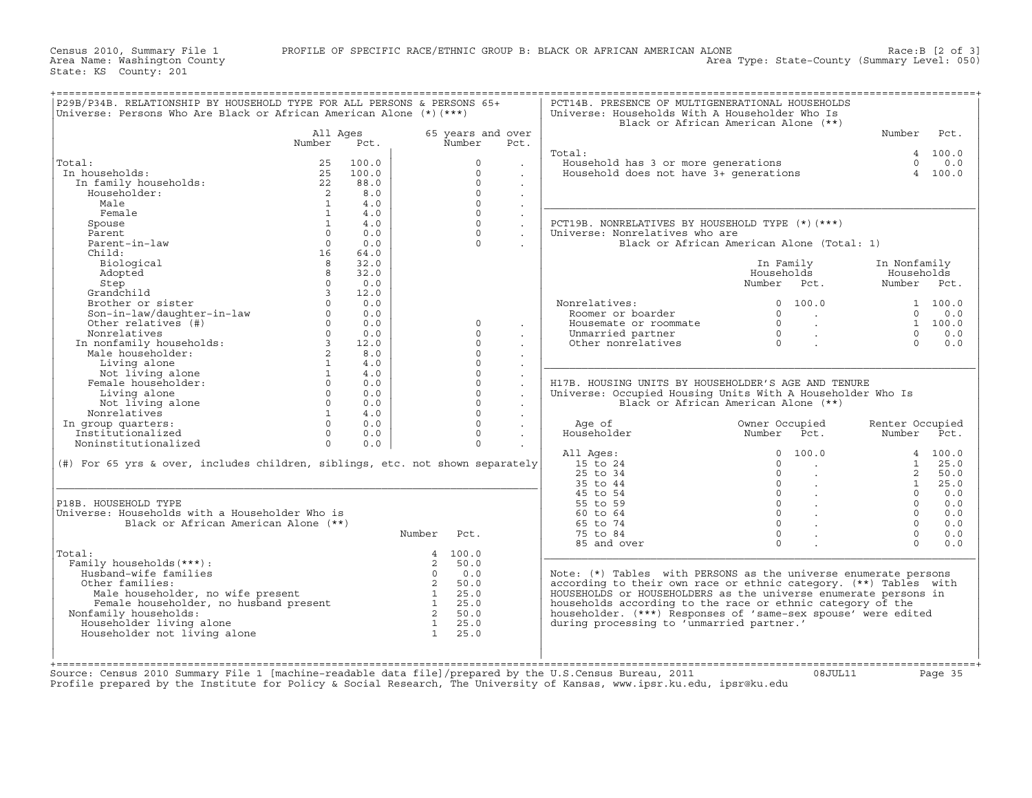Census 2010, Summary File 1 PROFILE OF SPECIFIC RACE/ETHNIC GROUP B: BLACK OR AFRICAN AMERICAN ALONE Race:B [2 of 3]
Area Name: Washington County Area Type: State-County (Summary Level: 050)
State: KS County: 201

## P29B/P34B. RELATIONSHIP BY HOUSEHOLD TYPE FOR ALL PERSONS & PERSONS 65+
Universe: Persons Who Are Black or African American Alone (*) (***)

| | All Ages Number | All Ages Pct. | 65 years and over Number | 65 years and over Pct. |
|---|---|---|---|---|
| Total: | 25 | 100.0 | 0 | . |
| In households: | 25 | 100.0 | 0 | . |
| In family households: | 22 | 88.0 | 0 | . |
| Householder: | 2 | 8.0 | 0 | . |
| Male | 1 | 4.0 | 0 | . |
| Female | 1 | 4.0 | 0 | . |
| Spouse | 1 | 4.0 | 0 | . |
| Parent | 0 | 0.0 | 0 | . |
| Parent-in-law | 0 | 0.0 | 0 | . |
| Child: | 16 | 64.0 | | |
| Biological | 8 | 32.0 | | |
| Adopted | 8 | 32.0 | | |
| Step | 0 | 0.0 | | |
| Grandchild | 3 | 12.0 | | |
| Brother or sister | 0 | 0.0 | | |
| Son-in-law/daughter-in-law | 0 | 0.0 | | |
| Other relatives (#) | 0 | 0.0 | 0 | . |
| Nonrelatives | 0 | 0.0 | 0 | . |
| In nonfamily households: | 3 | 12.0 | 0 | . |
| Male householder: | 2 | 8.0 | 0 | . |
| Living alone | 1 | 4.0 | 0 | . |
| Not living alone | 1 | 4.0 | 0 | . |
| Female householder: | 0 | 0.0 | 0 | . |
| Living alone | 0 | 0.0 | 0 | . |
| Not living alone | 0 | 0.0 | 0 | . |
| Nonrelatives | 1 | 4.0 | 0 | . |
| In group quarters: | 0 | 0.0 | 0 | . |
| Institutionalized | 0 | 0.0 | 0 | . |
| Noninstitutionalized | 0 | 0.0 | 0 | . |

(#) For 65 yrs & over, includes children, siblings, etc. not shown separately

## P18B. HOUSEHOLD TYPE
Universe: Households with a Householder Who is Black or African American Alone (**)

| | Number | Pct. |
|---|---|---|
| Total: | 4 | 100.0 |
| Family households(***): | 2 | 50.0 |
| Husband-wife families | 0 | 0.0 |
| Other families: | 2 | 50.0 |
| Male householder, no wife present | 1 | 25.0 |
| Female householder, no husband present | 1 | 25.0 |
| Nonfamily households: | 2 | 50.0 |
| Householder living alone | 1 | 25.0 |
| Householder not living alone | 1 | 25.0 |

## PCT14B. PRESENCE OF MULTIGENERATIONAL HOUSEHOLDS
Universe: Households With A Householder Who Is Black or African American Alone (**)

| | Number | Pct. |
|---|---|---|
| Total: | 4 | 100.0 |
| Household has 3 or more generations | 0 | 0.0 |
| Household does not have 3+ generations | 4 | 100.0 |

## PCT19B. NONRELATIVES BY HOUSEHOLD TYPE (*) (***)
Universe: Nonrelatives who are Black or African American Alone (Total: 1)

| | In Family Households Number | In Family Households Pct. | In Nonfamily Households Number | In Nonfamily Households Pct. |
|---|---|---|---|---|
| Nonrelatives: | 0 | 100.0 | 1 | 100.0 |
| Roomer or boarder | 0 | . | 0 | 0.0 |
| Housemate or roommate | 0 | . | 1 | 100.0 |
| Unmarried partner | 0 | . | 0 | 0.0 |
| Other nonrelatives | 0 | . | 0 | 0.0 |

## H17B. HOUSING UNITS BY HOUSEHOLDER'S AGE AND TENURE
Universe: Occupied Housing Units With A Householder Who Is Black or African American Alone (**)

| Age of Householder | Owner Occupied Number | Owner Occupied Pct. | Renter Occupied Number | Renter Occupied Pct. |
|---|---|---|---|---|
| All Ages: | 0 | 100.0 | 4 | 100.0 |
| 15 to 24 | 0 | . | 1 | 25.0 |
| 25 to 34 | 0 | . | 2 | 50.0 |
| 35 to 44 | 0 | . | 1 | 25.0 |
| 45 to 54 | 0 | . | 0 | 0.0 |
| 55 to 59 | 0 | . | 0 | 0.0 |
| 60 to 64 | 0 | . | 0 | 0.0 |
| 65 to 74 | 0 | . | 0 | 0.0 |
| 75 to 84 | 0 | . | 0 | 0.0 |
| 85 and over | 0 | . | 0 | 0.0 |

Note: (*) Tables with PERSONS as the universe enumerate persons according to their own race or ethnic category. (**) Tables with HOUSEHOLDS or HOUSEHOLDERS as the universe enumerate persons in households according to the race or ethnic category of the householder. (***) Responses of 'same-sex spouse' were edited during processing to 'unmarried partner.'

Source: Census 2010 Summary File 1 [machine-readable data file]/prepared by the U.S.Census Bureau, 2011 08JUL11
Profile prepared by the Institute for Policy & Social Research, The University of Kansas, www.ipsr.ku.edu, ipsr@ku.edu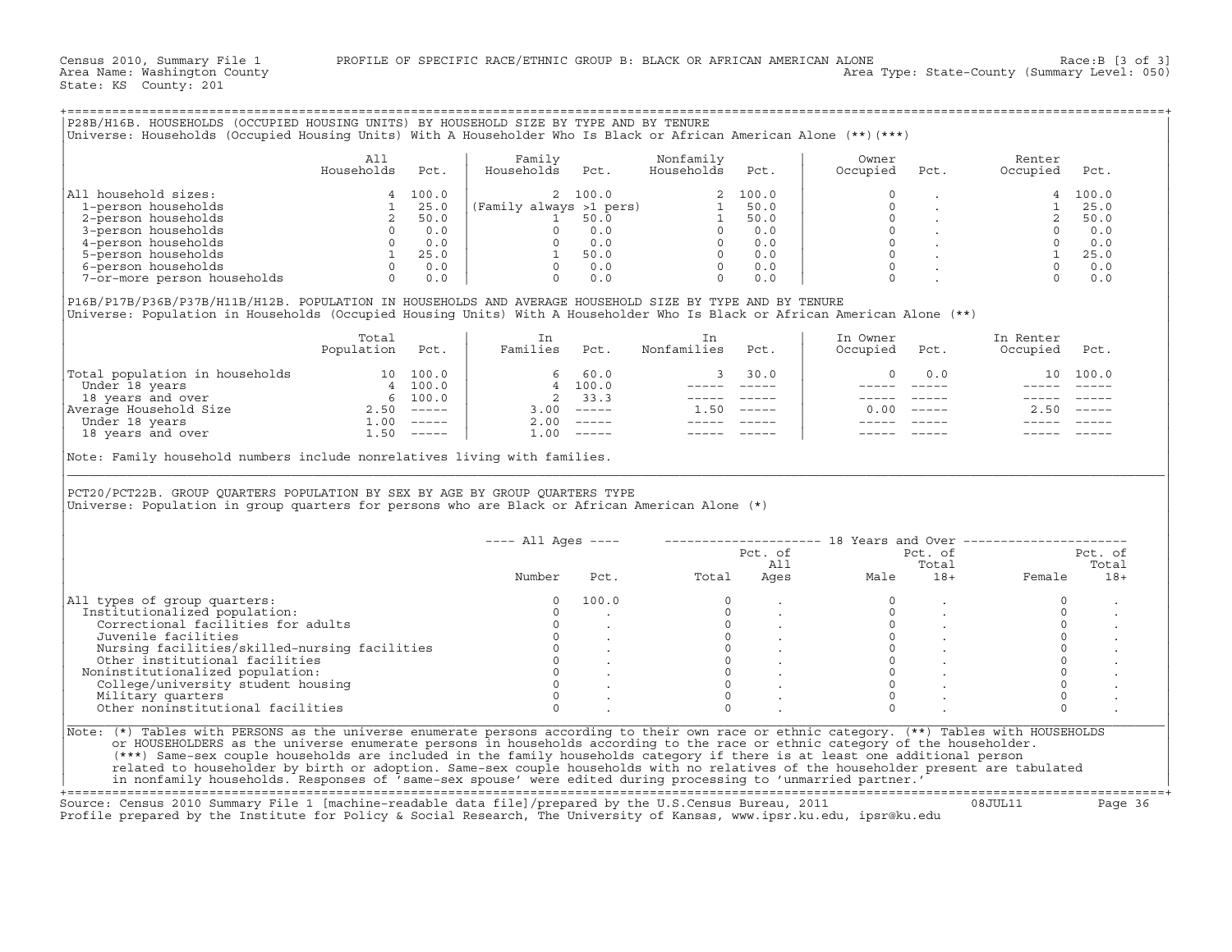Census 2010, Summary File 1 PROFILE OF SPECIFIC RACE/ETHNIC GROUP B: BLACK OR AFRICAN AMERICAN ALONE Race:B [3 of 3]
Area Name: Washington County Area Type: State-County (Summary Level: 050)
State: KS County: 201

## P28B/H16B. HOUSEHOLDS (OCCUPIED HOUSING UNITS) BY HOUSEHOLD SIZE BY TYPE AND BY TENURE

Universe: Households (Occupied Housing Units) With A Householder Who Is Black or African American Alone (**)(***)

| | All Households | Pct. | Family Households | Pct. | Nonfamily Households | Pct. | Owner Occupied | Pct. | Renter Occupied | Pct. |
|---|---|---|---|---|---|---|---|---|---|---|
| All household sizes: | 4 | 100.0 | 2 | 100.0 | 2 | 100.0 | 0 | . | 4 | 100.0 |
| 1-person households | 1 | 25.0 | (Family always >1 pers) | | 1 | 50.0 | 0 | . | 1 | 25.0 |
| 2-person households | 2 | 50.0 | 1 | 50.0 | 1 | 50.0 | 0 | . | 2 | 50.0 |
| 3-person households | 0 | 0.0 | 0 | 0.0 | 0 | 0.0 | 0 | . | 0 | 0.0 |
| 4-person households | 0 | 0.0 | 0 | 0.0 | 0 | 0.0 | 0 | . | 0 | 0.0 |
| 5-person households | 1 | 25.0 | 1 | 50.0 | 0 | 0.0 | 0 | . | 1 | 25.0 |
| 6-person households | 0 | 0.0 | 0 | 0.0 | 0 | 0.0 | 0 | . | 0 | 0.0 |
| 7-or-more person households | 0 | 0.0 | 0 | 0.0 | 0 | 0.0 | 0 | . | 0 | 0.0 |

## P16B/P17B/P36B/P37B/H11B/H12B. POPULATION IN HOUSEHOLDS AND AVERAGE HOUSEHOLD SIZE BY TYPE AND BY TENURE

Universe: Population in Households (Occupied Housing Units) With A Householder Who Is Black or African American Alone (**)

| | Total Population | Pct. | In Families | Pct. | In Nonfamilies | Pct. | In Owner Occupied | Pct. | In Renter Occupied | Pct. |
|---|---|---|---|---|---|---|---|---|---|---|
| Total population in households | 10 | 100.0 | 6 | 60.0 | 3 | 30.0 | 0 | 0.0 | 10 | 100.0 |
| Under 18 years | 4 | 100.0 | 4 | 100.0 | ----- | ----- | ----- | ----- | ----- | ----- |
| 18 years and over | 6 | 100.0 | 2 | 33.3 | ----- | ----- | ----- | ----- | ----- | ----- |
| Average Household Size | 2.50 | ----- | 3.00 | ----- | 1.50 | ----- | 0.00 | ----- | 2.50 | ----- |
| Under 18 years | 1.00 | ----- | 2.00 | ----- | ----- | ----- | ----- | ----- | ----- | ----- |
| 18 years and over | 1.50 | ----- | 1.00 | ----- | ----- | ----- | ----- | ----- | ----- | ----- |

Note: Family household numbers include nonrelatives living with families.

## PCT20/PCT22B. GROUP QUARTERS POPULATION BY SEX BY AGE BY GROUP QUARTERS TYPE

Universe: Population in group quarters for persons who are Black or African American Alone (*)

| | All Ages Number | All Ages Pct. | 18 Years and Over Total | Pct. of All Ages | Male | Pct. of Total 18+ | Female | Pct. of Total 18+ |
|---|---|---|---|---|---|---|---|---|
| All types of group quarters: | 0 | 100.0 | 0 | . | 0 | . | 0 | . |
| Institutionalized population: | 0 | . | 0 | . | 0 | . | 0 | . |
| Correctional facilities for adults | 0 | . | 0 | . | 0 | . | 0 | . |
| Juvenile facilities | 0 | . | 0 | . | 0 | . | 0 | . |
| Nursing facilities/skilled-nursing facilities | 0 | . | 0 | . | 0 | . | 0 | . |
| Other institutional facilities | 0 | . | 0 | . | 0 | . | 0 | . |
| Noninstitutionalized population: | 0 | . | 0 | . | 0 | . | 0 | . |
| College/university student housing | 0 | . | 0 | . | 0 | . | 0 | . |
| Military quarters | 0 | . | 0 | . | 0 | . | 0 | . |
| Other noninstitutional facilities | 0 | . | 0 | . | 0 | . | 0 | . |

Note: (*) Tables with PERSONS as the universe enumerate persons according to their own race or ethnic category. (**) Tables with HOUSEHOLDS or HOUSEHOLDERS as the universe enumerate persons in households according to the race or ethnic category of the householder. (***) Same-sex couple households are included in the family households category if there is at least one additional person related to householder by birth or adoption. Same-sex couple households with no relatives of the householder present are tabulated in nonfamily households. Responses of 'same-sex spouse' were edited during processing to 'unmarried partner.'

Source: Census 2010 Summary File 1 [machine-readable data file]/prepared by the U.S.Census Bureau, 2011 08JUL11
Profile prepared by the Institute for Policy & Social Research, The University of Kansas, www.ipsr.ku.edu, ipsr@ku.edu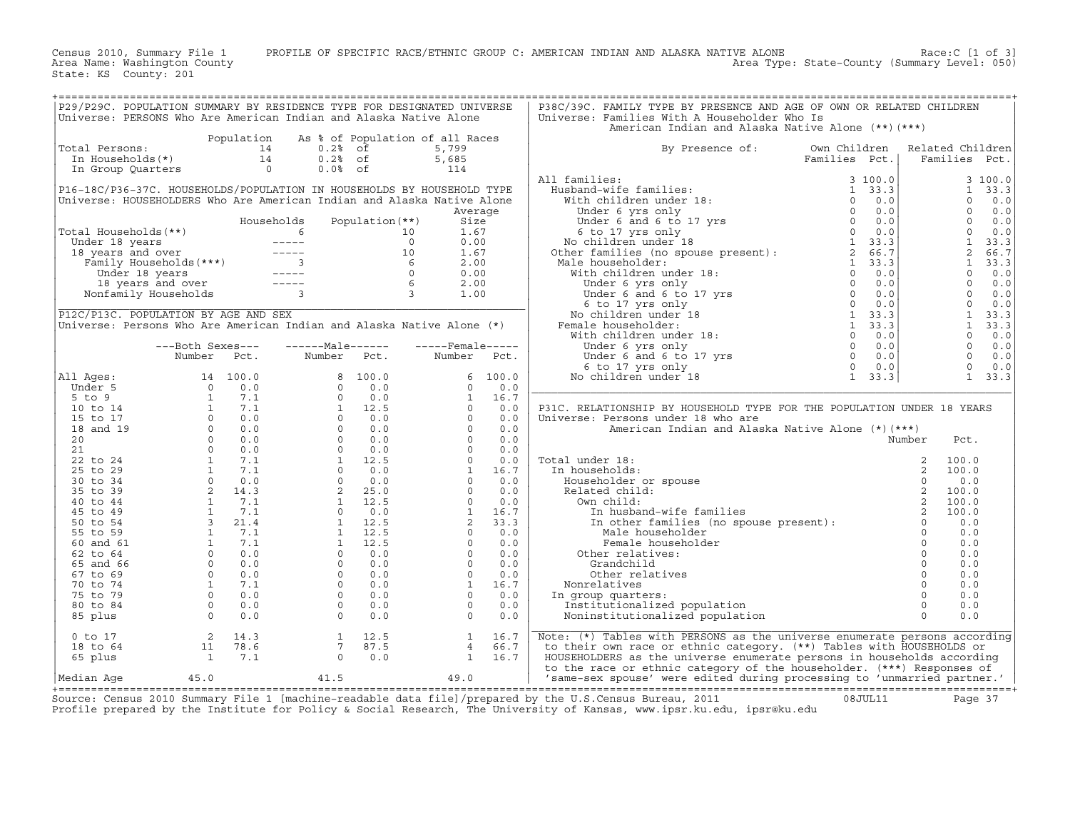Census 2010, Summary File 1 PROFILE OF SPECIFIC RACE/ETHNIC GROUP C: AMERICAN INDIAN AND ALASKA NATIVE ALONE Race:C [1 of 3]
Area Name: Washington County Area Type: State-County (Summary Level: 050)
State: KS County: 201

## P29/P29C. POPULATION SUMMARY BY RESIDENCE TYPE FOR DESIGNATED UNIVERSE
Universe: PERSONS Who Are American Indian and Alaska Native Alone

| | Population | As % of Population of all Races | |
|---|---|---|---|
| Total Persons: | 14 | 0.2% of | 5,799 |
| In Households(*) | 14 | 0.2% of | 5,685 |
| In Group Quarters | 0 | 0.0% of | 114 |

## P16-18C/P36-37C. HOUSEHOLDS/POPULATION IN HOUSEHOLDS BY HOUSEHOLD TYPE
Universe: HOUSEHOLDERS Who Are American Indian and Alaska Native Alone

| | Households | Population(**) | Average Size |
|---|---|---|---|
| Total Households(**) | 6 | 10 | 1.67 |
| Under 18 years | ----- | 0 | 0.00 |
| 18 years and over | ----- | 10 | 1.67 |
| Family Households(***) | 3 | 6 | 2.00 |
| Under 18 years | ----- | 0 | 0.00 |
| 18 years and over | ----- | 6 | 2.00 |
| Nonfamily Households | 3 | 3 | 1.00 |

## P12C/P13C. POPULATION BY AGE AND SEX
Universe: Persons Who Are American Indian and Alaska Native Alone (*)

| | Both Sexes Number | Both Sexes Pct. | Male Number | Male Pct. | Female Number | Female Pct. |
|---|---|---|---|---|---|---|
| All Ages: | 14 | 100.0 | 8 | 100.0 | 6 | 100.0 |
| Under 5 | 0 | 0.0 | 0 | 0.0 | 0 | 0.0 |
| 5 to 9 | 1 | 7.1 | 0 | 0.0 | 1 | 16.7 |
| 10 to 14 | 1 | 7.1 | 1 | 12.5 | 0 | 0.0 |
| 15 to 17 | 0 | 0.0 | 0 | 0.0 | 0 | 0.0 |
| 18 and 19 | 0 | 0.0 | 0 | 0.0 | 0 | 0.0 |
| 20 | 0 | 0.0 | 0 | 0.0 | 0 | 0.0 |
| 21 | 0 | 0.0 | 0 | 0.0 | 0 | 0.0 |
| 22 to 24 | 1 | 7.1 | 1 | 12.5 | 0 | 0.0 |
| 25 to 29 | 1 | 7.1 | 0 | 0.0 | 1 | 16.7 |
| 30 to 34 | 0 | 0.0 | 0 | 0.0 | 0 | 0.0 |
| 35 to 39 | 2 | 14.3 | 2 | 25.0 | 0 | 0.0 |
| 40 to 44 | 1 | 7.1 | 1 | 12.5 | 0 | 0.0 |
| 45 to 49 | 1 | 7.1 | 0 | 0.0 | 1 | 16.7 |
| 50 to 54 | 3 | 21.4 | 1 | 12.5 | 2 | 33.3 |
| 55 to 59 | 1 | 7.1 | 1 | 12.5 | 0 | 0.0 |
| 60 and 61 | 1 | 7.1 | 1 | 12.5 | 0 | 0.0 |
| 62 to 64 | 0 | 0.0 | 0 | 0.0 | 0 | 0.0 |
| 65 and 66 | 0 | 0.0 | 0 | 0.0 | 0 | 0.0 |
| 67 to 69 | 0 | 0.0 | 0 | 0.0 | 0 | 0.0 |
| 70 to 74 | 1 | 7.1 | 0 | 0.0 | 1 | 16.7 |
| 75 to 79 | 0 | 0.0 | 0 | 0.0 | 0 | 0.0 |
| 80 to 84 | 0 | 0.0 | 0 | 0.0 | 0 | 0.0 |
| 85 plus | 0 | 0.0 | 0 | 0.0 | 0 | 0.0 |
| 0 to 17 | 2 | 14.3 | 1 | 12.5 | 1 | 16.7 |
| 18 to 64 | 11 | 78.6 | 7 | 87.5 | 4 | 66.7 |
| 65 plus | 1 | 7.1 | 0 | 0.0 | 1 | 16.7 |
| Median Age | 45.0 | | 41.5 | | 49.0 | |

## P38C/39C. FAMILY TYPE BY PRESENCE AND AGE OF OWN OR RELATED CHILDREN
Universe: Families With A Householder Who Is American Indian and Alaska Native Alone (**)(***)

| By Presence of: | Own Children Families | Own Children Pct. | Related Children Families | Related Children Pct. |
|---|---|---|---|---|
| All families: | 3 | 100.0 | 3 | 100.0 |
| Husband-wife families: | 1 | 33.3 | 1 | 33.3 |
| With children under 18: | 0 | 0.0 | 0 | 0.0 |
| Under 6 yrs only | 0 | 0.0 | 0 | 0.0 |
| Under 6 and 6 to 17 yrs | 0 | 0.0 | 0 | 0.0 |
| 6 to 17 yrs only | 0 | 0.0 | 0 | 0.0 |
| No children under 18 | 1 | 33.3 | 1 | 33.3 |
| Other families (no spouse present): | 2 | 66.7 | 2 | 66.7 |
| Male householder: | 1 | 33.3 | 1 | 33.3 |
| With children under 18: | 0 | 0.0 | 0 | 0.0 |
| Under 6 yrs only | 0 | 0.0 | 0 | 0.0 |
| Under 6 and 6 to 17 yrs | 0 | 0.0 | 0 | 0.0 |
| 6 to 17 yrs only | 0 | 0.0 | 0 | 0.0 |
| No children under 18 | 1 | 33.3 | 1 | 33.3 |
| Female householder: | 1 | 33.3 | 1 | 33.3 |
| With children under 18: | 0 | 0.0 | 0 | 0.0 |
| Under 6 yrs only | 0 | 0.0 | 0 | 0.0 |
| Under 6 and 6 to 17 yrs | 0 | 0.0 | 0 | 0.0 |
| 6 to 17 yrs only | 0 | 0.0 | 0 | 0.0 |
| No children under 18 | 1 | 33.3 | 1 | 33.3 |

## P31C. RELATIONSHIP BY HOUSEHOLD TYPE FOR THE POPULATION UNDER 18 YEARS
Universe: Persons under 18 who are American Indian and Alaska Native Alone (*)(***)

| | Number | Pct. |
|---|---|---|
| Total under 18: | 2 | 100.0 |
| In households: | 2 | 100.0 |
| Householder or spouse | 0 | 0.0 |
| Related child: | 2 | 100.0 |
| Own child: | 2 | 100.0 |
| In husband-wife families | 2 | 100.0 |
| In other families (no spouse present): | 0 | 0.0 |
| Male householder | 0 | 0.0 |
| Female householder | 0 | 0.0 |
| Other relatives: | 0 | 0.0 |
| Grandchild | 0 | 0.0 |
| Other relatives | 0 | 0.0 |
| Nonrelatives | 0 | 0.0 |
| In group quarters: | 0 | 0.0 |
| Institutionalized population | 0 | 0.0 |
| Noninstitutionalized population | 0 | 0.0 |

Note: (*) Tables with PERSONS as the universe enumerate persons according to their own race or ethnic category. (**) Tables with HOUSEHOLDS or HOUSEHOLDERS as the universe enumerate persons in households according to the race or ethnic category of the householder. (***) Responses of 'same-sex spouse' were edited during processing to 'unmarried partner.'

Source: Census 2010 Summary File 1 [machine-readable data file]/prepared by the U.S.Census Bureau, 2011 08JUL11
Profile prepared by the Institute for Policy & Social Research, The University of Kansas, www.ipsr.ku.edu, ipsr@ku.edu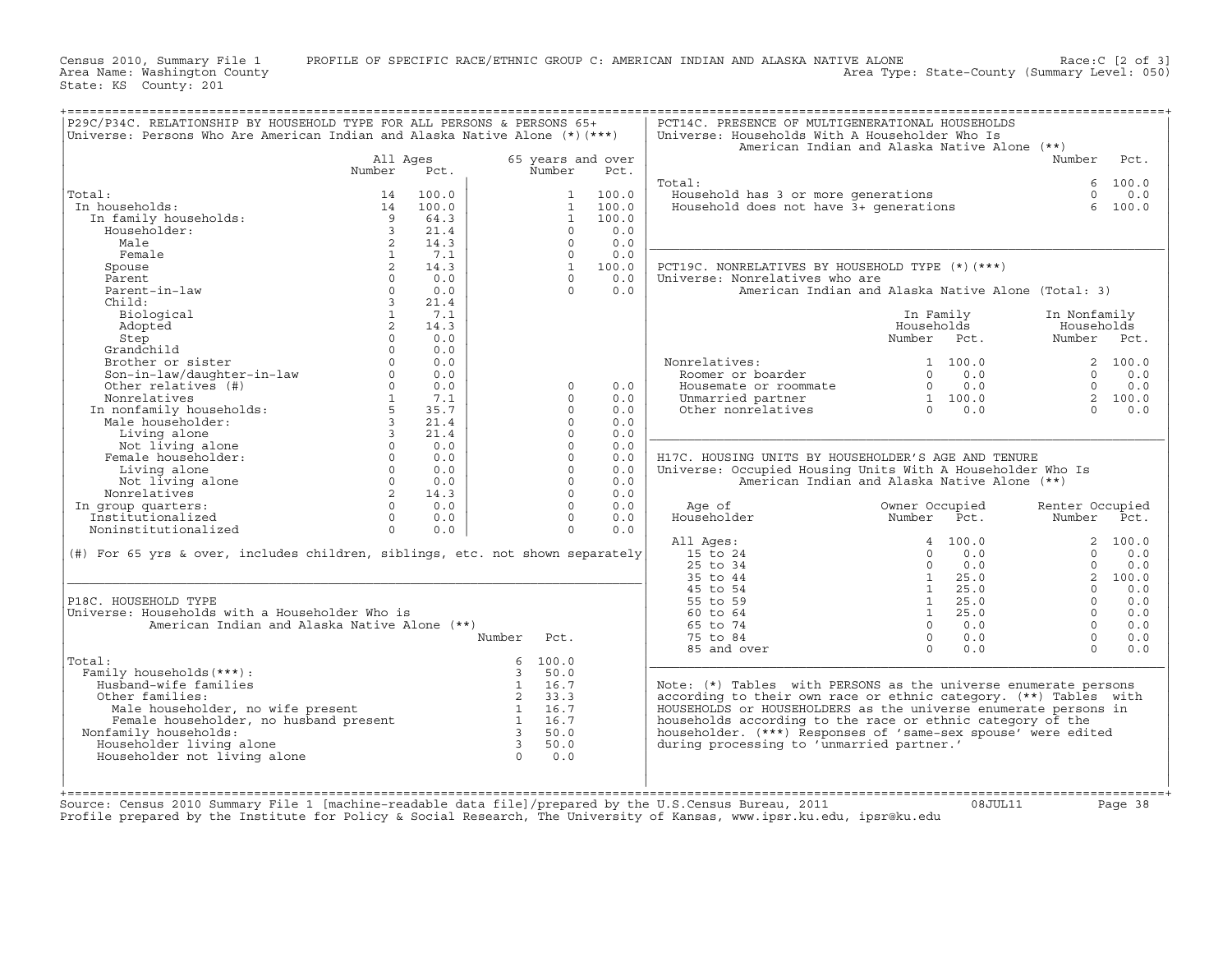Census 2010, Summary File 1 PROFILE OF SPECIFIC RACE/ETHNIC GROUP C: AMERICAN INDIAN AND ALASKA NATIVE ALONE Race:C [2 of 3]
Area Name: Washington County Area Type: State-County (Summary Level: 050)
State: KS County: 201

## P29C/P34C. RELATIONSHIP BY HOUSEHOLD TYPE FOR ALL PERSONS & PERSONS 65+

Universe: Persons Who Are American Indian and Alaska Native Alone (*)(***)

| | All Ages Number | All Ages Pct. | 65 years and over Number | 65 years and over Pct. |
|---|---|---|---|---|
| Total: | 14 | 100.0 | 1 | 100.0 |
| In households: | 14 | 100.0 | 1 | 100.0 |
| In family households: | 9 | 64.3 | 1 | 100.0 |
| Householder: | 3 | 21.4 | 0 | 0.0 |
| Male | 2 | 14.3 | 0 | 0.0 |
| Female | 1 | 7.1 | 0 | 0.0 |
| Spouse | 2 | 14.3 | 1 | 100.0 |
| Parent | 0 | 0.0 | 0 | 0.0 |
| Parent-in-law | 0 | 0.0 | 0 | 0.0 |
| Child: | 3 | 21.4 | | |
| Biological | 1 | 7.1 | | |
| Adopted | 2 | 14.3 | | |
| Step | 0 | 0.0 | | |
| Grandchild | 0 | 0.0 | | |
| Brother or sister | 0 | 0.0 | | |
| Son-in-law/daughter-in-law | 0 | 0.0 | | |
| Other relatives (#) | 0 | 0.0 | 0 | 0.0 |
| Nonrelatives | 1 | 7.1 | 0 | 0.0 |
| In nonfamily households: | 5 | 35.7 | 0 | 0.0 |
| Male householder: | 3 | 21.4 | 0 | 0.0 |
| Living alone | 3 | 21.4 | 0 | 0.0 |
| Not living alone | 0 | 0.0 | 0 | 0.0 |
| Female householder: | 0 | 0.0 | 0 | 0.0 |
| Living alone | 0 | 0.0 | 0 | 0.0 |
| Not living alone | 0 | 0.0 | 0 | 0.0 |
| Nonrelatives | 2 | 14.3 | 0 | 0.0 |
| In group quarters: | 0 | 0.0 | 0 | 0.0 |
| Institutionalized | 0 | 0.0 | 0 | 0.0 |
| Noninstitutionalized | 0 | 0.0 | 0 | 0.0 |

(#) For 65 yrs & over, includes children, siblings, etc. not shown separately

## P18C. HOUSEHOLD TYPE

Universe: Households with a Householder Who is American Indian and Alaska Native Alone (**)

| | Number | Pct. |
|---|---|---|
| Total: | 6 | 100.0 |
| Family households(***): | 3 | 50.0 |
| Husband-wife families | 1 | 16.7 |
| Other families: | 2 | 33.3 |
| Male householder, no wife present | 1 | 16.7 |
| Female householder, no husband present | 1 | 16.7 |
| Nonfamily households: | 3 | 50.0 |
| Householder living alone | 3 | 50.0 |
| Householder not living alone | 0 | 0.0 |

## PCT14C. PRESENCE OF MULTIGENERATIONAL HOUSEHOLDS

Universe: Households With A Householder Who Is American Indian and Alaska Native Alone (**)

| | Number | Pct. |
|---|---|---|
| Total: | 6 | 100.0 |
| Household has 3 or more generations | 0 | 0.0 |
| Household does not have 3+ generations | 6 | 100.0 |

## PCT19C. NONRELATIVES BY HOUSEHOLD TYPE (*)(***)

Universe: Nonrelatives who are American Indian and Alaska Native Alone (Total: 3)

| | In Family Households Number | In Family Households Pct. | In Nonfamily Households Number | In Nonfamily Households Pct. |
|---|---|---|---|---|
| Nonrelatives: | 1 | 100.0 | 2 | 100.0 |
| Roomer or boarder | 0 | 0.0 | 0 | 0.0 |
| Housemate or roommate | 0 | 0.0 | 0 | 0.0 |
| Unmarried partner | 1 | 100.0 | 2 | 100.0 |
| Other nonrelatives | 0 | 0.0 | 0 | 0.0 |

## H17C. HOUSING UNITS BY HOUSEHOLDER'S AGE AND TENURE

Universe: Occupied Housing Units With A Householder Who Is American Indian and Alaska Native Alone (**)

| Age of Householder | Owner Occupied Number | Owner Occupied Pct. | Renter Occupied Number | Renter Occupied Pct. |
|---|---|---|---|---|
| All Ages: | 4 | 100.0 | 2 | 100.0 |
| 15 to 24 | 0 | 0.0 | 0 | 0.0 |
| 25 to 34 | 0 | 0.0 | 0 | 0.0 |
| 35 to 44 | 1 | 25.0 | 2 | 100.0 |
| 45 to 54 | 1 | 25.0 | 0 | 0.0 |
| 55 to 59 | 1 | 25.0 | 0 | 0.0 |
| 60 to 64 | 1 | 25.0 | 0 | 0.0 |
| 65 to 74 | 0 | 0.0 | 0 | 0.0 |
| 75 to 84 | 0 | 0.0 | 0 | 0.0 |
| 85 and over | 0 | 0.0 | 0 | 0.0 |

Note: (*) Tables with PERSONS as the universe enumerate persons according to their own race or ethnic category. (**) Tables with HOUSEHOLDS or HOUSEHOLDERS as the universe enumerate persons in households according to the race or ethnic category of the householder. (***) Responses of 'same-sex spouse' were edited during processing to 'unmarried partner.'

Source: Census 2010 Summary File 1 [machine-readable data file]/prepared by the U.S.Census Bureau, 2011 08JUL11
Profile prepared by the Institute for Policy & Social Research, The University of Kansas, www.ipsr.ku.edu, ipsr@ku.edu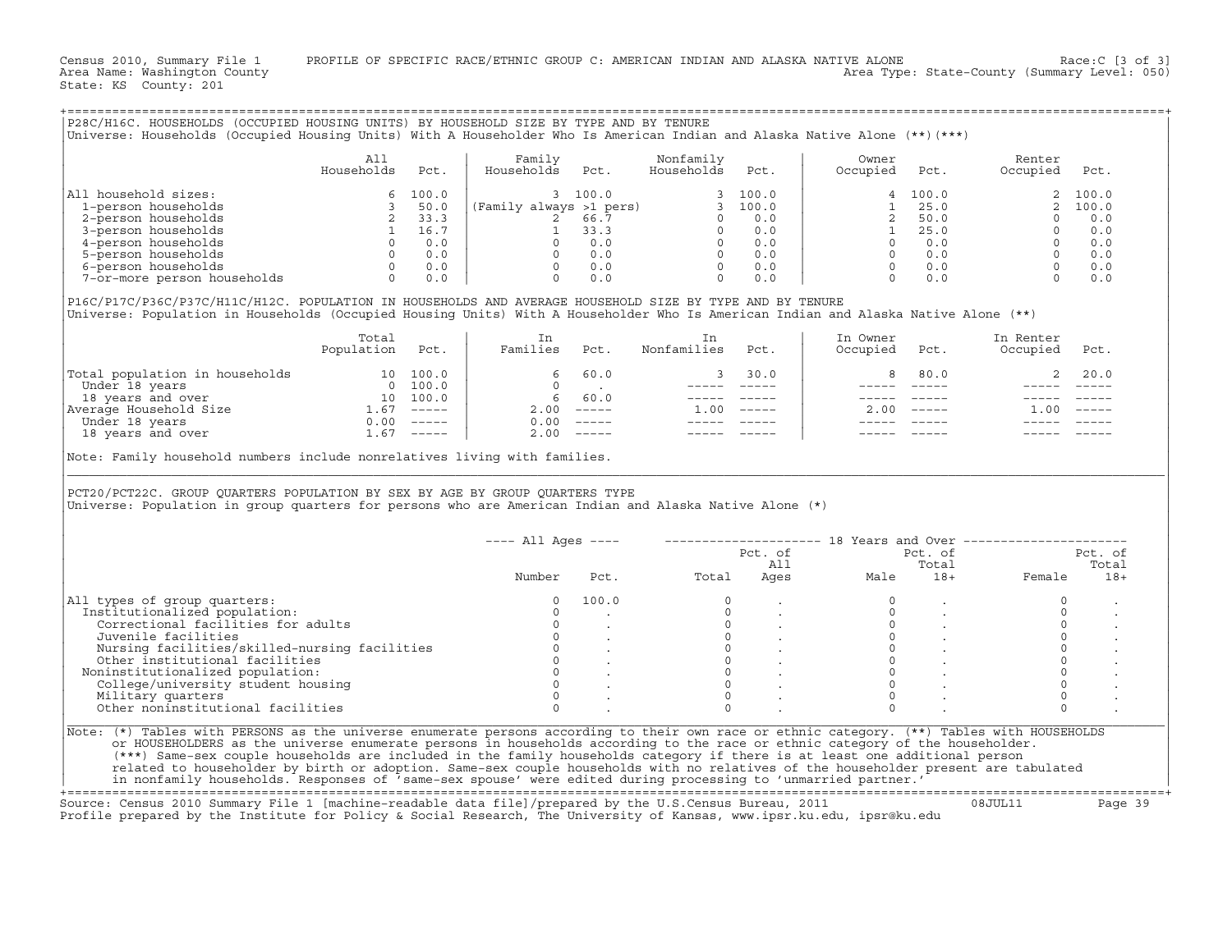Census 2010, Summary File 1 PROFILE OF SPECIFIC RACE/ETHNIC GROUP C: AMERICAN INDIAN AND ALASKA NATIVE ALONE Race:C [3 of 3]
Area Name: Washington County Area Type: State-County (Summary Level: 050)
State: KS County: 201

## P28C/H16C. HOUSEHOLDS (OCCUPIED HOUSING UNITS) BY HOUSEHOLD SIZE BY TYPE AND BY TENURE

Universe: Households (Occupied Housing Units) With A Householder Who Is American Indian and Alaska Native Alone (**)(***)

| | All Households | Pct. | Family Households | Pct. | Nonfamily Households | Pct. | Owner Occupied | Pct. | Renter Occupied | Pct. |
|---|---|---|---|---|---|---|---|---|---|---|
| All household sizes: | 6 | 100.0 | 3 | 100.0 | 3 | 100.0 | 4 | 100.0 | 2 | 100.0 |
| 1-person households | 3 | 50.0 | (Family always >1 pers) | | 3 | 100.0 | 1 | 25.0 | 2 | 100.0 |
| 2-person households | 2 | 33.3 | 2 | 66.7 | 0 | 0.0 | 2 | 50.0 | 0 | 0.0 |
| 3-person households | 1 | 16.7 | 1 | 33.3 | 0 | 0.0 | 1 | 25.0 | 0 | 0.0 |
| 4-person households | 0 | 0.0 | 0 | 0.0 | 0 | 0.0 | 0 | 0.0 | 0 | 0.0 |
| 5-person households | 0 | 0.0 | 0 | 0.0 | 0 | 0.0 | 0 | 0.0 | 0 | 0.0 |
| 6-person households | 0 | 0.0 | 0 | 0.0 | 0 | 0.0 | 0 | 0.0 | 0 | 0.0 |
| 7-or-more person households | 0 | 0.0 | 0 | 0.0 | 0 | 0.0 | 0 | 0.0 | 0 | 0.0 |

## P16C/P17C/P36C/P37C/H11C/H12C. POPULATION IN HOUSEHOLDS AND AVERAGE HOUSEHOLD SIZE BY TYPE AND BY TENURE

Universe: Population in Households (Occupied Housing Units) With A Householder Who Is American Indian and Alaska Native Alone (**)

| | Total Population | Pct. | In Families | Pct. | In Nonfamilies | Pct. | In Owner Occupied | Pct. | In Renter Occupied | Pct. |
|---|---|---|---|---|---|---|---|---|---|---|
| Total population in households | 10 | 100.0 | 6 | 60.0 | 3 | 30.0 | 8 | 80.0 | 2 | 20.0 |
| Under 18 years | 0 | 100.0 | 0 | . | ----- | ----- | ----- | ----- | ----- | ----- |
| 18 years and over | 10 | 100.0 | 6 | 60.0 | ----- | ----- | ----- | ----- | ----- | ----- |
| Average Household Size | 1.67 | ----- | 2.00 | ----- | 1.00 | ----- | 2.00 | ----- | 1.00 | ----- |
| Under 18 years | 0.00 | ----- | 0.00 | ----- | ----- | ----- | ----- | ----- | ----- | ----- |
| 18 years and over | 1.67 | ----- | 2.00 | ----- | ----- | ----- | ----- | ----- | ----- | ----- |

Note: Family household numbers include nonrelatives living with families.

## PCT20/PCT22C. GROUP QUARTERS POPULATION BY SEX BY AGE BY GROUP QUARTERS TYPE

Universe: Population in group quarters for persons who are American Indian and Alaska Native Alone (*)

| | All Ages Number | All Ages Pct. | 18 Years and Over Total | Pct. of All Ages | Male | Pct. of Total 18+ | Female | Pct. of Total 18+ |
|---|---|---|---|---|---|---|---|---|
| All types of group quarters: | 0 | 100.0 | 0 | . | 0 | . | 0 | . |
| Institutionalized population: | 0 | . | 0 | . | 0 | . | 0 | . |
| Correctional facilities for adults | 0 | . | 0 | . | 0 | . | 0 | . |
| Juvenile facilities | 0 | . | 0 | . | 0 | . | 0 | . |
| Nursing facilities/skilled-nursing facilities | 0 | . | 0 | . | 0 | . | 0 | . |
| Other institutional facilities | 0 | . | 0 | . | 0 | . | 0 | . |
| Noninstitutionalized population: | 0 | . | 0 | . | 0 | . | 0 | . |
| College/university student housing | 0 | . | 0 | . | 0 | . | 0 | . |
| Military quarters | 0 | . | 0 | . | 0 | . | 0 | . |
| Other noninstitutional facilities | 0 | . | 0 | . | 0 | . | 0 | . |

Note: (*) Tables with PERSONS as the universe enumerate persons according to their own race or ethnic category. (**) Tables with HOUSEHOLDS or HOUSEHOLDERS as the universe enumerate persons in households according to the race or ethnic category of the householder. (***) Same-sex couple households are included in the family households category if there is at least one additional person related to householder by birth or adoption. Same-sex couple households with no relatives of the householder present are tabulated in nonfamily households. Responses of 'same-sex spouse' were edited during processing to 'unmarried partner.'

Source: Census 2010 Summary File 1 [machine-readable data file]/prepared by the U.S.Census Bureau, 2011 08JUL11
Profile prepared by the Institute for Policy & Social Research, The University of Kansas, www.ipsr.ku.edu, ipsr@ku.edu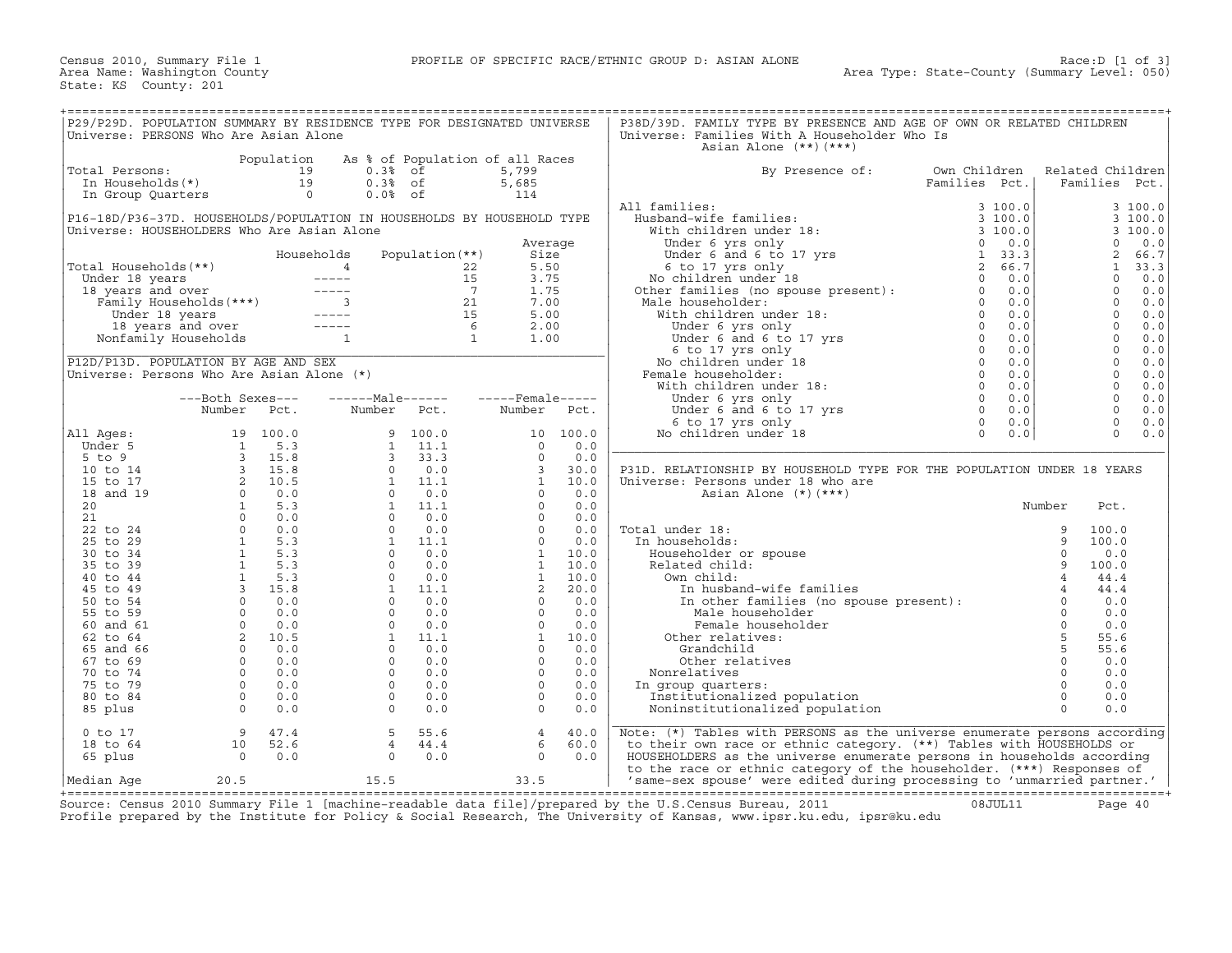Census 2010, Summary File 1 — PROFILE OF SPECIFIC RACE/ETHNIC GROUP D: ASIAN ALONE — Race:D [1 of 3]

Area Name: Washington County — Area Type: State-County (Summary Level: 050)

State: KS County: 201

## P29/P29D. POPULATION SUMMARY BY RESIDENCE TYPE FOR DESIGNATED UNIVERSE

Universe: PERSONS Who Are Asian Alone

| | Population | As % of Population of all Races | |
|---|---|---|---|
| Total Persons: | 19 | 0.3% of | 5,799 |
| In Households(*) | 19 | 0.3% of | 5,685 |
| In Group Quarters | 0 | 0.0% of | 114 |

## P16-18D/P36-37D. HOUSEHOLDS/POPULATION IN HOUSEHOLDS BY HOUSEHOLD TYPE

Universe: HOUSEHOLDERS Who Are Asian Alone

| | Households | Population(**) | Average Size |
|---|---|---|---|
| Total Households(**) | 4 | 22 | 5.50 |
| Under 18 years | ----- | 15 | 3.75 |
| 18 years and over | ----- | 7 | 1.75 |
| Family Households(***) | 3 | 21 | 7.00 |
| Under 18 years | ----- | 15 | 5.00 |
| 18 years and over | ----- | 6 | 2.00 |
| Nonfamily Households | 1 | 1 | 1.00 |

## P12D/P13D. POPULATION BY AGE AND SEX

Universe: Persons Who Are Asian Alone (*)

| | Both Sexes Number | Both Sexes Pct. | Male Number | Male Pct. | Female Number | Female Pct. |
|---|---|---|---|---|---|---|
| All Ages: | 19 | 100.0 | 9 | 100.0 | 10 | 100.0 |
| Under 5 | 1 | 5.3 | 1 | 11.1 | 0 | 0.0 |
| 5 to 9 | 3 | 15.8 | 3 | 33.3 | 0 | 0.0 |
| 10 to 14 | 3 | 15.8 | 0 | 0.0 | 3 | 30.0 |
| 15 to 17 | 2 | 10.5 | 1 | 11.1 | 1 | 10.0 |
| 18 and 19 | 0 | 0.0 | 0 | 0.0 | 0 | 0.0 |
| 20 | 1 | 5.3 | 1 | 11.1 | 0 | 0.0 |
| 21 | 0 | 0.0 | 0 | 0.0 | 0 | 0.0 |
| 22 to 24 | 0 | 0.0 | 0 | 0.0 | 0 | 0.0 |
| 25 to 29 | 1 | 5.3 | 1 | 11.1 | 0 | 0.0 |
| 30 to 34 | 1 | 5.3 | 0 | 0.0 | 1 | 10.0 |
| 35 to 39 | 1 | 5.3 | 0 | 0.0 | 1 | 10.0 |
| 40 to 44 | 1 | 5.3 | 0 | 0.0 | 1 | 10.0 |
| 45 to 49 | 3 | 15.8 | 1 | 11.1 | 2 | 20.0 |
| 50 to 54 | 0 | 0.0 | 0 | 0.0 | 0 | 0.0 |
| 55 to 59 | 0 | 0.0 | 0 | 0.0 | 0 | 0.0 |
| 60 and 61 | 0 | 0.0 | 0 | 0.0 | 0 | 0.0 |
| 62 to 64 | 2 | 10.5 | 1 | 11.1 | 1 | 10.0 |
| 65 and 66 | 0 | 0.0 | 0 | 0.0 | 0 | 0.0 |
| 67 to 69 | 0 | 0.0 | 0 | 0.0 | 0 | 0.0 |
| 70 to 74 | 0 | 0.0 | 0 | 0.0 | 0 | 0.0 |
| 75 to 79 | 0 | 0.0 | 0 | 0.0 | 0 | 0.0 |
| 80 to 84 | 0 | 0.0 | 0 | 0.0 | 0 | 0.0 |
| 85 plus | 0 | 0.0 | 0 | 0.0 | 0 | 0.0 |
| 0 to 17 | 9 | 47.4 | 5 | 55.6 | 4 | 40.0 |
| 18 to 64 | 10 | 52.6 | 4 | 44.4 | 6 | 60.0 |
| 65 plus | 0 | 0.0 | 0 | 0.0 | 0 | 0.0 |
| Median Age | 20.5 | | 15.5 | | 33.5 | |

## P38D/39D. FAMILY TYPE BY PRESENCE AND AGE OF OWN OR RELATED CHILDREN

Universe: Families With A Householder Who Is Asian Alone (**)(***)

| By Presence of: | Own Children Families | Own Children Pct. | Related Children Families | Related Children Pct. |
|---|---|---|---|---|
| All families: | 3 | 100.0 | 3 | 100.0 |
| Husband-wife families: | 3 | 100.0 | 3 | 100.0 |
| With children under 18: | 3 | 100.0 | 3 | 100.0 |
| Under 6 yrs only | 0 | 0.0 | 0 | 0.0 |
| Under 6 and 6 to 17 yrs | 1 | 33.3 | 2 | 66.7 |
| 6 to 17 yrs only | 2 | 66.7 | 1 | 33.3 |
| No children under 18 | 0 | 0.0 | 0 | 0.0 |
| Other families (no spouse present): | 0 | 0.0 | 0 | 0.0 |
| Male householder: | 0 | 0.0 | 0 | 0.0 |
| With children under 18: | 0 | 0.0 | 0 | 0.0 |
| Under 6 yrs only | 0 | 0.0 | 0 | 0.0 |
| Under 6 and 6 to 17 yrs | 0 | 0.0 | 0 | 0.0 |
| 6 to 17 yrs only | 0 | 0.0 | 0 | 0.0 |
| No children under 18 | 0 | 0.0 | 0 | 0.0 |
| Female householder: | 0 | 0.0 | 0 | 0.0 |
| With children under 18: | 0 | 0.0 | 0 | 0.0 |
| Under 6 yrs only | 0 | 0.0 | 0 | 0.0 |
| Under 6 and 6 to 17 yrs | 0 | 0.0 | 0 | 0.0 |
| 6 to 17 yrs only | 0 | 0.0 | 0 | 0.0 |
| No children under 18 | 0 | 0.0 | 0 | 0.0 |

## P31D. RELATIONSHIP BY HOUSEHOLD TYPE FOR THE POPULATION UNDER 18 YEARS

Universe: Persons under 18 who are Asian Alone (*)(***)

| | Number | Pct. |
|---|---|---|
| Total under 18: | 9 | 100.0 |
| In households: | 9 | 100.0 |
| Householder or spouse | 0 | 0.0 |
| Related child: | 9 | 100.0 |
| Own child: | 4 | 44.4 |
| In husband-wife families | 4 | 44.4 |
| In other families (no spouse present): | 0 | 0.0 |
| Male householder | 0 | 0.0 |
| Female householder | 0 | 0.0 |
| Other relatives: | 5 | 55.6 |
| Grandchild | 5 | 55.6 |
| Other relatives | 0 | 0.0 |
| Nonrelatives | 0 | 0.0 |
| In group quarters: | 0 | 0.0 |
| Institutionalized population | 0 | 0.0 |
| Noninstitutionalized population | 0 | 0.0 |

Note: (*) Tables with PERSONS as the universe enumerate persons according to their own race or ethnic category. (**) Tables with HOUSEHOLDS or HOUSEHOLDERS as the universe enumerate persons in households according to the race or ethnic category of the householder. (***) Responses of 'same-sex spouse' were edited during processing to 'unmarried partner.'

Source: Census 2010 Summary File 1 [machine-readable data file]/prepared by the U.S.Census Bureau, 2011 08JUL11

Profile prepared by the Institute for Policy & Social Research, The University of Kansas, www.ipsr.ku.edu, ipsr@ku.edu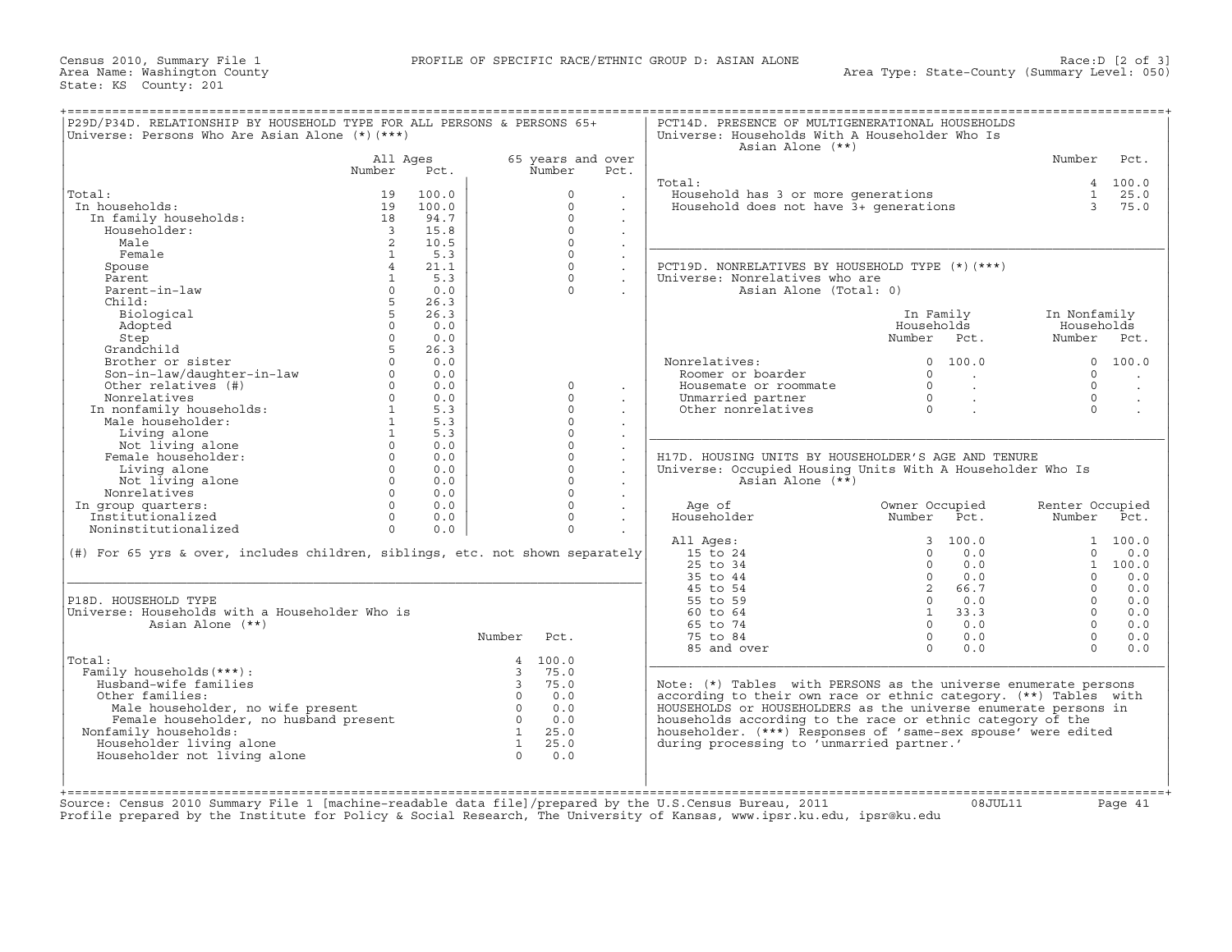Census 2010, Summary File 1 — PROFILE OF SPECIFIC RACE/ETHNIC GROUP D: ASIAN ALONE — Race:D [2 of 3]
Area Name: Washington County — Area Type: State-County (Summary Level: 050)
State: KS County: 201

## P29D/P34D. RELATIONSHIP BY HOUSEHOLD TYPE FOR ALL PERSONS & PERSONS 65+
Universe: Persons Who Are Asian Alone (*)(***)

| | All Ages Number | All Ages Pct. | 65 years and over Number | 65 years and over Pct. |
|---|---|---|---|---|
| Total: | 19 | 100.0 | 0 | . |
| In households: | 19 | 100.0 | 0 | . |
| In family households: | 18 | 94.7 | 0 | . |
| Householder: | 3 | 15.8 | 0 | . |
| Male | 2 | 10.5 | 0 | . |
| Female | 1 | 5.3 | 0 | . |
| Spouse | 4 | 21.1 | 0 | . |
| Parent | 1 | 5.3 | 0 | . |
| Parent-in-law | 0 | 0.0 | 0 | . |
| Child: | 5 | 26.3 | | |
| Biological | 5 | 26.3 | | |
| Adopted | 0 | 0.0 | | |
| Step | 0 | 0.0 | | |
| Grandchild | 5 | 26.3 | | |
| Brother or sister | 0 | 0.0 | | |
| Son-in-law/daughter-in-law | 0 | 0.0 | | |
| Other relatives (#) | 0 | 0.0 | 0 | . |
| Nonrelatives | 0 | 0.0 | 0 | . |
| In nonfamily households: | 1 | 5.3 | 0 | . |
| Male householder: | 1 | 5.3 | 0 | . |
| Living alone | 1 | 5.3 | 0 | . |
| Not living alone | 0 | 0.0 | 0 | . |
| Female householder: | 0 | 0.0 | 0 | . |
| Living alone | 0 | 0.0 | 0 | . |
| Not living alone | 0 | 0.0 | 0 | . |
| Nonrelatives | 0 | 0.0 | 0 | . |
| In group quarters: | 0 | 0.0 | 0 | . |
| Institutionalized | 0 | 0.0 | 0 | . |
| Noninstitutionalized | 0 | 0.0 | 0 | . |

(#) For 65 yrs & over, includes children, siblings, etc. not shown separately

## P18D. HOUSEHOLD TYPE
Universe: Households with a Householder Who is Asian Alone (**)

| | Number | Pct. |
|---|---|---|
| Total: | 4 | 100.0 |
| Family households(***): | 3 | 75.0 |
| Husband-wife families | 3 | 75.0 |
| Other families: | 0 | 0.0 |
| Male householder, no wife present | 0 | 0.0 |
| Female householder, no husband present | 0 | 0.0 |
| Nonfamily households: | 1 | 25.0 |
| Householder living alone | 1 | 25.0 |
| Householder not living alone | 0 | 0.0 |

## PCT14D. PRESENCE OF MULTIGENERATIONAL HOUSEHOLDS
Universe: Households With A Householder Who Is Asian Alone (**)

| | Number | Pct. |
|---|---|---|
| Total: | 4 | 100.0 |
| Household has 3 or more generations | 1 | 25.0 |
| Household does not have 3+ generations | 3 | 75.0 |

## PCT19D. NONRELATIVES BY HOUSEHOLD TYPE (*)(***)
Universe: Nonrelatives who are Asian Alone (Total: 0)

| | In Family Households Number | In Family Households Pct. | In Nonfamily Households Number | In Nonfamily Households Pct. |
|---|---|---|---|---|
| Nonrelatives: | 0 | 100.0 | 0 | 100.0 |
| Roomer or boarder | 0 | . | 0 | . |
| Housemate or roommate | 0 | . | 0 | . |
| Unmarried partner | 0 | . | 0 | . |
| Other nonrelatives | 0 | . | 0 | . |

## H17D. HOUSING UNITS BY HOUSEHOLDER'S AGE AND TENURE
Universe: Occupied Housing Units With A Householder Who Is Asian Alone (**)

| Age of Householder | Owner Occupied Number | Owner Occupied Pct. | Renter Occupied Number | Renter Occupied Pct. |
|---|---|---|---|---|
| All Ages: | 3 | 100.0 | 1 | 100.0 |
| 15 to 24 | 0 | 0.0 | 0 | 0.0 |
| 25 to 34 | 0 | 0.0 | 1 | 100.0 |
| 35 to 44 | 0 | 0.0 | 0 | 0.0 |
| 45 to 54 | 2 | 66.7 | 0 | 0.0 |
| 55 to 59 | 0 | 0.0 | 0 | 0.0 |
| 60 to 64 | 1 | 33.3 | 0 | 0.0 |
| 65 to 74 | 0 | 0.0 | 0 | 0.0 |
| 75 to 84 | 0 | 0.0 | 0 | 0.0 |
| 85 and over | 0 | 0.0 | 0 | 0.0 |

Note: (*) Tables with PERSONS as the universe enumerate persons according to their own race or ethnic category. (**) Tables with HOUSEHOLDS or HOUSEHOLDERS as the universe enumerate persons in households according to the race or ethnic category of the householder. (***) Responses of 'same-sex spouse' were edited during processing to 'unmarried partner.'

Source: Census 2010 Summary File 1 [machine-readable data file]/prepared by the U.S.Census Bureau, 2011 08JUL11
Profile prepared by the Institute for Policy & Social Research, The University of Kansas, www.ipsr.ku.edu, ipsr@ku.edu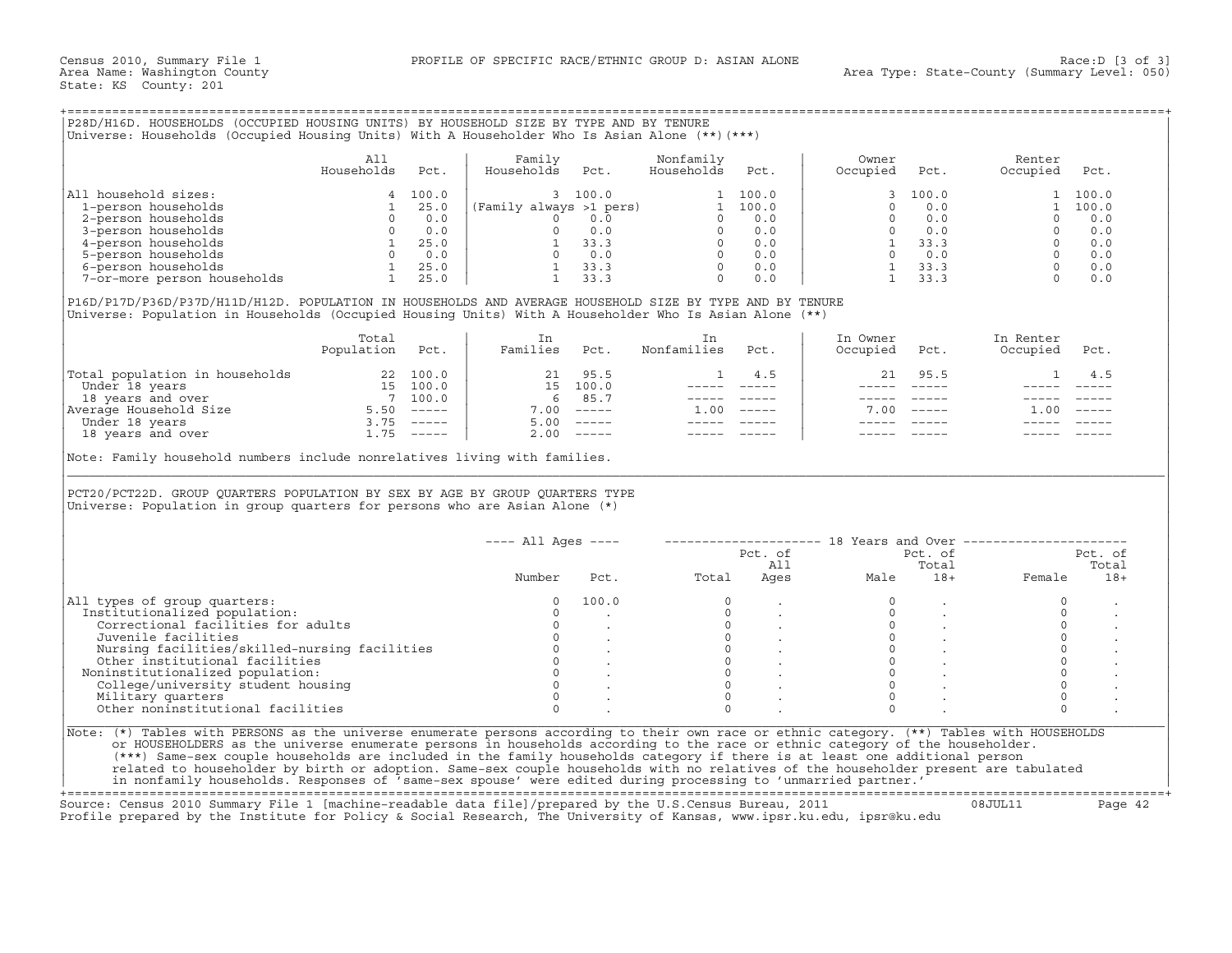Census 2010, Summary File 1 — PROFILE OF SPECIFIC RACE/ETHNIC GROUP D: ASIAN ALONE — Race:D [3 of 3]
Area Name: Washington County — Area Type: State-County (Summary Level: 050)
State: KS County: 201

## P28D/H16D. HOUSEHOLDS (OCCUPIED HOUSING UNITS) BY HOUSEHOLD SIZE BY TYPE AND BY TENURE

Universe: Households (Occupied Housing Units) With A Householder Who Is Asian Alone (**)(***)

| | All Households | Pct. | Family Households | Pct. | Nonfamily Households | Pct. | Owner Occupied | Pct. | Renter Occupied | Pct. |
|---|---|---|---|---|---|---|---|---|---|---|
| All household sizes: | 4 | 100.0 | 3 | 100.0 | 1 | 100.0 | 3 | 100.0 | 1 | 100.0 |
| 1-person households | 1 | 25.0 | (Family always >1 pers) | | 1 | 100.0 | 0 | 0.0 | 1 | 100.0 |
| 2-person households | 0 | 0.0 | 0 | 0.0 | 0 | 0.0 | 0 | 0.0 | 0 | 0.0 |
| 3-person households | 0 | 0.0 | 0 | 0.0 | 0 | 0.0 | 0 | 0.0 | 0 | 0.0 |
| 4-person households | 1 | 25.0 | 1 | 33.3 | 0 | 0.0 | 1 | 33.3 | 0 | 0.0 |
| 5-person households | 0 | 0.0 | 0 | 0.0 | 0 | 0.0 | 0 | 0.0 | 0 | 0.0 |
| 6-person households | 1 | 25.0 | 1 | 33.3 | 0 | 0.0 | 1 | 33.3 | 0 | 0.0 |
| 7-or-more person households | 1 | 25.0 | 1 | 33.3 | 0 | 0.0 | 1 | 33.3 | 0 | 0.0 |

## P16D/P17D/P36D/P37D/H11D/H12D. POPULATION IN HOUSEHOLDS AND AVERAGE HOUSEHOLD SIZE BY TYPE AND BY TENURE

Universe: Population in Households (Occupied Housing Units) With A Householder Who Is Asian Alone (**)

| | Total Population | Pct. | In Families | Pct. | In Nonfamilies | Pct. | In Owner Occupied | Pct. | In Renter Occupied | Pct. |
|---|---|---|---|---|---|---|---|---|---|---|
| Total population in households | 22 | 100.0 | 21 | 95.5 | 1 | 4.5 | 21 | 95.5 | 1 | 4.5 |
| Under 18 years | 15 | 100.0 | 15 | 100.0 | ----- | ----- | ----- | ----- | ----- | ----- |
| 18 years and over | 7 | 100.0 | 6 | 85.7 | ----- | ----- | ----- | ----- | ----- | ----- |
| Average Household Size | 5.50 | ----- | 7.00 | ----- | 1.00 | ----- | 7.00 | ----- | 1.00 | ----- |
| Under 18 years | 3.75 | ----- | 5.00 | ----- | ----- | ----- | ----- | ----- | ----- | ----- |
| 18 years and over | 1.75 | ----- | 2.00 | ----- | ----- | ----- | ----- | ----- | ----- | ----- |

Note: Family household numbers include nonrelatives living with families.

## PCT20/PCT22D. GROUP QUARTERS POPULATION BY SEX BY AGE BY GROUP QUARTERS TYPE

Universe: Population in group quarters for persons who are Asian Alone (*)

| | All Ages | | 18 Years and Over | | | | | |
|---|---|---|---|---|---|---|---|---|
| | Number | Pct. | Total | Pct. of All Ages | Male | Pct. of Total 18+ | Female | Pct. of Total 18+ |
| All types of group quarters: | 0 | 100.0 | 0 | . | 0 | . | 0 | . |
| Institutionalized population: | 0 | . | 0 | . | 0 | . | 0 | . |
| Correctional facilities for adults | 0 | . | 0 | . | 0 | . | 0 | . |
| Juvenile facilities | 0 | . | 0 | . | 0 | . | 0 | . |
| Nursing facilities/skilled-nursing facilities | 0 | . | 0 | . | 0 | . | 0 | . |
| Other institutional facilities | 0 | . | 0 | . | 0 | . | 0 | . |
| Noninstitutionalized population: | 0 | . | 0 | . | 0 | . | 0 | . |
| College/university student housing | 0 | . | 0 | . | 0 | . | 0 | . |
| Military quarters | 0 | . | 0 | . | 0 | . | 0 | . |
| Other noninstitutional facilities | 0 | . | 0 | . | 0 | . | 0 | . |

Note: (*) Tables with PERSONS as the universe enumerate persons according to their own race or ethnic category. (**) Tables with HOUSEHOLDS or HOUSEHOLDERS as the universe enumerate persons in households according to the race or ethnic category of the householder. (***) Same-sex couple households are included in the family households category if there is at least one additional person related to householder by birth or adoption. Same-sex couple households with no relatives of the householder present are tabulated in nonfamily households. Responses of 'same-sex spouse' were edited during processing to 'unmarried partner.'

Source: Census 2010 Summary File 1 [machine-readable data file]/prepared by the U.S.Census Bureau, 2011 08JUL11
Profile prepared by the Institute for Policy & Social Research, The University of Kansas, www.ipsr.ku.edu, ipsr@ku.edu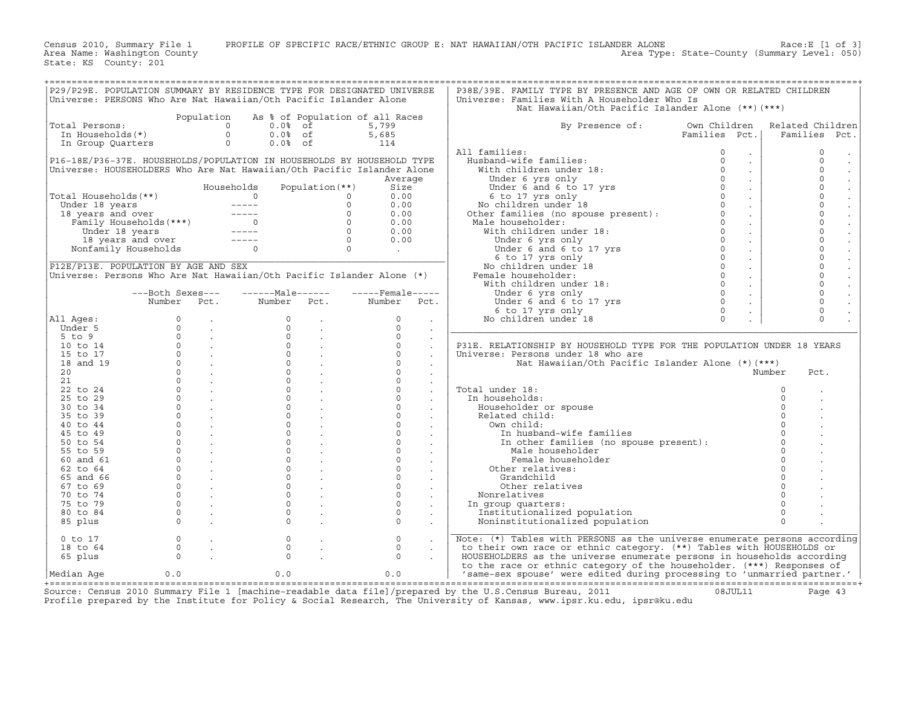Census 2010, Summary File 1 PROFILE OF SPECIFIC RACE/ETHNIC GROUP E: NAT HAWAIIAN/OTH PACIFIC ISLANDER ALONE Race:E [1 of 3]
Area Name: Washington County Area Type: State-County (Summary Level: 050)
State: KS County: 201

## P29/P29E. POPULATION SUMMARY BY RESIDENCE TYPE FOR DESIGNATED UNIVERSE
Universe: PERSONS Who Are Nat Hawaiian/Oth Pacific Islander Alone

| | Population | As % of Population of all Races | |
|---|---|---|---|
| Total Persons: | 0 | 0.0% of | 5,799 |
| In Households(*) | 0 | 0.0% of | 5,685 |
| In Group Quarters | 0 | 0.0% of | 114 |

## P16-18E/P36-37E. HOUSEHOLDS/POPULATION IN HOUSEHOLDS BY HOUSEHOLD TYPE
Universe: HOUSEHOLDERS Who Are Nat Hawaiian/Oth Pacific Islander Alone

| | Households | Population(**) | Average Size |
|---|---|---|---|
| Total Households(**) | 0 | 0 | 0.00 |
| Under 18 years | ----- | 0 | 0.00 |
| 18 years and over | ----- | 0 | 0.00 |
| Family Households(***) | 0 | 0 | 0.00 |
| Under 18 years | ----- | 0 | 0.00 |
| 18 years and over | ----- | 0 | 0.00 |
| Nonfamily Households | 0 | 0 | . |

## P12E/P13E. POPULATION BY AGE AND SEX
Universe: Persons Who Are Nat Hawaiian/Oth Pacific Islander Alone (*)

| | Both Sexes Number | Both Sexes Pct. | Male Number | Male Pct. | Female Number | Female Pct. |
|---|---|---|---|---|---|---|
| All Ages: | 0 | . | 0 | . | 0 | . |
| Under 5 | 0 | . | 0 | . | 0 | . |
| 5 to 9 | 0 | . | 0 | . | 0 | . |
| 10 to 14 | 0 | . | 0 | . | 0 | . |
| 15 to 17 | 0 | . | 0 | . | 0 | . |
| 18 and 19 | 0 | . | 0 | . | 0 | . |
| 20 | 0 | . | 0 | . | 0 | . |
| 21 | 0 | . | 0 | . | 0 | . |
| 22 to 24 | 0 | . | 0 | . | 0 | . |
| 25 to 29 | 0 | . | 0 | . | 0 | . |
| 30 to 34 | 0 | . | 0 | . | 0 | . |
| 35 to 39 | 0 | . | 0 | . | 0 | . |
| 40 to 44 | 0 | . | 0 | . | 0 | . |
| 45 to 49 | 0 | . | 0 | . | 0 | . |
| 50 to 54 | 0 | . | 0 | . | 0 | . |
| 55 to 59 | 0 | . | 0 | . | 0 | . |
| 60 and 61 | 0 | . | 0 | . | 0 | . |
| 62 to 64 | 0 | . | 0 | . | 0 | . |
| 65 and 66 | 0 | . | 0 | . | 0 | . |
| 67 to 69 | 0 | . | 0 | . | 0 | . |
| 70 to 74 | 0 | . | 0 | . | 0 | . |
| 75 to 79 | 0 | . | 0 | . | 0 | . |
| 80 to 84 | 0 | . | 0 | . | 0 | . |
| 85 plus | 0 | . | 0 | . | 0 | . |
| 0 to 17 | 0 | . | 0 | . | 0 | . |
| 18 to 64 | 0 | . | 0 | . | 0 | . |
| 65 plus | 0 | . | 0 | . | 0 | . |
| Median Age | 0.0 | | 0.0 | | 0.0 | |

## P38E/39E. FAMILY TYPE BY PRESENCE AND AGE OF OWN OR RELATED CHILDREN
Universe: Families With A Householder Who Is Nat Hawaiian/Oth Pacific Islander Alone (**)(***)

| By Presence of: | Own Children Families | Own Children Pct. | Related Children Families | Related Children Pct. |
|---|---|---|---|---|
| All families: | 0 | . | 0 | . |
| Husband-wife families: | 0 | . | 0 | . |
| With children under 18: | 0 | . | 0 | . |
| Under 6 yrs only | 0 | . | 0 | . |
| Under 6 and 6 to 17 yrs | 0 | . | 0 | . |
| 6 to 17 yrs only | 0 | . | 0 | . |
| No children under 18 | 0 | . | 0 | . |
| Other families (no spouse present): | 0 | . | 0 | . |
| Male householder: | 0 | . | 0 | . |
| With children under 18: | 0 | . | 0 | . |
| Under 6 yrs only | 0 | . | 0 | . |
| Under 6 and 6 to 17 yrs | 0 | . | 0 | . |
| 6 to 17 yrs only | 0 | . | 0 | . |
| No children under 18 | 0 | . | 0 | . |
| Female householder: | 0 | . | 0 | . |
| With children under 18: | 0 | . | 0 | . |
| Under 6 yrs only | 0 | . | 0 | . |
| Under 6 and 6 to 17 yrs | 0 | . | 0 | . |
| 6 to 17 yrs only | 0 | . | 0 | . |
| No children under 18 | 0 | . | 0 | . |

## P31E. RELATIONSHIP BY HOUSEHOLD TYPE FOR THE POPULATION UNDER 18 YEARS
Universe: Persons under 18 who are Nat Hawaiian/Oth Pacific Islander Alone (*)(***)

| | Number | Pct. |
|---|---|---|
| Total under 18: | 0 | . |
| In households: | 0 | . |
| Householder or spouse | 0 | . |
| Related child: | 0 | . |
| Own child: | 0 | . |
| In husband-wife families | 0 | . |
| In other families (no spouse present): | 0 | . |
| Male householder | 0 | . |
| Female householder | 0 | . |
| Other relatives: | 0 | . |
| Grandchild | 0 | . |
| Other relatives | 0 | . |
| Nonrelatives | 0 | . |
| In group quarters: | 0 | . |
| Institutionalized population | 0 | . |
| Noninstitutionalized population | 0 | . |

Note: (*) Tables with PERSONS as the universe enumerate persons according to their own race or ethnic category. (**) Tables with HOUSEHOLDS or HOUSEHOLDERS as the universe enumerate persons in households according to the race or ethnic category of the householder. (***) Responses of 'same-sex spouse' were edited during processing to 'unmarried partner.'

Source: Census 2010 Summary File 1 [machine-readable data file]/prepared by the U.S.Census Bureau, 2011 08JUL11
Profile prepared by the Institute for Policy & Social Research, The University of Kansas, www.ipsr.ku.edu, ipsr@ku.edu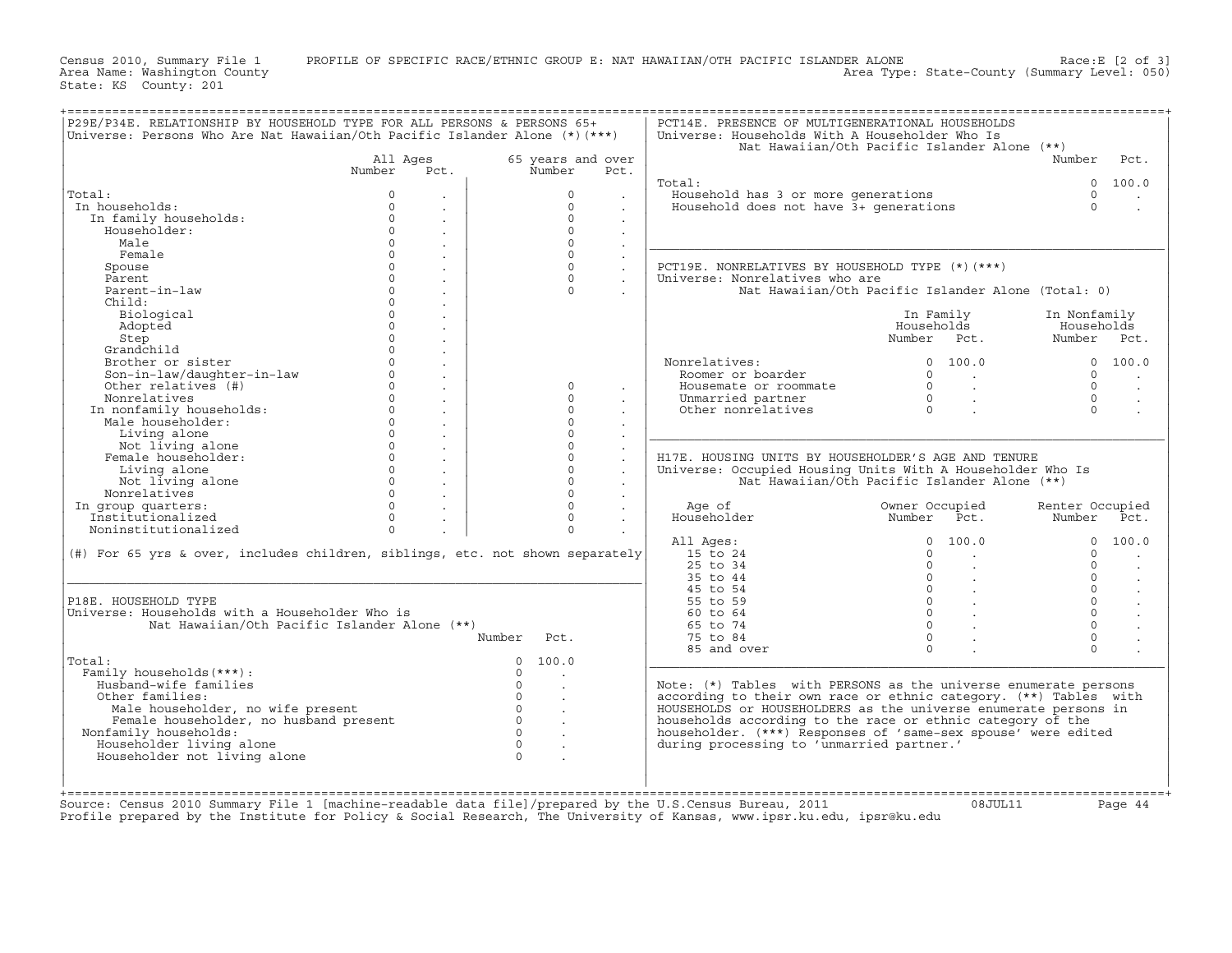Census 2010, Summary File 1 PROFILE OF SPECIFIC RACE/ETHNIC GROUP E: NAT HAWAIIAN/OTH PACIFIC ISLANDER ALONE Race:E [2 of 3]
Area Name: Washington County Area Type: State-County (Summary Level: 050)
State: KS County: 201

## P29E/P34E. RELATIONSHIP BY HOUSEHOLD TYPE FOR ALL PERSONS & PERSONS 65+

Universe: Persons Who Are Nat Hawaiian/Oth Pacific Islander Alone (*)(***)

| | All Ages Number | All Ages Pct. | 65 years and over Number | 65 years and over Pct. |
|---|---|---|---|---|
| Total: | 0 | . | 0 | . |
| In households: | 0 | . | 0 | . |
| In family households: | 0 | . | 0 | . |
| Householder: | 0 | . | 0 | . |
| Male | 0 | . | 0 | . |
| Female | 0 | . | 0 | . |
| Spouse | 0 | . | 0 | . |
| Parent | 0 | . | 0 | . |
| Parent-in-law | 0 | . | 0 | . |
| Child: | 0 | . | | |
| Biological | 0 | . | | |
| Adopted | 0 | . | | |
| Step | 0 | . | | |
| Grandchild | 0 | . | | |
| Brother or sister | 0 | . | | |
| Son-in-law/daughter-in-law | 0 | . | | |
| Other relatives (#) | 0 | . | 0 | . |
| Nonrelatives | 0 | . | 0 | . |
| In nonfamily households: | 0 | . | 0 | . |
| Male householder: | 0 | . | 0 | . |
| Living alone | 0 | . | 0 | . |
| Not living alone | 0 | . | 0 | . |
| Female householder: | 0 | . | 0 | . |
| Living alone | 0 | . | 0 | . |
| Not living alone | 0 | . | 0 | . |
| Nonrelatives | 0 | . | 0 | . |
| In group quarters: | 0 | . | 0 | . |
| Institutionalized | 0 | . | 0 | . |
| Noninstitutionalized | 0 | . | 0 | . |

(#) For 65 yrs & over, includes children, siblings, etc. not shown separately

## P18E. HOUSEHOLD TYPE

Universe: Households with a Householder Who is Nat Hawaiian/Oth Pacific Islander Alone (**)

| | Number | Pct. |
|---|---|---|
| Total: | 0 | 100.0 |
| Family households(***): | 0 | . |
| Husband-wife families | 0 | . |
| Other families: | 0 | . |
| Male householder, no wife present | 0 | . |
| Female householder, no husband present | 0 | . |
| Nonfamily households: | 0 | . |
| Householder living alone | 0 | . |
| Householder not living alone | 0 | . |

## PCT14E. PRESENCE OF MULTIGENERATIONAL HOUSEHOLDS

Universe: Households With A Householder Who Is Nat Hawaiian/Oth Pacific Islander Alone (**)

| | Number | Pct. |
|---|---|---|
| Total: | 0 | 100.0 |
| Household has 3 or more generations | 0 | . |
| Household does not have 3+ generations | 0 | . |

## PCT19E. NONRELATIVES BY HOUSEHOLD TYPE (*)(***)

Universe: Nonrelatives who are Nat Hawaiian/Oth Pacific Islander Alone (Total: 0)

| | In Family Households Number | In Family Households Pct. | In Nonfamily Households Number | In Nonfamily Households Pct. |
|---|---|---|---|---|
| Nonrelatives: | 0 | 100.0 | 0 | 100.0 |
| Roomer or boarder | 0 | . | 0 | . |
| Housemate or roommate | 0 | . | 0 | . |
| Unmarried partner | 0 | . | 0 | . |
| Other nonrelatives | 0 | . | 0 | . |

## H17E. HOUSING UNITS BY HOUSEHOLDER'S AGE AND TENURE

Universe: Occupied Housing Units With A Householder Who Is Nat Hawaiian/Oth Pacific Islander Alone (**)

| Age of Householder | Owner Occupied Number | Owner Occupied Pct. | Renter Occupied Number | Renter Occupied Pct. |
|---|---|---|---|---|
| All Ages: | 0 | 100.0 | 0 | 100.0 |
| 15 to 24 | 0 | . | 0 | . |
| 25 to 34 | 0 | . | 0 | . |
| 35 to 44 | 0 | . | 0 | . |
| 45 to 54 | 0 | . | 0 | . |
| 55 to 59 | 0 | . | 0 | . |
| 60 to 64 | 0 | . | 0 | . |
| 65 to 74 | 0 | . | 0 | . |
| 75 to 84 | 0 | . | 0 | . |
| 85 and over | 0 | . | 0 | . |

Note: (*) Tables with PERSONS as the universe enumerate persons according to their own race or ethnic category. (**) Tables with HOUSEHOLDS or HOUSEHOLDERS as the universe enumerate persons in households according to the race or ethnic category of the householder. (***) Responses of 'same-sex spouse' were edited during processing to 'unmarried partner.'

Source: Census 2010 Summary File 1 [machine-readable data file]/prepared by the U.S.Census Bureau, 2011 08JUL11
Profile prepared by the Institute for Policy & Social Research, The University of Kansas, www.ipsr.ku.edu, ipsr@ku.edu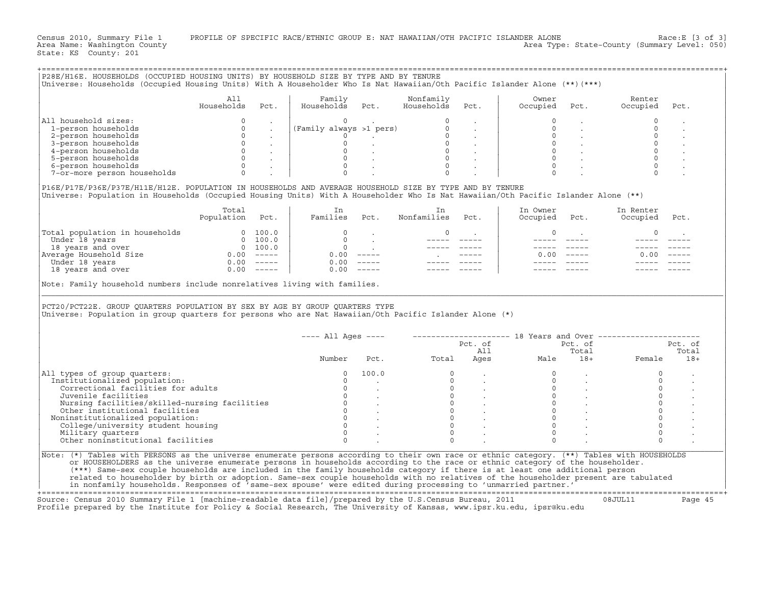Census 2010, Summary File 1 PROFILE OF SPECIFIC RACE/ETHNIC GROUP E: NAT HAWAIIAN/OTH PACIFIC ISLANDER ALONE Race:E [3 of 3]
Area Name: Washington County Area Type: State-County (Summary Level: 050)
State: KS County: 201

## P28E/H16E. HOUSEHOLDS (OCCUPIED HOUSING UNITS) BY HOUSEHOLD SIZE BY TYPE AND BY TENURE

Universe: Households (Occupied Housing Units) With A Householder Who Is Nat Hawaiian/Oth Pacific Islander Alone (**)(***)

| | All Households | Pct. | Family Households | Pct. | Nonfamily Households | Pct. | Owner Occupied | Pct. | Renter Occupied | Pct. |
|---|---|---|---|---|---|---|---|---|---|---|
| All household sizes: | 0 | . | 0 | . | 0 | . | 0 | . | 0 | . |
| 1-person households | 0 | . | (Family always >1 pers) | | 0 | . | 0 | . | 0 | . |
| 2-person households | 0 | . | 0 | . | 0 | . | 0 | . | 0 | . |
| 3-person households | 0 | . | 0 | . | 0 | . | 0 | . | 0 | . |
| 4-person households | 0 | . | 0 | . | 0 | . | 0 | . | 0 | . |
| 5-person households | 0 | . | 0 | . | 0 | . | 0 | . | 0 | . |
| 6-person households | 0 | . | 0 | . | 0 | . | 0 | . | 0 | . |
| 7-or-more person households | 0 | . | 0 | . | 0 | . | 0 | . | 0 | . |

## P16E/P17E/P36E/P37E/H11E/H12E. POPULATION IN HOUSEHOLDS AND AVERAGE HOUSEHOLD SIZE BY TYPE AND BY TENURE

Universe: Population in Households (Occupied Housing Units) With A Householder Who Is Nat Hawaiian/Oth Pacific Islander Alone (**)

| | Total Population | Pct. | In Families | Pct. | In Nonfamilies | Pct. | In Owner Occupied | Pct. | In Renter Occupied | Pct. |
|---|---|---|---|---|---|---|---|---|---|---|
| Total population in households | 0 | 100.0 | 0 | . | 0 | . | 0 | . | 0 | . |
| Under 18 years | 0 | 100.0 | 0 | . | ----- | ----- | ----- | ----- | ----- | ----- |
| 18 years and over | 0 | 100.0 | 0 | . | ----- | ----- | ----- | ----- | ----- | ----- |
| Average Household Size | 0.00 | ----- | 0.00 | ----- | . | ----- | 0.00 | ----- | 0.00 | ----- |
| Under 18 years | 0.00 | ----- | 0.00 | ----- | ----- | ----- | ----- | ----- | ----- | ----- |
| 18 years and over | 0.00 | ----- | 0.00 | ----- | ----- | ----- | ----- | ----- | ----- | ----- |

Note: Family household numbers include nonrelatives living with families.

## PCT20/PCT22E. GROUP QUARTERS POPULATION BY SEX BY AGE BY GROUP QUARTERS TYPE

Universe: Population in group quarters for persons who are Nat Hawaiian/Oth Pacific Islander Alone (*)

| | All Ages | | 18 Years and Over | | | | | |
|---|---|---|---|---|---|---|---|---|
| | Number | Pct. | Total | Pct. of All Ages | Male | Pct. of Total 18+ | Female | Pct. of Total 18+ |
| All types of group quarters: | 0 | 100.0 | 0 | . | 0 | . | 0 | . |
| Institutionalized population: | 0 | . | 0 | . | 0 | . | 0 | . |
| Correctional facilities for adults | 0 | . | 0 | . | 0 | . | 0 | . |
| Juvenile facilities | 0 | . | 0 | . | 0 | . | 0 | . |
| Nursing facilities/skilled-nursing facilities | 0 | . | 0 | . | 0 | . | 0 | . |
| Other institutional facilities | 0 | . | 0 | . | 0 | . | 0 | . |
| Noninstitutionalized population: | 0 | . | 0 | . | 0 | . | 0 | . |
| College/university student housing | 0 | . | 0 | . | 0 | . | 0 | . |
| Military quarters | 0 | . | 0 | . | 0 | . | 0 | . |
| Other noninstitutional facilities | 0 | . | 0 | . | 0 | . | 0 | . |

Note: (*) Tables with PERSONS as the universe enumerate persons according to their own race or ethnic category. (**) Tables with HOUSEHOLDS or HOUSEHOLDERS as the universe enumerate persons in households according to the race or ethnic category of the householder. (***) Same-sex couple households are included in the family households category if there is at least one additional person related to householder by birth or adoption. Same-sex couple households with no relatives of the householder present are tabulated in nonfamily households. Responses of 'same-sex spouse' were edited during processing to 'unmarried partner.'

Source: Census 2010 Summary File 1 [machine-readable data file]/prepared by the U.S.Census Bureau, 2011 08JUL11
Profile prepared by the Institute for Policy & Social Research, The University of Kansas, www.ipsr.ku.edu, ipsr@ku.edu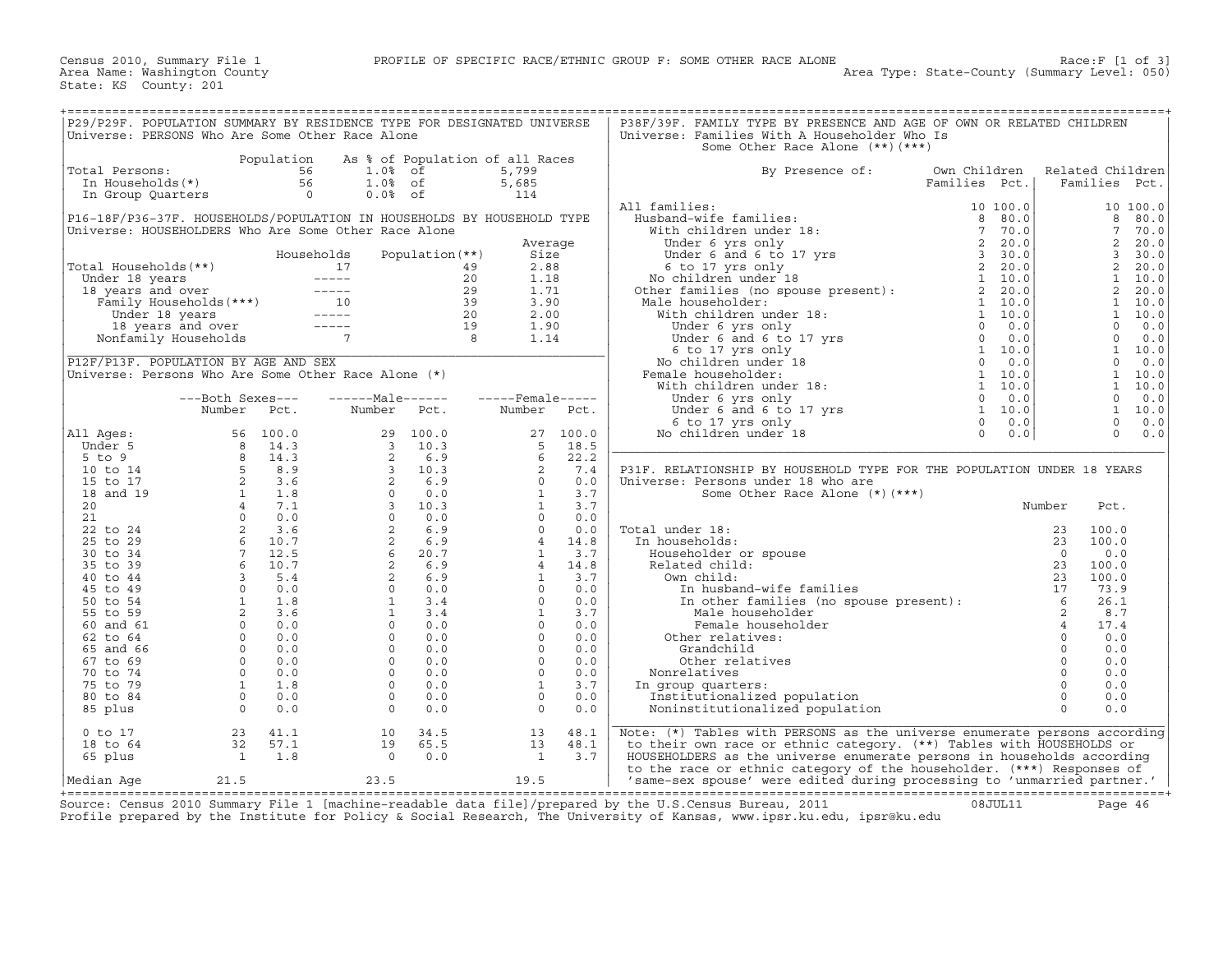Census 2010, Summary File 1 — PROFILE OF SPECIFIC RACE/ETHNIC GROUP F: SOME OTHER RACE ALONE — Race:F [1 of 3]

Area Name: Washington County — Area Type: State-County (Summary Level: 050)

State: KS County: 201

## P29/P29F. POPULATION SUMMARY BY RESIDENCE TYPE FOR DESIGNATED UNIVERSE

Universe: PERSONS Who Are Some Other Race Alone

| | Population | As % of Population of all Races | |
|---|---|---|---|
| Total Persons: | 56 | 1.0% of | 5,799 |
| In Households(*) | 56 | 1.0% of | 5,685 |
| In Group Quarters | 0 | 0.0% of | 114 |

## P16-18F/P36-37F. HOUSEHOLDS/POPULATION IN HOUSEHOLDS BY HOUSEHOLD TYPE

Universe: HOUSEHOLDERS Who Are Some Other Race Alone

| | Households | Population(**) | Average Size |
|---|---|---|---|
| Total Households(**) | 17 | 49 | 2.88 |
| Under 18 years | ----- | 20 | 1.18 |
| 18 years and over | ----- | 29 | 1.71 |
| Family Households(***) | 10 | 39 | 3.90 |
| Under 18 years | ----- | 20 | 2.00 |
| 18 years and over | ----- | 19 | 1.90 |
| Nonfamily Households | 7 | 8 | 1.14 |

## P12F/P13F. POPULATION BY AGE AND SEX

Universe: Persons Who Are Some Other Race Alone (*)

| | Both Sexes Number | Both Sexes Pct. | Male Number | Male Pct. | Female Number | Female Pct. |
|---|---|---|---|---|---|---|
| All Ages: | 56 | 100.0 | 29 | 100.0 | 27 | 100.0 |
| Under 5 | 8 | 14.3 | 3 | 10.3 | 5 | 18.5 |
| 5 to 9 | 8 | 14.3 | 2 | 6.9 | 6 | 22.2 |
| 10 to 14 | 5 | 8.9 | 3 | 10.3 | 2 | 7.4 |
| 15 to 17 | 2 | 3.6 | 2 | 6.9 | 0 | 0.0 |
| 18 and 19 | 1 | 1.8 | 0 | 0.0 | 1 | 3.7 |
| 20 | 4 | 7.1 | 3 | 10.3 | 1 | 3.7 |
| 21 | 0 | 0.0 | 0 | 0.0 | 0 | 0.0 |
| 22 to 24 | 2 | 3.6 | 2 | 6.9 | 0 | 0.0 |
| 25 to 29 | 6 | 10.7 | 2 | 6.9 | 4 | 14.8 |
| 30 to 34 | 7 | 12.5 | 6 | 20.7 | 1 | 3.7 |
| 35 to 39 | 6 | 10.7 | 2 | 6.9 | 4 | 14.8 |
| 40 to 44 | 3 | 5.4 | 2 | 6.9 | 1 | 3.7 |
| 45 to 49 | 0 | 0.0 | 0 | 0.0 | 0 | 0.0 |
| 50 to 54 | 1 | 1.8 | 1 | 3.4 | 0 | 0.0 |
| 55 to 59 | 2 | 3.6 | 1 | 3.4 | 1 | 3.7 |
| 60 and 61 | 0 | 0.0 | 0 | 0.0 | 0 | 0.0 |
| 62 to 64 | 0 | 0.0 | 0 | 0.0 | 0 | 0.0 |
| 65 and 66 | 0 | 0.0 | 0 | 0.0 | 0 | 0.0 |
| 67 to 69 | 0 | 0.0 | 0 | 0.0 | 0 | 0.0 |
| 70 to 74 | 0 | 0.0 | 0 | 0.0 | 0 | 0.0 |
| 75 to 79 | 1 | 1.8 | 0 | 0.0 | 1 | 3.7 |
| 80 to 84 | 0 | 0.0 | 0 | 0.0 | 0 | 0.0 |
| 85 plus | 0 | 0.0 | 0 | 0.0 | 0 | 0.0 |
| 0 to 17 | 23 | 41.1 | 10 | 34.5 | 13 | 48.1 |
| 18 to 64 | 32 | 57.1 | 19 | 65.5 | 13 | 48.1 |
| 65 plus | 1 | 1.8 | 0 | 0.0 | 1 | 3.7 |
| Median Age | 21.5 | | 23.5 | | 19.5 | |

## P38F/39F. FAMILY TYPE BY PRESENCE AND AGE OF OWN OR RELATED CHILDREN

Universe: Families With A Householder Who Is Some Other Race Alone (**)(***)

| By Presence of: | Own Children Families | Own Children Pct. | Related Children Families | Related Children Pct. |
|---|---|---|---|---|
| All families: | 10 | 100.0 | 10 | 100.0 |
| Husband-wife families: | 8 | 80.0 | 8 | 80.0 |
| With children under 18: | 7 | 70.0 | 7 | 70.0 |
| Under 6 yrs only | 2 | 20.0 | 2 | 20.0 |
| Under 6 and 6 to 17 yrs | 3 | 30.0 | 3 | 30.0 |
| 6 to 17 yrs only | 2 | 20.0 | 2 | 20.0 |
| No children under 18 | 1 | 10.0 | 1 | 10.0 |
| Other families (no spouse present): | 2 | 20.0 | 2 | 20.0 |
| Male householder: | 1 | 10.0 | 1 | 10.0 |
| With children under 18: | 1 | 10.0 | 1 | 10.0 |
| Under 6 yrs only | 0 | 0.0 | 0 | 0.0 |
| Under 6 and 6 to 17 yrs | 0 | 0.0 | 0 | 0.0 |
| 6 to 17 yrs only | 1 | 10.0 | 1 | 10.0 |
| No children under 18 | 0 | 0.0 | 0 | 0.0 |
| Female householder: | 1 | 10.0 | 1 | 10.0 |
| With children under 18: | 1 | 10.0 | 1 | 10.0 |
| Under 6 yrs only | 0 | 0.0 | 0 | 0.0 |
| Under 6 and 6 to 17 yrs | 1 | 10.0 | 1 | 10.0 |
| 6 to 17 yrs only | 0 | 0.0 | 0 | 0.0 |
| No children under 18 | 0 | 0.0 | 0 | 0.0 |

## P31F. RELATIONSHIP BY HOUSEHOLD TYPE FOR THE POPULATION UNDER 18 YEARS

Universe: Persons under 18 who are Some Other Race Alone (*)(***)

| | Number | Pct. |
|---|---|---|
| Total under 18: | 23 | 100.0 |
| In households: | 23 | 100.0 |
| Householder or spouse | 0 | 0.0 |
| Related child: | 23 | 100.0 |
| Own child: | 23 | 100.0 |
| In husband-wife families | 17 | 73.9 |
| In other families (no spouse present): | 6 | 26.1 |
| Male householder | 2 | 8.7 |
| Female householder | 4 | 17.4 |
| Other relatives: | 0 | 0.0 |
| Grandchild | 0 | 0.0 |
| Other relatives | 0 | 0.0 |
| Nonrelatives | 0 | 0.0 |
| In group quarters: | 0 | 0.0 |
| Institutionalized population | 0 | 0.0 |
| Noninstitutionalized population | 0 | 0.0 |

Note: (*) Tables with PERSONS as the universe enumerate persons according to their own race or ethnic category. (**) Tables with HOUSEHOLDS or HOUSEHOLDERS as the universe enumerate persons in households according to the race or ethnic category of the householder. (***) Responses of 'same-sex spouse' were edited during processing to 'unmarried partner.'

Source: Census 2010 Summary File 1 [machine-readable data file]/prepared by the U.S.Census Bureau, 2011 08JUL11

Profile prepared by the Institute for Policy & Social Research, The University of Kansas, www.ipsr.ku.edu, ipsr@ku.edu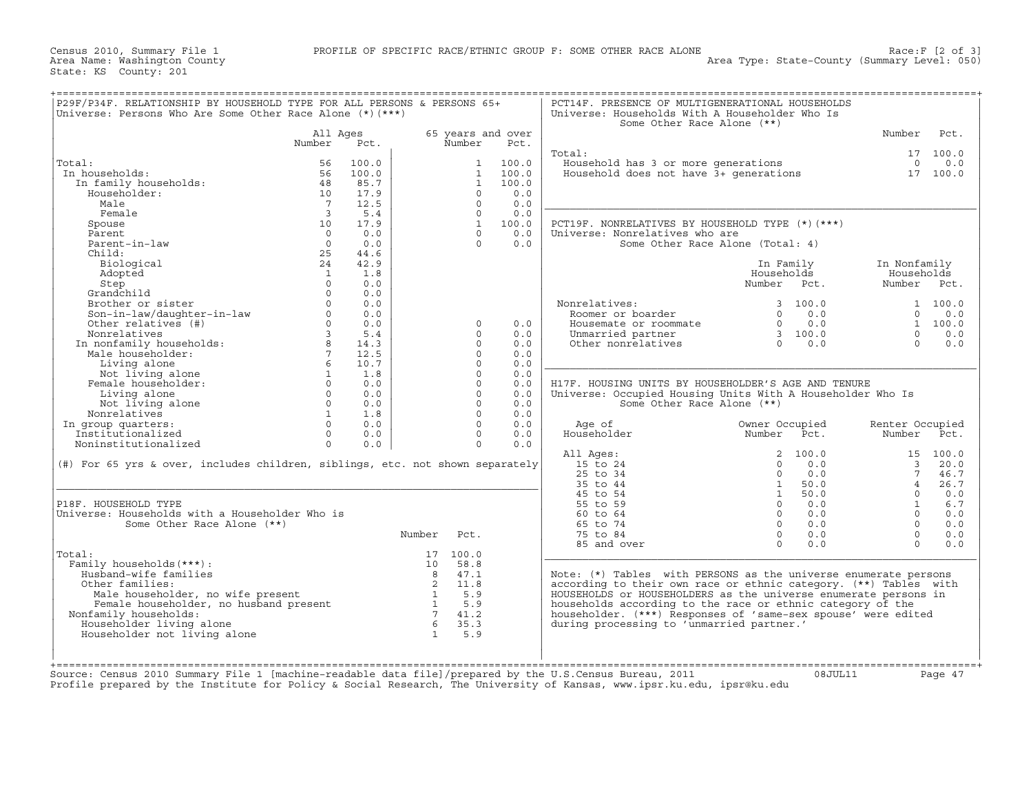Census 2010, Summary File 1 PROFILE OF SPECIFIC RACE/ETHNIC GROUP F: SOME OTHER RACE ALONE Race:F [2 of 3]
Area Name: Washington County Area Type: State-County (Summary Level: 050)
State: KS County: 201

## P29F/P34F. RELATIONSHIP BY HOUSEHOLD TYPE FOR ALL PERSONS & PERSONS 65+

Universe: Persons Who Are Some Other Race Alone (*)(***)

| | All Ages Number | All Ages Pct. | 65 years and over Number | 65 years and over Pct. |
|---|---|---|---|---|
| Total: | 56 | 100.0 | 1 | 100.0 |
| In households: | 56 | 100.0 | 1 | 100.0 |
| In family households: | 48 | 85.7 | 1 | 100.0 |
| Householder: | 10 | 17.9 | 0 | 0.0 |
| Male | 7 | 12.5 | 0 | 0.0 |
| Female | 3 | 5.4 | 0 | 0.0 |
| Spouse | 10 | 17.9 | 1 | 100.0 |
| Parent | 0 | 0.0 | 0 | 0.0 |
| Parent-in-law | 0 | 0.0 | 0 | 0.0 |
| Child: | 25 | 44.6 | | |
| Biological | 24 | 42.9 | | |
| Adopted | 1 | 1.8 | | |
| Step | 0 | 0.0 | | |
| Grandchild | 0 | 0.0 | | |
| Brother or sister | 0 | 0.0 | | |
| Son-in-law/daughter-in-law | 0 | 0.0 | | |
| Other relatives (#) | 0 | 0.0 | 0 | 0.0 |
| Nonrelatives | 3 | 5.4 | 0 | 0.0 |
| In nonfamily households: | 8 | 14.3 | 0 | 0.0 |
| Male householder: | 7 | 12.5 | 0 | 0.0 |
| Living alone | 6 | 10.7 | 0 | 0.0 |
| Not living alone | 1 | 1.8 | 0 | 0.0 |
| Female householder: | 0 | 0.0 | 0 | 0.0 |
| Living alone | 0 | 0.0 | 0 | 0.0 |
| Not living alone | 0 | 0.0 | 0 | 0.0 |
| Nonrelatives | 1 | 1.8 | 0 | 0.0 |
| In group quarters: | 0 | 0.0 | 0 | 0.0 |
| Institutionalized | 0 | 0.0 | 0 | 0.0 |
| Noninstitutionalized | 0 | 0.0 | 0 | 0.0 |

(#) For 65 yrs & over, includes children, siblings, etc. not shown separately

## P18F. HOUSEHOLD TYPE

Universe: Households with a Householder Who is Some Other Race Alone (**)

| | Number | Pct. |
|---|---|---|
| Total: | 17 | 100.0 |
| Family households(***): | 10 | 58.8 |
| Husband-wife families | 8 | 47.1 |
| Other families: | 2 | 11.8 |
| Male householder, no wife present | 1 | 5.9 |
| Female householder, no husband present | 1 | 5.9 |
| Nonfamily households: | 7 | 41.2 |
| Householder living alone | 6 | 35.3 |
| Householder not living alone | 1 | 5.9 |

## PCT14F. PRESENCE OF MULTIGENERATIONAL HOUSEHOLDS

Universe: Households With A Householder Who Is Some Other Race Alone (**)

| | Number | Pct. |
|---|---|---|
| Total: | 17 | 100.0 |
| Household has 3 or more generations | 0 | 0.0 |
| Household does not have 3+ generations | 17 | 100.0 |

## PCT19F. NONRELATIVES BY HOUSEHOLD TYPE (*)(***)

Universe: Nonrelatives who are Some Other Race Alone (Total: 4)

| | In Family Households Number | In Family Households Pct. | In Nonfamily Households Number | In Nonfamily Households Pct. |
|---|---|---|---|---|
| Nonrelatives: | 3 | 100.0 | 1 | 100.0 |
| Roomer or boarder | 0 | 0.0 | 0 | 0.0 |
| Housemate or roommate | 0 | 0.0 | 1 | 100.0 |
| Unmarried partner | 3 | 100.0 | 0 | 0.0 |
| Other nonrelatives | 0 | 0.0 | 0 | 0.0 |

## H17F. HOUSING UNITS BY HOUSEHOLDER'S AGE AND TENURE

Universe: Occupied Housing Units With A Householder Who Is Some Other Race Alone (**)

| Age of Householder | Owner Occupied Number | Owner Occupied Pct. | Renter Occupied Number | Renter Occupied Pct. |
|---|---|---|---|---|
| All Ages: | 2 | 100.0 | 15 | 100.0 |
| 15 to 24 | 0 | 0.0 | 3 | 20.0 |
| 25 to 34 | 0 | 0.0 | 7 | 46.7 |
| 35 to 44 | 1 | 50.0 | 4 | 26.7 |
| 45 to 54 | 1 | 50.0 | 0 | 0.0 |
| 55 to 59 | 0 | 0.0 | 1 | 6.7 |
| 60 to 64 | 0 | 0.0 | 0 | 0.0 |
| 65 to 74 | 0 | 0.0 | 0 | 0.0 |
| 75 to 84 | 0 | 0.0 | 0 | 0.0 |
| 85 and over | 0 | 0.0 | 0 | 0.0 |

Note: (*) Tables with PERSONS as the universe enumerate persons according to their own race or ethnic category. (**) Tables with HOUSEHOLDS or HOUSEHOLDERS as the universe enumerate persons in households according to the race or ethnic category of the householder. (***) Responses of 'same-sex spouse' were edited during processing to 'unmarried partner.'

Source: Census 2010 Summary File 1 [machine-readable data file]/prepared by the U.S.Census Bureau, 2011 08JUL11
Profile prepared by the Institute for Policy & Social Research, The University of Kansas, www.ipsr.ku.edu, ipsr@ku.edu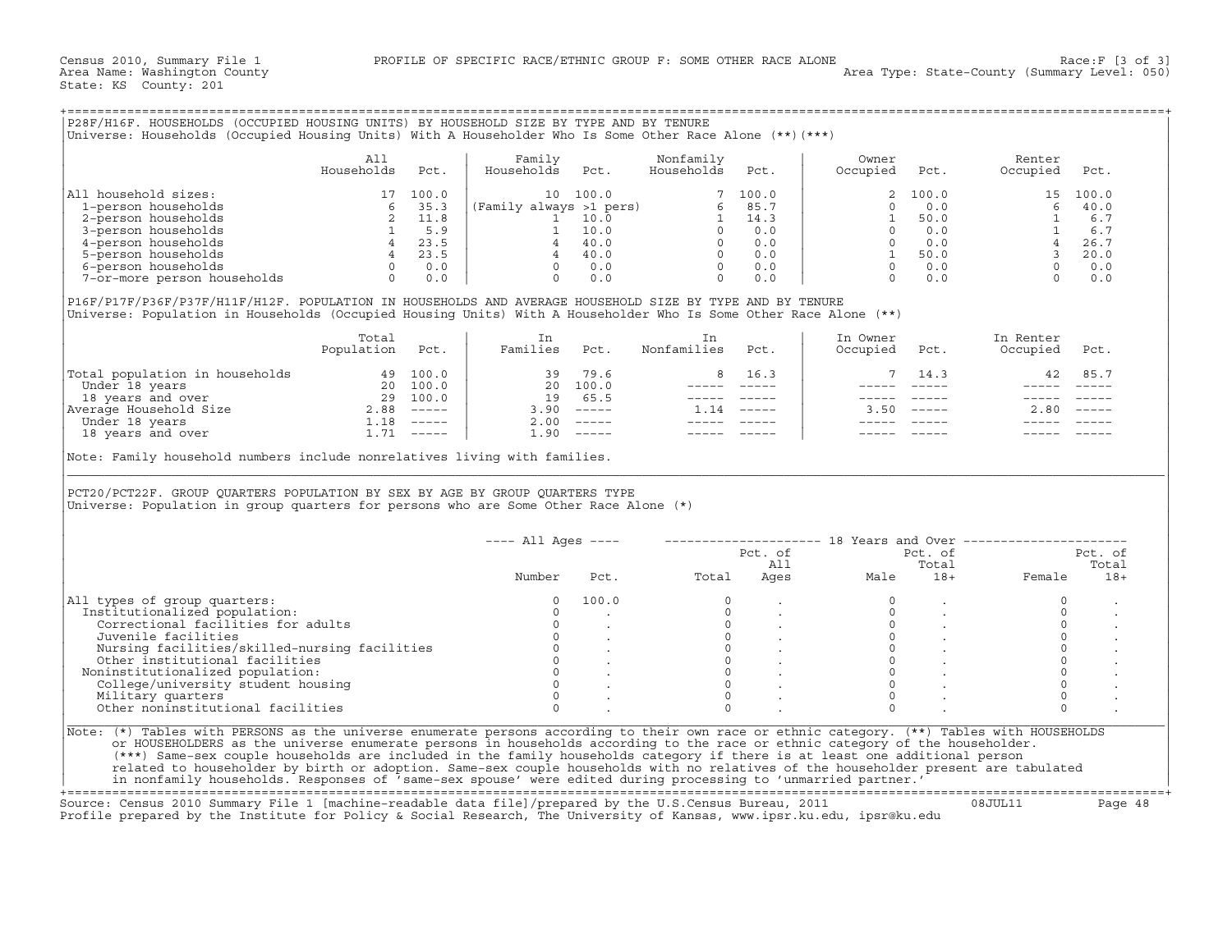Census 2010, Summary File 1 — PROFILE OF SPECIFIC RACE/ETHNIC GROUP F: SOME OTHER RACE ALONE — Race:F [3 of 3]
Area Name: Washington County — Area Type: State-County (Summary Level: 050)
State: KS County: 201

## P28F/H16F. HOUSEHOLDS (OCCUPIED HOUSING UNITS) BY HOUSEHOLD SIZE BY TYPE AND BY TENURE

Universe: Households (Occupied Housing Units) With A Householder Who Is Some Other Race Alone (**)(***)

| | All Households | Pct. | Family Households | Pct. | Nonfamily Households | Pct. | Owner Occupied | Pct. | Renter Occupied | Pct. |
|---|---|---|---|---|---|---|---|---|---|---|
| All household sizes: | 17 | 100.0 | 10 | 100.0 | 7 | 100.0 | 2 | 100.0 | 15 | 100.0 |
| 1-person households | 6 | 35.3 | (Family always >1 pers) | | 6 | 85.7 | 0 | 0.0 | 6 | 40.0 |
| 2-person households | 2 | 11.8 | 1 | 10.0 | 1 | 14.3 | 1 | 50.0 | 1 | 6.7 |
| 3-person households | 1 | 5.9 | 1 | 10.0 | 0 | 0.0 | 0 | 0.0 | 1 | 6.7 |
| 4-person households | 4 | 23.5 | 4 | 40.0 | 0 | 0.0 | 0 | 0.0 | 4 | 26.7 |
| 5-person households | 4 | 23.5 | 4 | 40.0 | 0 | 0.0 | 1 | 50.0 | 3 | 20.0 |
| 6-person households | 0 | 0.0 | 0 | 0.0 | 0 | 0.0 | 0 | 0.0 | 0 | 0.0 |
| 7-or-more person households | 0 | 0.0 | 0 | 0.0 | 0 | 0.0 | 0 | 0.0 | 0 | 0.0 |

## P16F/P17F/P36F/P37F/H11F/H12F. POPULATION IN HOUSEHOLDS AND AVERAGE HOUSEHOLD SIZE BY TYPE AND BY TENURE

Universe: Population in Households (Occupied Housing Units) With A Householder Who Is Some Other Race Alone (**)

| | Total Population | Pct. | In Families | Pct. | In Nonfamilies | Pct. | In Owner Occupied | Pct. | In Renter Occupied | Pct. |
|---|---|---|---|---|---|---|---|---|---|---|
| Total population in households | 49 | 100.0 | 39 | 79.6 | 8 | 16.3 | 7 | 14.3 | 42 | 85.7 |
| Under 18 years | 20 | 100.0 | 20 | 100.0 | ----- | ----- | ----- | ----- | ----- | ----- |
| 18 years and over | 29 | 100.0 | 19 | 65.5 | ----- | ----- | ----- | ----- | ----- | ----- |
| Average Household Size | 2.88 | ----- | 3.90 | ----- | 1.14 | ----- | 3.50 | ----- | 2.80 | ----- |
| Under 18 years | 1.18 | ----- | 2.00 | ----- | ----- | ----- | ----- | ----- | ----- | ----- |
| 18 years and over | 1.71 | ----- | 1.90 | ----- | ----- | ----- | ----- | ----- | ----- | ----- |

Note: Family household numbers include nonrelatives living with families.

## PCT20/PCT22F. GROUP QUARTERS POPULATION BY SEX BY AGE BY GROUP QUARTERS TYPE

Universe: Population in group quarters for persons who are Some Other Race Alone (*)

| | All Ages | | 18 Years and Over | | | | | |
|---|---|---|---|---|---|---|---|---|
| | Number | Pct. | Total | Pct. of All Ages | Male | Pct. of Total 18+ | Female | Pct. of Total 18+ |
| All types of group quarters: | 0 | 100.0 | 0 | . | 0 | . | 0 | . |
| Institutionalized population: | 0 | . | 0 | . | 0 | . | 0 | . |
| Correctional facilities for adults | 0 | . | 0 | . | 0 | . | 0 | . |
| Juvenile facilities | 0 | . | 0 | . | 0 | . | 0 | . |
| Nursing facilities/skilled-nursing facilities | 0 | . | 0 | . | 0 | . | 0 | . |
| Other institutional facilities | 0 | . | 0 | . | 0 | . | 0 | . |
| Noninstitutionalized population: | 0 | . | 0 | . | 0 | . | 0 | . |
| College/university student housing | 0 | . | 0 | . | 0 | . | 0 | . |
| Military quarters | 0 | . | 0 | . | 0 | . | 0 | . |
| Other noninstitutional facilities | 0 | . | 0 | . | 0 | . | 0 | . |

Note: (*) Tables with PERSONS as the universe enumerate persons according to their own race or ethnic category. (**) Tables with HOUSEHOLDS or HOUSEHOLDERS as the universe enumerate persons in households according to the race or ethnic category of the householder. (***) Same-sex couple households are included in the family households category if there is at least one additional person related to householder by birth or adoption. Same-sex couple households with no relatives of the householder present are tabulated in nonfamily households. Responses of 'same-sex spouse' were edited during processing to 'unmarried partner.'

Source: Census 2010 Summary File 1 [machine-readable data file]/prepared by the U.S.Census Bureau, 2011 08JUL11
Profile prepared by the Institute for Policy & Social Research, The University of Kansas, www.ipsr.ku.edu, ipsr@ku.edu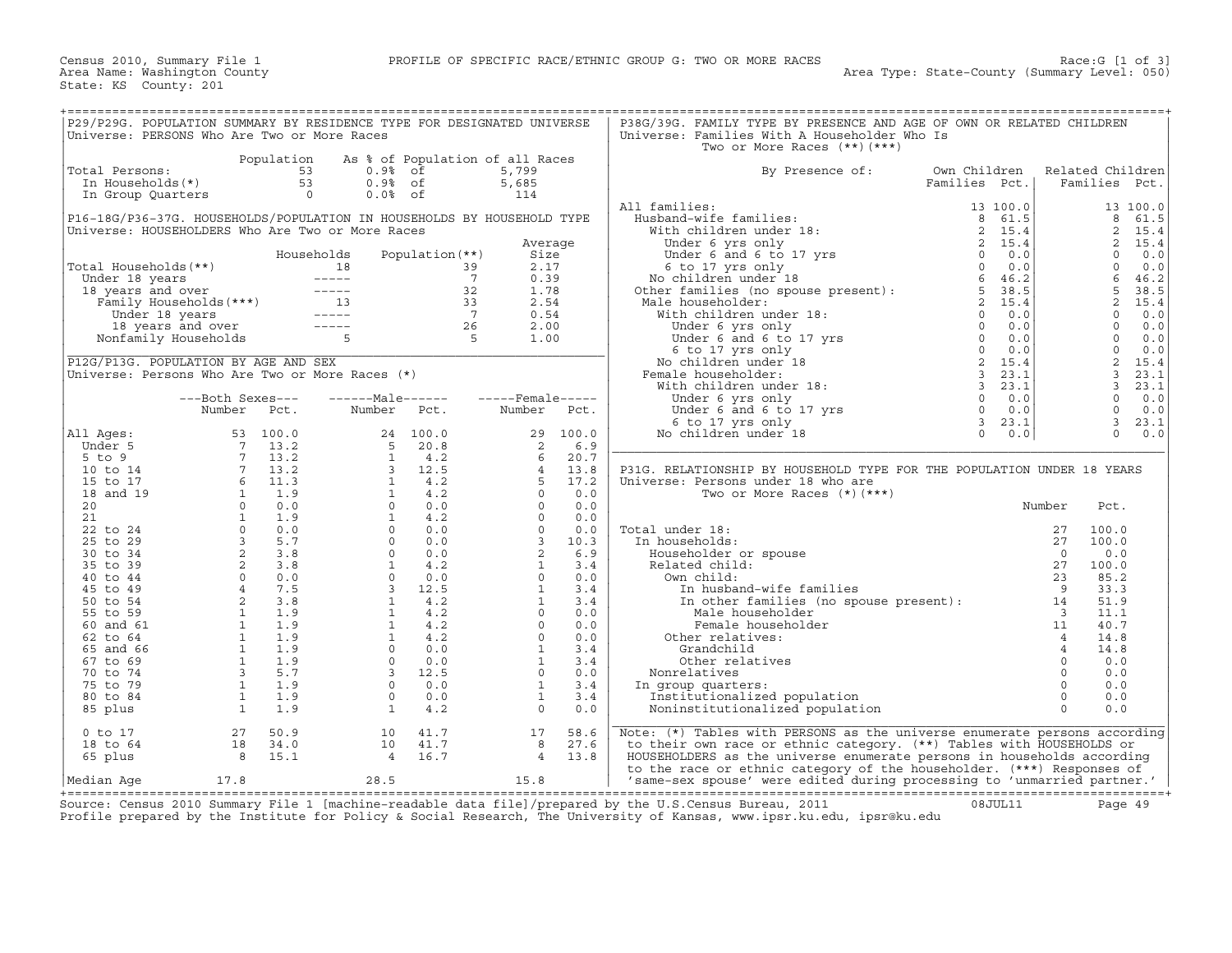Census 2010, Summary File 1 — PROFILE OF SPECIFIC RACE/ETHNIC GROUP G: TWO OR MORE RACES — Race:G [1 of 3]

Area Name: Washington County — Area Type: State-County (Summary Level: 050)

State: KS County: 201

## P29/P29G. POPULATION SUMMARY BY RESIDENCE TYPE FOR DESIGNATED UNIVERSE

Universe: PERSONS Who Are Two or More Races

| | Population | As % of Population of all Races | |
|---|---|---|---|
| Total Persons: | 53 | 0.9% of | 5,799 |
| In Households(*) | 53 | 0.9% of | 5,685 |
| In Group Quarters | 0 | 0.0% of | 114 |

## P16-18G/P36-37G. HOUSEHOLDS/POPULATION IN HOUSEHOLDS BY HOUSEHOLD TYPE

Universe: HOUSEHOLDERS Who Are Two or More Races

| | Households | Population(**) | Average Size |
|---|---|---|---|
| Total Households(**) | 18 | 39 | 2.17 |
| Under 18 years | ----- | 7 | 0.39 |
| 18 years and over | ----- | 32 | 1.78 |
| Family Households(***) | 13 | 33 | 2.54 |
| Under 18 years | ----- | 7 | 0.54 |
| 18 years and over | ----- | 26 | 2.00 |
| Nonfamily Households | 5 | 5 | 1.00 |

## P12G/P13G. POPULATION BY AGE AND SEX

Universe: Persons Who Are Two or More Races (*)

| | Both Sexes Number | Both Sexes Pct. | Male Number | Male Pct. | Female Number | Female Pct. |
|---|---|---|---|---|---|---|
| All Ages: | 53 | 100.0 | 24 | 100.0 | 29 | 100.0 |
| Under 5 | 7 | 13.2 | 5 | 20.8 | 2 | 6.9 |
| 5 to 9 | 7 | 13.2 | 1 | 4.2 | 6 | 20.7 |
| 10 to 14 | 7 | 13.2 | 3 | 12.5 | 4 | 13.8 |
| 15 to 17 | 6 | 11.3 | 1 | 4.2 | 5 | 17.2 |
| 18 and 19 | 1 | 1.9 | 1 | 4.2 | 0 | 0.0 |
| 20 | 0 | 0.0 | 0 | 0.0 | 0 | 0.0 |
| 21 | 1 | 1.9 | 1 | 4.2 | 0 | 0.0 |
| 22 to 24 | 0 | 0.0 | 0 | 0.0 | 0 | 0.0 |
| 25 to 29 | 3 | 5.7 | 0 | 0.0 | 3 | 10.3 |
| 30 to 34 | 2 | 3.8 | 0 | 0.0 | 2 | 6.9 |
| 35 to 39 | 2 | 3.8 | 1 | 4.2 | 1 | 3.4 |
| 40 to 44 | 0 | 0.0 | 0 | 0.0 | 0 | 0.0 |
| 45 to 49 | 4 | 7.5 | 3 | 12.5 | 1 | 3.4 |
| 50 to 54 | 2 | 3.8 | 1 | 4.2 | 1 | 3.4 |
| 55 to 59 | 1 | 1.9 | 1 | 4.2 | 0 | 0.0 |
| 60 and 61 | 1 | 1.9 | 1 | 4.2 | 0 | 0.0 |
| 62 to 64 | 1 | 1.9 | 1 | 4.2 | 0 | 0.0 |
| 65 and 66 | 1 | 1.9 | 0 | 0.0 | 1 | 3.4 |
| 67 to 69 | 1 | 1.9 | 0 | 0.0 | 1 | 3.4 |
| 70 to 74 | 3 | 5.7 | 3 | 12.5 | 0 | 0.0 |
| 75 to 79 | 1 | 1.9 | 0 | 0.0 | 1 | 3.4 |
| 80 to 84 | 1 | 1.9 | 0 | 0.0 | 1 | 3.4 |
| 85 plus | 1 | 1.9 | 1 | 4.2 | 0 | 0.0 |
| 0 to 17 | 27 | 50.9 | 10 | 41.7 | 17 | 58.6 |
| 18 to 64 | 18 | 34.0 | 10 | 41.7 | 8 | 27.6 |
| 65 plus | 8 | 15.1 | 4 | 16.7 | 4 | 13.8 |
| Median Age | 17.8 | | 28.5 | | 15.8 | |

## P38G/39G. FAMILY TYPE BY PRESENCE AND AGE OF OWN OR RELATED CHILDREN

Universe: Families With A Householder Who Is Two or More Races (**)(***)

| By Presence of: | Own Children Families | Own Children Pct. | Related Children Families | Related Children Pct. |
|---|---|---|---|---|
| All families: | 13 | 100.0 | 13 | 100.0 |
| Husband-wife families: | 8 | 61.5 | 8 | 61.5 |
| With children under 18: | 2 | 15.4 | 2 | 15.4 |
| Under 6 yrs only | 2 | 15.4 | 2 | 15.4 |
| Under 6 and 6 to 17 yrs | 0 | 0.0 | 0 | 0.0 |
| 6 to 17 yrs only | 0 | 0.0 | 0 | 0.0 |
| No children under 18 | 6 | 46.2 | 6 | 46.2 |
| Other families (no spouse present): | 5 | 38.5 | 5 | 38.5 |
| Male householder: | 2 | 15.4 | 2 | 15.4 |
| With children under 18: | 0 | 0.0 | 0 | 0.0 |
| Under 6 yrs only | 0 | 0.0 | 0 | 0.0 |
| Under 6 and 6 to 17 yrs | 0 | 0.0 | 0 | 0.0 |
| 6 to 17 yrs only | 0 | 0.0 | 0 | 0.0 |
| No children under 18 | 2 | 15.4 | 2 | 15.4 |
| Female householder: | 3 | 23.1 | 3 | 23.1 |
| With children under 18: | 3 | 23.1 | 3 | 23.1 |
| Under 6 yrs only | 0 | 0.0 | 0 | 0.0 |
| Under 6 and 6 to 17 yrs | 0 | 0.0 | 0 | 0.0 |
| 6 to 17 yrs only | 3 | 23.1 | 3 | 23.1 |
| No children under 18 | 0 | 0.0 | 0 | 0.0 |

## P31G. RELATIONSHIP BY HOUSEHOLD TYPE FOR THE POPULATION UNDER 18 YEARS

Universe: Persons under 18 who are Two or More Races (*)(***)

| | Number | Pct. |
|---|---|---|
| Total under 18: | 27 | 100.0 |
| In households: | 27 | 100.0 |
| Householder or spouse | 0 | 0.0 |
| Related child: | 27 | 100.0 |
| Own child: | 23 | 85.2 |
| In husband-wife families | 9 | 33.3 |
| In other families (no spouse present): | 14 | 51.9 |
| Male householder | 3 | 11.1 |
| Female householder | 11 | 40.7 |
| Other relatives: | 4 | 14.8 |
| Grandchild | 4 | 14.8 |
| Other relatives | 0 | 0.0 |
| Nonrelatives | 0 | 0.0 |
| In group quarters: | 0 | 0.0 |
| Institutionalized population | 0 | 0.0 |
| Noninstitutionalized population | 0 | 0.0 |

Note: (*) Tables with PERSONS as the universe enumerate persons according to their own race or ethnic category. (**) Tables with HOUSEHOLDS or HOUSEHOLDERS as the universe enumerate persons in households according to the race or ethnic category of the householder. (***) Responses of 'same-sex spouse' were edited during processing to 'unmarried partner.'

Source: Census 2010 Summary File 1 [machine-readable data file]/prepared by the U.S.Census Bureau, 2011 08JUL11

Profile prepared by the Institute for Policy & Social Research, The University of Kansas, www.ipsr.ku.edu, ipsr@ku.edu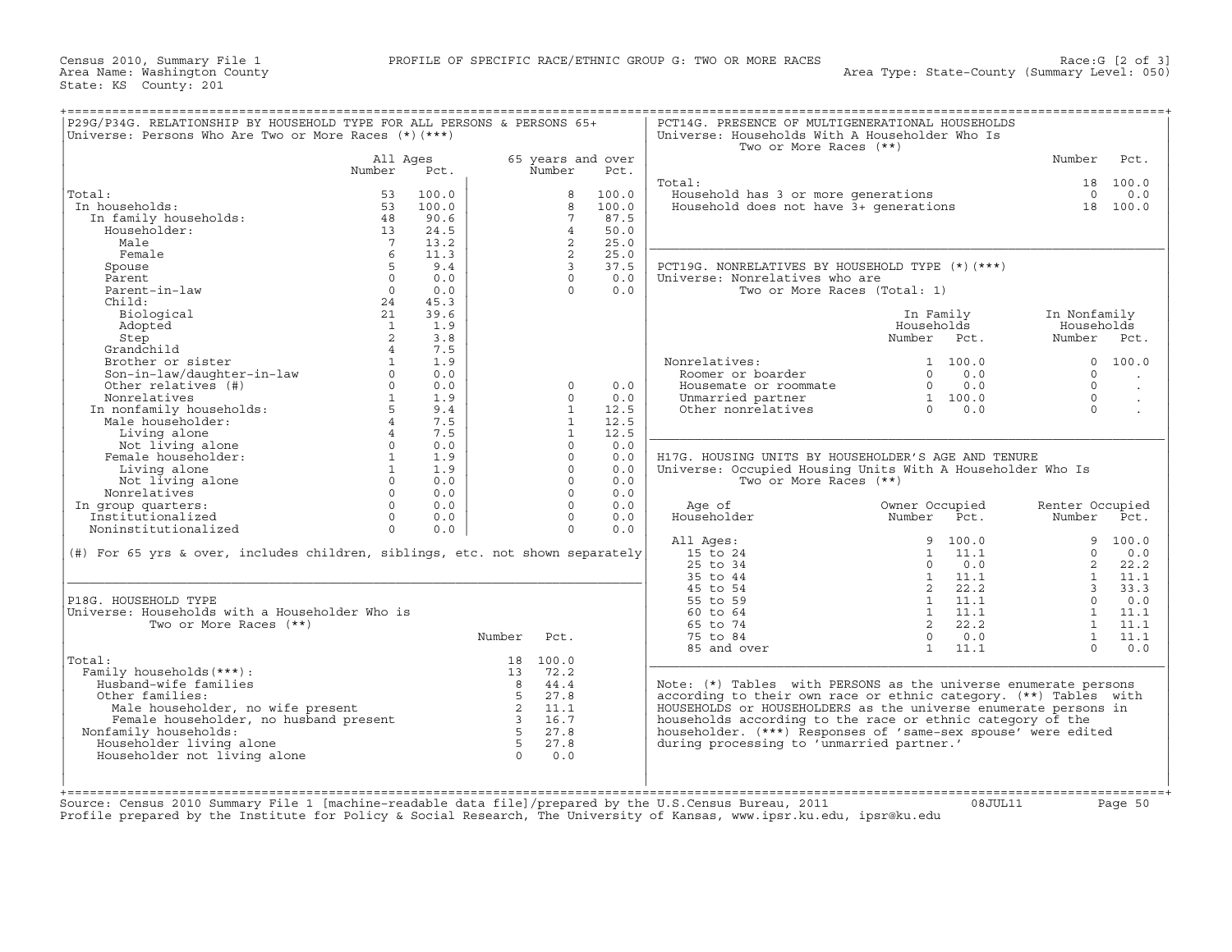Census 2010, Summary File 1 — PROFILE OF SPECIFIC RACE/ETHNIC GROUP G: TWO OR MORE RACES — Race:G [2 of 3]

Area Name: Washington County — Area Type: State-County (Summary Level: 050)

State: KS County: 201

## P29G/P34G. RELATIONSHIP BY HOUSEHOLD TYPE FOR ALL PERSONS & PERSONS 65+

Universe: Persons Who Are Two or More Races (*)(***)

| | All Ages Number | All Ages Pct. | 65 years and over Number | 65 years and over Pct. |
|---|---|---|---|---|
| Total: | 53 | 100.0 | 8 | 100.0 |
| In households: | 53 | 100.0 | 8 | 100.0 |
| In family households: | 48 | 90.6 | 7 | 87.5 |
| Householder: | 13 | 24.5 | 4 | 50.0 |
| Male | 7 | 13.2 | 2 | 25.0 |
| Female | 6 | 11.3 | 2 | 25.0 |
| Spouse | 5 | 9.4 | 3 | 37.5 |
| Parent | 0 | 0.0 | 0 | 0.0 |
| Parent-in-law | 0 | 0.0 | 0 | 0.0 |
| Child: | 24 | 45.3 | | |
| Biological | 21 | 39.6 | | |
| Adopted | 1 | 1.9 | | |
| Step | 2 | 3.8 | | |
| Grandchild | 4 | 7.5 | | |
| Brother or sister | 1 | 1.9 | | |
| Son-in-law/daughter-in-law | 0 | 0.0 | | |
| Other relatives (#) | 0 | 0.0 | 0 | 0.0 |
| Nonrelatives | 1 | 1.9 | 0 | 0.0 |
| In nonfamily households: | 5 | 9.4 | 1 | 12.5 |
| Male householder: | 4 | 7.5 | 1 | 12.5 |
| Living alone | 4 | 7.5 | 1 | 12.5 |
| Not living alone | 0 | 0.0 | 0 | 0.0 |
| Female householder: | 1 | 1.9 | 0 | 0.0 |
| Living alone | 1 | 1.9 | 0 | 0.0 |
| Not living alone | 0 | 0.0 | 0 | 0.0 |
| Nonrelatives | 0 | 0.0 | 0 | 0.0 |
| In group quarters: | 0 | 0.0 | 0 | 0.0 |
| Institutionalized | 0 | 0.0 | 0 | 0.0 |
| Noninstitutionalized | 0 | 0.0 | 0 | 0.0 |

(#) For 65 yrs & over, includes children, siblings, etc. not shown separately

## P18G. HOUSEHOLD TYPE

Universe: Households with a Householder Who is Two or More Races (**)

| | Number | Pct. |
|---|---|---|
| Total: | 18 | 100.0 |
| Family households(***): | 13 | 72.2 |
| Husband-wife families | 8 | 44.4 |
| Other families: | 5 | 27.8 |
| Male householder, no wife present | 2 | 11.1 |
| Female householder, no husband present | 3 | 16.7 |
| Nonfamily households: | 5 | 27.8 |
| Householder living alone | 5 | 27.8 |
| Householder not living alone | 0 | 0.0 |

## PCT14G. PRESENCE OF MULTIGENERATIONAL HOUSEHOLDS

Universe: Households With A Householder Who Is Two or More Races (**)

| | Number | Pct. |
|---|---|---|
| Total: | 18 | 100.0 |
| Household has 3 or more generations | 0 | 0.0 |
| Household does not have 3+ generations | 18 | 100.0 |

## PCT19G. NONRELATIVES BY HOUSEHOLD TYPE (*)(***)

Universe: Nonrelatives who are Two or More Races (Total: 1)

| | In Family Households Number | In Family Households Pct. | In Nonfamily Households Number | In Nonfamily Households Pct. |
|---|---|---|---|---|
| Nonrelatives: | 1 | 100.0 | 0 | 100.0 |
| Roomer or boarder | 0 | 0.0 | 0 | . |
| Housemate or roommate | 0 | 0.0 | 0 | . |
| Unmarried partner | 1 | 100.0 | 0 | . |
| Other nonrelatives | 0 | 0.0 | 0 | . |

## H17G. HOUSING UNITS BY HOUSEHOLDER'S AGE AND TENURE

Universe: Occupied Housing Units With A Householder Who Is Two or More Races (**)

| Age of Householder | Owner Occupied Number | Owner Occupied Pct. | Renter Occupied Number | Renter Occupied Pct. |
|---|---|---|---|---|
| All Ages: | 9 | 100.0 | 9 | 100.0 |
| 15 to 24 | 1 | 11.1 | 0 | 0.0 |
| 25 to 34 | 0 | 0.0 | 2 | 22.2 |
| 35 to 44 | 1 | 11.1 | 1 | 11.1 |
| 45 to 54 | 2 | 22.2 | 3 | 33.3 |
| 55 to 59 | 1 | 11.1 | 0 | 0.0 |
| 60 to 64 | 1 | 11.1 | 1 | 11.1 |
| 65 to 74 | 2 | 22.2 | 1 | 11.1 |
| 75 to 84 | 0 | 0.0 | 1 | 11.1 |
| 85 and over | 1 | 11.1 | 0 | 0.0 |

Note: (*) Tables with PERSONS as the universe enumerate persons according to their own race or ethnic category. (**) Tables with HOUSEHOLDS or HOUSEHOLDERS as the universe enumerate persons in households according to the race or ethnic category of the householder. (***) Responses of 'same-sex spouse' were edited during processing to 'unmarried partner.'

Source: Census 2010 Summary File 1 [machine-readable data file]/prepared by the U.S.Census Bureau, 2011 08JUL11

Profile prepared by the Institute for Policy & Social Research, The University of Kansas, www.ipsr.ku.edu, ipsr@ku.edu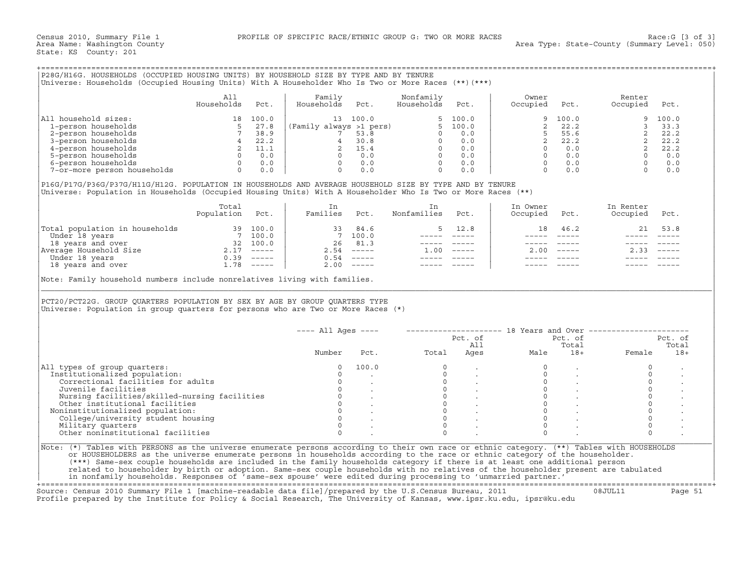Census 2010, Summary File 1 PROFILE OF SPECIFIC RACE/ETHNIC GROUP G: TWO OR MORE RACES Race:G [3 of 3]
Area Name: Washington County Area Type: State-County (Summary Level: 050)
State: KS County: 201

## P28G/H16G. HOUSEHOLDS (OCCUPIED HOUSING UNITS) BY HOUSEHOLD SIZE BY TYPE AND BY TENURE

Universe: Households (Occupied Housing Units) With A Householder Who Is Two or More Races (**)(***)

| | All Households | Pct. | Family Households | Pct. | Nonfamily Households | Pct. | Owner Occupied | Pct. | Renter Occupied | Pct. |
|---|---|---|---|---|---|---|---|---|---|---|
| All household sizes: | 18 | 100.0 | 13 | 100.0 | 5 | 100.0 | 9 | 100.0 | 9 | 100.0 |
| 1-person households | 5 | 27.8 | (Family always >1 pers) | | 5 | 100.0 | 2 | 22.2 | 3 | 33.3 |
| 2-person households | 7 | 38.9 | 7 | 53.8 | 0 | 0.0 | 5 | 55.6 | 2 | 22.2 |
| 3-person households | 4 | 22.2 | 4 | 30.8 | 0 | 0.0 | 2 | 22.2 | 2 | 22.2 |
| 4-person households | 2 | 11.1 | 2 | 15.4 | 0 | 0.0 | 0 | 0.0 | 2 | 22.2 |
| 5-person households | 0 | 0.0 | 0 | 0.0 | 0 | 0.0 | 0 | 0.0 | 0 | 0.0 |
| 6-person households | 0 | 0.0 | 0 | 0.0 | 0 | 0.0 | 0 | 0.0 | 0 | 0.0 |
| 7-or-more person households | 0 | 0.0 | 0 | 0.0 | 0 | 0.0 | 0 | 0.0 | 0 | 0.0 |

## P16G/P17G/P36G/P37G/H11G/H12G. POPULATION IN HOUSEHOLDS AND AVERAGE HOUSEHOLD SIZE BY TYPE AND BY TENURE

Universe: Population in Households (Occupied Housing Units) With A Householder Who Is Two or More Races (**)

| | Total Population | Pct. | In Families | Pct. | In Nonfamilies | Pct. | In Owner Occupied | Pct. | In Renter Occupied | Pct. |
|---|---|---|---|---|---|---|---|---|---|---|
| Total population in households | 39 | 100.0 | 33 | 84.6 | 5 | 12.8 | 18 | 46.2 | 21 | 53.8 |
| Under 18 years | 7 | 100.0 | 7 | 100.0 | ----- | ----- | ----- | ----- | ----- | ----- |
| 18 years and over | 32 | 100.0 | 26 | 81.3 | ----- | ----- | ----- | ----- | ----- | ----- |
| Average Household Size | 2.17 | ----- | 2.54 | ----- | 1.00 | ----- | 2.00 | ----- | 2.33 | ----- |
| Under 18 years | 0.39 | ----- | 0.54 | ----- | ----- | ----- | ----- | ----- | ----- | ----- |
| 18 years and over | 1.78 | ----- | 2.00 | ----- | ----- | ----- | ----- | ----- | ----- | ----- |

Note: Family household numbers include nonrelatives living with families.

## PCT20/PCT22G. GROUP QUARTERS POPULATION BY SEX BY AGE BY GROUP QUARTERS TYPE

Universe: Population in group quarters for persons who are Two or More Races (*)

| | All Ages | | 18 Years and Over | | | | | |
|---|---|---|---|---|---|---|---|---|
| | Number | Pct. | Total | Pct. of All Ages | Male | Pct. of Total 18+ | Female | Pct. of Total 18+ |
| All types of group quarters: | 0 | 100.0 | 0 | . | 0 | . | 0 | . |
| Institutionalized population: | 0 | . | 0 | . | 0 | . | 0 | . |
| Correctional facilities for adults | 0 | . | 0 | . | 0 | . | 0 | . |
| Juvenile facilities | 0 | . | 0 | . | 0 | . | 0 | . |
| Nursing facilities/skilled-nursing facilities | 0 | . | 0 | . | 0 | . | 0 | . |
| Other institutional facilities | 0 | . | 0 | . | 0 | . | 0 | . |
| Noninstitutionalized population: | 0 | . | 0 | . | 0 | . | 0 | . |
| College/university student housing | 0 | . | 0 | . | 0 | . | 0 | . |
| Military quarters | 0 | . | 0 | . | 0 | . | 0 | . |
| Other noninstitutional facilities | 0 | . | 0 | . | 0 | . | 0 | . |

Note: (*) Tables with PERSONS as the universe enumerate persons according to their own race or ethnic category. (**) Tables with HOUSEHOLDS or HOUSEHOLDERS as the universe enumerate persons in households according to the race or ethnic category of the householder. (***) Same-sex couple households are included in the family households category if there is at least one additional person related to householder by birth or adoption. Same-sex couple households with no relatives of the householder present are tabulated in nonfamily households. Responses of 'same-sex spouse' were edited during processing to 'unmarried partner.'

Source: Census 2010 Summary File 1 [machine-readable data file]/prepared by the U.S.Census Bureau, 2011 08JUL11
Profile prepared by the Institute for Policy & Social Research, The University of Kansas, www.ipsr.ku.edu, ipsr@ku.edu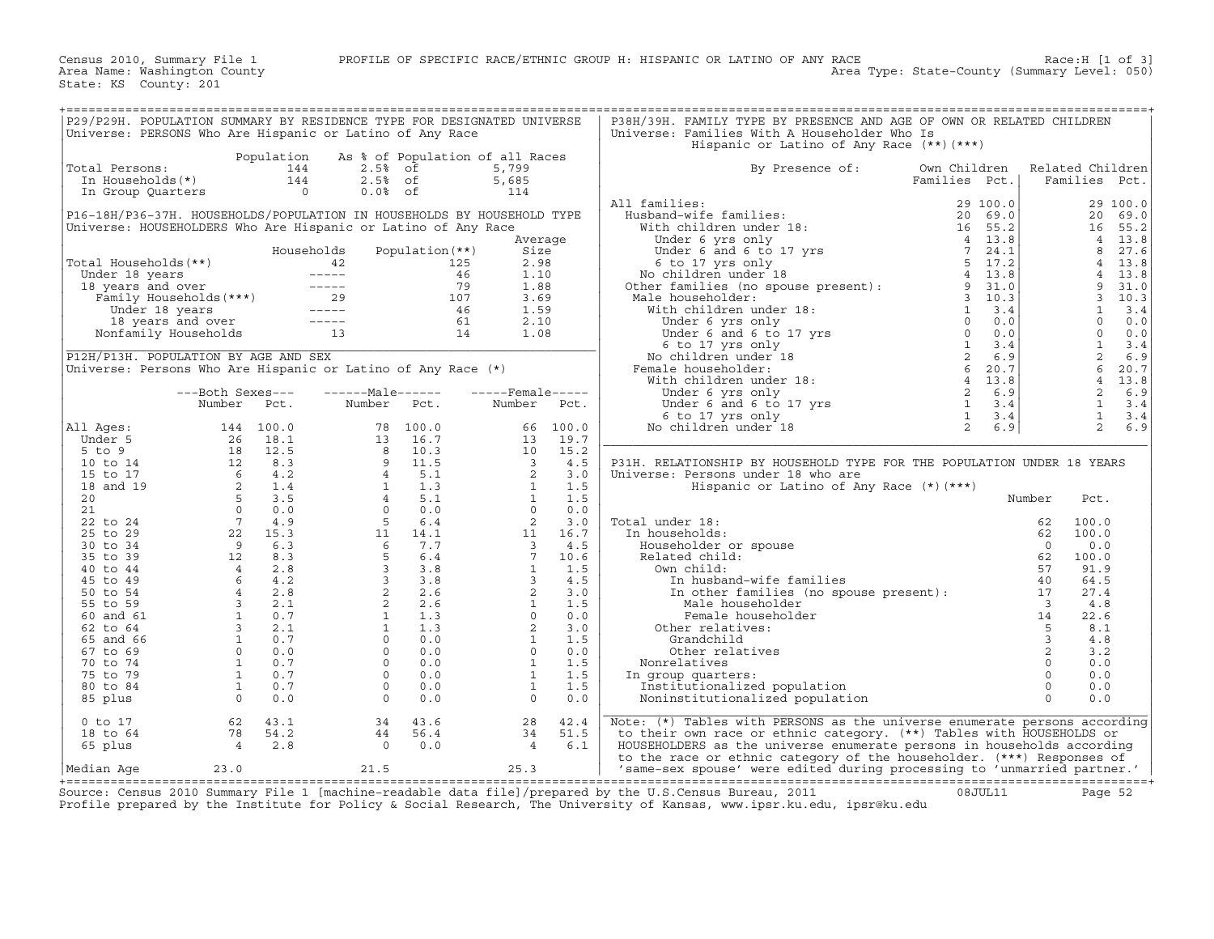Census 2010, Summary File 1 — PROFILE OF SPECIFIC RACE/ETHNIC GROUP H: HISPANIC OR LATINO OF ANY RACE — Race:H [1 of 3]
Area Name: Washington County — Area Type: State-County (Summary Level: 050)
State: KS County: 201

## P29/P29H. POPULATION SUMMARY BY RESIDENCE TYPE FOR DESIGNATED UNIVERSE
Universe: PERSONS Who Are Hispanic or Latino of Any Race

| | Population | As % of Population of all Races | | |
|---|---|---|---|---|
| Total Persons: | 144 | 2.5% | of | 5,799 |
| In Households(*) | 144 | 2.5% | of | 5,685 |
| In Group Quarters | 0 | 0.0% | of | 114 |

## P16-18H/P36-37H. HOUSEHOLDS/POPULATION IN HOUSEHOLDS BY HOUSEHOLD TYPE
Universe: HOUSEHOLDERS Who Are Hispanic or Latino of Any Race

| | Households | Population(**) | Average Size |
|---|---|---|---|
| Total Households(**) | 42 | 125 | 2.98 |
| Under 18 years | ----- | 46 | 1.10 |
| 18 years and over | ----- | 79 | 1.88 |
| Family Households(***) | 29 | 107 | 3.69 |
| Under 18 years | ----- | 46 | 1.59 |
| 18 years and over | ----- | 61 | 2.10 |
| Nonfamily Households | 13 | 14 | 1.08 |

## P12H/P13H. POPULATION BY AGE AND SEX
Universe: Persons Who Are Hispanic or Latino of Any Race (*)

| | Both Sexes Number | Both Sexes Pct. | Male Number | Male Pct. | Female Number | Female Pct. |
|---|---|---|---|---|---|---|
| All Ages: | 144 | 100.0 | 78 | 100.0 | 66 | 100.0 |
| Under 5 | 26 | 18.1 | 13 | 16.7 | 13 | 19.7 |
| 5 to 9 | 18 | 12.5 | 8 | 10.3 | 10 | 15.2 |
| 10 to 14 | 12 | 8.3 | 9 | 11.5 | 3 | 4.5 |
| 15 to 17 | 6 | 4.2 | 4 | 5.1 | 2 | 3.0 |
| 18 and 19 | 2 | 1.4 | 1 | 1.3 | 1 | 1.5 |
| 20 | 5 | 3.5 | 4 | 5.1 | 1 | 1.5 |
| 21 | 0 | 0.0 | 0 | 0.0 | 0 | 0.0 |
| 22 to 24 | 7 | 4.9 | 5 | 6.4 | 2 | 3.0 |
| 25 to 29 | 22 | 15.3 | 11 | 14.1 | 11 | 16.7 |
| 30 to 34 | 9 | 6.3 | 6 | 7.7 | 3 | 4.5 |
| 35 to 39 | 12 | 8.3 | 5 | 6.4 | 7 | 10.6 |
| 40 to 44 | 4 | 2.8 | 3 | 3.8 | 1 | 1.5 |
| 45 to 49 | 6 | 4.2 | 3 | 3.8 | 3 | 4.5 |
| 50 to 54 | 4 | 2.8 | 2 | 2.6 | 2 | 3.0 |
| 55 to 59 | 3 | 2.1 | 2 | 2.6 | 1 | 1.5 |
| 60 and 61 | 1 | 0.7 | 1 | 1.3 | 0 | 0.0 |
| 62 to 64 | 3 | 2.1 | 1 | 1.3 | 2 | 3.0 |
| 65 and 66 | 1 | 0.7 | 0 | 0.0 | 1 | 1.5 |
| 67 to 69 | 0 | 0.0 | 0 | 0.0 | 0 | 0.0 |
| 70 to 74 | 1 | 0.7 | 0 | 0.0 | 1 | 1.5 |
| 75 to 79 | 1 | 0.7 | 0 | 0.0 | 1 | 1.5 |
| 80 to 84 | 1 | 0.7 | 0 | 0.0 | 1 | 1.5 |
| 85 plus | 0 | 0.0 | 0 | 0.0 | 0 | 0.0 |
| 0 to 17 | 62 | 43.1 | 34 | 43.6 | 28 | 42.4 |
| 18 to 64 | 78 | 54.2 | 44 | 56.4 | 34 | 51.5 |
| 65 plus | 4 | 2.8 | 0 | 0.0 | 4 | 6.1 |
| Median Age | 23.0 | | 21.5 | | 25.3 | |

## P38H/39H. FAMILY TYPE BY PRESENCE AND AGE OF OWN OR RELATED CHILDREN
Universe: Families With A Householder Who Is Hispanic or Latino of Any Race (**)(***)

| By Presence of: | Own Children Families | Own Children Pct. | Related Children Families | Related Children Pct. |
|---|---|---|---|---|
| All families: | 29 | 100.0 | 29 | 100.0 |
| Husband-wife families: | 20 | 69.0 | 20 | 69.0 |
| With children under 18: | 16 | 55.2 | 16 | 55.2 |
| Under 6 yrs only | 4 | 13.8 | 4 | 13.8 |
| Under 6 and 6 to 17 yrs | 7 | 24.1 | 8 | 27.6 |
| 6 to 17 yrs only | 5 | 17.2 | 4 | 13.8 |
| No children under 18 | 4 | 13.8 | 4 | 13.8 |
| Other families (no spouse present): | 9 | 31.0 | 9 | 31.0 |
| Male householder: | 3 | 10.3 | 3 | 10.3 |
| With children under 18: | 1 | 3.4 | 1 | 3.4 |
| Under 6 yrs only | 0 | 0.0 | 0 | 0.0 |
| Under 6 and 6 to 17 yrs | 0 | 0.0 | 0 | 0.0 |
| 6 to 17 yrs only | 1 | 3.4 | 1 | 3.4 |
| No children under 18 | 2 | 6.9 | 2 | 6.9 |
| Female householder: | 6 | 20.7 | 6 | 20.7 |
| With children under 18: | 4 | 13.8 | 4 | 13.8 |
| Under 6 yrs only | 2 | 6.9 | 2 | 6.9 |
| Under 6 and 6 to 17 yrs | 1 | 3.4 | 1 | 3.4 |
| 6 to 17 yrs only | 1 | 3.4 | 1 | 3.4 |
| No children under 18 | 2 | 6.9 | 2 | 6.9 |

## P31H. RELATIONSHIP BY HOUSEHOLD TYPE FOR THE POPULATION UNDER 18 YEARS
Universe: Persons under 18 who are Hispanic or Latino of Any Race (*)(***)

| | Number | Pct. |
|---|---|---|
| Total under 18: | 62 | 100.0 |
| In households: | 62 | 100.0 |
| Householder or spouse | 0 | 0.0 |
| Related child: | 62 | 100.0 |
| Own child: | 57 | 91.9 |
| In husband-wife families | 40 | 64.5 |
| In other families (no spouse present): | 17 | 27.4 |
| Male householder | 3 | 4.8 |
| Female householder | 14 | 22.6 |
| Other relatives: | 5 | 8.1 |
| Grandchild | 3 | 4.8 |
| Other relatives | 2 | 3.2 |
| Nonrelatives | 0 | 0.0 |
| In group quarters: | 0 | 0.0 |
| Institutionalized population | 0 | 0.0 |
| Noninstitutionalized population | 0 | 0.0 |

Note: (*) Tables with PERSONS as the universe enumerate persons according to their own race or ethnic category. (**) Tables with HOUSEHOLDS or HOUSEHOLDERS as the universe enumerate persons in households according to the race or ethnic category of the householder. (***) Responses of 'same-sex spouse' were edited during processing to 'unmarried partner.'

Source: Census 2010 Summary File 1 [machine-readable data file]/prepared by the U.S.Census Bureau, 2011 08JUL11
Profile prepared by the Institute for Policy & Social Research, The University of Kansas, www.ipsr.ku.edu, ipsr@ku.edu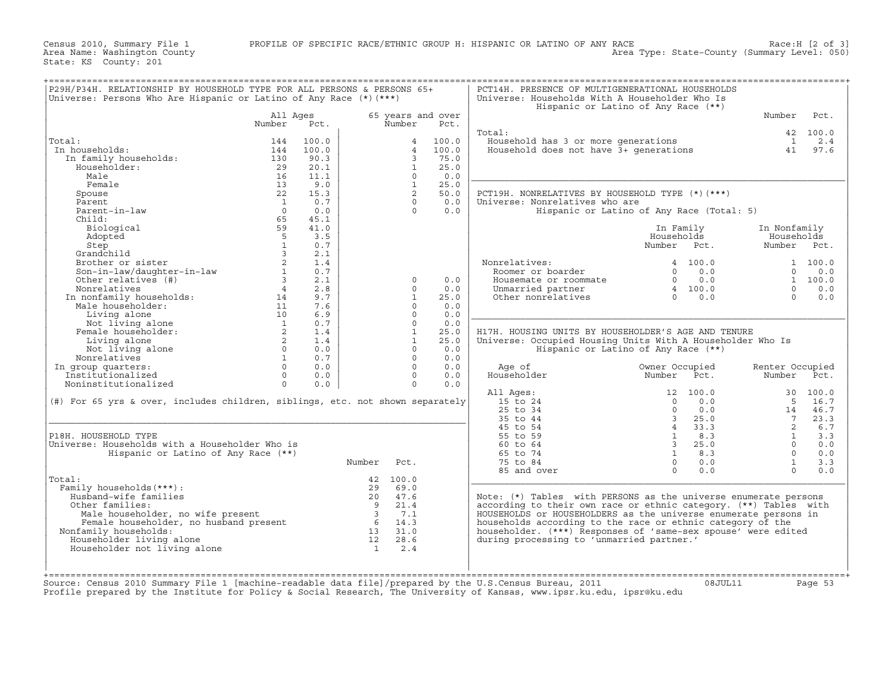Census 2010, Summary File 1 — PROFILE OF SPECIFIC RACE/ETHNIC GROUP H: HISPANIC OR LATINO OF ANY RACE — Race:H [2 of 3]
Area Name: Washington County — Area Type: State-County (Summary Level: 050)
State: KS County: 201

## P29H/P34H. RELATIONSHIP BY HOUSEHOLD TYPE FOR ALL PERSONS & PERSONS 65+

Universe: Persons Who Are Hispanic or Latino of Any Race (*)(***)

| | All Ages Number | All Ages Pct. | 65 years and over Number | 65 years and over Pct. |
|---|---|---|---|---|
| Total: | 144 | 100.0 | 4 | 100.0 |
| In households: | 144 | 100.0 | 4 | 100.0 |
| In family households: | 130 | 90.3 | 3 | 75.0 |
| Householder: | 29 | 20.1 | 1 | 25.0 |
| Male | 16 | 11.1 | 0 | 0.0 |
| Female | 13 | 9.0 | 1 | 25.0 |
| Spouse | 22 | 15.3 | 2 | 50.0 |
| Parent | 1 | 0.7 | 0 | 0.0 |
| Parent-in-law | 0 | 0.0 | 0 | 0.0 |
| Child: | 65 | 45.1 | | |
| Biological | 59 | 41.0 | | |
| Adopted | 5 | 3.5 | | |
| Step | 1 | 0.7 | | |
| Grandchild | 3 | 2.1 | | |
| Brother or sister | 2 | 1.4 | | |
| Son-in-law/daughter-in-law | 1 | 0.7 | | |
| Other relatives (#) | 3 | 2.1 | 0 | 0.0 |
| Nonrelatives | 4 | 2.8 | 0 | 0.0 |
| In nonfamily households: | 14 | 9.7 | 1 | 25.0 |
| Male householder: | 11 | 7.6 | 0 | 0.0 |
| Living alone | 10 | 6.9 | 0 | 0.0 |
| Not living alone | 1 | 0.7 | 0 | 0.0 |
| Female householder: | 2 | 1.4 | 1 | 25.0 |
| Living alone | 2 | 1.4 | 1 | 25.0 |
| Not living alone | 0 | 0.0 | 0 | 0.0 |
| Nonrelatives | 1 | 0.7 | 0 | 0.0 |
| In group quarters: | 0 | 0.0 | 0 | 0.0 |
| Institutionalized | 0 | 0.0 | 0 | 0.0 |
| Noninstitutionalized | 0 | 0.0 | 0 | 0.0 |

(#) For 65 yrs & over, includes children, siblings, etc. not shown separately

## P18H. HOUSEHOLD TYPE

Universe: Households with a Householder Who is Hispanic or Latino of Any Race (**)

| | Number | Pct. |
|---|---|---|
| Total: | 42 | 100.0 |
| Family households(***): | 29 | 69.0 |
| Husband-wife families | 20 | 47.6 |
| Other families: | 9 | 21.4 |
| Male householder, no wife present | 3 | 7.1 |
| Female householder, no husband present | 6 | 14.3 |
| Nonfamily households: | 13 | 31.0 |
| Householder living alone | 12 | 28.6 |
| Householder not living alone | 1 | 2.4 |

## PCT14H. PRESENCE OF MULTIGENERATIONAL HOUSEHOLDS

Universe: Households With A Householder Who Is Hispanic or Latino of Any Race (**)

| | Number | Pct. |
|---|---|---|
| Total: | 42 | 100.0 |
| Household has 3 or more generations | 1 | 2.4 |
| Household does not have 3+ generations | 41 | 97.6 |

## PCT19H. NONRELATIVES BY HOUSEHOLD TYPE (*)(***)

Universe: Nonrelatives who are Hispanic or Latino of Any Race (Total: 5)

| | In Family Households Number | In Family Households Pct. | In Nonfamily Households Number | In Nonfamily Households Pct. |
|---|---|---|---|---|
| Nonrelatives: | 4 | 100.0 | 1 | 100.0 |
| Roomer or boarder | 0 | 0.0 | 0 | 0.0 |
| Housemate or roommate | 0 | 0.0 | 1 | 100.0 |
| Unmarried partner | 4 | 100.0 | 0 | 0.0 |
| Other nonrelatives | 0 | 0.0 | 0 | 0.0 |

## H17H. HOUSING UNITS BY HOUSEHOLDER'S AGE AND TENURE

Universe: Occupied Housing Units With A Householder Who Is Hispanic or Latino of Any Race (**)

| Age of Householder | Owner Occupied Number | Owner Occupied Pct. | Renter Occupied Number | Renter Occupied Pct. |
|---|---|---|---|---|
| All Ages: | 12 | 100.0 | 30 | 100.0 |
| 15 to 24 | 0 | 0.0 | 5 | 16.7 |
| 25 to 34 | 0 | 0.0 | 14 | 46.7 |
| 35 to 44 | 3 | 25.0 | 7 | 23.3 |
| 45 to 54 | 4 | 33.3 | 2 | 6.7 |
| 55 to 59 | 1 | 8.3 | 1 | 3.3 |
| 60 to 64 | 3 | 25.0 | 0 | 0.0 |
| 65 to 74 | 1 | 8.3 | 0 | 0.0 |
| 75 to 84 | 0 | 0.0 | 1 | 3.3 |
| 85 and over | 0 | 0.0 | 0 | 0.0 |

Note: (*) Tables with PERSONS as the universe enumerate persons according to their own race or ethnic category. (**) Tables with HOUSEHOLDS or HOUSEHOLDERS as the universe enumerate persons in households according to the race or ethnic category of the householder. (***) Responses of 'same-sex spouse' were edited during processing to 'unmarried partner.'

Source: Census 2010 Summary File 1 [machine-readable data file]/prepared by the U.S.Census Bureau, 2011 08JUL11
Profile prepared by the Institute for Policy & Social Research, The University of Kansas, www.ipsr.ku.edu, ipsr@ku.edu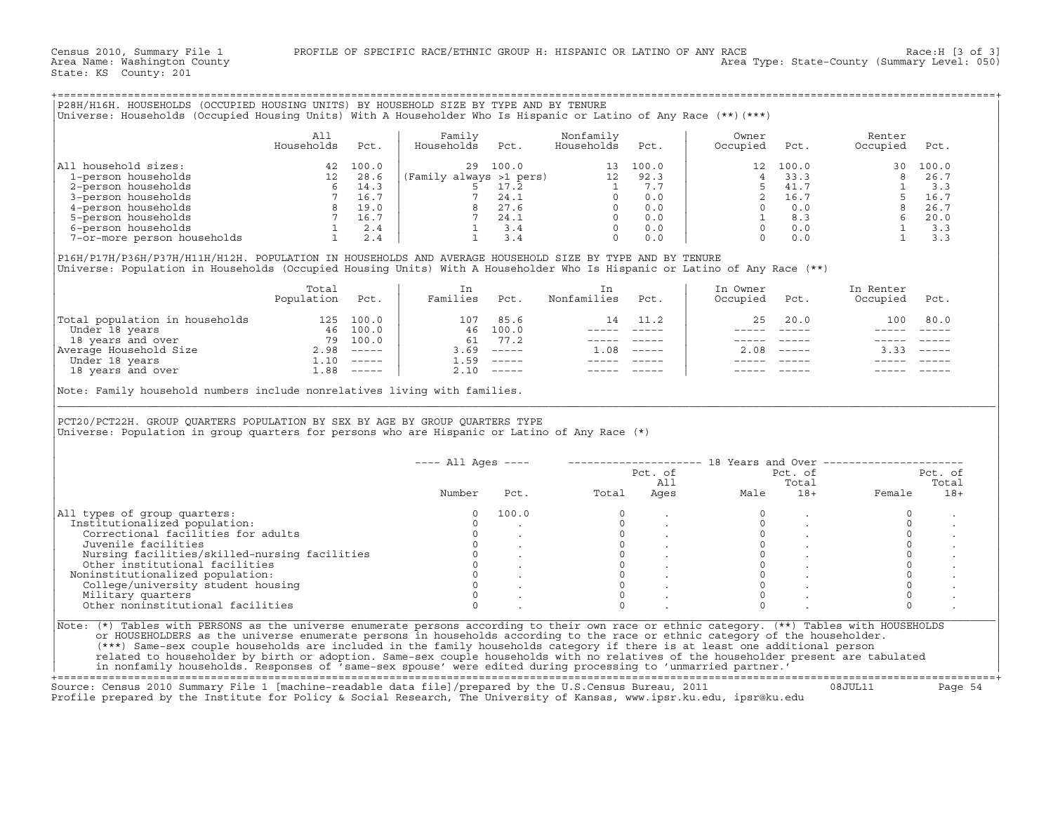Census 2010, Summary File 1 — PROFILE OF SPECIFIC RACE/ETHNIC GROUP H: HISPANIC OR LATINO OF ANY RACE — Race:H [3 of 3]
Area Name: Washington County — Area Type: State-County (Summary Level: 050)
State: KS County: 201

## P28H/H16H. HOUSEHOLDS (OCCUPIED HOUSING UNITS) BY HOUSEHOLD SIZE BY TYPE AND BY TENURE

Universe: Households (Occupied Housing Units) With A Householder Who Is Hispanic or Latino of Any Race (**)(***)

| | All Households | Pct. | Family Households | Pct. | Nonfamily Households | Pct. | Owner Occupied | Pct. | Renter Occupied | Pct. |
|---|---|---|---|---|---|---|---|---|---|---|
| All household sizes: | 42 | 100.0 | 29 | 100.0 | 13 | 100.0 | 12 | 100.0 | 30 | 100.0 |
| 1-person households | 12 | 28.6 | (Family always >1 pers) | | 12 | 92.3 | 4 | 33.3 | 8 | 26.7 |
| 2-person households | 6 | 14.3 | 5 | 17.2 | 1 | 7.7 | 5 | 41.7 | 1 | 3.3 |
| 3-person households | 7 | 16.7 | 7 | 24.1 | 0 | 0.0 | 2 | 16.7 | 5 | 16.7 |
| 4-person households | 8 | 19.0 | 8 | 27.6 | 0 | 0.0 | 0 | 0.0 | 8 | 26.7 |
| 5-person households | 7 | 16.7 | 7 | 24.1 | 0 | 0.0 | 1 | 8.3 | 6 | 20.0 |
| 6-person households | 1 | 2.4 | 1 | 3.4 | 0 | 0.0 | 0 | 0.0 | 1 | 3.3 |
| 7-or-more person households | 1 | 2.4 | 1 | 3.4 | 0 | 0.0 | 0 | 0.0 | 1 | 3.3 |

## P16H/P17H/P36H/P37H/H11H/H12H. POPULATION IN HOUSEHOLDS AND AVERAGE HOUSEHOLD SIZE BY TYPE AND BY TENURE

Universe: Population in Households (Occupied Housing Units) With A Householder Who Is Hispanic or Latino of Any Race (**)

| | Total Population | Pct. | In Families | Pct. | In Nonfamilies | Pct. | In Owner Occupied | Pct. | In Renter Occupied | Pct. |
|---|---|---|---|---|---|---|---|---|---|---|
| Total population in households | 125 | 100.0 | 107 | 85.6 | 14 | 11.2 | 25 | 20.0 | 100 | 80.0 |
| Under 18 years | 46 | 100.0 | 46 | 100.0 | ----- | ----- | ----- | ----- | ----- | ----- |
| 18 years and over | 79 | 100.0 | 61 | 77.2 | ----- | ----- | ----- | ----- | ----- | ----- |
| Average Household Size | 2.98 | ----- | 3.69 | ----- | 1.08 | ----- | 2.08 | ----- | 3.33 | ----- |
| Under 18 years | 1.10 | ----- | 1.59 | ----- | ----- | ----- | ----- | ----- | ----- | ----- |
| 18 years and over | 1.88 | ----- | 2.10 | ----- | ----- | ----- | ----- | ----- | ----- | ----- |

Note: Family household numbers include nonrelatives living with families.

## PCT20/PCT22H. GROUP QUARTERS POPULATION BY SEX BY AGE BY GROUP QUARTERS TYPE

Universe: Population in group quarters for persons who are Hispanic or Latino of Any Race (*)

| | All Ages | | 18 Years and Over | | | | | |
|---|---|---|---|---|---|---|---|---|
| | Number | Pct. | Total | Pct. of All Ages | Male | Pct. of Total 18+ | Female | Pct. of Total 18+ |
| All types of group quarters: | 0 | 100.0 | 0 | . | 0 | . | 0 | . |
| Institutionalized population: | 0 | . | 0 | . | 0 | . | 0 | . |
| Correctional facilities for adults | 0 | . | 0 | . | 0 | . | 0 | . |
| Juvenile facilities | 0 | . | 0 | . | 0 | . | 0 | . |
| Nursing facilities/skilled-nursing facilities | 0 | . | 0 | . | 0 | . | 0 | . |
| Other institutional facilities | 0 | . | 0 | . | 0 | . | 0 | . |
| Noninstitutionalized population: | 0 | . | 0 | . | 0 | . | 0 | . |
| College/university student housing | 0 | . | 0 | . | 0 | . | 0 | . |
| Military quarters | 0 | . | 0 | . | 0 | . | 0 | . |
| Other noninstitutional facilities | 0 | . | 0 | . | 0 | . | 0 | . |

Note: (*) Tables with PERSONS as the universe enumerate persons according to their own race or ethnic category. (**) Tables with HOUSEHOLDS or HOUSEHOLDERS as the universe enumerate persons in households according to the race or ethnic category of the householder. (***) Same-sex couple households are included in the family households category if there is at least one additional person related to householder by birth or adoption. Same-sex couple households with no relatives of the householder present are tabulated in nonfamily households. Responses of 'same-sex spouse' were edited during processing to 'unmarried partner.'

Source: Census 2010 Summary File 1 [machine-readable data file]/prepared by the U.S.Census Bureau, 2011 08JUL11
Profile prepared by the Institute for Policy & Social Research, The University of Kansas, www.ipsr.ku.edu, ipsr@ku.edu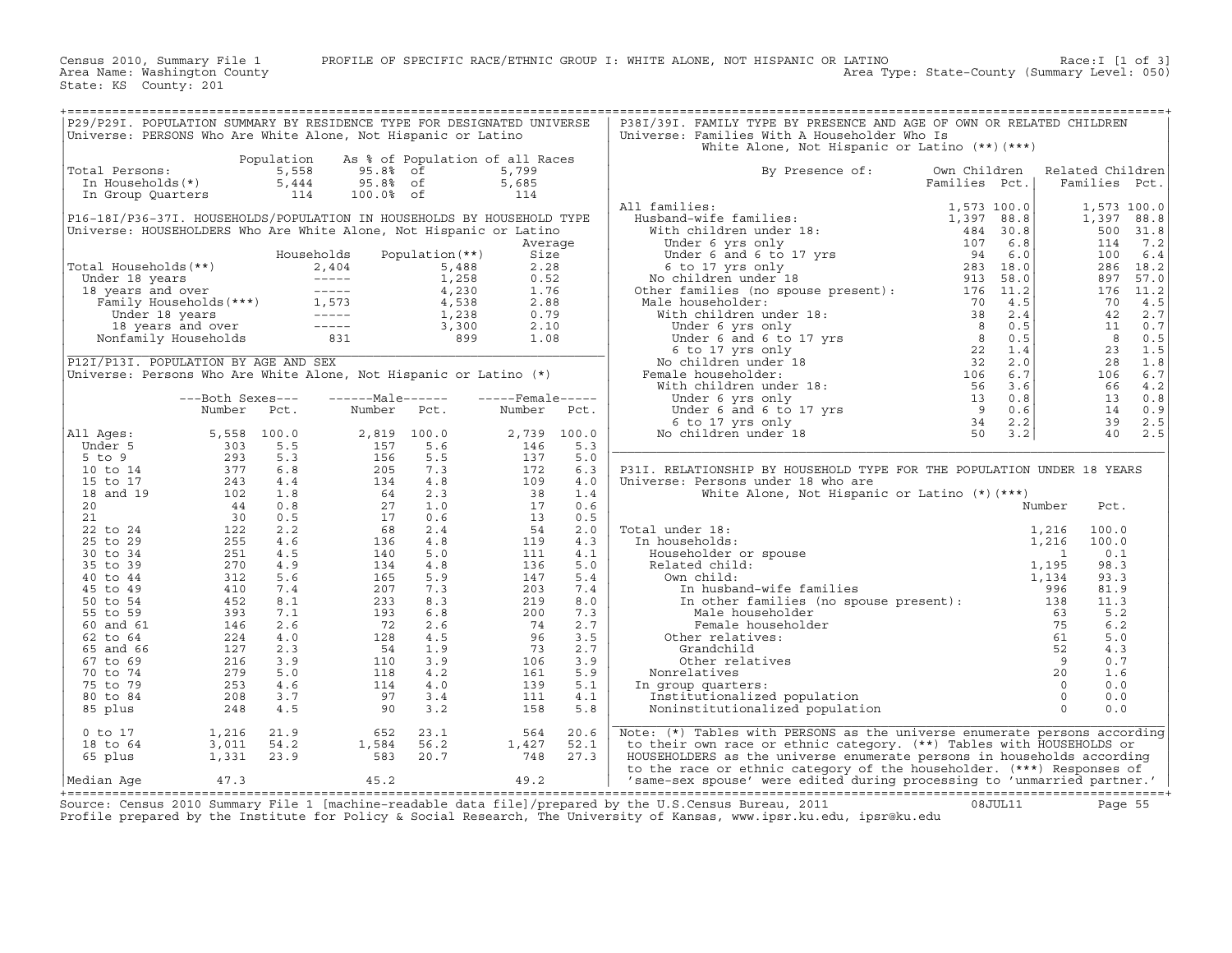Census 2010, Summary File 1 PROFILE OF SPECIFIC RACE/ETHNIC GROUP I: WHITE ALONE, NOT HISPANIC OR LATINO Race:I [1 of 3]
Area Name: Washington County Area Type: State-County (Summary Level: 050)
State: KS County: 201

## P29/P29I. POPULATION SUMMARY BY RESIDENCE TYPE FOR DESIGNATED UNIVERSE

Universe: PERSONS Who Are White Alone, Not Hispanic or Latino

| | Population | As % of Population of all Races | |
|---|---|---|---|
| Total Persons: | 5,558 | 95.8% of | 5,799 |
| In Households(*) | 5,444 | 95.8% of | 5,685 |
| In Group Quarters | 114 | 100.0% of | 114 |

## P16-18I/P36-37I. HOUSEHOLDS/POPULATION IN HOUSEHOLDS BY HOUSEHOLD TYPE

Universe: HOUSEHOLDERS Who Are White Alone, Not Hispanic or Latino

| | Households | Population(**) | Average Size |
|---|---|---|---|
| Total Households(**) | 2,404 | 5,488 | 2.28 |
| Under 18 years | ----- | 1,258 | 0.52 |
| 18 years and over | ----- | 4,230 | 1.76 |
| Family Households(***) | 1,573 | 4,538 | 2.88 |
| Under 18 years | ----- | 1,238 | 0.79 |
| 18 years and over | ----- | 3,300 | 2.10 |
| Nonfamily Households | 831 | 899 | 1.08 |

## P12I/P13I. POPULATION BY AGE AND SEX

Universe: Persons Who Are White Alone, Not Hispanic or Latino (*)

| | Both Sexes Number | Both Sexes Pct. | Male Number | Male Pct. | Female Number | Female Pct. |
|---|---|---|---|---|---|---|
| All Ages: | 5,558 | 100.0 | 2,819 | 100.0 | 2,739 | 100.0 |
| Under 5 | 303 | 5.5 | 157 | 5.6 | 146 | 5.3 |
| 5 to 9 | 293 | 5.3 | 156 | 5.5 | 137 | 5.0 |
| 10 to 14 | 377 | 6.8 | 205 | 7.3 | 172 | 6.3 |
| 15 to 17 | 243 | 4.4 | 134 | 4.8 | 109 | 4.0 |
| 18 and 19 | 102 | 1.8 | 64 | 2.3 | 38 | 1.4 |
| 20 | 44 | 0.8 | 27 | 1.0 | 17 | 0.6 |
| 21 | 30 | 0.5 | 17 | 0.6 | 13 | 0.5 |
| 22 to 24 | 122 | 2.2 | 68 | 2.4 | 54 | 2.0 |
| 25 to 29 | 255 | 4.6 | 136 | 4.8 | 119 | 4.3 |
| 30 to 34 | 251 | 4.5 | 140 | 5.0 | 111 | 4.1 |
| 35 to 39 | 270 | 4.9 | 134 | 4.8 | 136 | 5.0 |
| 40 to 44 | 312 | 5.6 | 165 | 5.9 | 147 | 5.4 |
| 45 to 49 | 410 | 7.4 | 207 | 7.3 | 203 | 7.4 |
| 50 to 54 | 452 | 8.1 | 233 | 8.3 | 219 | 8.0 |
| 55 to 59 | 393 | 7.1 | 193 | 6.8 | 200 | 7.3 |
| 60 and 61 | 146 | 2.6 | 72 | 2.6 | 74 | 2.7 |
| 62 to 64 | 224 | 4.0 | 128 | 4.5 | 96 | 3.5 |
| 65 and 66 | 127 | 2.3 | 54 | 1.9 | 73 | 2.7 |
| 67 to 69 | 216 | 3.9 | 110 | 3.9 | 106 | 3.9 |
| 70 to 74 | 279 | 5.0 | 118 | 4.2 | 161 | 5.9 |
| 75 to 79 | 253 | 4.6 | 114 | 4.0 | 139 | 5.1 |
| 80 to 84 | 208 | 3.7 | 97 | 3.4 | 111 | 4.1 |
| 85 plus | 248 | 4.5 | 90 | 3.2 | 158 | 5.8 |
| 0 to 17 | 1,216 | 21.9 | 652 | 23.1 | 564 | 20.6 |
| 18 to 64 | 3,011 | 54.2 | 1,584 | 56.2 | 1,427 | 52.1 |
| 65 plus | 1,331 | 23.9 | 583 | 20.7 | 748 | 27.3 |
| Median Age | 47.3 | | 45.2 | | 49.2 | |

## P38I/39I. FAMILY TYPE BY PRESENCE AND AGE OF OWN OR RELATED CHILDREN

Universe: Families With A Householder Who Is White Alone, Not Hispanic or Latino (**)(***)

| By Presence of: | Own Children Families | Own Children Pct. | Related Children Families | Related Children Pct. |
|---|---|---|---|---|
| All families: | 1,573 | 100.0 | 1,573 | 100.0 |
| Husband-wife families: | 1,397 | 88.8 | 1,397 | 88.8 |
| With children under 18: | 484 | 30.8 | 500 | 31.8 |
| Under 6 yrs only | 107 | 6.8 | 114 | 7.2 |
| Under 6 and 6 to 17 yrs | 94 | 6.0 | 100 | 6.4 |
| 6 to 17 yrs only | 283 | 18.0 | 286 | 18.2 |
| No children under 18 | 913 | 58.0 | 897 | 57.0 |
| Other families (no spouse present): | 176 | 11.2 | 176 | 11.2 |
| Male householder: | 70 | 4.5 | 70 | 4.5 |
| With children under 18: | 38 | 2.4 | 42 | 2.7 |
| Under 6 yrs only | 8 | 0.5 | 11 | 0.7 |
| Under 6 and 6 to 17 yrs | 8 | 0.5 | 8 | 0.5 |
| 6 to 17 yrs only | 22 | 1.4 | 23 | 1.5 |
| No children under 18 | 32 | 2.0 | 28 | 1.8 |
| Female householder: | 106 | 6.7 | 106 | 6.7 |
| With children under 18: | 56 | 3.6 | 66 | 4.2 |
| Under 6 yrs only | 13 | 0.8 | 13 | 0.8 |
| Under 6 and 6 to 17 yrs | 9 | 0.6 | 14 | 0.9 |
| 6 to 17 yrs only | 34 | 2.2 | 39 | 2.5 |
| No children under 18 | 50 | 3.2 | 40 | 2.5 |

## P31I. RELATIONSHIP BY HOUSEHOLD TYPE FOR THE POPULATION UNDER 18 YEARS

Universe: Persons under 18 who are White Alone, Not Hispanic or Latino (*)(***)

| | Number | Pct. |
|---|---|---|
| Total under 18: | 1,216 | 100.0 |
| In households: | 1,216 | 100.0 |
| Householder or spouse | 1 | 0.1 |
| Related child: | 1,195 | 98.3 |
| Own child: | 1,134 | 93.3 |
| In husband-wife families | 996 | 81.9 |
| In other families (no spouse present): | 138 | 11.3 |
| Male householder | 63 | 5.2 |
| Female householder | 75 | 6.2 |
| Other relatives: | 61 | 5.0 |
| Grandchild | 52 | 4.3 |
| Other relatives | 9 | 0.7 |
| Nonrelatives | 20 | 1.6 |
| In group quarters: | 0 | 0.0 |
| Institutionalized population | 0 | 0.0 |
| Noninstitutionalized population | 0 | 0.0 |

Note: (*) Tables with PERSONS as the universe enumerate persons according to their own race or ethnic category. (**) Tables with HOUSEHOLDS or HOUSEHOLDERS as the universe enumerate persons in households according to the race or ethnic category of the householder. (***) Responses of 'same-sex spouse' were edited during processing to 'unmarried partner.'

Source: Census 2010 Summary File 1 [machine-readable data file]/prepared by the U.S.Census Bureau, 2011 08JUL11
Profile prepared by the Institute for Policy & Social Research, The University of Kansas, www.ipsr.ku.edu, ipsr@ku.edu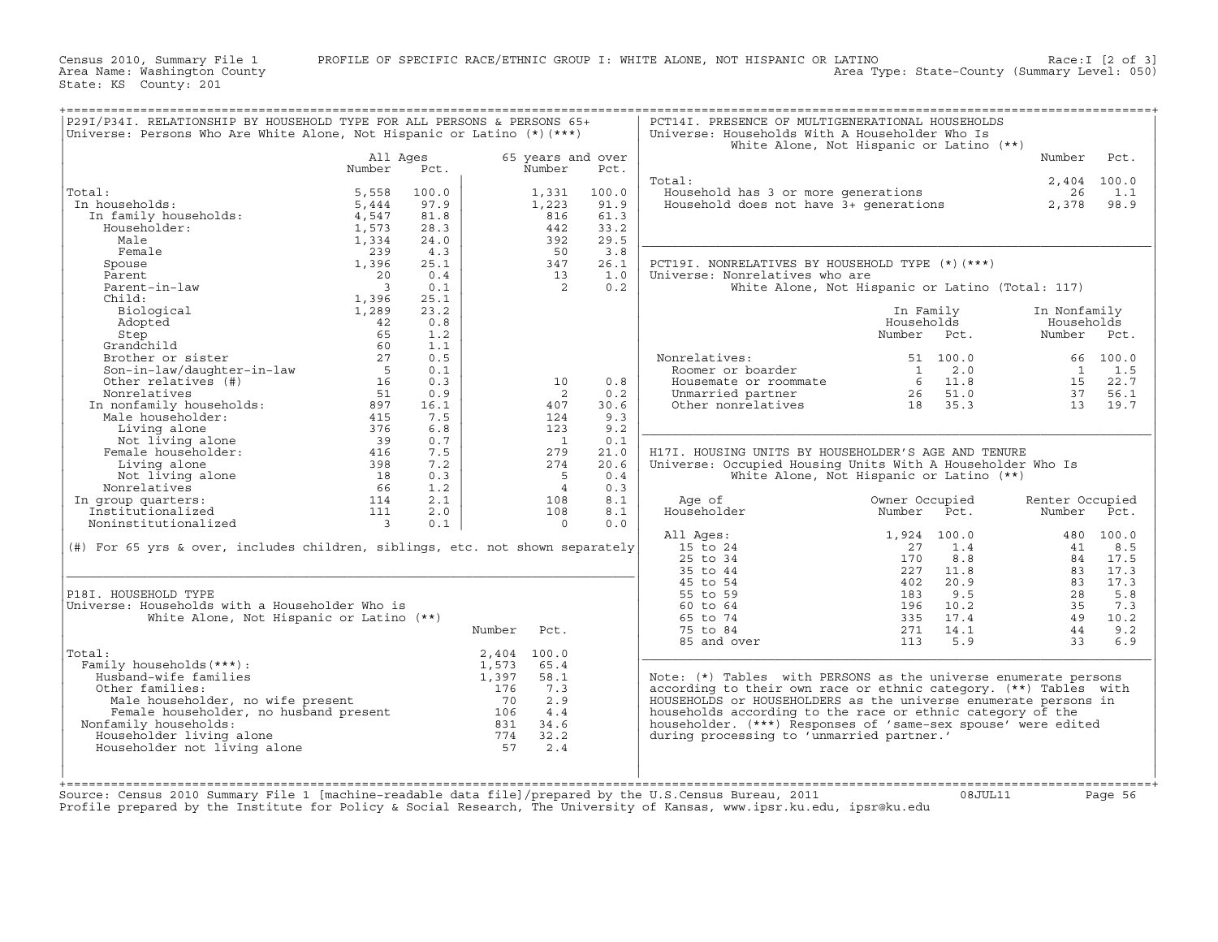Census 2010, Summary File 1 — PROFILE OF SPECIFIC RACE/ETHNIC GROUP I: WHITE ALONE, NOT HISPANIC OR LATINO — Race:I [2 of 3]
Area Name: Washington County — Area Type: State-County (Summary Level: 050)
State: KS County: 201

## P29I/P34I. RELATIONSHIP BY HOUSEHOLD TYPE FOR ALL PERSONS & PERSONS 65+

Universe: Persons Who Are White Alone, Not Hispanic or Latino (*)(***)

| | All Ages Number | All Ages Pct. | 65 years and over Number | 65 years and over Pct. |
|---|---|---|---|---|
| Total: | 5,558 | 100.0 | 1,331 | 100.0 |
| In households: | 5,444 | 97.9 | 1,223 | 91.9 |
| In family households: | 4,547 | 81.8 | 816 | 61.3 |
| Householder: | 1,573 | 28.3 | 442 | 33.2 |
| Male | 1,334 | 24.0 | 392 | 29.5 |
| Female | 239 | 4.3 | 50 | 3.8 |
| Spouse | 1,396 | 25.1 | 347 | 26.1 |
| Parent | 20 | 0.4 | 13 | 1.0 |
| Parent-in-law | 3 | 0.1 | 2 | 0.2 |
| Child: | 1,396 | 25.1 | | |
| Biological | 1,289 | 23.2 | | |
| Adopted | 42 | 0.8 | | |
| Step | 65 | 1.2 | | |
| Grandchild | 60 | 1.1 | | |
| Brother or sister | 27 | 0.5 | | |
| Son-in-law/daughter-in-law | 5 | 0.1 | | |
| Other relatives (#) | 16 | 0.3 | 10 | 0.8 |
| Nonrelatives | 51 | 0.9 | 2 | 0.2 |
| In nonfamily households: | 897 | 16.1 | 407 | 30.6 |
| Male householder: | 415 | 7.5 | 124 | 9.3 |
| Living alone | 376 | 6.8 | 123 | 9.2 |
| Not living alone | 39 | 0.7 | 1 | 0.1 |
| Female householder: | 416 | 7.5 | 279 | 21.0 |
| Living alone | 398 | 7.2 | 274 | 20.6 |
| Not living alone | 18 | 0.3 | 5 | 0.4 |
| Nonrelatives | 66 | 1.2 | 4 | 0.3 |
| In group quarters: | 114 | 2.1 | 108 | 8.1 |
| Institutionalized | 111 | 2.0 | 108 | 8.1 |
| Noninstitutionalized | 3 | 0.1 | 0 | 0.0 |

(#) For 65 yrs & over, includes children, siblings, etc. not shown separately

## P18I. HOUSEHOLD TYPE

Universe: Households with a Householder Who is White Alone, Not Hispanic or Latino (**)

| | Number | Pct. |
|---|---|---|
| Total: | 2,404 | 100.0 |
| Family households(***): | 1,573 | 65.4 |
| Husband-wife families | 1,397 | 58.1 |
| Other families: | 176 | 7.3 |
| Male householder, no wife present | 70 | 2.9 |
| Female householder, no husband present | 106 | 4.4 |
| Nonfamily households: | 831 | 34.6 |
| Householder living alone | 774 | 32.2 |
| Householder not living alone | 57 | 2.4 |

## PCT14I. PRESENCE OF MULTIGENERATIONAL HOUSEHOLDS

Universe: Households With A Householder Who Is White Alone, Not Hispanic or Latino (**)

| | Number | Pct. |
|---|---|---|
| Total: | 2,404 | 100.0 |
| Household has 3 or more generations | 26 | 1.1 |
| Household does not have 3+ generations | 2,378 | 98.9 |

## PCT19I. NONRELATIVES BY HOUSEHOLD TYPE (*)(***)

Universe: Nonrelatives who are White Alone, Not Hispanic or Latino (Total: 117)

| | In Family Households Number | In Family Households Pct. | In Nonfamily Households Number | In Nonfamily Households Pct. |
|---|---|---|---|---|
| Nonrelatives: | 51 | 100.0 | 66 | 100.0 |
| Roomer or boarder | 1 | 2.0 | 1 | 1.5 |
| Housemate or roommate | 6 | 11.8 | 15 | 22.7 |
| Unmarried partner | 26 | 51.0 | 37 | 56.1 |
| Other nonrelatives | 18 | 35.3 | 13 | 19.7 |

## H17I. HOUSING UNITS BY HOUSEHOLDER'S AGE AND TENURE

Universe: Occupied Housing Units With A Householder Who Is White Alone, Not Hispanic or Latino (**)

| Age of Householder | Owner Occupied Number | Owner Occupied Pct. | Renter Occupied Number | Renter Occupied Pct. |
|---|---|---|---|---|
| All Ages: | 1,924 | 100.0 | 480 | 100.0 |
| 15 to 24 | 27 | 1.4 | 41 | 8.5 |
| 25 to 34 | 170 | 8.8 | 84 | 17.5 |
| 35 to 44 | 227 | 11.8 | 83 | 17.3 |
| 45 to 54 | 402 | 20.9 | 83 | 17.3 |
| 55 to 59 | 183 | 9.5 | 28 | 5.8 |
| 60 to 64 | 196 | 10.2 | 35 | 7.3 |
| 65 to 74 | 335 | 17.4 | 49 | 10.2 |
| 75 to 84 | 271 | 14.1 | 44 | 9.2 |
| 85 and over | 113 | 5.9 | 33 | 6.9 |

Note: (*) Tables with PERSONS as the universe enumerate persons according to their own race or ethnic category. (**) Tables with HOUSEHOLDS or HOUSEHOLDERS as the universe enumerate persons in households according to the race or ethnic category of the householder. (***) Responses of 'same-sex spouse' were edited during processing to 'unmarried partner.'

Source: Census 2010 Summary File 1 [machine-readable data file]/prepared by the U.S.Census Bureau, 2011 08JUL11
Profile prepared by the Institute for Policy & Social Research, The University of Kansas, www.ipsr.ku.edu, ipsr@ku.edu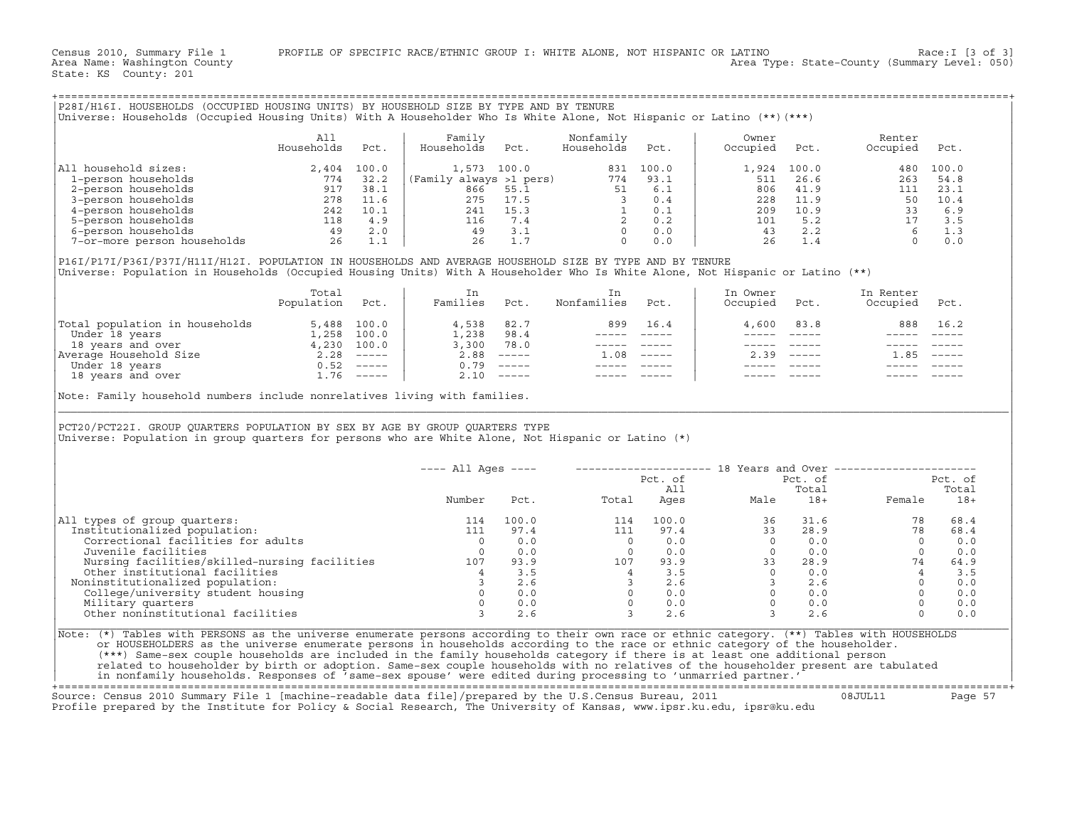Census 2010, Summary File 1 PROFILE OF SPECIFIC RACE/ETHNIC GROUP I: WHITE ALONE, NOT HISPANIC OR LATINO Race:I [3 of 3]
Area Name: Washington County Area Type: State-County (Summary Level: 050)
State: KS County: 201

## P28I/H16I. HOUSEHOLDS (OCCUPIED HOUSING UNITS) BY HOUSEHOLD SIZE BY TYPE AND BY TENURE

Universe: Households (Occupied Housing Units) With A Householder Who Is White Alone, Not Hispanic or Latino (**)(***)

| | All Households | Pct. | Family Households | Pct. | Nonfamily Households | Pct. | Owner Occupied | Pct. | Renter Occupied | Pct. |
|---|---|---|---|---|---|---|---|---|---|---|
| All household sizes: | 2,404 | 100.0 | 1,573 | 100.0 | 831 | 100.0 | 1,924 | 100.0 | 480 | 100.0 |
| 1-person households | 774 | 32.2 | (Family always >1 pers) | | 774 | 93.1 | 511 | 26.6 | 263 | 54.8 |
| 2-person households | 917 | 38.1 | 866 | 55.1 | 51 | 6.1 | 806 | 41.9 | 111 | 23.1 |
| 3-person households | 278 | 11.6 | 275 | 17.5 | 3 | 0.4 | 228 | 11.9 | 50 | 10.4 |
| 4-person households | 242 | 10.1 | 241 | 15.3 | 1 | 0.1 | 209 | 10.9 | 33 | 6.9 |
| 5-person households | 118 | 4.9 | 116 | 7.4 | 2 | 0.2 | 101 | 5.2 | 17 | 3.5 |
| 6-person households | 49 | 2.0 | 49 | 3.1 | 0 | 0.0 | 43 | 2.2 | 6 | 1.3 |
| 7-or-more person households | 26 | 1.1 | 26 | 1.7 | 0 | 0.0 | 26 | 1.4 | 0 | 0.0 |

## P16I/P17I/P36I/P37I/H11I/H12I. POPULATION IN HOUSEHOLDS AND AVERAGE HOUSEHOLD SIZE BY TYPE AND BY TENURE

Universe: Population in Households (Occupied Housing Units) With A Householder Who Is White Alone, Not Hispanic or Latino (**)

| | Total Population | Pct. | In Families | Pct. | In Nonfamilies | Pct. | In Owner Occupied | Pct. | In Renter Occupied | Pct. |
|---|---|---|---|---|---|---|---|---|---|---|
| Total population in households | 5,488 | 100.0 | 4,538 | 82.7 | 899 | 16.4 | 4,600 | 83.8 | 888 | 16.2 |
| Under 18 years | 1,258 | 100.0 | 1,238 | 98.4 | ----- | ----- | ----- | ----- | ----- | ----- |
| 18 years and over | 4,230 | 100.0 | 3,300 | 78.0 | ----- | ----- | ----- | ----- | ----- | ----- |
| Average Household Size | 2.28 | ----- | 2.88 | ----- | 1.08 | ----- | 2.39 | ----- | 1.85 | ----- |
| Under 18 years | 0.52 | ----- | 0.79 | ----- | ----- | ----- | ----- | ----- | ----- | ----- |
| 18 years and over | 1.76 | ----- | 2.10 | ----- | ----- | ----- | ----- | ----- | ----- | ----- |

Note: Family household numbers include nonrelatives living with families.

## PCT20/PCT22I. GROUP QUARTERS POPULATION BY SEX BY AGE BY GROUP QUARTERS TYPE

Universe: Population in group quarters for persons who are White Alone, Not Hispanic or Latino (*)

| | All Ages | | 18 Years and Over | | | | | |
|---|---|---|---|---|---|---|---|---|
| | Number | Pct. | Total | Pct. of All Ages | Male | Pct. of Total 18+ | Female | Pct. of Total 18+ |
| All types of group quarters: | 114 | 100.0 | 114 | 100.0 | 36 | 31.6 | 78 | 68.4 |
| Institutionalized population: | 111 | 97.4 | 111 | 97.4 | 33 | 28.9 | 78 | 68.4 |
| Correctional facilities for adults | 0 | 0.0 | 0 | 0.0 | 0 | 0.0 | 0 | 0.0 |
| Juvenile facilities | 0 | 0.0 | 0 | 0.0 | 0 | 0.0 | 0 | 0.0 |
| Nursing facilities/skilled-nursing facilities | 107 | 93.9 | 107 | 93.9 | 33 | 28.9 | 74 | 64.9 |
| Other institutional facilities | 4 | 3.5 | 4 | 3.5 | 0 | 0.0 | 4 | 3.5 |
| Noninstitutionalized population: | 3 | 2.6 | 3 | 2.6 | 3 | 2.6 | 0 | 0.0 |
| College/university student housing | 0 | 0.0 | 0 | 0.0 | 0 | 0.0 | 0 | 0.0 |
| Military quarters | 0 | 0.0 | 0 | 0.0 | 0 | 0.0 | 0 | 0.0 |
| Other noninstitutional facilities | 3 | 2.6 | 3 | 2.6 | 3 | 2.6 | 0 | 0.0 |

Note: (*) Tables with PERSONS as the universe enumerate persons according to their own race or ethnic category. (**) Tables with HOUSEHOLDS or HOUSEHOLDERS as the universe enumerate persons in households according to the race or ethnic category of the householder. (***) Same-sex couple households are included in the family households category if there is at least one additional person related to householder by birth or adoption. Same-sex couple households with no relatives of the householder present are tabulated in nonfamily households. Responses of 'same-sex spouse' were edited during processing to 'unmarried partner.'

Source: Census 2010 Summary File 1 [machine-readable data file]/prepared by the U.S.Census Bureau, 2011 08JUL11
Profile prepared by the Institute for Policy & Social Research, The University of Kansas, www.ipsr.ku.edu, ipsr@ku.edu